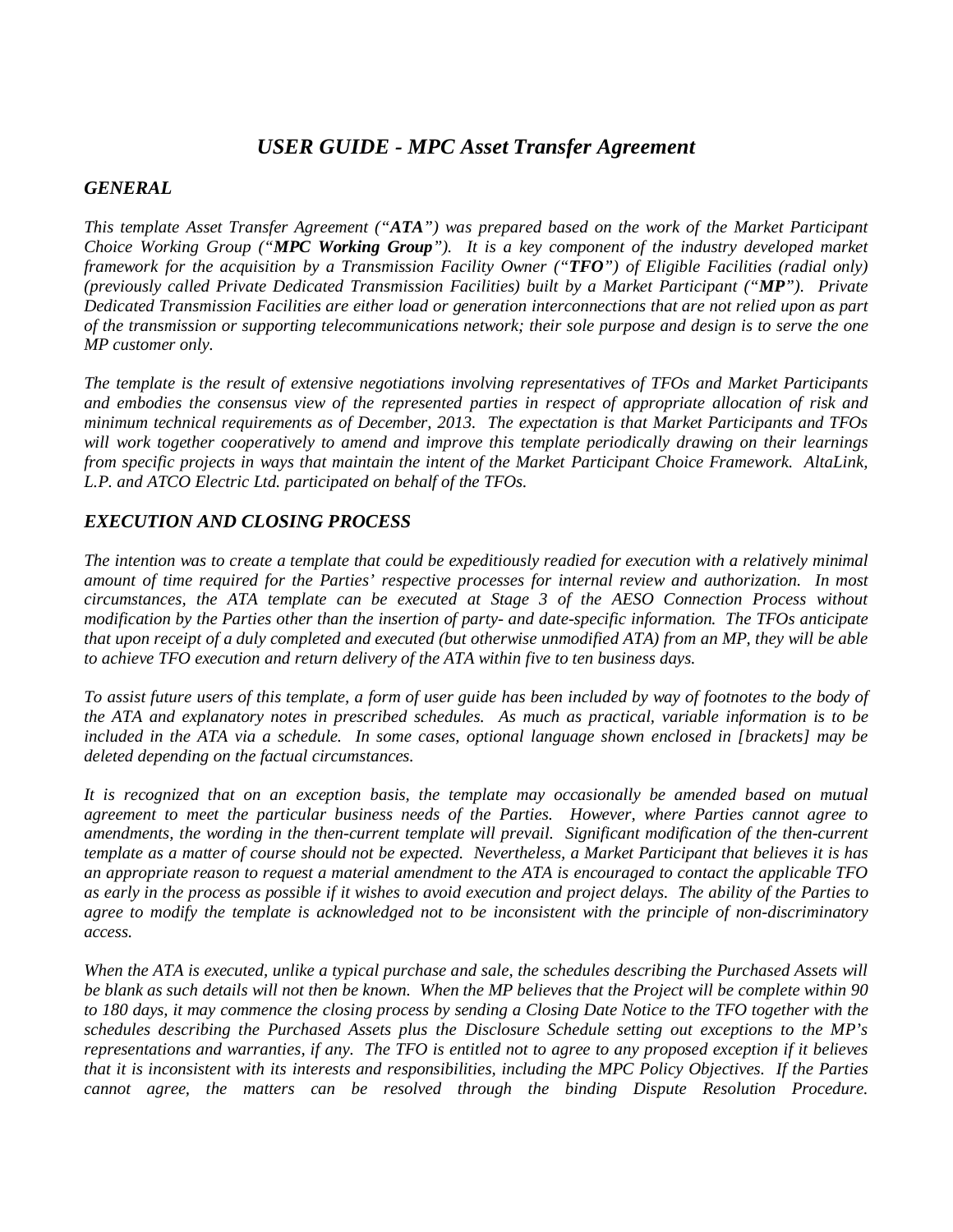# *USER GUIDE - MPC Asset Transfer Agreement*

## *GENERAL*

*This template Asset Transfer Agreement ("**ATA**") was prepared based on the work of the Market Participant Choice Working Group ("**MPC Working Group**"). It is a key component of the industry developed market framework for the acquisition by a Transmission Facility Owner ("**TFO**") of Eligible Facilities (radial only) (previously called Private Dedicated Transmission Facilities) built by a Market Participant ("**MP**"). Private Dedicated Transmission Facilities are either load or generation interconnections that are not relied upon as part of the transmission or supporting telecommunications network; their sole purpose and design is to serve the one MP customer only.*

*The template is the result of extensive negotiations involving representatives of TFOs and Market Participants and embodies the consensus view of the represented parties in respect of appropriate allocation of risk and minimum technical requirements as of December, 2013. The expectation is that Market Participants and TFOs will work together cooperatively to amend and improve this template periodically drawing on their learnings from specific projects in ways that maintain the intent of the Market Participant Choice Framework. AltaLink, L.P. and ATCO Electric Ltd. participated on behalf of the TFOs.*

## *EXECUTION AND CLOSING PROCESS*

*The intention was to create a template that could be expeditiously readied for execution with a relatively minimal amount of time required for the Parties' respective processes for internal review and authorization. In most circumstances, the ATA template can be executed at Stage 3 of the AESO Connection Process without modification by the Parties other than the insertion of party- and date-specific information. The TFOs anticipate that upon receipt of a duly completed and executed (but otherwise unmodified ATA) from an MP, they will be able to achieve TFO execution and return delivery of the ATA within five to ten business days.*

*To assist future users of this template, a form of user guide has been included by way of footnotes to the body of the ATA and explanatory notes in prescribed schedules. As much as practical, variable information is to be included in the ATA via a schedule. In some cases, optional language shown enclosed in [brackets] may be deleted depending on the factual circumstances.*

*It is recognized that on an exception basis, the template may occasionally be amended based on mutual agreement to meet the particular business needs of the Parties. However, where Parties cannot agree to amendments, the wording in the then-current template will prevail. Significant modification of the then-current template as a matter of course should not be expected. Nevertheless, a Market Participant that believes it is has an appropriate reason to request a material amendment to the ATA is encouraged to contact the applicable TFO as early in the process as possible if it wishes to avoid execution and project delays. The ability of the Parties to agree to modify the template is acknowledged not to be inconsistent with the principle of non-discriminatory access.*

*When the ATA is executed, unlike a typical purchase and sale, the schedules describing the Purchased Assets will be blank as such details will not then be known. When the MP believes that the Project will be complete within 90 to 180 days, it may commence the closing process by sending a Closing Date Notice to the TFO together with the schedules describing the Purchased Assets plus the Disclosure Schedule setting out exceptions to the MP's representations and warranties, if any. The TFO is entitled not to agree to any proposed exception if it believes that it is inconsistent with its interests and responsibilities, including the MPC Policy Objectives. If the Parties cannot agree, the matters can be resolved through the binding Dispute Resolution Procedure.*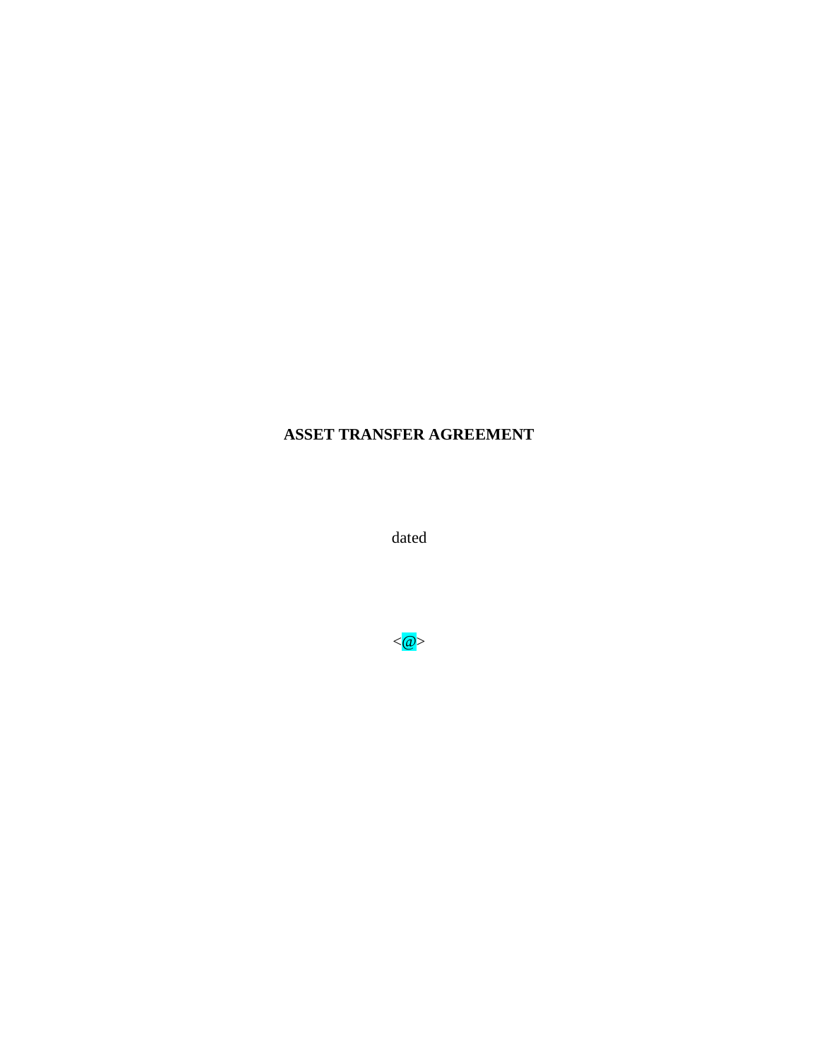**ASSET TRANSFER AGREEMENT**

dated

<@>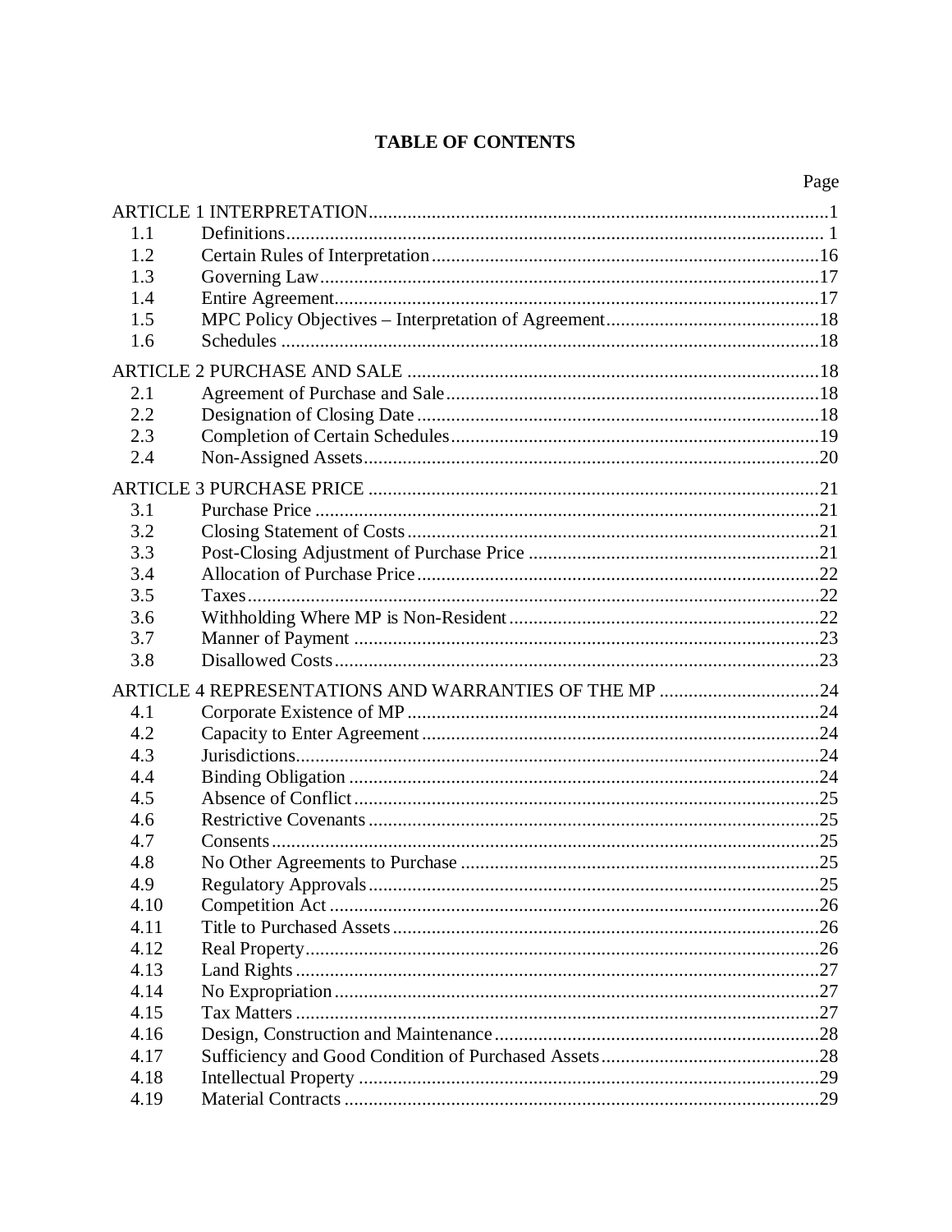# TABLE OF CONTENTS

| | | Page |
|---|---|---|
| ARTICLE 1 INTERPRETATION | | 1 |
| 1.1 | Definitions | 1 |
| 1.2 | Certain Rules of Interpretation | 16 |
| 1.3 | Governing Law | 17 |
| 1.4 | Entire Agreement | 17 |
| 1.5 | MPC Policy Objectives – Interpretation of Agreement | 18 |
| 1.6 | Schedules | 18 |
| ARTICLE 2 PURCHASE AND SALE | | 18 |
| 2.1 | Agreement of Purchase and Sale | 18 |
| 2.2 | Designation of Closing Date | 18 |
| 2.3 | Completion of Certain Schedules | 19 |
| 2.4 | Non-Assigned Assets | 20 |
| ARTICLE 3 PURCHASE PRICE | | 21 |
| 3.1 | Purchase Price | 21 |
| 3.2 | Closing Statement of Costs | 21 |
| 3.3 | Post-Closing Adjustment of Purchase Price | 21 |
| 3.4 | Allocation of Purchase Price | 22 |
| 3.5 | Taxes | 22 |
| 3.6 | Withholding Where MP is Non-Resident | 22 |
| 3.7 | Manner of Payment | 23 |
| 3.8 | Disallowed Costs | 23 |
| ARTICLE 4 REPRESENTATIONS AND WARRANTIES OF THE MP | | 24 |
| 4.1 | Corporate Existence of MP | 24 |
| 4.2 | Capacity to Enter Agreement | 24 |
| 4.3 | Jurisdictions | 24 |
| 4.4 | Binding Obligation | 24 |
| 4.5 | Absence of Conflict | 25 |
| 4.6 | Restrictive Covenants | 25 |
| 4.7 | Consents | 25 |
| 4.8 | No Other Agreements to Purchase | 25 |
| 4.9 | Regulatory Approvals | 25 |
| 4.10 | Competition Act | 26 |
| 4.11 | Title to Purchased Assets | 26 |
| 4.12 | Real Property | 26 |
| 4.13 | Land Rights | 27 |
| 4.14 | No Expropriation | 27 |
| 4.15 | Tax Matters | 27 |
| 4.16 | Design, Construction and Maintenance | 28 |
| 4.17 | Sufficiency and Good Condition of Purchased Assets | 28 |
| 4.18 | Intellectual Property | 29 |
| 4.19 | Material Contracts | 29 |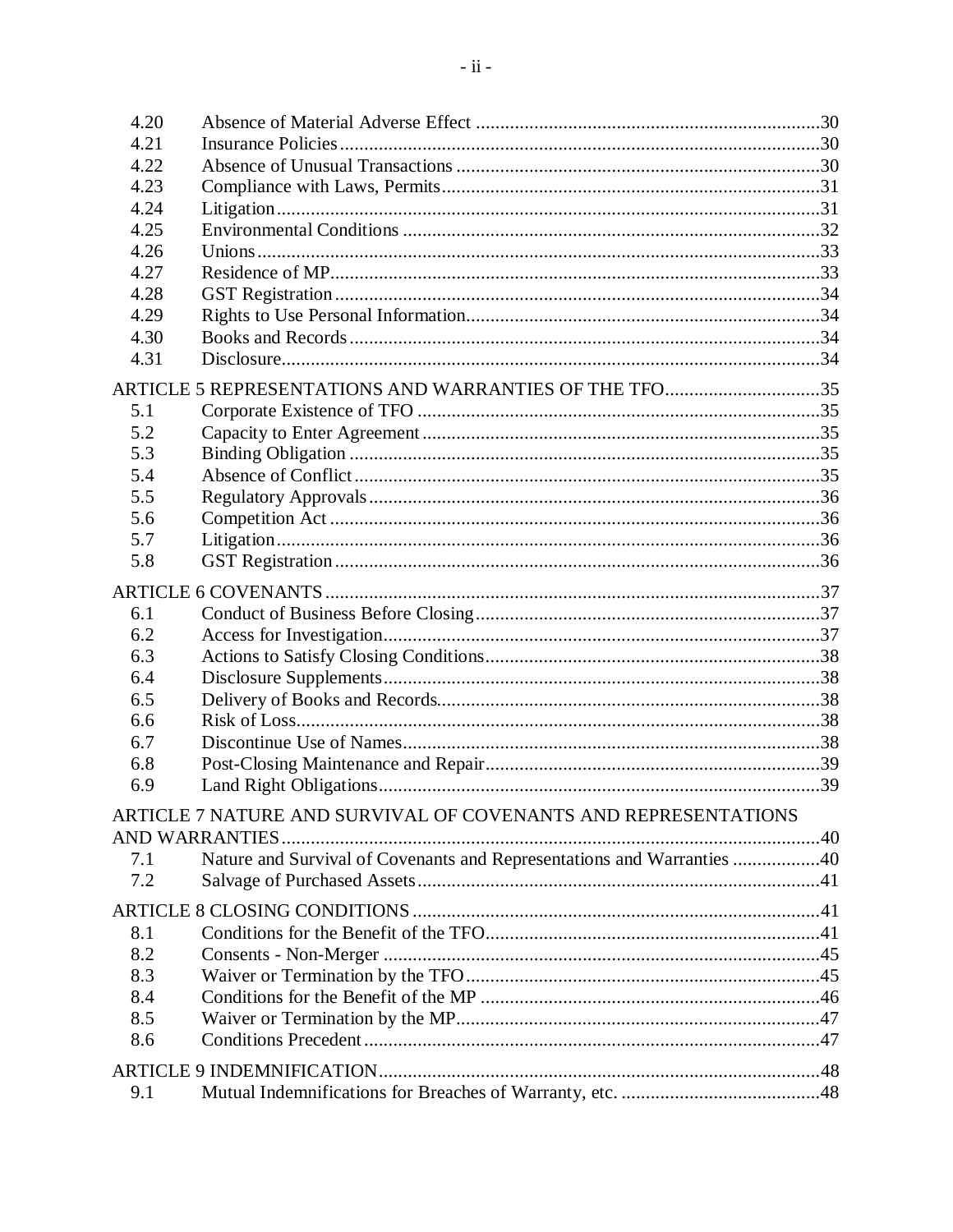| | | |
|---|---|---|
| 4.20 | Absence of Material Adverse Effect | 30 |
| 4.21 | Insurance Policies | 30 |
| 4.22 | Absence of Unusual Transactions | 30 |
| 4.23 | Compliance with Laws, Permits | 31 |
| 4.24 | Litigation | 31 |
| 4.25 | Environmental Conditions | 32 |
| 4.26 | Unions | 33 |
| 4.27 | Residence of MP | 33 |
| 4.28 | GST Registration | 34 |
| 4.29 | Rights to Use Personal Information | 34 |
| 4.30 | Books and Records | 34 |
| 4.31 | Disclosure | 34 |
| ARTICLE 5 REPRESENTATIONS AND WARRANTIES OF THE TFO | | 35 |
| 5.1 | Corporate Existence of TFO | 35 |
| 5.2 | Capacity to Enter Agreement | 35 |
| 5.3 | Binding Obligation | 35 |
| 5.4 | Absence of Conflict | 35 |
| 5.5 | Regulatory Approvals | 36 |
| 5.6 | Competition Act | 36 |
| 5.7 | Litigation | 36 |
| 5.8 | GST Registration | 36 |
| ARTICLE 6 COVENANTS | | 37 |
| 6.1 | Conduct of Business Before Closing | 37 |
| 6.2 | Access for Investigation | 37 |
| 6.3 | Actions to Satisfy Closing Conditions | 38 |
| 6.4 | Disclosure Supplements | 38 |
| 6.5 | Delivery of Books and Records | 38 |
| 6.6 | Risk of Loss | 38 |
| 6.7 | Discontinue Use of Names | 38 |
| 6.8 | Post-Closing Maintenance and Repair | 39 |
| 6.9 | Land Right Obligations | 39 |
| ARTICLE 7 NATURE AND SURVIVAL OF COVENANTS AND REPRESENTATIONS AND WARRANTIES | | 40 |
| 7.1 | Nature and Survival of Covenants and Representations and Warranties | 40 |
| 7.2 | Salvage of Purchased Assets | 41 |
| ARTICLE 8 CLOSING CONDITIONS | | 41 |
| 8.1 | Conditions for the Benefit of the TFO | 41 |
| 8.2 | Consents - Non-Merger | 45 |
| 8.3 | Waiver or Termination by the TFO | 45 |
| 8.4 | Conditions for the Benefit of the MP | 46 |
| 8.5 | Waiver or Termination by the MP | 47 |
| 8.6 | Conditions Precedent | 47 |
| ARTICLE 9 INDEMNIFICATION | | 48 |
| 9.1 | Mutual Indemnifications for Breaches of Warranty, etc. | 48 |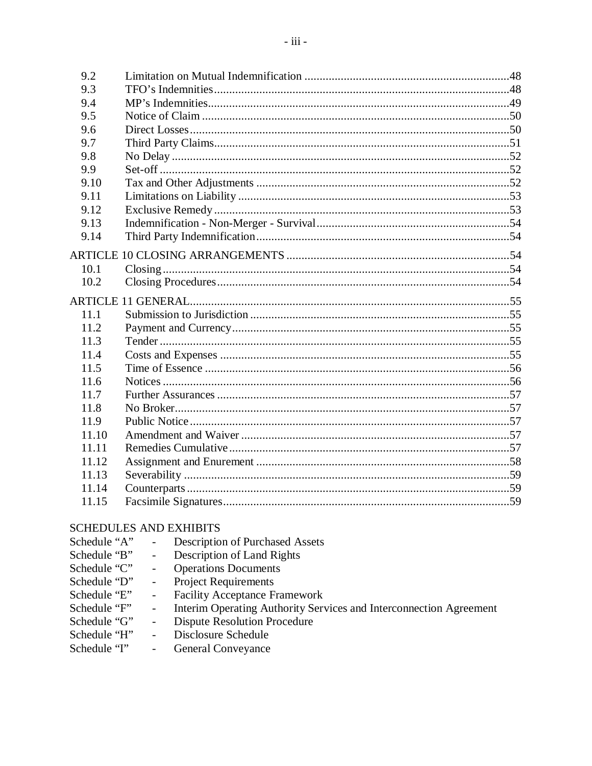| | | |
|---|---|---|
| 9.2 | Limitation on Mutual Indemnification | 48 |
| 9.3 | TFO's Indemnities | 48 |
| 9.4 | MP's Indemnities | 49 |
| 9.5 | Notice of Claim | 50 |
| 9.6 | Direct Losses | 50 |
| 9.7 | Third Party Claims | 51 |
| 9.8 | No Delay | 52 |
| 9.9 | Set-off | 52 |
| 9.10 | Tax and Other Adjustments | 52 |
| 9.11 | Limitations on Liability | 53 |
| 9.12 | Exclusive Remedy | 53 |
| 9.13 | Indemnification - Non-Merger - Survival | 54 |
| 9.14 | Third Party Indemnification | 54 |
| ARTICLE 10 CLOSING ARRANGEMENTS | | 54 |
| 10.1 | Closing | 54 |
| 10.2 | Closing Procedures | 54 |
| ARTICLE 11 GENERAL | | 55 |
| 11.1 | Submission to Jurisdiction | 55 |
| 11.2 | Payment and Currency | 55 |
| 11.3 | Tender | 55 |
| 11.4 | Costs and Expenses | 55 |
| 11.5 | Time of Essence | 56 |
| 11.6 | Notices | 56 |
| 11.7 | Further Assurances | 57 |
| 11.8 | No Broker | 57 |
| 11.9 | Public Notice | 57 |
| 11.10 | Amendment and Waiver | 57 |
| 11.11 | Remedies Cumulative | 57 |
| 11.12 | Assignment and Enurement | 58 |
| 11.13 | Severability | 59 |
| 11.14 | Counterparts | 59 |
| 11.15 | Facsimile Signatures | 59 |

SCHEDULES AND EXHIBITS

Schedule "A" - Description of Purchased Assets
Schedule "B" - Description of Land Rights
Schedule "C" - Operations Documents
Schedule "D" - Project Requirements
Schedule "E" - Facility Acceptance Framework
Schedule "F" - Interim Operating Authority Services and Interconnection Agreement
Schedule "G" - Dispute Resolution Procedure
Schedule "H" - Disclosure Schedule
Schedule "I" - General Conveyance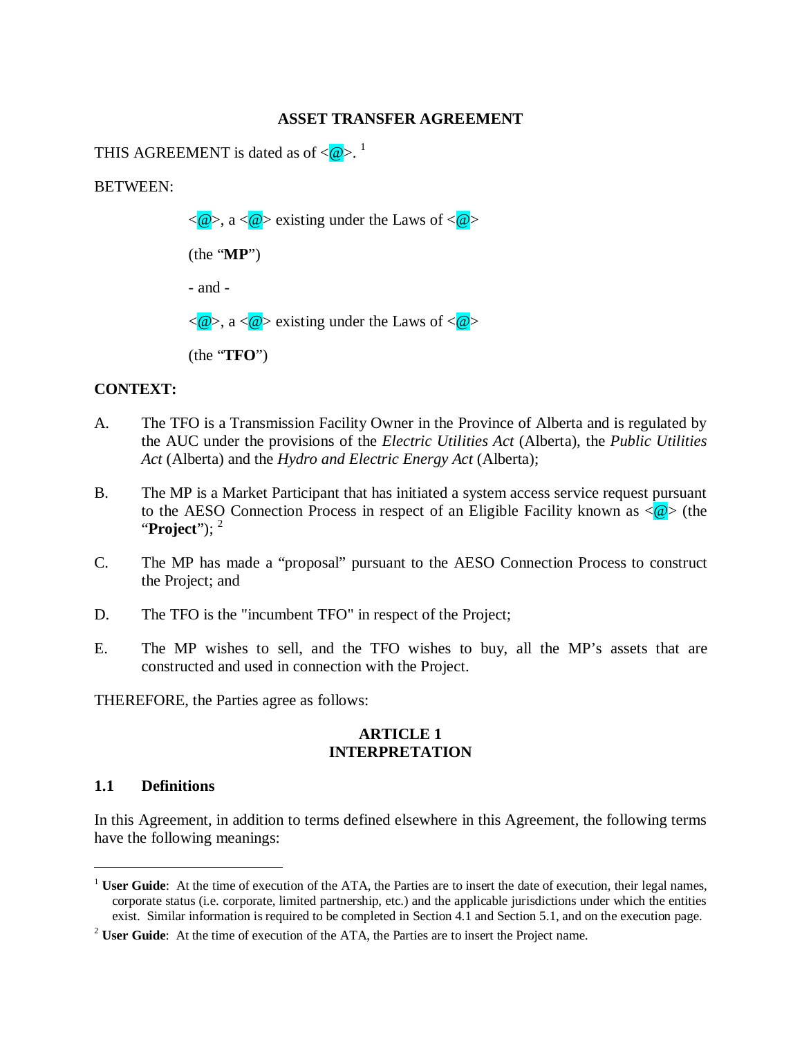**ASSET TRANSFER AGREEMENT**

THIS AGREEMENT is dated as of <@>. [1]

BETWEEN:

<@>, a <@> existing under the Laws of <@>

(the "**MP**")

- and -

<@>, a <@> existing under the Laws of <@>

(the "**TFO**")

**CONTEXT:**

A. The TFO is a Transmission Facility Owner in the Province of Alberta and is regulated by the AUC under the provisions of the *Electric Utilities Act* (Alberta), the *Public Utilities Act* (Alberta) and the *Hydro and Electric Energy Act* (Alberta);

B. The MP is a Market Participant that has initiated a system access service request pursuant to the AESO Connection Process in respect of an Eligible Facility known as <@> (the "**Project**"); [2]

C. The MP has made a "proposal" pursuant to the AESO Connection Process to construct the Project; and

D. The TFO is the "incumbent TFO" in respect of the Project;

E. The MP wishes to sell, and the TFO wishes to buy, all the MP's assets that are constructed and used in connection with the Project.

THEREFORE, the Parties agree as follows:

## ARTICLE 1
## INTERPRETATION

### 1.1 Definitions

In this Agreement, in addition to terms defined elsewhere in this Agreement, the following terms have the following meanings:

---

[1] **User Guide**: At the time of execution of the ATA, the Parties are to insert the date of execution, their legal names, corporate status (i.e. corporate, limited partnership, etc.) and the applicable jurisdictions under which the entities exist. Similar information is required to be completed in Section 4.1 and Section 5.1, and on the execution page.

[2] **User Guide**: At the time of execution of the ATA, the Parties are to insert the Project name.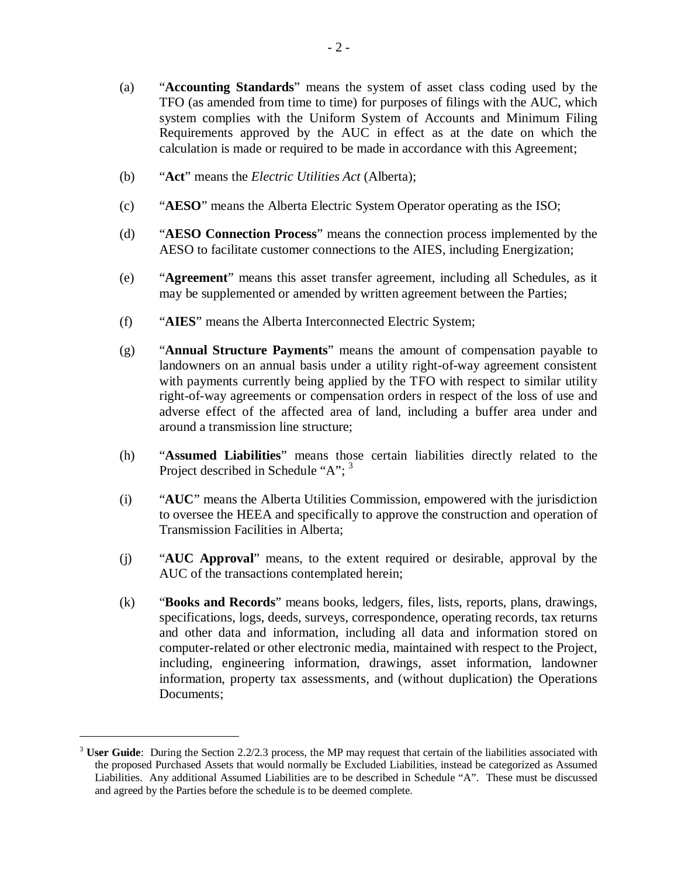(a) "**Accounting Standards**" means the system of asset class coding used by the TFO (as amended from time to time) for purposes of filings with the AUC, which system complies with the Uniform System of Accounts and Minimum Filing Requirements approved by the AUC in effect as at the date on which the calculation is made or required to be made in accordance with this Agreement;

(b) "**Act**" means the *Electric Utilities Act* (Alberta);

(c) "**AESO**" means the Alberta Electric System Operator operating as the ISO;

(d) "**AESO Connection Process**" means the connection process implemented by the AESO to facilitate customer connections to the AIES, including Energization;

(e) "**Agreement**" means this asset transfer agreement, including all Schedules, as it may be supplemented or amended by written agreement between the Parties;

(f) "**AIES**" means the Alberta Interconnected Electric System;

(g) "**Annual Structure Payments**" means the amount of compensation payable to landowners on an annual basis under a utility right-of-way agreement consistent with payments currently being applied by the TFO with respect to similar utility right-of-way agreements or compensation orders in respect of the loss of use and adverse effect of the affected area of land, including a buffer area under and around a transmission line structure;

(h) "**Assumed Liabilities**" means those certain liabilities directly related to the Project described in Schedule "A"; [3]

(i) "**AUC**" means the Alberta Utilities Commission, empowered with the jurisdiction to oversee the HEEA and specifically to approve the construction and operation of Transmission Facilities in Alberta;

(j) "**AUC Approval**" means, to the extent required or desirable, approval by the AUC of the transactions contemplated herein;

(k) "**Books and Records**" means books, ledgers, files, lists, reports, plans, drawings, specifications, logs, deeds, surveys, correspondence, operating records, tax returns and other data and information, including all data and information stored on computer-related or other electronic media, maintained with respect to the Project, including, engineering information, drawings, asset information, landowner information, property tax assessments, and (without duplication) the Operations Documents;

---

[3] **User Guide**: During the Section 2.2/2.3 process, the MP may request that certain of the liabilities associated with the proposed Purchased Assets that would normally be Excluded Liabilities, instead be categorized as Assumed Liabilities. Any additional Assumed Liabilities are to be described in Schedule "A". These must be discussed and agreed by the Parties before the schedule is to be deemed complete.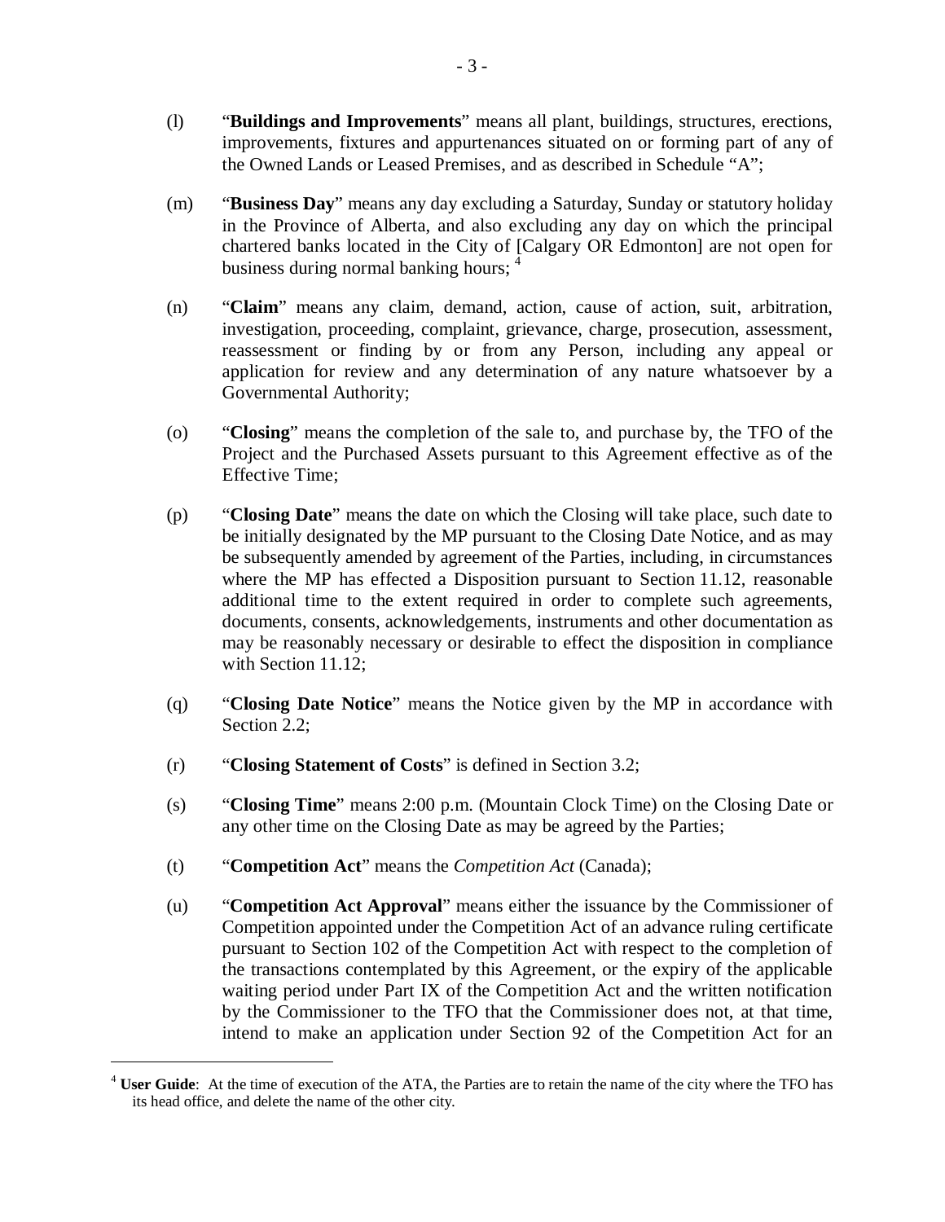(l) "**Buildings and Improvements**" means all plant, buildings, structures, erections, improvements, fixtures and appurtenances situated on or forming part of any of the Owned Lands or Leased Premises, and as described in Schedule "A";

(m) "**Business Day**" means any day excluding a Saturday, Sunday or statutory holiday in the Province of Alberta, and also excluding any day on which the principal chartered banks located in the City of [Calgary OR Edmonton] are not open for business during normal banking hours; [4]

(n) "**Claim**" means any claim, demand, action, cause of action, suit, arbitration, investigation, proceeding, complaint, grievance, charge, prosecution, assessment, reassessment or finding by or from any Person, including any appeal or application for review and any determination of any nature whatsoever by a Governmental Authority;

(o) "**Closing**" means the completion of the sale to, and purchase by, the TFO of the Project and the Purchased Assets pursuant to this Agreement effective as of the Effective Time;

(p) "**Closing Date**" means the date on which the Closing will take place, such date to be initially designated by the MP pursuant to the Closing Date Notice, and as may be subsequently amended by agreement of the Parties, including, in circumstances where the MP has effected a Disposition pursuant to Section 11.12, reasonable additional time to the extent required in order to complete such agreements, documents, consents, acknowledgements, instruments and other documentation as may be reasonably necessary or desirable to effect the disposition in compliance with Section 11.12;

(q) "**Closing Date Notice**" means the Notice given by the MP in accordance with Section 2.2;

(r) "**Closing Statement of Costs**" is defined in Section 3.2;

(s) "**Closing Time**" means 2:00 p.m. (Mountain Clock Time) on the Closing Date or any other time on the Closing Date as may be agreed by the Parties;

(t) "**Competition Act**" means the *Competition Act* (Canada);

(u) "**Competition Act Approval**" means either the issuance by the Commissioner of Competition appointed under the Competition Act of an advance ruling certificate pursuant to Section 102 of the Competition Act with respect to the completion of the transactions contemplated by this Agreement, or the expiry of the applicable waiting period under Part IX of the Competition Act and the written notification by the Commissioner to the TFO that the Commissioner does not, at that time, intend to make an application under Section 92 of the Competition Act for an

---

[4] **User Guide**: At the time of execution of the ATA, the Parties are to retain the name of the city where the TFO has its head office, and delete the name of the other city.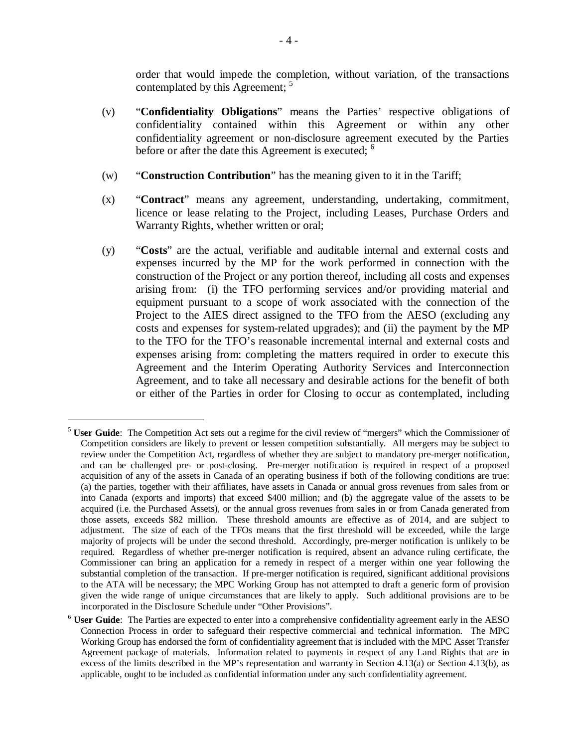order that would impede the completion, without variation, of the transactions contemplated by this Agreement; [5]

(v) "**Confidentiality Obligations**" means the Parties' respective obligations of confidentiality contained within this Agreement or within any other confidentiality agreement or non-disclosure agreement executed by the Parties before or after the date this Agreement is executed; [6]

(w) "**Construction Contribution**" has the meaning given to it in the Tariff;

(x) "**Contract**" means any agreement, understanding, undertaking, commitment, licence or lease relating to the Project, including Leases, Purchase Orders and Warranty Rights, whether written or oral;

(y) "**Costs**" are the actual, verifiable and auditable internal and external costs and expenses incurred by the MP for the work performed in connection with the construction of the Project or any portion thereof, including all costs and expenses arising from: (i) the TFO performing services and/or providing material and equipment pursuant to a scope of work associated with the connection of the Project to the AIES direct assigned to the TFO from the AESO (excluding any costs and expenses for system-related upgrades); and (ii) the payment by the MP to the TFO for the TFO's reasonable incremental internal and external costs and expenses arising from: completing the matters required in order to execute this Agreement and the Interim Operating Authority Services and Interconnection Agreement, and to take all necessary and desirable actions for the benefit of both or either of the Parties in order for Closing to occur as contemplated, including

---

[5] **User Guide**: The Competition Act sets out a regime for the civil review of "mergers" which the Commissioner of Competition considers are likely to prevent or lessen competition substantially. All mergers may be subject to review under the Competition Act, regardless of whether they are subject to mandatory pre-merger notification, and can be challenged pre- or post-closing. Pre-merger notification is required in respect of a proposed acquisition of any of the assets in Canada of an operating business if both of the following conditions are true: (a) the parties, together with their affiliates, have assets in Canada or annual gross revenues from sales from or into Canada (exports and imports) that exceed $400 million; and (b) the aggregate value of the assets to be acquired (i.e. the Purchased Assets), or the annual gross revenues from sales in or from Canada generated from those assets, exceeds $82 million. These threshold amounts are effective as of 2014, and are subject to adjustment. The size of each of the TFOs means that the first threshold will be exceeded, while the large majority of projects will be under the second threshold. Accordingly, pre-merger notification is unlikely to be required. Regardless of whether pre-merger notification is required, absent an advance ruling certificate, the Commissioner can bring an application for a remedy in respect of a merger within one year following the substantial completion of the transaction. If pre-merger notification is required, significant additional provisions to the ATA will be necessary; the MPC Working Group has not attempted to draft a generic form of provision given the wide range of unique circumstances that are likely to apply. Such additional provisions are to be incorporated in the Disclosure Schedule under "Other Provisions".

[6] **User Guide**: The Parties are expected to enter into a comprehensive confidentiality agreement early in the AESO Connection Process in order to safeguard their respective commercial and technical information. The MPC Working Group has endorsed the form of confidentiality agreement that is included with the MPC Asset Transfer Agreement package of materials. Information related to payments in respect of any Land Rights that are in excess of the limits described in the MP's representation and warranty in Section 4.13(a) or Section 4.13(b), as applicable, ought to be included as confidential information under any such confidentiality agreement.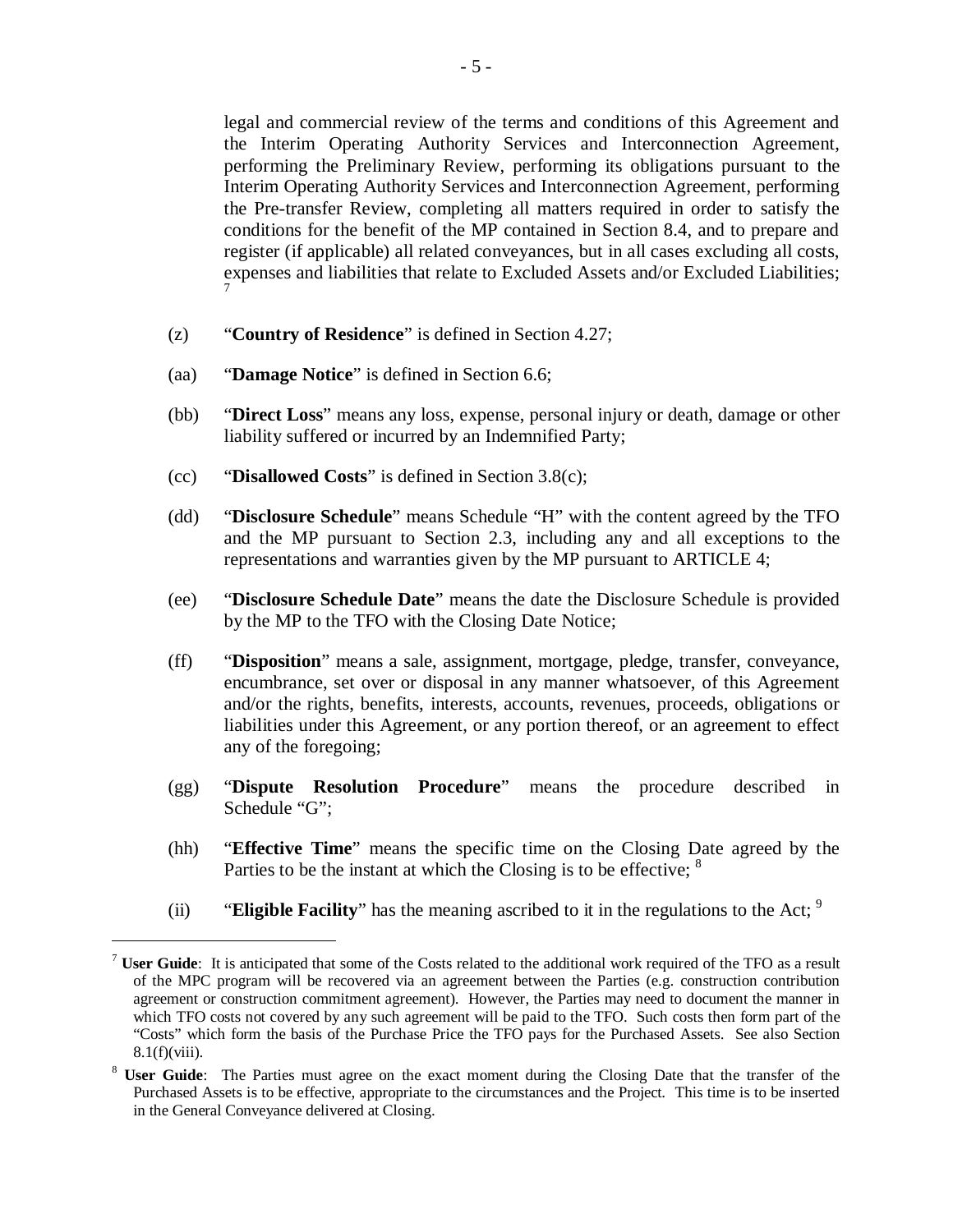legal and commercial review of the terms and conditions of this Agreement and the Interim Operating Authority Services and Interconnection Agreement, performing the Preliminary Review, performing its obligations pursuant to the Interim Operating Authority Services and Interconnection Agreement, performing the Pre-transfer Review, completing all matters required in order to satisfy the conditions for the benefit of the MP contained in Section 8.4, and to prepare and register (if applicable) all related conveyances, but in all cases excluding all costs, expenses and liabilities that relate to Excluded Assets and/or Excluded Liabilities; [7]

(z) "**Country of Residence**" is defined in Section 4.27;

(aa) "**Damage Notice**" is defined in Section 6.6;

(bb) "**Direct Loss**" means any loss, expense, personal injury or death, damage or other liability suffered or incurred by an Indemnified Party;

(cc) "**Disallowed Costs**" is defined in Section 3.8(c);

(dd) "**Disclosure Schedule**" means Schedule "H" with the content agreed by the TFO and the MP pursuant to Section 2.3, including any and all exceptions to the representations and warranties given by the MP pursuant to ARTICLE 4;

(ee) "**Disclosure Schedule Date**" means the date the Disclosure Schedule is provided by the MP to the TFO with the Closing Date Notice;

(ff) "**Disposition**" means a sale, assignment, mortgage, pledge, transfer, conveyance, encumbrance, set over or disposal in any manner whatsoever, of this Agreement and/or the rights, benefits, interests, accounts, revenues, proceeds, obligations or liabilities under this Agreement, or any portion thereof, or an agreement to effect any of the foregoing;

(gg) "**Dispute Resolution Procedure**" means the procedure described in Schedule "G";

(hh) "**Effective Time**" means the specific time on the Closing Date agreed by the Parties to be the instant at which the Closing is to be effective; [8]

(ii) "**Eligible Facility**" has the meaning ascribed to it in the regulations to the Act; [9]

---

[7] **User Guide**: It is anticipated that some of the Costs related to the additional work required of the TFO as a result of the MPC program will be recovered via an agreement between the Parties (e.g. construction contribution agreement or construction commitment agreement). However, the Parties may need to document the manner in which TFO costs not covered by any such agreement will be paid to the TFO. Such costs then form part of the "Costs" which form the basis of the Purchase Price the TFO pays for the Purchased Assets. See also Section 8.1(f)(viii).

[8] **User Guide**: The Parties must agree on the exact moment during the Closing Date that the transfer of the Purchased Assets is to be effective, appropriate to the circumstances and the Project. This time is to be inserted in the General Conveyance delivered at Closing.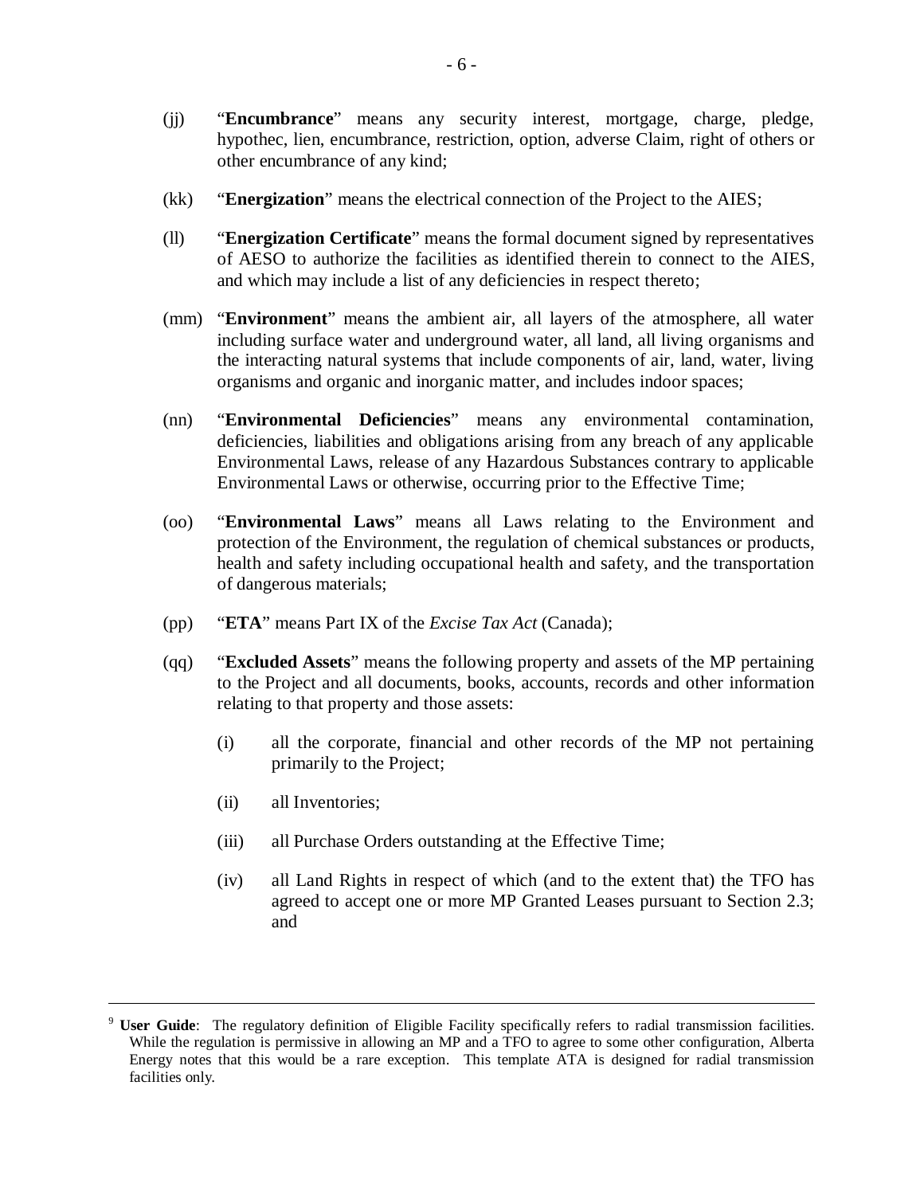(jj) "**Encumbrance**" means any security interest, mortgage, charge, pledge, hypothec, lien, encumbrance, restriction, option, adverse Claim, right of others or other encumbrance of any kind;

(kk) "**Energization**" means the electrical connection of the Project to the AIES;

(ll) "**Energization Certificate**" means the formal document signed by representatives of AESO to authorize the facilities as identified therein to connect to the AIES, and which may include a list of any deficiencies in respect thereto;

(mm) "**Environment**" means the ambient air, all layers of the atmosphere, all water including surface water and underground water, all land, all living organisms and the interacting natural systems that include components of air, land, water, living organisms and organic and inorganic matter, and includes indoor spaces;

(nn) "**Environmental Deficiencies**" means any environmental contamination, deficiencies, liabilities and obligations arising from any breach of any applicable Environmental Laws, release of any Hazardous Substances contrary to applicable Environmental Laws or otherwise, occurring prior to the Effective Time;

(oo) "**Environmental Laws**" means all Laws relating to the Environment and protection of the Environment, the regulation of chemical substances or products, health and safety including occupational health and safety, and the transportation of dangerous materials;

(pp) "**ETA**" means Part IX of the *Excise Tax Act* (Canada);

(qq) "**Excluded Assets**" means the following property and assets of the MP pertaining to the Project and all documents, books, accounts, records and other information relating to that property and those assets:

(i) all the corporate, financial and other records of the MP not pertaining primarily to the Project;

(ii) all Inventories;

(iii) all Purchase Orders outstanding at the Effective Time;

(iv) all Land Rights in respect of which (and to the extent that) the TFO has agreed to accept one or more MP Granted Leases pursuant to Section 2.3; and

---

[9] **User Guide**: The regulatory definition of Eligible Facility specifically refers to radial transmission facilities. While the regulation is permissive in allowing an MP and a TFO to agree to some other configuration, Alberta Energy notes that this would be a rare exception. This template ATA is designed for radial transmission facilities only.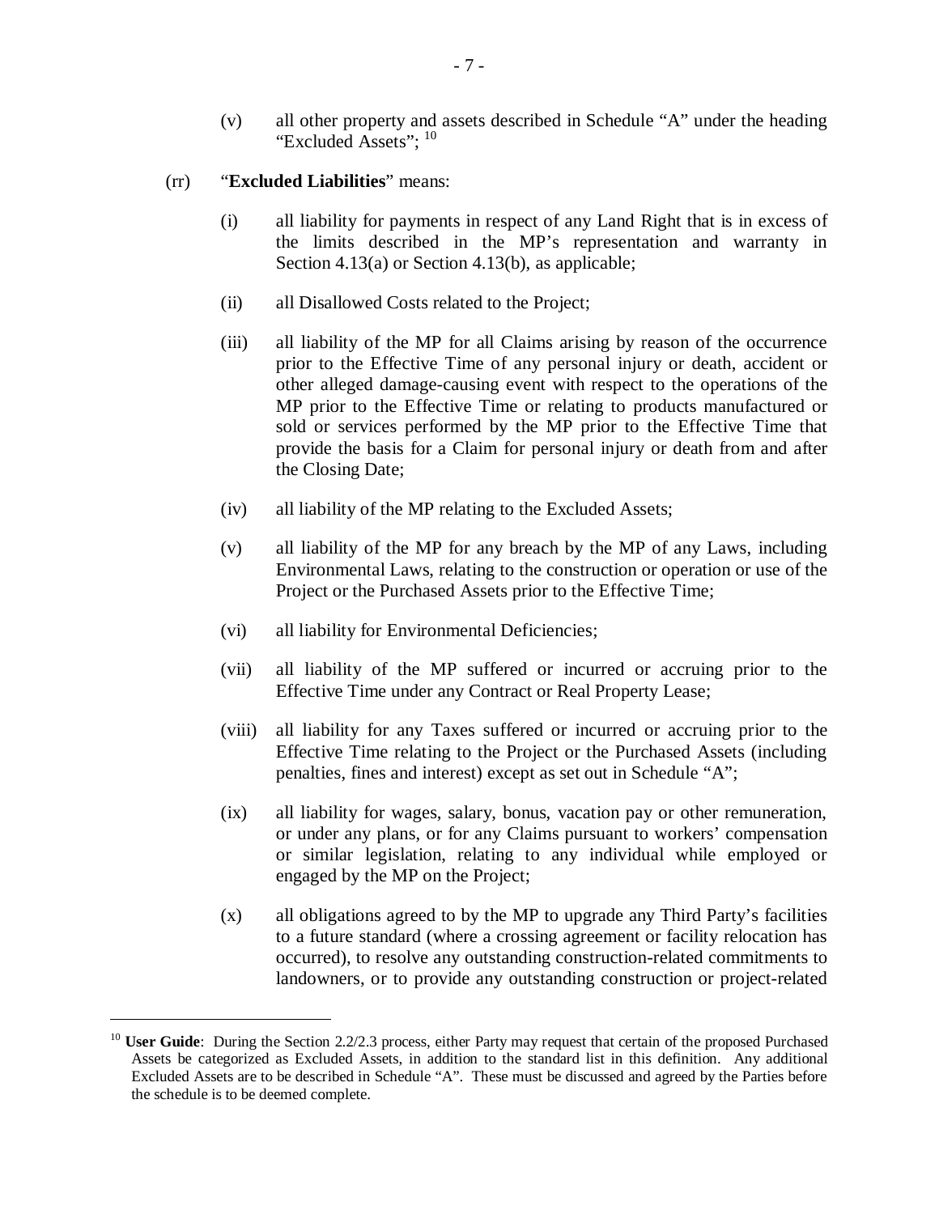(v) all other property and assets described in Schedule "A" under the heading "Excluded Assets"; [10]

(rr) "**Excluded Liabilities**" means:

(i) all liability for payments in respect of any Land Right that is in excess of the limits described in the MP's representation and warranty in Section 4.13(a) or Section 4.13(b), as applicable;

(ii) all Disallowed Costs related to the Project;

(iii) all liability of the MP for all Claims arising by reason of the occurrence prior to the Effective Time of any personal injury or death, accident or other alleged damage-causing event with respect to the operations of the MP prior to the Effective Time or relating to products manufactured or sold or services performed by the MP prior to the Effective Time that provide the basis for a Claim for personal injury or death from and after the Closing Date;

(iv) all liability of the MP relating to the Excluded Assets;

(v) all liability of the MP for any breach by the MP of any Laws, including Environmental Laws, relating to the construction or operation or use of the Project or the Purchased Assets prior to the Effective Time;

(vi) all liability for Environmental Deficiencies;

(vii) all liability of the MP suffered or incurred or accruing prior to the Effective Time under any Contract or Real Property Lease;

(viii) all liability for any Taxes suffered or incurred or accruing prior to the Effective Time relating to the Project or the Purchased Assets (including penalties, fines and interest) except as set out in Schedule "A";

(ix) all liability for wages, salary, bonus, vacation pay or other remuneration, or under any plans, or for any Claims pursuant to workers' compensation or similar legislation, relating to any individual while employed or engaged by the MP on the Project;

(x) all obligations agreed to by the MP to upgrade any Third Party's facilities to a future standard (where a crossing agreement or facility relocation has occurred), to resolve any outstanding construction-related commitments to landowners, or to provide any outstanding construction or project-related

---

[10] **User Guide**: During the Section 2.2/2.3 process, either Party may request that certain of the proposed Purchased Assets be categorized as Excluded Assets, in addition to the standard list in this definition. Any additional Excluded Assets are to be described in Schedule "A". These must be discussed and agreed by the Parties before the schedule is to be deemed complete.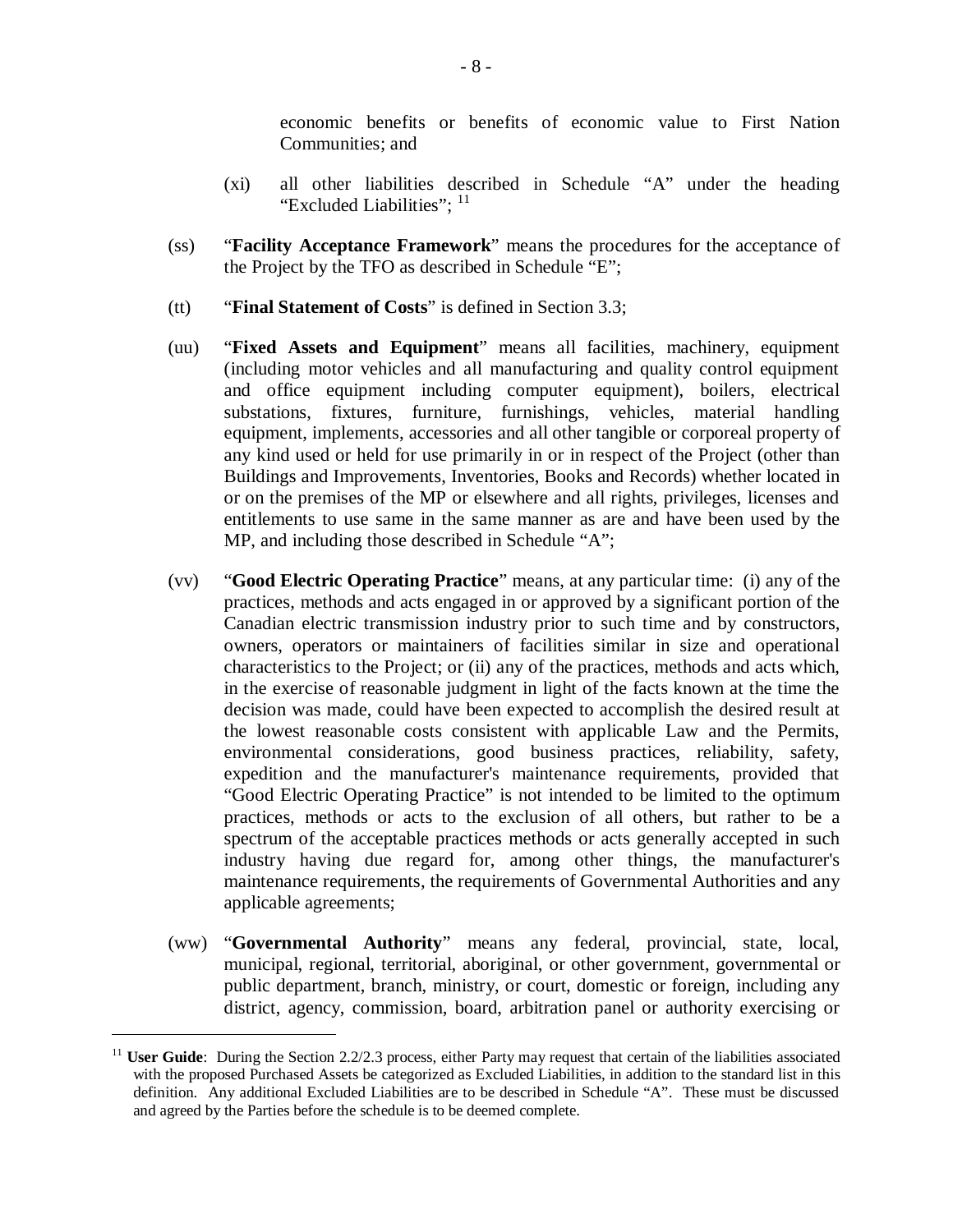economic benefits or benefits of economic value to First Nation Communities; and

(xi) all other liabilities described in Schedule "A" under the heading "Excluded Liabilities"; [11]

(ss) "**Facility Acceptance Framework**" means the procedures for the acceptance of the Project by the TFO as described in Schedule "E";

(tt) "**Final Statement of Costs**" is defined in Section 3.3;

(uu) "**Fixed Assets and Equipment**" means all facilities, machinery, equipment (including motor vehicles and all manufacturing and quality control equipment and office equipment including computer equipment), boilers, electrical substations, fixtures, furniture, furnishings, vehicles, material handling equipment, implements, accessories and all other tangible or corporeal property of any kind used or held for use primarily in or in respect of the Project (other than Buildings and Improvements, Inventories, Books and Records) whether located in or on the premises of the MP or elsewhere and all rights, privileges, licenses and entitlements to use same in the same manner as are and have been used by the MP, and including those described in Schedule "A";

(vv) "**Good Electric Operating Practice**" means, at any particular time: (i) any of the practices, methods and acts engaged in or approved by a significant portion of the Canadian electric transmission industry prior to such time and by constructors, owners, operators or maintainers of facilities similar in size and operational characteristics to the Project; or (ii) any of the practices, methods and acts which, in the exercise of reasonable judgment in light of the facts known at the time the decision was made, could have been expected to accomplish the desired result at the lowest reasonable costs consistent with applicable Law and the Permits, environmental considerations, good business practices, reliability, safety, expedition and the manufacturer's maintenance requirements, provided that "Good Electric Operating Practice" is not intended to be limited to the optimum practices, methods or acts to the exclusion of all others, but rather to be a spectrum of the acceptable practices methods or acts generally accepted in such industry having due regard for, among other things, the manufacturer's maintenance requirements, the requirements of Governmental Authorities and any applicable agreements;

(ww) "**Governmental Authority**" means any federal, provincial, state, local, municipal, regional, territorial, aboriginal, or other government, governmental or public department, branch, ministry, or court, domestic or foreign, including any district, agency, commission, board, arbitration panel or authority exercising or

---

[11] **User Guide**: During the Section 2.2/2.3 process, either Party may request that certain of the liabilities associated with the proposed Purchased Assets be categorized as Excluded Liabilities, in addition to the standard list in this definition. Any additional Excluded Liabilities are to be described in Schedule "A". These must be discussed and agreed by the Parties before the schedule is to be deemed complete.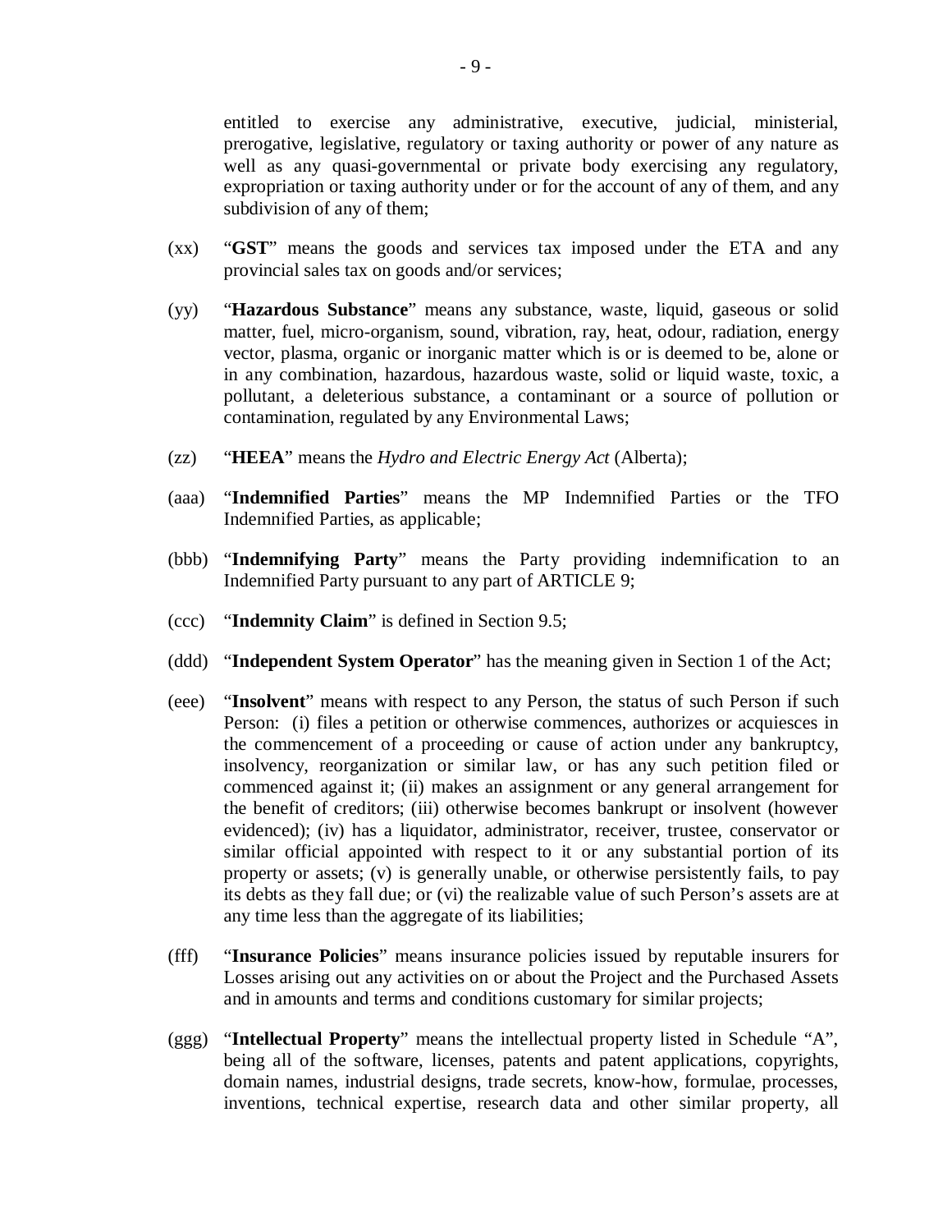entitled to exercise any administrative, executive, judicial, ministerial, prerogative, legislative, regulatory or taxing authority or power of any nature as well as any quasi-governmental or private body exercising any regulatory, expropriation or taxing authority under or for the account of any of them, and any subdivision of any of them;

(xx) "**GST**" means the goods and services tax imposed under the ETA and any provincial sales tax on goods and/or services;

(yy) "**Hazardous Substance**" means any substance, waste, liquid, gaseous or solid matter, fuel, micro-organism, sound, vibration, ray, heat, odour, radiation, energy vector, plasma, organic or inorganic matter which is or is deemed to be, alone or in any combination, hazardous, hazardous waste, solid or liquid waste, toxic, a pollutant, a deleterious substance, a contaminant or a source of pollution or contamination, regulated by any Environmental Laws;

(zz) "**HEEA**" means the *Hydro and Electric Energy Act* (Alberta);

(aaa) "**Indemnified Parties**" means the MP Indemnified Parties or the TFO Indemnified Parties, as applicable;

(bbb) "**Indemnifying Party**" means the Party providing indemnification to an Indemnified Party pursuant to any part of ARTICLE 9;

(ccc) "**Indemnity Claim**" is defined in Section 9.5;

(ddd) "**Independent System Operator**" has the meaning given in Section 1 of the Act;

(eee) "**Insolvent**" means with respect to any Person, the status of such Person if such Person: (i) files a petition or otherwise commences, authorizes or acquiesces in the commencement of a proceeding or cause of action under any bankruptcy, insolvency, reorganization or similar law, or has any such petition filed or commenced against it; (ii) makes an assignment or any general arrangement for the benefit of creditors; (iii) otherwise becomes bankrupt or insolvent (however evidenced); (iv) has a liquidator, administrator, receiver, trustee, conservator or similar official appointed with respect to it or any substantial portion of its property or assets; (v) is generally unable, or otherwise persistently fails, to pay its debts as they fall due; or (vi) the realizable value of such Person's assets are at any time less than the aggregate of its liabilities;

(fff) "**Insurance Policies**" means insurance policies issued by reputable insurers for Losses arising out any activities on or about the Project and the Purchased Assets and in amounts and terms and conditions customary for similar projects;

(ggg) "**Intellectual Property**" means the intellectual property listed in Schedule "A", being all of the software, licenses, patents and patent applications, copyrights, domain names, industrial designs, trade secrets, know-how, formulae, processes, inventions, technical expertise, research data and other similar property, all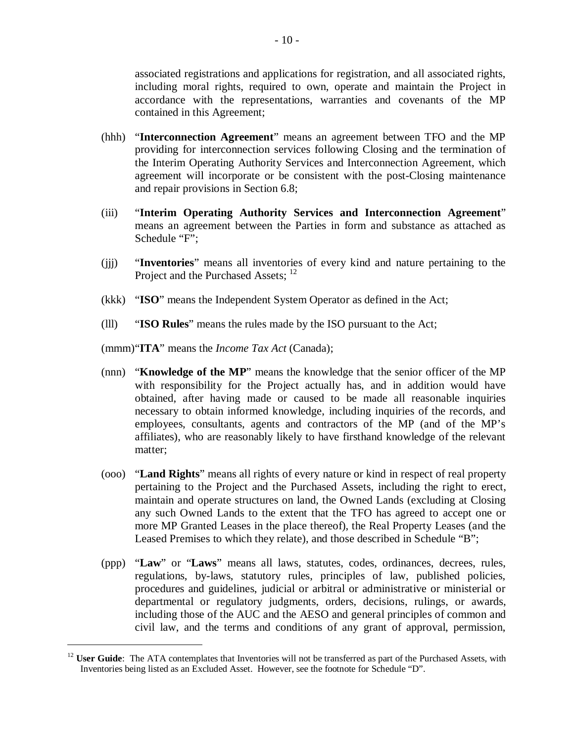associated registrations and applications for registration, and all associated rights, including moral rights, required to own, operate and maintain the Project in accordance with the representations, warranties and covenants of the MP contained in this Agreement;

(hhh) "**Interconnection Agreement**" means an agreement between TFO and the MP providing for interconnection services following Closing and the termination of the Interim Operating Authority Services and Interconnection Agreement, which agreement will incorporate or be consistent with the post-Closing maintenance and repair provisions in Section 6.8;

(iii) "**Interim Operating Authority Services and Interconnection Agreement**" means an agreement between the Parties in form and substance as attached as Schedule "F";

(jjj) "**Inventories**" means all inventories of every kind and nature pertaining to the Project and the Purchased Assets; [12]

(kkk) "**ISO**" means the Independent System Operator as defined in the Act;

(lll) "**ISO Rules**" means the rules made by the ISO pursuant to the Act;

(mmm) "**ITA**" means the *Income Tax Act* (Canada);

(nnn) "**Knowledge of the MP**" means the knowledge that the senior officer of the MP with responsibility for the Project actually has, and in addition would have obtained, after having made or caused to be made all reasonable inquiries necessary to obtain informed knowledge, including inquiries of the records, and employees, consultants, agents and contractors of the MP (and of the MP's affiliates), who are reasonably likely to have firsthand knowledge of the relevant matter;

(ooo) "**Land Rights**" means all rights of every nature or kind in respect of real property pertaining to the Project and the Purchased Assets, including the right to erect, maintain and operate structures on land, the Owned Lands (excluding at Closing any such Owned Lands to the extent that the TFO has agreed to accept one or more MP Granted Leases in the place thereof), the Real Property Leases (and the Leased Premises to which they relate), and those described in Schedule "B";

(ppp) "**Law**" or "**Laws**" means all laws, statutes, codes, ordinances, decrees, rules, regulations, by-laws, statutory rules, principles of law, published policies, procedures and guidelines, judicial or arbitral or administrative or ministerial or departmental or regulatory judgments, orders, decisions, rulings, or awards, including those of the AUC and the AESO and general principles of common and civil law, and the terms and conditions of any grant of approval, permission,

---

[12] **User Guide**: The ATA contemplates that Inventories will not be transferred as part of the Purchased Assets, with Inventories being listed as an Excluded Asset. However, see the footnote for Schedule "D".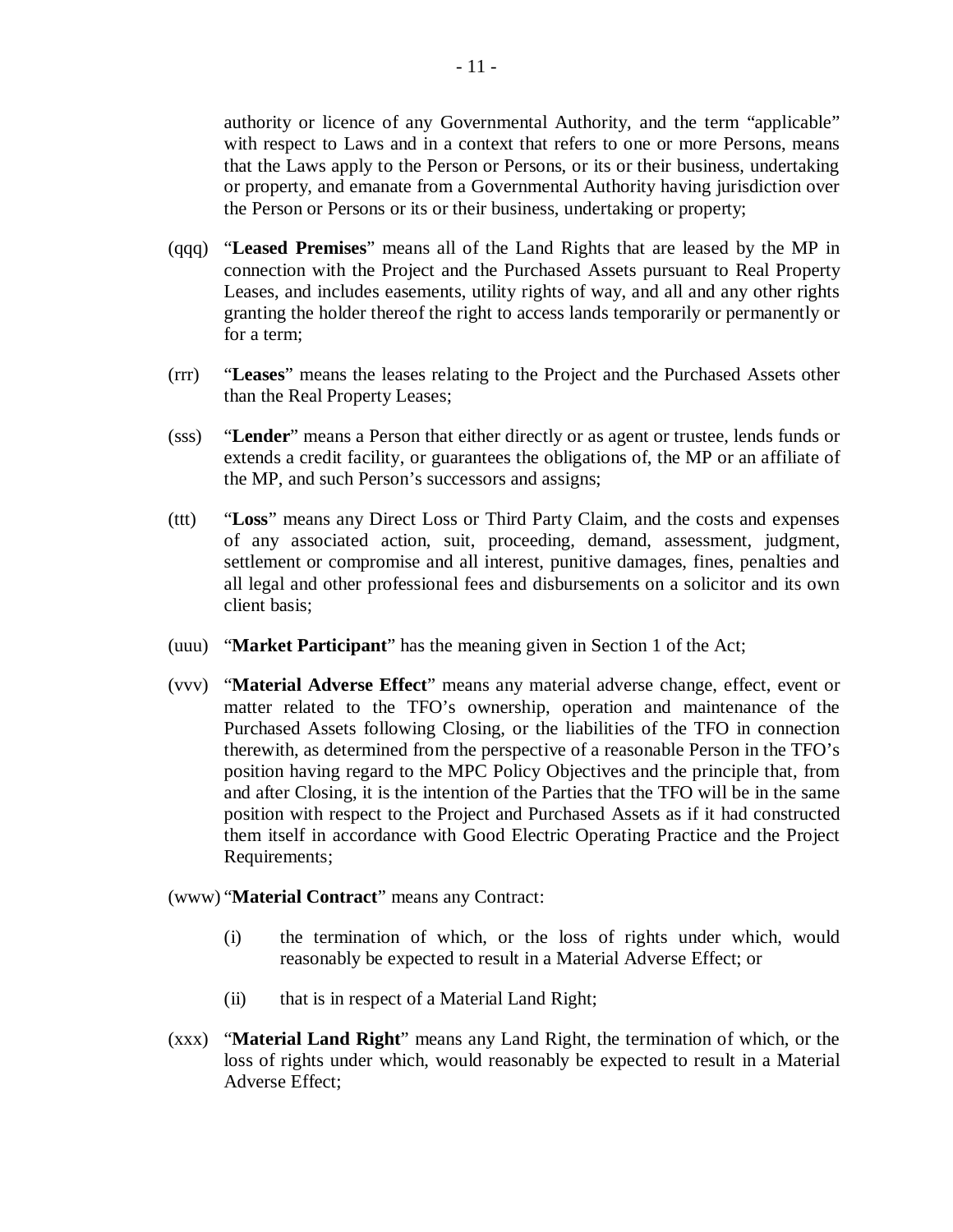authority or licence of any Governmental Authority, and the term "applicable" with respect to Laws and in a context that refers to one or more Persons, means that the Laws apply to the Person or Persons, or its or their business, undertaking or property, and emanate from a Governmental Authority having jurisdiction over the Person or Persons or its or their business, undertaking or property;

(qqq) "**Leased Premises**" means all of the Land Rights that are leased by the MP in connection with the Project and the Purchased Assets pursuant to Real Property Leases, and includes easements, utility rights of way, and all and any other rights granting the holder thereof the right to access lands temporarily or permanently or for a term;

(rrr) "**Leases**" means the leases relating to the Project and the Purchased Assets other than the Real Property Leases;

(sss) "**Lender**" means a Person that either directly or as agent or trustee, lends funds or extends a credit facility, or guarantees the obligations of, the MP or an affiliate of the MP, and such Person's successors and assigns;

(ttt) "**Loss**" means any Direct Loss or Third Party Claim, and the costs and expenses of any associated action, suit, proceeding, demand, assessment, judgment, settlement or compromise and all interest, punitive damages, fines, penalties and all legal and other professional fees and disbursements on a solicitor and its own client basis;

(uuu) "**Market Participant**" has the meaning given in Section 1 of the Act;

(vvv) "**Material Adverse Effect**" means any material adverse change, effect, event or matter related to the TFO's ownership, operation and maintenance of the Purchased Assets following Closing, or the liabilities of the TFO in connection therewith, as determined from the perspective of a reasonable Person in the TFO's position having regard to the MPC Policy Objectives and the principle that, from and after Closing, it is the intention of the Parties that the TFO will be in the same position with respect to the Project and Purchased Assets as if it had constructed them itself in accordance with Good Electric Operating Practice and the Project Requirements;

(www) "**Material Contract**" means any Contract:

(i) the termination of which, or the loss of rights under which, would reasonably be expected to result in a Material Adverse Effect; or

(ii) that is in respect of a Material Land Right;

(xxx) "**Material Land Right**" means any Land Right, the termination of which, or the loss of rights under which, would reasonably be expected to result in a Material Adverse Effect;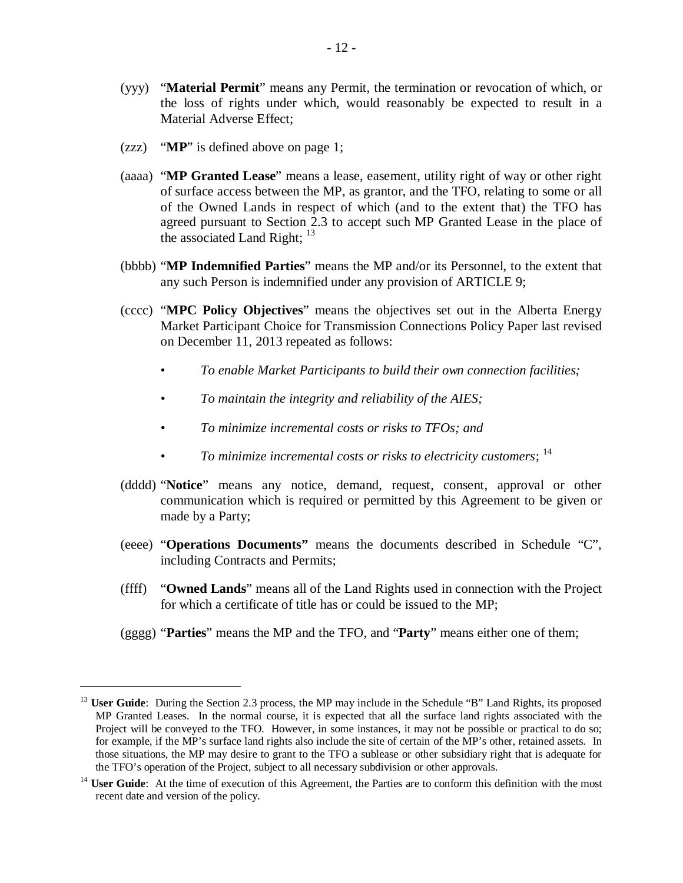(yyy) "**Material Permit**" means any Permit, the termination or revocation of which, or the loss of rights under which, would reasonably be expected to result in a Material Adverse Effect;

(zzz) "**MP**" is defined above on page 1;

(aaaa) "**MP Granted Lease**" means a lease, easement, utility right of way or other right of surface access between the MP, as grantor, and the TFO, relating to some or all of the Owned Lands in respect of which (and to the extent that) the TFO has agreed pursuant to Section 2.3 to accept such MP Granted Lease in the place of the associated Land Right; [13]

(bbbb) "**MP Indemnified Parties**" means the MP and/or its Personnel, to the extent that any such Person is indemnified under any provision of ARTICLE 9;

(cccc) "**MPC Policy Objectives**" means the objectives set out in the Alberta Energy Market Participant Choice for Transmission Connections Policy Paper last revised on December 11, 2013 repeated as follows:

- *To enable Market Participants to build their own connection facilities;*
- *To maintain the integrity and reliability of the AIES;*
- *To minimize incremental costs or risks to TFOs; and*
- *To minimize incremental costs or risks to electricity customers*; [14]

(dddd) "**Notice**" means any notice, demand, request, consent, approval or other communication which is required or permitted by this Agreement to be given or made by a Party;

(eeee) "**Operations Documents"** means the documents described in Schedule "C", including Contracts and Permits;

(ffff) "**Owned Lands**" means all of the Land Rights used in connection with the Project for which a certificate of title has or could be issued to the MP;

(gggg) "**Parties**" means the MP and the TFO, and "**Party**" means either one of them;

---

[13] **User Guide**: During the Section 2.3 process, the MP may include in the Schedule "B" Land Rights, its proposed MP Granted Leases. In the normal course, it is expected that all the surface land rights associated with the Project will be conveyed to the TFO. However, in some instances, it may not be possible or practical to do so; for example, if the MP's surface land rights also include the site of certain of the MP's other, retained assets. In those situations, the MP may desire to grant to the TFO a sublease or other subsidiary right that is adequate for the TFO's operation of the Project, subject to all necessary subdivision or other approvals.

[14] **User Guide**: At the time of execution of this Agreement, the Parties are to conform this definition with the most recent date and version of the policy.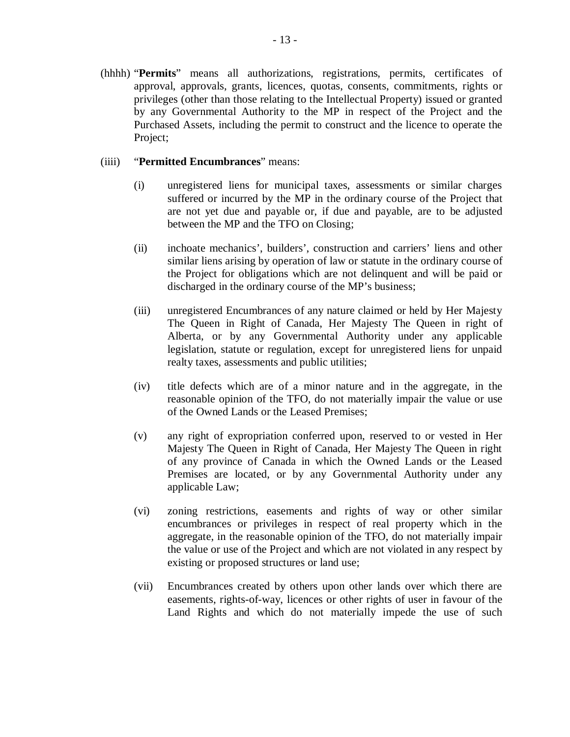(hhhh) "**Permits**" means all authorizations, registrations, permits, certificates of approval, approvals, grants, licences, quotas, consents, commitments, rights or privileges (other than those relating to the Intellectual Property) issued or granted by any Governmental Authority to the MP in respect of the Project and the Purchased Assets, including the permit to construct and the licence to operate the Project;

(iiii) "**Permitted Encumbrances**" means:

(i) unregistered liens for municipal taxes, assessments or similar charges suffered or incurred by the MP in the ordinary course of the Project that are not yet due and payable or, if due and payable, are to be adjusted between the MP and the TFO on Closing;

(ii) inchoate mechanics', builders', construction and carriers' liens and other similar liens arising by operation of law or statute in the ordinary course of the Project for obligations which are not delinquent and will be paid or discharged in the ordinary course of the MP's business;

(iii) unregistered Encumbrances of any nature claimed or held by Her Majesty The Queen in Right of Canada, Her Majesty The Queen in right of Alberta, or by any Governmental Authority under any applicable legislation, statute or regulation, except for unregistered liens for unpaid realty taxes, assessments and public utilities;

(iv) title defects which are of a minor nature and in the aggregate, in the reasonable opinion of the TFO, do not materially impair the value or use of the Owned Lands or the Leased Premises;

(v) any right of expropriation conferred upon, reserved to or vested in Her Majesty The Queen in Right of Canada, Her Majesty The Queen in right of any province of Canada in which the Owned Lands or the Leased Premises are located, or by any Governmental Authority under any applicable Law;

(vi) zoning restrictions, easements and rights of way or other similar encumbrances or privileges in respect of real property which in the aggregate, in the reasonable opinion of the TFO, do not materially impair the value or use of the Project and which are not violated in any respect by existing or proposed structures or land use;

(vii) Encumbrances created by others upon other lands over which there are easements, rights-of-way, licences or other rights of user in favour of the Land Rights and which do not materially impede the use of such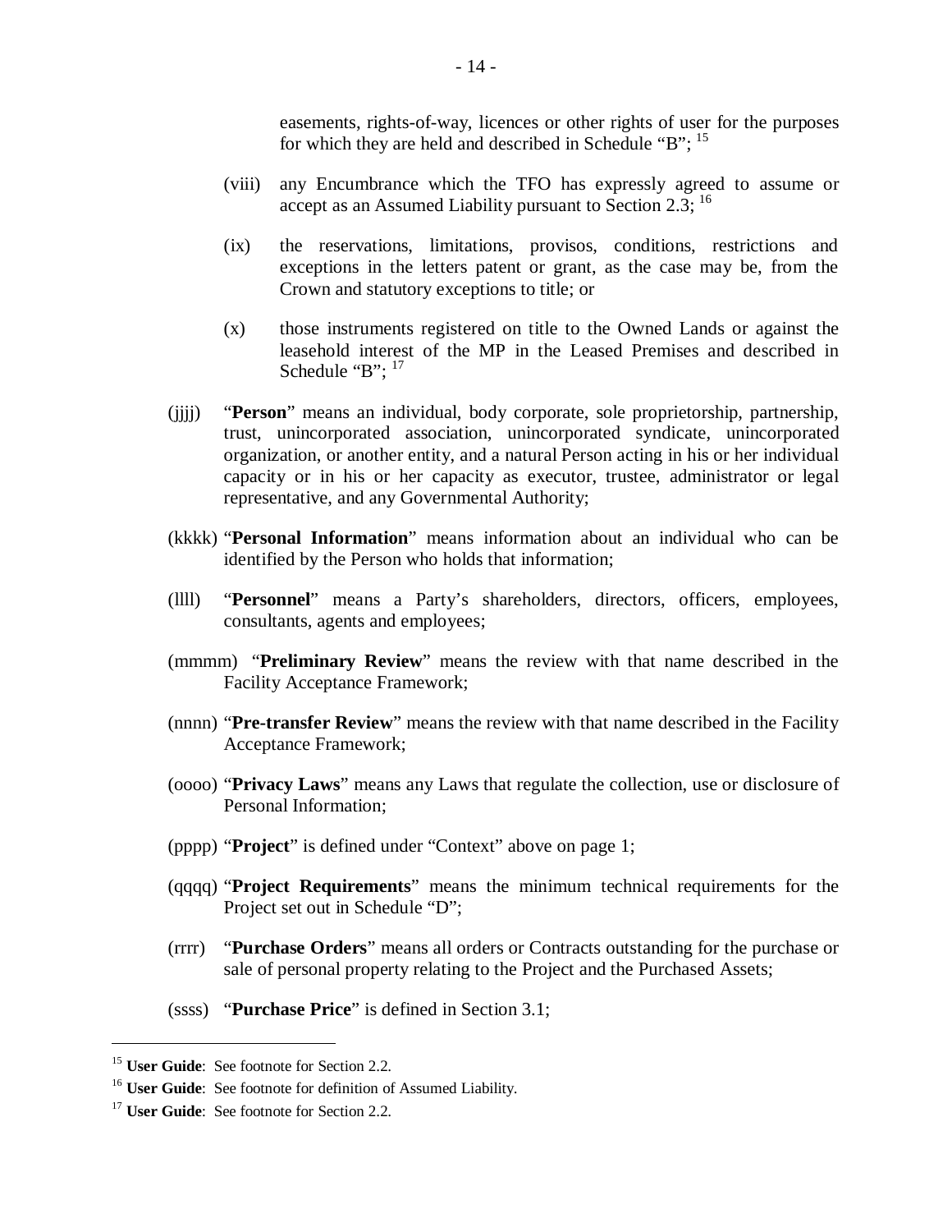easements, rights-of-way, licences or other rights of user for the purposes for which they are held and described in Schedule "B"; [15]

(viii) any Encumbrance which the TFO has expressly agreed to assume or accept as an Assumed Liability pursuant to Section 2.3; [16]

(ix) the reservations, limitations, provisos, conditions, restrictions and exceptions in the letters patent or grant, as the case may be, from the Crown and statutory exceptions to title; or

(x) those instruments registered on title to the Owned Lands or against the leasehold interest of the MP in the Leased Premises and described in Schedule "B"; [17]

(jjjj) "**Person**" means an individual, body corporate, sole proprietorship, partnership, trust, unincorporated association, unincorporated syndicate, unincorporated organization, or another entity, and a natural Person acting in his or her individual capacity or in his or her capacity as executor, trustee, administrator or legal representative, and any Governmental Authority;

(kkkk) "**Personal Information**" means information about an individual who can be identified by the Person who holds that information;

(llll) "**Personnel**" means a Party's shareholders, directors, officers, employees, consultants, agents and employees;

(mmmm) "**Preliminary Review**" means the review with that name described in the Facility Acceptance Framework;

(nnnn) "**Pre-transfer Review**" means the review with that name described in the Facility Acceptance Framework;

(oooo) "**Privacy Laws**" means any Laws that regulate the collection, use or disclosure of Personal Information;

(pppp) "**Project**" is defined under "Context" above on page 1;

(qqqq) "**Project Requirements**" means the minimum technical requirements for the Project set out in Schedule "D";

(rrrr) "**Purchase Orders**" means all orders or Contracts outstanding for the purchase or sale of personal property relating to the Project and the Purchased Assets;

(ssss) "**Purchase Price**" is defined in Section 3.1;

---

[15] **User Guide**: See footnote for Section 2.2.

[16] **User Guide**: See footnote for definition of Assumed Liability.

[17] **User Guide**: See footnote for Section 2.2.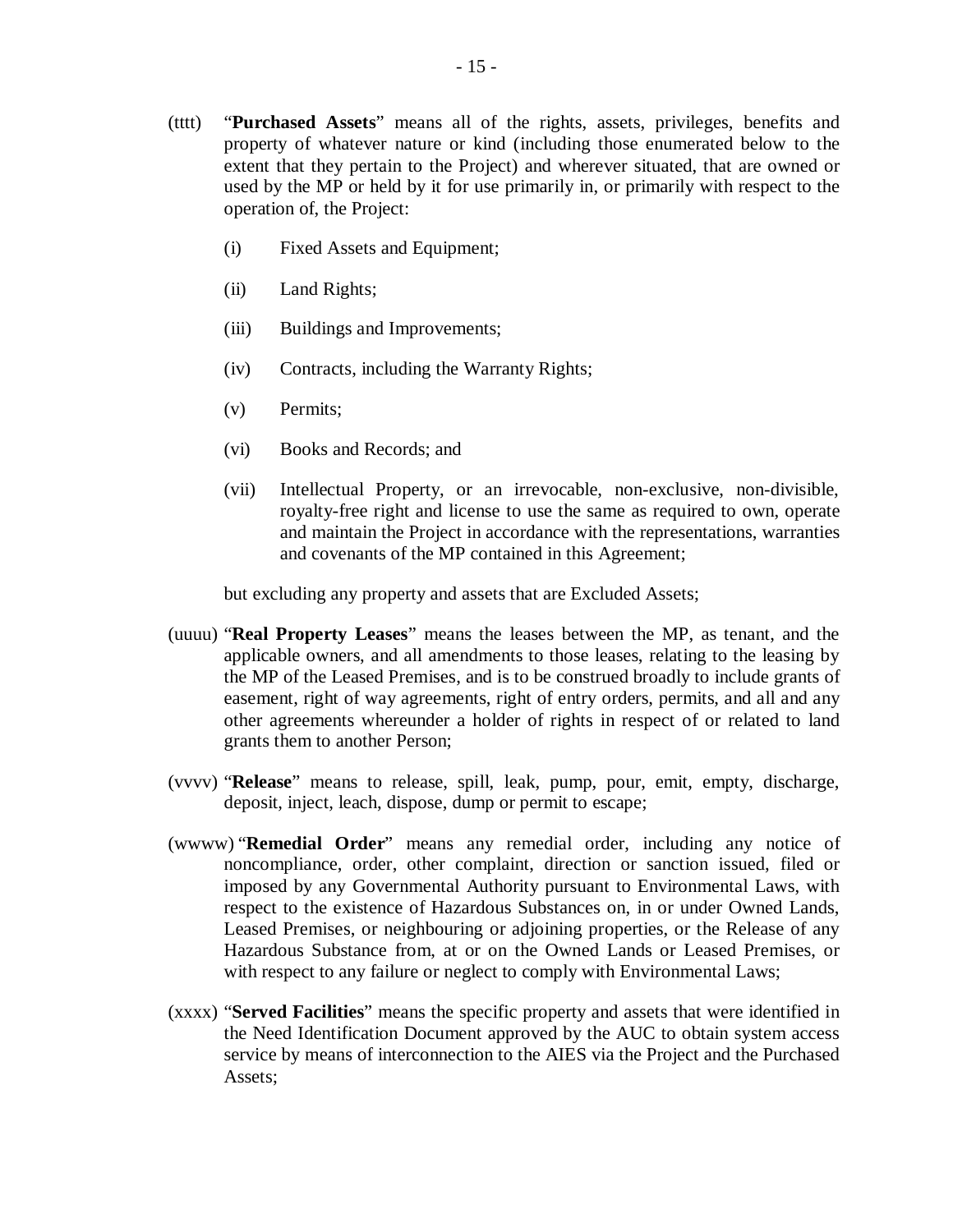(tttt) "**Purchased Assets**" means all of the rights, assets, privileges, benefits and property of whatever nature or kind (including those enumerated below to the extent that they pertain to the Project) and wherever situated, that are owned or used by the MP or held by it for use primarily in, or primarily with respect to the operation of, the Project:

(i) Fixed Assets and Equipment;

(ii) Land Rights;

(iii) Buildings and Improvements;

(iv) Contracts, including the Warranty Rights;

(v) Permits;

(vi) Books and Records; and

(vii) Intellectual Property, or an irrevocable, non-exclusive, non-divisible, royalty-free right and license to use the same as required to own, operate and maintain the Project in accordance with the representations, warranties and covenants of the MP contained in this Agreement;

but excluding any property and assets that are Excluded Assets;

(uuuu) "**Real Property Leases**" means the leases between the MP, as tenant, and the applicable owners, and all amendments to those leases, relating to the leasing by the MP of the Leased Premises, and is to be construed broadly to include grants of easement, right of way agreements, right of entry orders, permits, and all and any other agreements whereunder a holder of rights in respect of or related to land grants them to another Person;

(vvvv) "**Release**" means to release, spill, leak, pump, pour, emit, empty, discharge, deposit, inject, leach, dispose, dump or permit to escape;

(wwww) "**Remedial Order**" means any remedial order, including any notice of noncompliance, order, other complaint, direction or sanction issued, filed or imposed by any Governmental Authority pursuant to Environmental Laws, with respect to the existence of Hazardous Substances on, in or under Owned Lands, Leased Premises, or neighbouring or adjoining properties, or the Release of any Hazardous Substance from, at or on the Owned Lands or Leased Premises, or with respect to any failure or neglect to comply with Environmental Laws;

(xxxx) "**Served Facilities**" means the specific property and assets that were identified in the Need Identification Document approved by the AUC to obtain system access service by means of interconnection to the AIES via the Project and the Purchased Assets;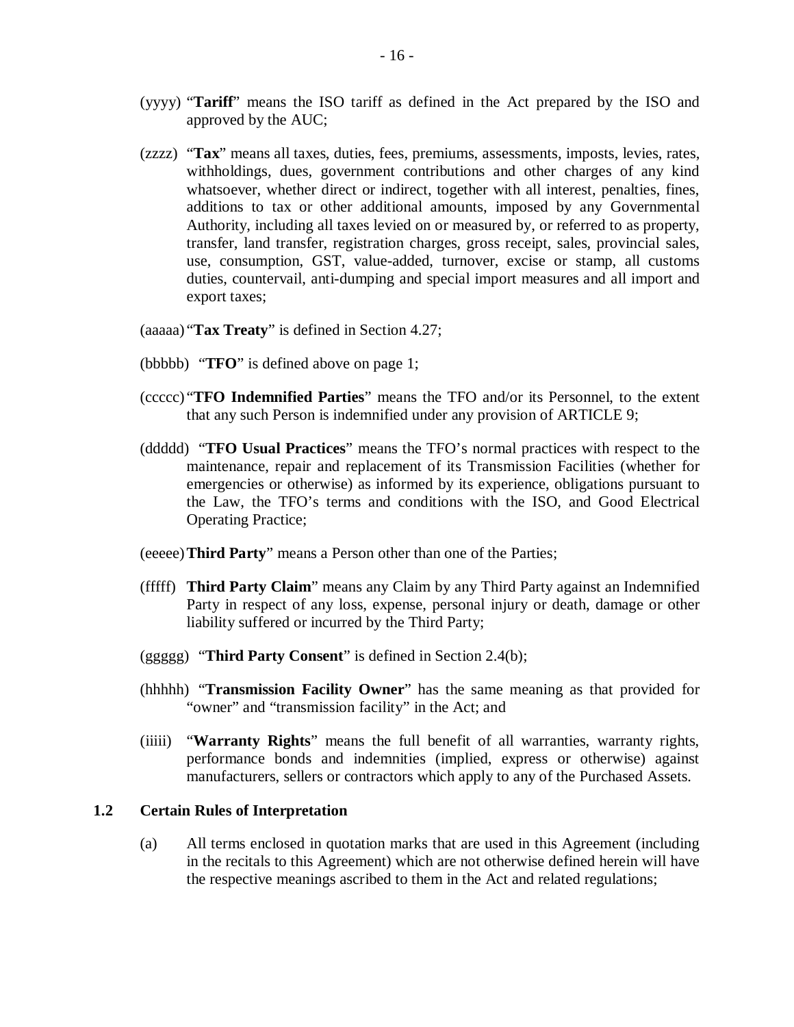(yyyy) "**Tariff**" means the ISO tariff as defined in the Act prepared by the ISO and approved by the AUC;

(zzzz) "**Tax**" means all taxes, duties, fees, premiums, assessments, imposts, levies, rates, withholdings, dues, government contributions and other charges of any kind whatsoever, whether direct or indirect, together with all interest, penalties, fines, additions to tax or other additional amounts, imposed by any Governmental Authority, including all taxes levied on or measured by, or referred to as property, transfer, land transfer, registration charges, gross receipt, sales, provincial sales, use, consumption, GST, value-added, turnover, excise or stamp, all customs duties, countervail, anti-dumping and special import measures and all import and export taxes;

(aaaaa) "**Tax Treaty**" is defined in Section 4.27;

(bbbbb) "**TFO**" is defined above on page 1;

(ccccc) "**TFO Indemnified Parties**" means the TFO and/or its Personnel, to the extent that any such Person is indemnified under any provision of ARTICLE 9;

(ddddd) "**TFO Usual Practices**" means the TFO's normal practices with respect to the maintenance, repair and replacement of its Transmission Facilities (whether for emergencies or otherwise) as informed by its experience, obligations pursuant to the Law, the TFO's terms and conditions with the ISO, and Good Electrical Operating Practice;

(eeeee) **Third Party**" means a Person other than one of the Parties;

(fffff) **Third Party Claim**" means any Claim by any Third Party against an Indemnified Party in respect of any loss, expense, personal injury or death, damage or other liability suffered or incurred by the Third Party;

(ggggg) "**Third Party Consent**" is defined in Section 2.4(b);

(hhhhh) "**Transmission Facility Owner**" has the same meaning as that provided for "owner" and "transmission facility" in the Act; and

(iiiii) "**Warranty Rights**" means the full benefit of all warranties, warranty rights, performance bonds and indemnities (implied, express or otherwise) against manufacturers, sellers or contractors which apply to any of the Purchased Assets.

## 1.2 Certain Rules of Interpretation

(a) All terms enclosed in quotation marks that are used in this Agreement (including in the recitals to this Agreement) which are not otherwise defined herein will have the respective meanings ascribed to them in the Act and related regulations;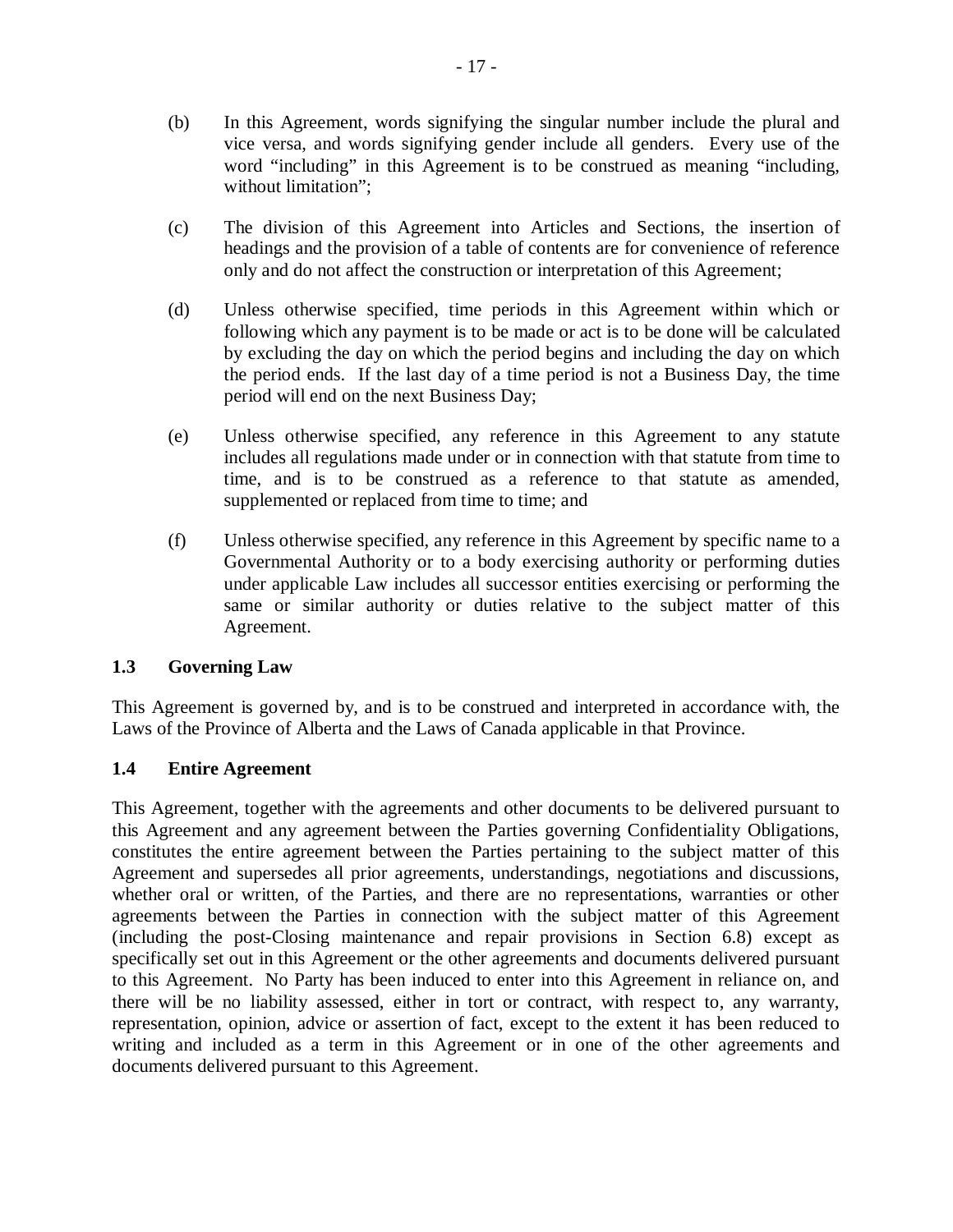(b) In this Agreement, words signifying the singular number include the plural and vice versa, and words signifying gender include all genders. Every use of the word "including" in this Agreement is to be construed as meaning "including, without limitation";

(c) The division of this Agreement into Articles and Sections, the insertion of headings and the provision of a table of contents are for convenience of reference only and do not affect the construction or interpretation of this Agreement;

(d) Unless otherwise specified, time periods in this Agreement within which or following which any payment is to be made or act is to be done will be calculated by excluding the day on which the period begins and including the day on which the period ends. If the last day of a time period is not a Business Day, the time period will end on the next Business Day;

(e) Unless otherwise specified, any reference in this Agreement to any statute includes all regulations made under or in connection with that statute from time to time, and is to be construed as a reference to that statute as amended, supplemented or replaced from time to time; and

(f) Unless otherwise specified, any reference in this Agreement by specific name to a Governmental Authority or to a body exercising authority or performing duties under applicable Law includes all successor entities exercising or performing the same or similar authority or duties relative to the subject matter of this Agreement.

### 1.3 Governing Law

This Agreement is governed by, and is to be construed and interpreted in accordance with, the Laws of the Province of Alberta and the Laws of Canada applicable in that Province.

### 1.4 Entire Agreement

This Agreement, together with the agreements and other documents to be delivered pursuant to this Agreement and any agreement between the Parties governing Confidentiality Obligations, constitutes the entire agreement between the Parties pertaining to the subject matter of this Agreement and supersedes all prior agreements, understandings, negotiations and discussions, whether oral or written, of the Parties, and there are no representations, warranties or other agreements between the Parties in connection with the subject matter of this Agreement (including the post-Closing maintenance and repair provisions in Section 6.8) except as specifically set out in this Agreement or the other agreements and documents delivered pursuant to this Agreement. No Party has been induced to enter into this Agreement in reliance on, and there will be no liability assessed, either in tort or contract, with respect to, any warranty, representation, opinion, advice or assertion of fact, except to the extent it has been reduced to writing and included as a term in this Agreement or in one of the other agreements and documents delivered pursuant to this Agreement.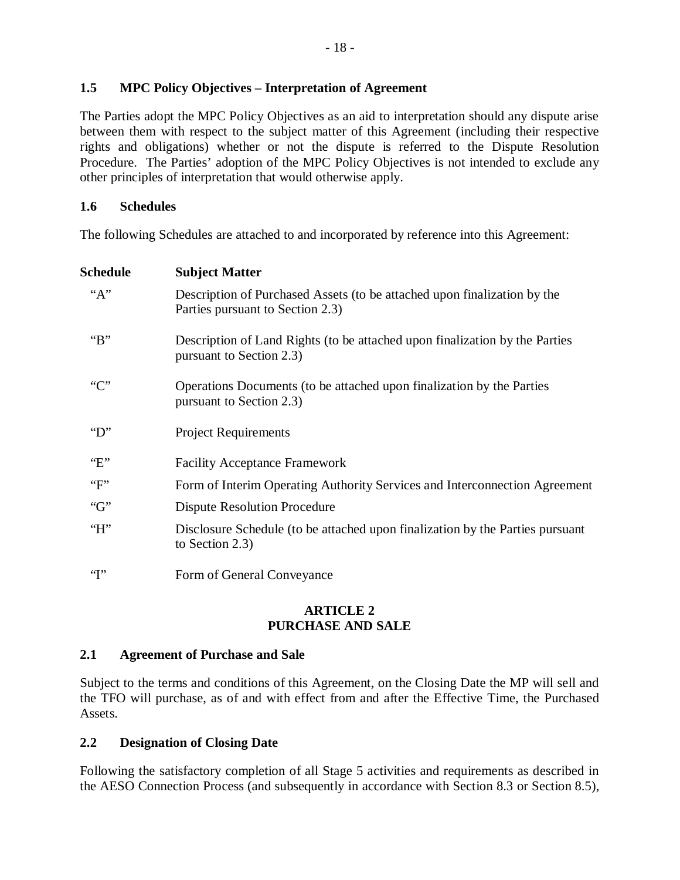### 1.5 MPC Policy Objectives – Interpretation of Agreement

The Parties adopt the MPC Policy Objectives as an aid to interpretation should any dispute arise between them with respect to the subject matter of this Agreement (including their respective rights and obligations) whether or not the dispute is referred to the Dispute Resolution Procedure. The Parties' adoption of the MPC Policy Objectives is not intended to exclude any other principles of interpretation that would otherwise apply.

### 1.6 Schedules

The following Schedules are attached to and incorporated by reference into this Agreement:

| Schedule | Subject Matter |
|---|---|
| "A" | Description of Purchased Assets (to be attached upon finalization by the Parties pursuant to Section 2.3) |
| "B" | Description of Land Rights (to be attached upon finalization by the Parties pursuant to Section 2.3) |
| "C" | Operations Documents (to be attached upon finalization by the Parties pursuant to Section 2.3) |
| "D" | Project Requirements |
| "E" | Facility Acceptance Framework |
| "F" | Form of Interim Operating Authority Services and Interconnection Agreement |
| "G" | Dispute Resolution Procedure |
| "H" | Disclosure Schedule (to be attached upon finalization by the Parties pursuant to Section 2.3) |
| "I" | Form of General Conveyance |

## ARTICLE 2 PURCHASE AND SALE

### 2.1 Agreement of Purchase and Sale

Subject to the terms and conditions of this Agreement, on the Closing Date the MP will sell and the TFO will purchase, as of and with effect from and after the Effective Time, the Purchased Assets.

### 2.2 Designation of Closing Date

Following the satisfactory completion of all Stage 5 activities and requirements as described in the AESO Connection Process (and subsequently in accordance with Section 8.3 or Section 8.5),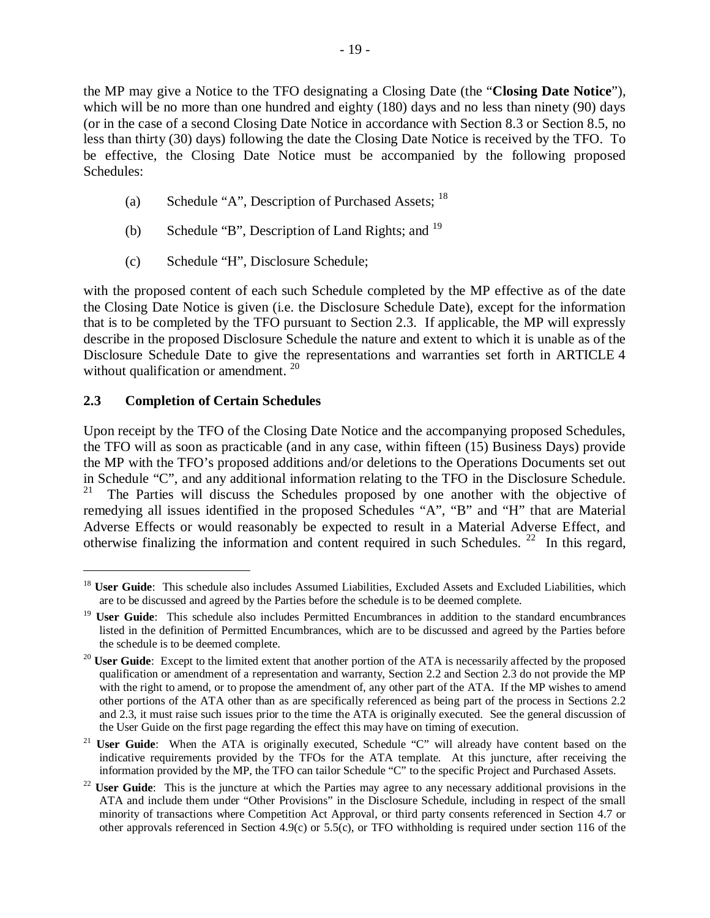the MP may give a Notice to the TFO designating a Closing Date (the "**Closing Date Notice**"), which will be no more than one hundred and eighty (180) days and no less than ninety (90) days (or in the case of a second Closing Date Notice in accordance with Section 8.3 or Section 8.5, no less than thirty (30) days) following the date the Closing Date Notice is received by the TFO. To be effective, the Closing Date Notice must be accompanied by the following proposed Schedules:

(a) Schedule "A", Description of Purchased Assets; [18]

(b) Schedule "B", Description of Land Rights; and [19]

(c) Schedule "H", Disclosure Schedule;

with the proposed content of each such Schedule completed by the MP effective as of the date the Closing Date Notice is given (i.e. the Disclosure Schedule Date), except for the information that is to be completed by the TFO pursuant to Section 2.3. If applicable, the MP will expressly describe in the proposed Disclosure Schedule the nature and extent to which it is unable as of the Disclosure Schedule Date to give the representations and warranties set forth in ARTICLE 4 without qualification or amendment. [20]

## 2.3 Completion of Certain Schedules

Upon receipt by the TFO of the Closing Date Notice and the accompanying proposed Schedules, the TFO will as soon as practicable (and in any case, within fifteen (15) Business Days) provide the MP with the TFO's proposed additions and/or deletions to the Operations Documents set out in Schedule "C", and any additional information relating to the TFO in the Disclosure Schedule. [21] The Parties will discuss the Schedules proposed by one another with the objective of remedying all issues identified in the proposed Schedules "A", "B" and "H" that are Material Adverse Effects or would reasonably be expected to result in a Material Adverse Effect, and otherwise finalizing the information and content required in such Schedules. [22] In this regard,

---

[18] **User Guide**: This schedule also includes Assumed Liabilities, Excluded Assets and Excluded Liabilities, which are to be discussed and agreed by the Parties before the schedule is to be deemed complete.

[19] **User Guide**: This schedule also includes Permitted Encumbrances in addition to the standard encumbrances listed in the definition of Permitted Encumbrances, which are to be discussed and agreed by the Parties before the schedule is to be deemed complete.

[20] **User Guide**: Except to the limited extent that another portion of the ATA is necessarily affected by the proposed qualification or amendment of a representation and warranty, Section 2.2 and Section 2.3 do not provide the MP with the right to amend, or to propose the amendment of, any other part of the ATA. If the MP wishes to amend other portions of the ATA other than as are specifically referenced as being part of the process in Sections 2.2 and 2.3, it must raise such issues prior to the time the ATA is originally executed. See the general discussion of the User Guide on the first page regarding the effect this may have on timing of execution.

[21] **User Guide**: When the ATA is originally executed, Schedule "C" will already have content based on the indicative requirements provided by the TFOs for the ATA template. At this juncture, after receiving the information provided by the MP, the TFO can tailor Schedule "C" to the specific Project and Purchased Assets.

[22] **User Guide**: This is the juncture at which the Parties may agree to any necessary additional provisions in the ATA and include them under "Other Provisions" in the Disclosure Schedule, including in respect of the small minority of transactions where Competition Act Approval, or third party consents referenced in Section 4.7 or other approvals referenced in Section 4.9(c) or 5.5(c), or TFO withholding is required under section 116 of the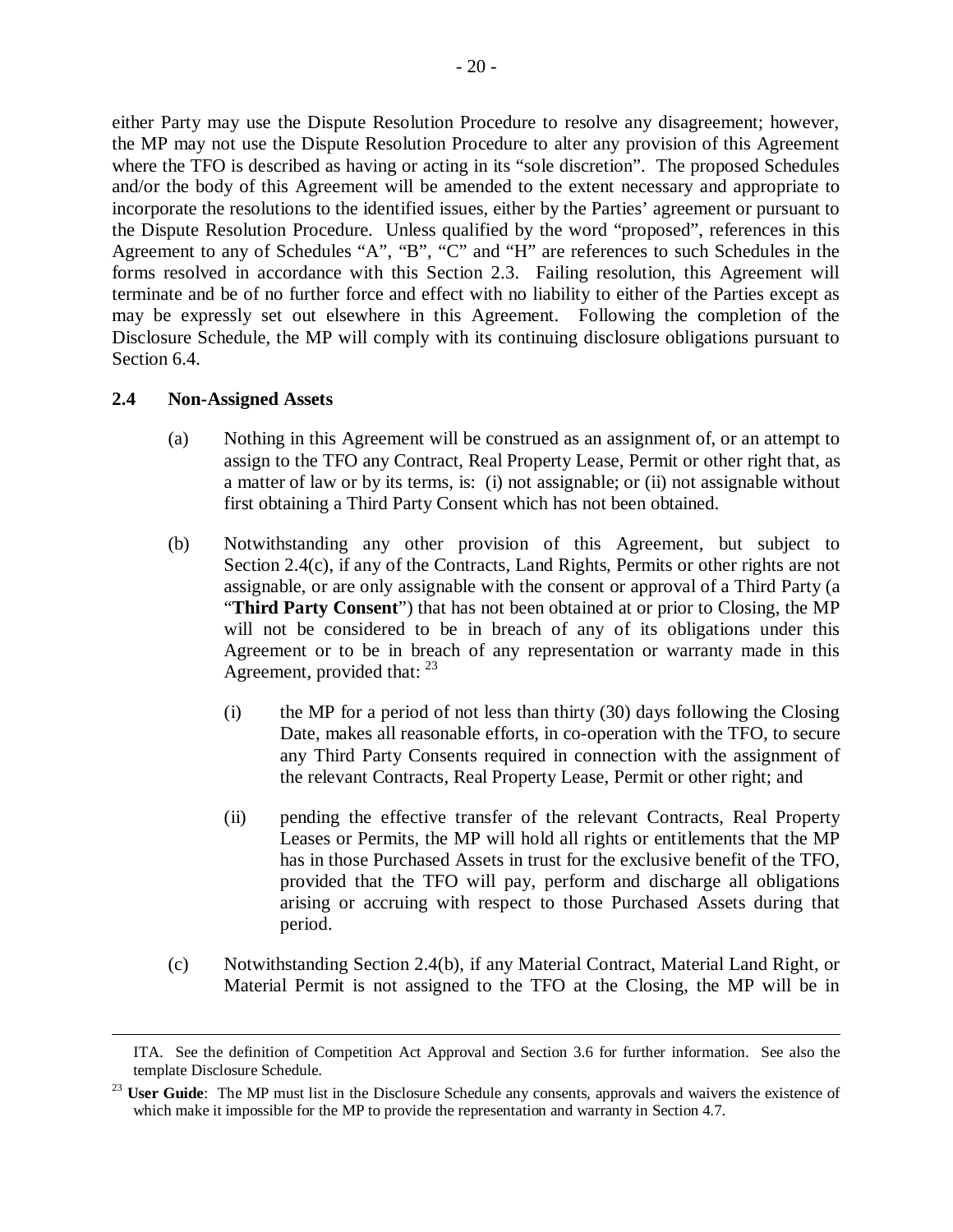either Party may use the Dispute Resolution Procedure to resolve any disagreement; however, the MP may not use the Dispute Resolution Procedure to alter any provision of this Agreement where the TFO is described as having or acting in its "sole discretion". The proposed Schedules and/or the body of this Agreement will be amended to the extent necessary and appropriate to incorporate the resolutions to the identified issues, either by the Parties' agreement or pursuant to the Dispute Resolution Procedure. Unless qualified by the word "proposed", references in this Agreement to any of Schedules "A", "B", "C" and "H" are references to such Schedules in the forms resolved in accordance with this Section 2.3. Failing resolution, this Agreement will terminate and be of no further force and effect with no liability to either of the Parties except as may be expressly set out elsewhere in this Agreement. Following the completion of the Disclosure Schedule, the MP will comply with its continuing disclosure obligations pursuant to Section 6.4.

### 2.4 Non-Assigned Assets

(a) Nothing in this Agreement will be construed as an assignment of, or an attempt to assign to the TFO any Contract, Real Property Lease, Permit or other right that, as a matter of law or by its terms, is: (i) not assignable; or (ii) not assignable without first obtaining a Third Party Consent which has not been obtained.

(b) Notwithstanding any other provision of this Agreement, but subject to Section 2.4(c), if any of the Contracts, Land Rights, Permits or other rights are not assignable, or are only assignable with the consent or approval of a Third Party (a "**Third Party Consent**") that has not been obtained at or prior to Closing, the MP will not be considered to be in breach of any of its obligations under this Agreement or to be in breach of any representation or warranty made in this Agreement, provided that: [23]

(i) the MP for a period of not less than thirty (30) days following the Closing Date, makes all reasonable efforts, in co-operation with the TFO, to secure any Third Party Consents required in connection with the assignment of the relevant Contracts, Real Property Lease, Permit or other right; and

(ii) pending the effective transfer of the relevant Contracts, Real Property Leases or Permits, the MP will hold all rights or entitlements that the MP has in those Purchased Assets in trust for the exclusive benefit of the TFO, provided that the TFO will pay, perform and discharge all obligations arising or accruing with respect to those Purchased Assets during that period.

(c) Notwithstanding Section 2.4(b), if any Material Contract, Material Land Right, or Material Permit is not assigned to the TFO at the Closing, the MP will be in

---

ITA. See the definition of Competition Act Approval and Section 3.6 for further information. See also the template Disclosure Schedule.

[23] **User Guide**: The MP must list in the Disclosure Schedule any consents, approvals and waivers the existence of which make it impossible for the MP to provide the representation and warranty in Section 4.7.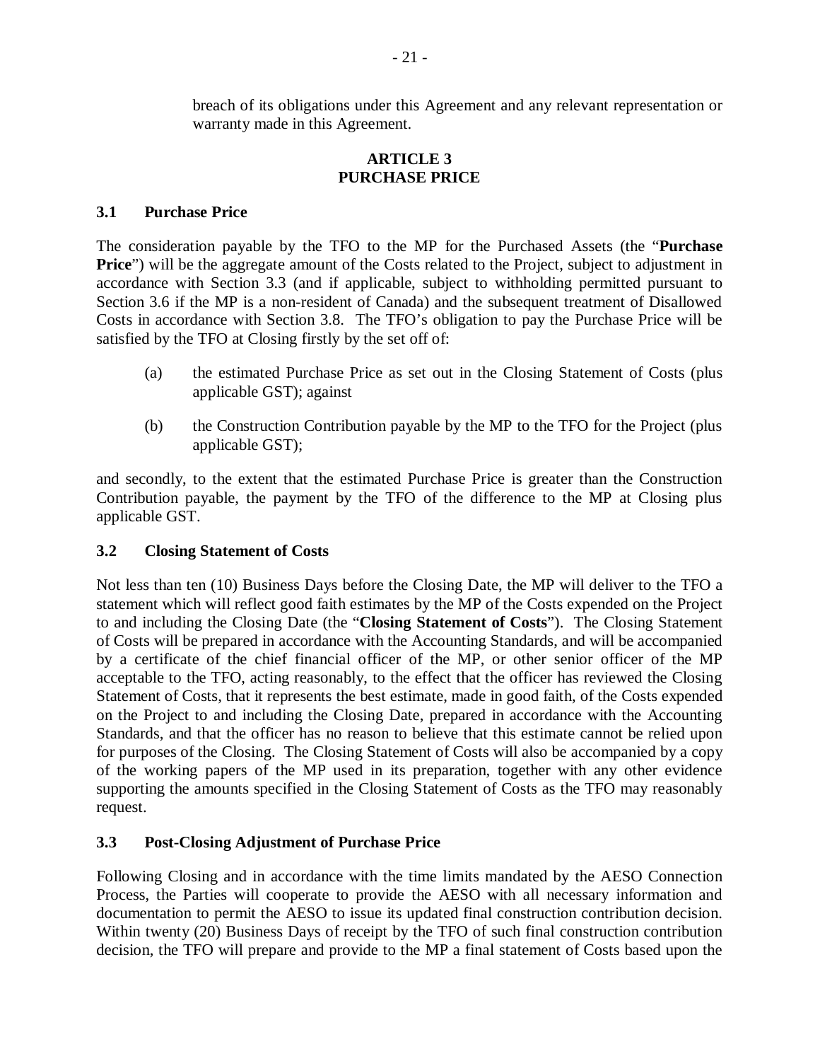breach of its obligations under this Agreement and any relevant representation or warranty made in this Agreement.

## ARTICLE 3
## PURCHASE PRICE

### 3.1 Purchase Price

The consideration payable by the TFO to the MP for the Purchased Assets (the "**Purchase Price**") will be the aggregate amount of the Costs related to the Project, subject to adjustment in accordance with Section 3.3 (and if applicable, subject to withholding permitted pursuant to Section 3.6 if the MP is a non-resident of Canada) and the subsequent treatment of Disallowed Costs in accordance with Section 3.8. The TFO's obligation to pay the Purchase Price will be satisfied by the TFO at Closing firstly by the set off of:

(a) the estimated Purchase Price as set out in the Closing Statement of Costs (plus applicable GST); against

(b) the Construction Contribution payable by the MP to the TFO for the Project (plus applicable GST);

and secondly, to the extent that the estimated Purchase Price is greater than the Construction Contribution payable, the payment by the TFO of the difference to the MP at Closing plus applicable GST.

### 3.2 Closing Statement of Costs

Not less than ten (10) Business Days before the Closing Date, the MP will deliver to the TFO a statement which will reflect good faith estimates by the MP of the Costs expended on the Project to and including the Closing Date (the "**Closing Statement of Costs**"). The Closing Statement of Costs will be prepared in accordance with the Accounting Standards, and will be accompanied by a certificate of the chief financial officer of the MP, or other senior officer of the MP acceptable to the TFO, acting reasonably, to the effect that the officer has reviewed the Closing Statement of Costs, that it represents the best estimate, made in good faith, of the Costs expended on the Project to and including the Closing Date, prepared in accordance with the Accounting Standards, and that the officer has no reason to believe that this estimate cannot be relied upon for purposes of the Closing. The Closing Statement of Costs will also be accompanied by a copy of the working papers of the MP used in its preparation, together with any other evidence supporting the amounts specified in the Closing Statement of Costs as the TFO may reasonably request.

### 3.3 Post-Closing Adjustment of Purchase Price

Following Closing and in accordance with the time limits mandated by the AESO Connection Process, the Parties will cooperate to provide the AESO with all necessary information and documentation to permit the AESO to issue its updated final construction contribution decision. Within twenty (20) Business Days of receipt by the TFO of such final construction contribution decision, the TFO will prepare and provide to the MP a final statement of Costs based upon the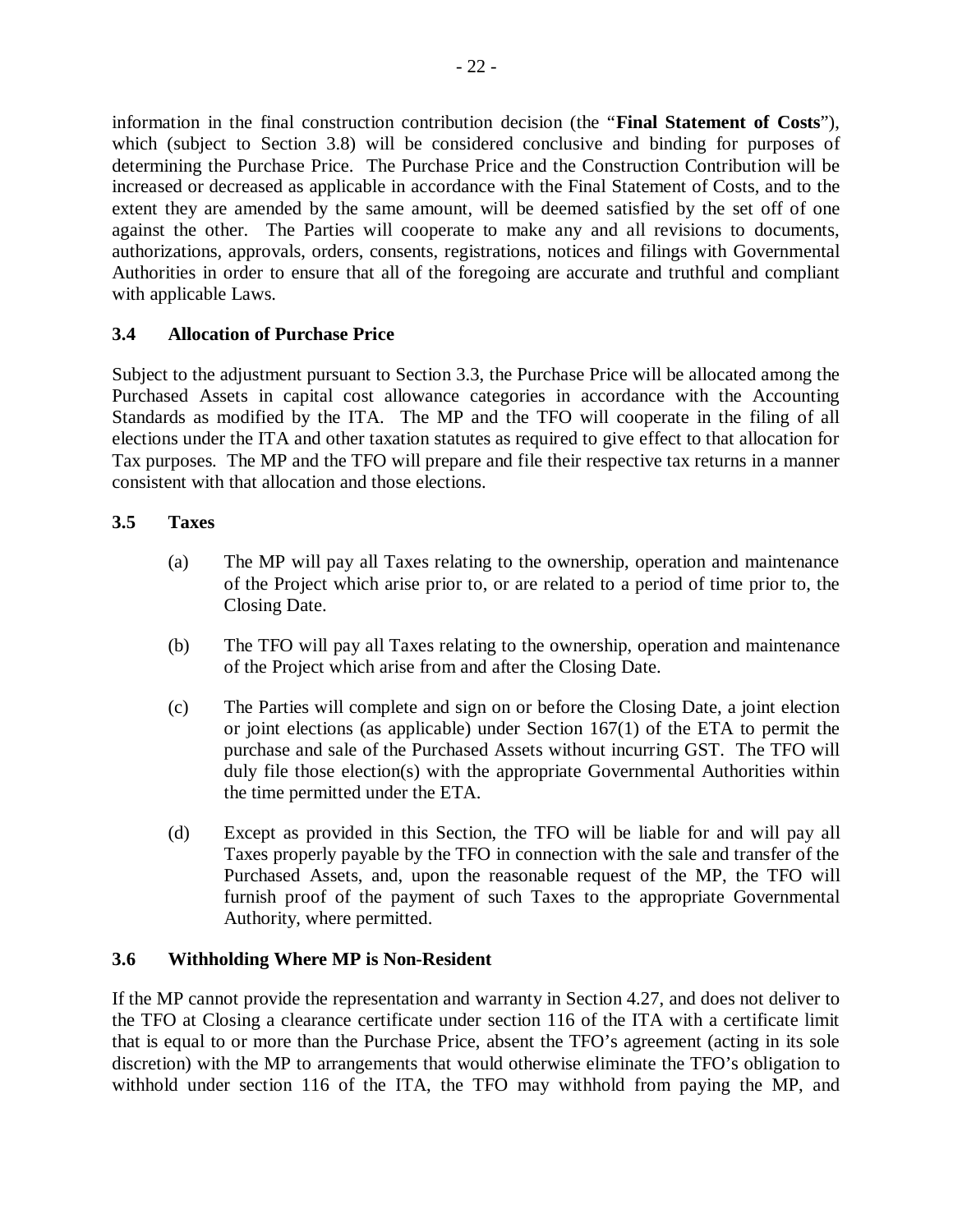information in the final construction contribution decision (the "**Final Statement of Costs**"), which (subject to Section 3.8) will be considered conclusive and binding for purposes of determining the Purchase Price. The Purchase Price and the Construction Contribution will be increased or decreased as applicable in accordance with the Final Statement of Costs, and to the extent they are amended by the same amount, will be deemed satisfied by the set off of one against the other. The Parties will cooperate to make any and all revisions to documents, authorizations, approvals, orders, consents, registrations, notices and filings with Governmental Authorities in order to ensure that all of the foregoing are accurate and truthful and compliant with applicable Laws.

### 3.4 Allocation of Purchase Price

Subject to the adjustment pursuant to Section 3.3, the Purchase Price will be allocated among the Purchased Assets in capital cost allowance categories in accordance with the Accounting Standards as modified by the ITA. The MP and the TFO will cooperate in the filing of all elections under the ITA and other taxation statutes as required to give effect to that allocation for Tax purposes. The MP and the TFO will prepare and file their respective tax returns in a manner consistent with that allocation and those elections.

### 3.5 Taxes

(a) The MP will pay all Taxes relating to the ownership, operation and maintenance of the Project which arise prior to, or are related to a period of time prior to, the Closing Date.

(b) The TFO will pay all Taxes relating to the ownership, operation and maintenance of the Project which arise from and after the Closing Date.

(c) The Parties will complete and sign on or before the Closing Date, a joint election or joint elections (as applicable) under Section 167(1) of the ETA to permit the purchase and sale of the Purchased Assets without incurring GST. The TFO will duly file those election(s) with the appropriate Governmental Authorities within the time permitted under the ETA.

(d) Except as provided in this Section, the TFO will be liable for and will pay all Taxes properly payable by the TFO in connection with the sale and transfer of the Purchased Assets, and, upon the reasonable request of the MP, the TFO will furnish proof of the payment of such Taxes to the appropriate Governmental Authority, where permitted.

### 3.6 Withholding Where MP is Non-Resident

If the MP cannot provide the representation and warranty in Section 4.27, and does not deliver to the TFO at Closing a clearance certificate under section 116 of the ITA with a certificate limit that is equal to or more than the Purchase Price, absent the TFO's agreement (acting in its sole discretion) with the MP to arrangements that would otherwise eliminate the TFO's obligation to withhold under section 116 of the ITA, the TFO may withhold from paying the MP, and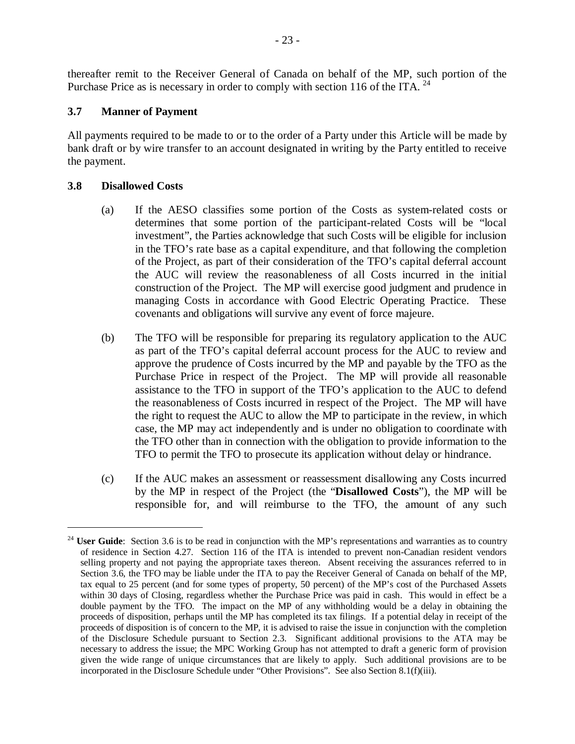thereafter remit to the Receiver General of Canada on behalf of the MP, such portion of the Purchase Price as is necessary in order to comply with section 116 of the ITA. [24]

### 3.7 Manner of Payment

All payments required to be made to or to the order of a Party under this Article will be made by bank draft or by wire transfer to an account designated in writing by the Party entitled to receive the payment.

### 3.8 Disallowed Costs

(a) If the AESO classifies some portion of the Costs as system-related costs or determines that some portion of the participant-related Costs will be "local investment", the Parties acknowledge that such Costs will be eligible for inclusion in the TFO's rate base as a capital expenditure, and that following the completion of the Project, as part of their consideration of the TFO's capital deferral account the AUC will review the reasonableness of all Costs incurred in the initial construction of the Project. The MP will exercise good judgment and prudence in managing Costs in accordance with Good Electric Operating Practice. These covenants and obligations will survive any event of force majeure.

(b) The TFO will be responsible for preparing its regulatory application to the AUC as part of the TFO's capital deferral account process for the AUC to review and approve the prudence of Costs incurred by the MP and payable by the TFO as the Purchase Price in respect of the Project. The MP will provide all reasonable assistance to the TFO in support of the TFO's application to the AUC to defend the reasonableness of Costs incurred in respect of the Project. The MP will have the right to request the AUC to allow the MP to participate in the review, in which case, the MP may act independently and is under no obligation to coordinate with the TFO other than in connection with the obligation to provide information to the TFO to permit the TFO to prosecute its application without delay or hindrance.

(c) If the AUC makes an assessment or reassessment disallowing any Costs incurred by the MP in respect of the Project (the "**Disallowed Costs**"), the MP will be responsible for, and will reimburse to the TFO, the amount of any such

---

[24] **User Guide**: Section 3.6 is to be read in conjunction with the MP's representations and warranties as to country of residence in Section 4.27. Section 116 of the ITA is intended to prevent non-Canadian resident vendors selling property and not paying the appropriate taxes thereon. Absent receiving the assurances referred to in Section 3.6, the TFO may be liable under the ITA to pay the Receiver General of Canada on behalf of the MP, tax equal to 25 percent (and for some types of property, 50 percent) of the MP's cost of the Purchased Assets within 30 days of Closing, regardless whether the Purchase Price was paid in cash. This would in effect be a double payment by the TFO. The impact on the MP of any withholding would be a delay in obtaining the proceeds of disposition, perhaps until the MP has completed its tax filings. If a potential delay in receipt of the proceeds of disposition is of concern to the MP, it is advised to raise the issue in conjunction with the completion of the Disclosure Schedule pursuant to Section 2.3. Significant additional provisions to the ATA may be necessary to address the issue; the MPC Working Group has not attempted to draft a generic form of provision given the wide range of unique circumstances that are likely to apply. Such additional provisions are to be incorporated in the Disclosure Schedule under "Other Provisions". See also Section 8.1(f)(iii).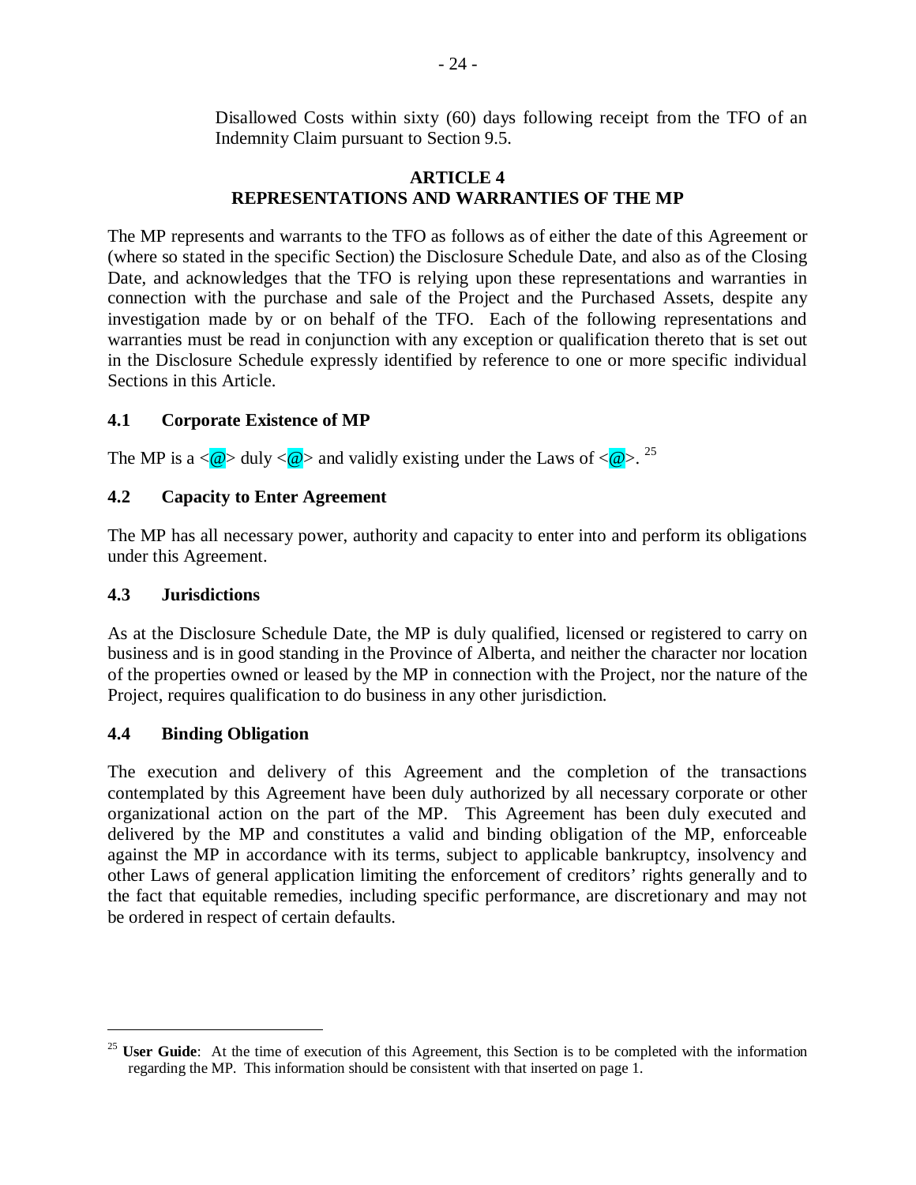Disallowed Costs within sixty (60) days following receipt from the TFO of an Indemnity Claim pursuant to Section 9.5.

## ARTICLE 4
## REPRESENTATIONS AND WARRANTIES OF THE MP

The MP represents and warrants to the TFO as follows as of either the date of this Agreement or (where so stated in the specific Section) the Disclosure Schedule Date, and also as of the Closing Date, and acknowledges that the TFO is relying upon these representations and warranties in connection with the purchase and sale of the Project and the Purchased Assets, despite any investigation made by or on behalf of the TFO. Each of the following representations and warranties must be read in conjunction with any exception or qualification thereto that is set out in the Disclosure Schedule expressly identified by reference to one or more specific individual Sections in this Article.

### 4.1 Corporate Existence of MP

The MP is a <@> duly <@> and validly existing under the Laws of <@>. [25]

### 4.2 Capacity to Enter Agreement

The MP has all necessary power, authority and capacity to enter into and perform its obligations under this Agreement.

### 4.3 Jurisdictions

As at the Disclosure Schedule Date, the MP is duly qualified, licensed or registered to carry on business and is in good standing in the Province of Alberta, and neither the character nor location of the properties owned or leased by the MP in connection with the Project, nor the nature of the Project, requires qualification to do business in any other jurisdiction.

### 4.4 Binding Obligation

The execution and delivery of this Agreement and the completion of the transactions contemplated by this Agreement have been duly authorized by all necessary corporate or other organizational action on the part of the MP. This Agreement has been duly executed and delivered by the MP and constitutes a valid and binding obligation of the MP, enforceable against the MP in accordance with its terms, subject to applicable bankruptcy, insolvency and other Laws of general application limiting the enforcement of creditors' rights generally and to the fact that equitable remedies, including specific performance, are discretionary and may not be ordered in respect of certain defaults.

---

[25] **User Guide**: At the time of execution of this Agreement, this Section is to be completed with the information regarding the MP. This information should be consistent with that inserted on page 1.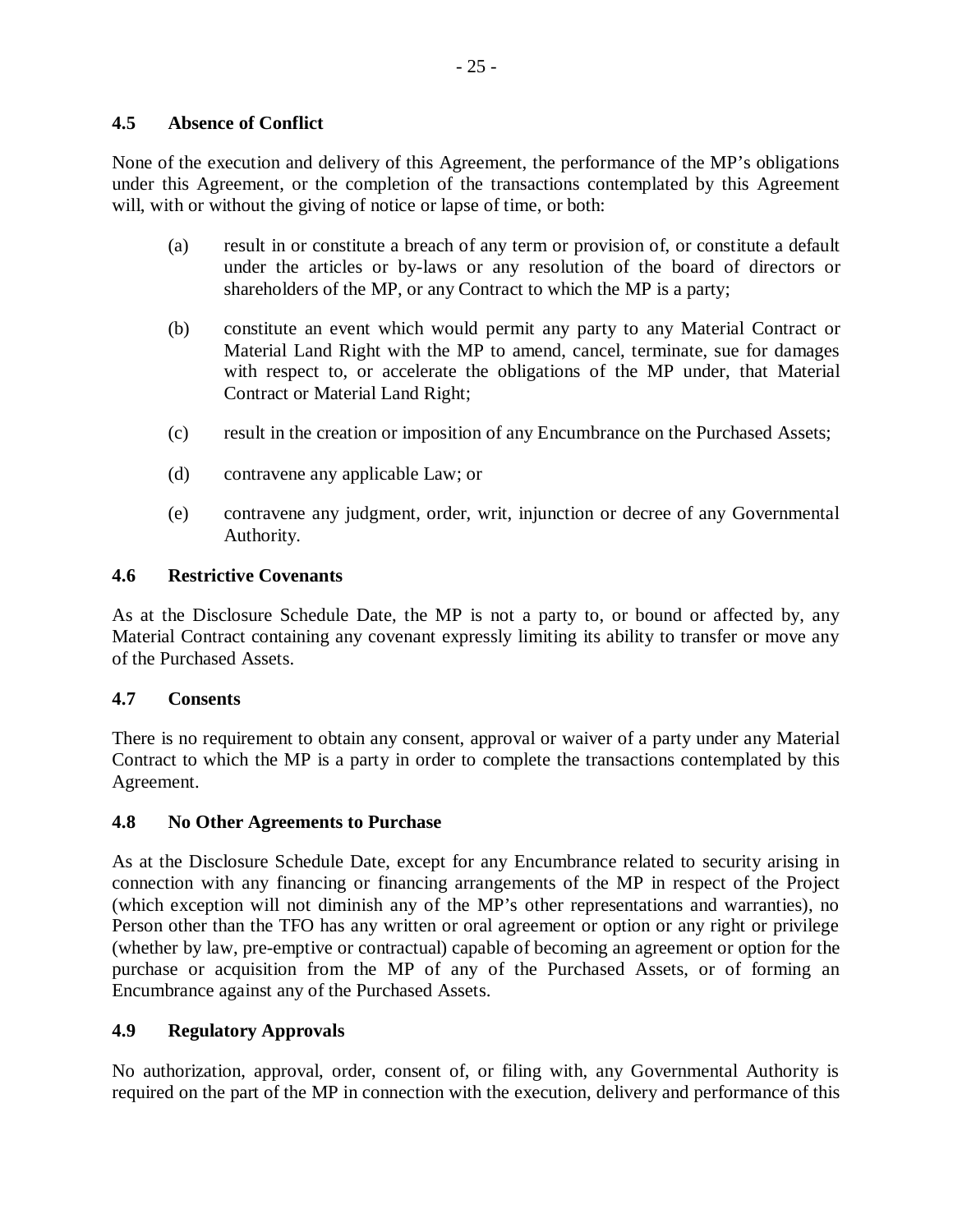### 4.5 Absence of Conflict

None of the execution and delivery of this Agreement, the performance of the MP's obligations under this Agreement, or the completion of the transactions contemplated by this Agreement will, with or without the giving of notice or lapse of time, or both:

(a) result in or constitute a breach of any term or provision of, or constitute a default under the articles or by-laws or any resolution of the board of directors or shareholders of the MP, or any Contract to which the MP is a party;

(b) constitute an event which would permit any party to any Material Contract or Material Land Right with the MP to amend, cancel, terminate, sue for damages with respect to, or accelerate the obligations of the MP under, that Material Contract or Material Land Right;

(c) result in the creation or imposition of any Encumbrance on the Purchased Assets;

(d) contravene any applicable Law; or

(e) contravene any judgment, order, writ, injunction or decree of any Governmental Authority.

### 4.6 Restrictive Covenants

As at the Disclosure Schedule Date, the MP is not a party to, or bound or affected by, any Material Contract containing any covenant expressly limiting its ability to transfer or move any of the Purchased Assets.

### 4.7 Consents

There is no requirement to obtain any consent, approval or waiver of a party under any Material Contract to which the MP is a party in order to complete the transactions contemplated by this Agreement.

### 4.8 No Other Agreements to Purchase

As at the Disclosure Schedule Date, except for any Encumbrance related to security arising in connection with any financing or financing arrangements of the MP in respect of the Project (which exception will not diminish any of the MP's other representations and warranties), no Person other than the TFO has any written or oral agreement or option or any right or privilege (whether by law, pre-emptive or contractual) capable of becoming an agreement or option for the purchase or acquisition from the MP of any of the Purchased Assets, or of forming an Encumbrance against any of the Purchased Assets.

### 4.9 Regulatory Approvals

No authorization, approval, order, consent of, or filing with, any Governmental Authority is required on the part of the MP in connection with the execution, delivery and performance of this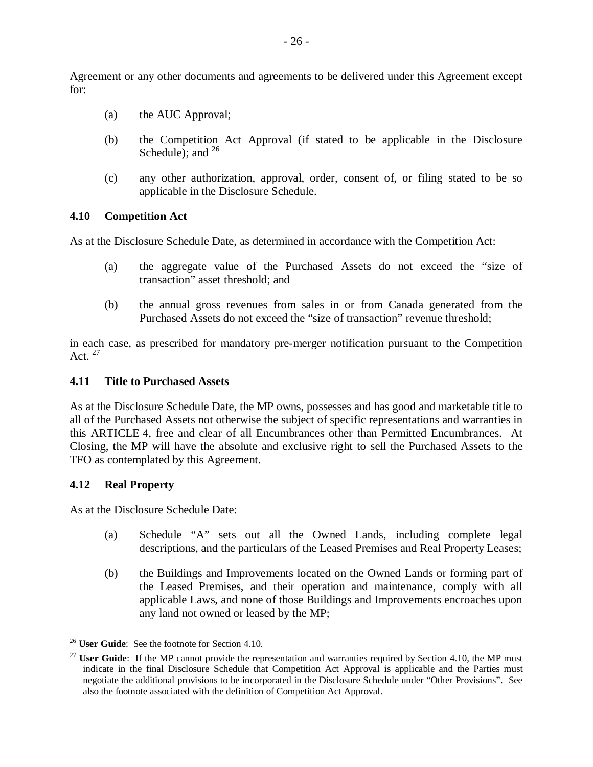Agreement or any other documents and agreements to be delivered under this Agreement except for:

(a) the AUC Approval;

(b) the Competition Act Approval (if stated to be applicable in the Disclosure Schedule); and [26]

(c) any other authorization, approval, order, consent of, or filing stated to be so applicable in the Disclosure Schedule.

### 4.10 Competition Act

As at the Disclosure Schedule Date, as determined in accordance with the Competition Act:

(a) the aggregate value of the Purchased Assets do not exceed the "size of transaction" asset threshold; and

(b) the annual gross revenues from sales in or from Canada generated from the Purchased Assets do not exceed the "size of transaction" revenue threshold;

in each case, as prescribed for mandatory pre-merger notification pursuant to the Competition Act. [27]

### 4.11 Title to Purchased Assets

As at the Disclosure Schedule Date, the MP owns, possesses and has good and marketable title to all of the Purchased Assets not otherwise the subject of specific representations and warranties in this ARTICLE 4, free and clear of all Encumbrances other than Permitted Encumbrances. At Closing, the MP will have the absolute and exclusive right to sell the Purchased Assets to the TFO as contemplated by this Agreement.

### 4.12 Real Property

As at the Disclosure Schedule Date:

(a) Schedule "A" sets out all the Owned Lands, including complete legal descriptions, and the particulars of the Leased Premises and Real Property Leases;

(b) the Buildings and Improvements located on the Owned Lands or forming part of the Leased Premises, and their operation and maintenance, comply with all applicable Laws, and none of those Buildings and Improvements encroaches upon any land not owned or leased by the MP;

---

[26] **User Guide**: See the footnote for Section 4.10.

[27] **User Guide**: If the MP cannot provide the representation and warranties required by Section 4.10, the MP must indicate in the final Disclosure Schedule that Competition Act Approval is applicable and the Parties must negotiate the additional provisions to be incorporated in the Disclosure Schedule under "Other Provisions". See also the footnote associated with the definition of Competition Act Approval.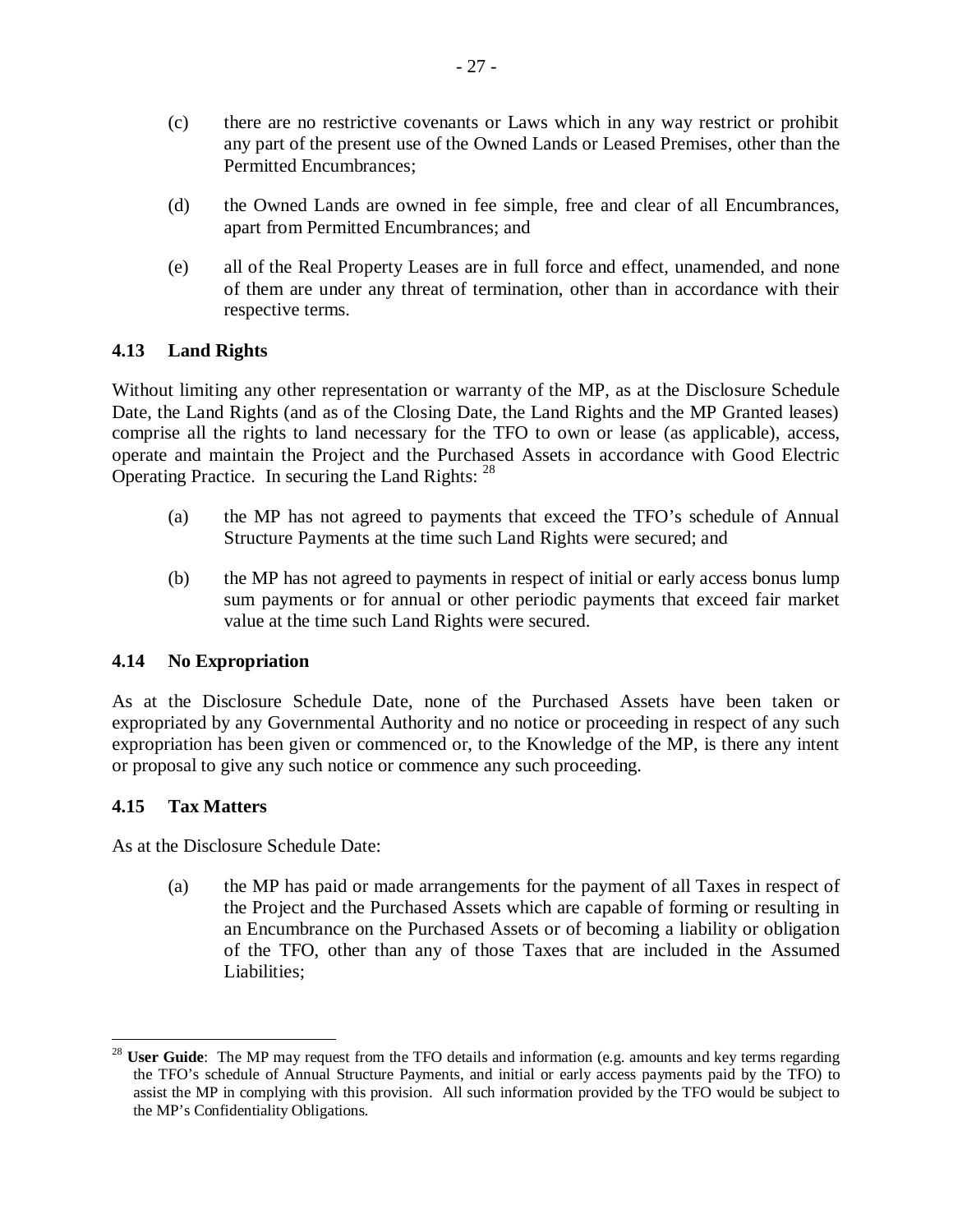(c) there are no restrictive covenants or Laws which in any way restrict or prohibit any part of the present use of the Owned Lands or Leased Premises, other than the Permitted Encumbrances;

(d) the Owned Lands are owned in fee simple, free and clear of all Encumbrances, apart from Permitted Encumbrances; and

(e) all of the Real Property Leases are in full force and effect, unamended, and none of them are under any threat of termination, other than in accordance with their respective terms.

### 4.13 Land Rights

Without limiting any other representation or warranty of the MP, as at the Disclosure Schedule Date, the Land Rights (and as of the Closing Date, the Land Rights and the MP Granted leases) comprise all the rights to land necessary for the TFO to own or lease (as applicable), access, operate and maintain the Project and the Purchased Assets in accordance with Good Electric Operating Practice. In securing the Land Rights: [28]

(a) the MP has not agreed to payments that exceed the TFO's schedule of Annual Structure Payments at the time such Land Rights were secured; and

(b) the MP has not agreed to payments in respect of initial or early access bonus lump sum payments or for annual or other periodic payments that exceed fair market value at the time such Land Rights were secured.

### 4.14 No Expropriation

As at the Disclosure Schedule Date, none of the Purchased Assets have been taken or expropriated by any Governmental Authority and no notice or proceeding in respect of any such expropriation has been given or commenced or, to the Knowledge of the MP, is there any intent or proposal to give any such notice or commence any such proceeding.

### 4.15 Tax Matters

As at the Disclosure Schedule Date:

(a) the MP has paid or made arrangements for the payment of all Taxes in respect of the Project and the Purchased Assets which are capable of forming or resulting in an Encumbrance on the Purchased Assets or of becoming a liability or obligation of the TFO, other than any of those Taxes that are included in the Assumed Liabilities;

---

[28] **User Guide**: The MP may request from the TFO details and information (e.g. amounts and key terms regarding the TFO's schedule of Annual Structure Payments, and initial or early access payments paid by the TFO) to assist the MP in complying with this provision. All such information provided by the TFO would be subject to the MP's Confidentiality Obligations.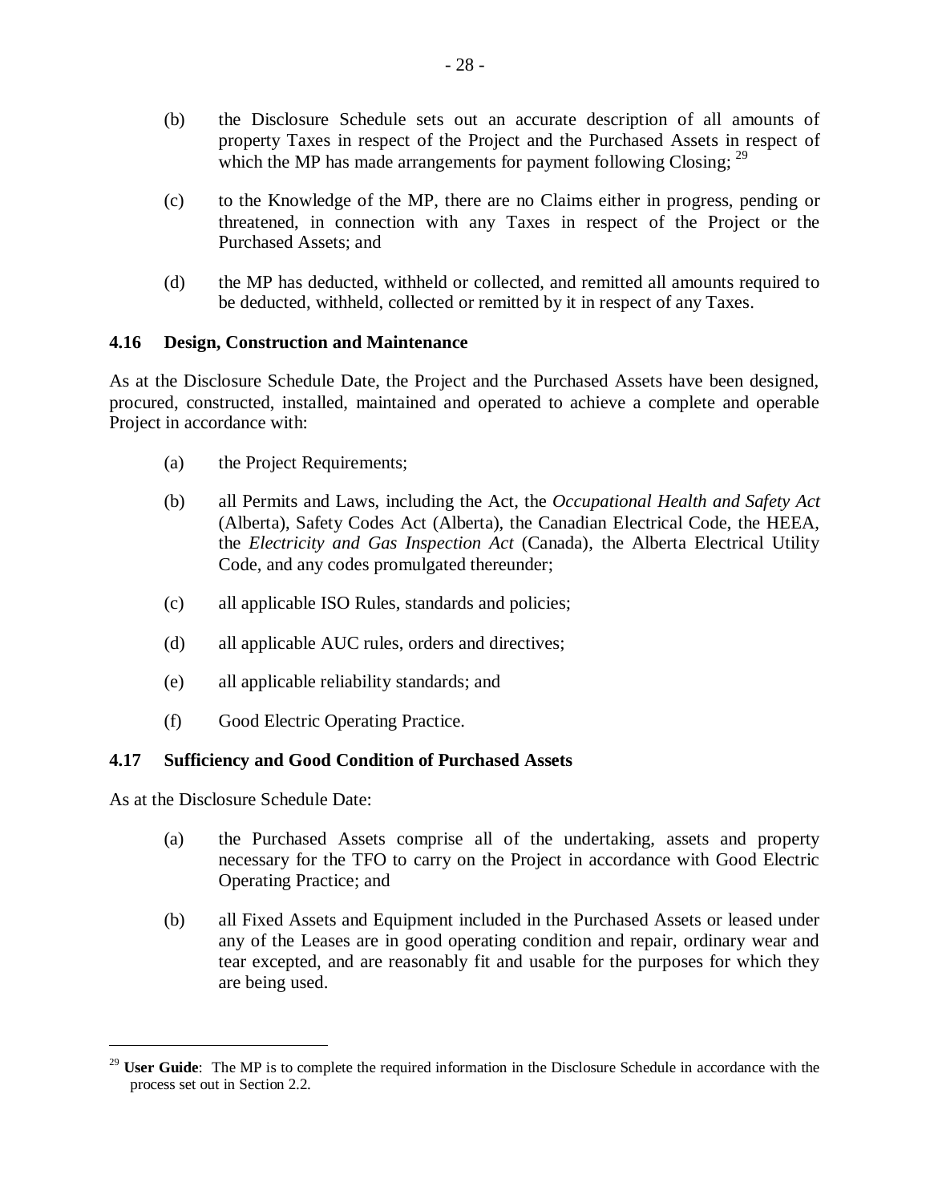(b) the Disclosure Schedule sets out an accurate description of all amounts of property Taxes in respect of the Project and the Purchased Assets in respect of which the MP has made arrangements for payment following Closing; [29]

(c) to the Knowledge of the MP, there are no Claims either in progress, pending or threatened, in connection with any Taxes in respect of the Project or the Purchased Assets; and

(d) the MP has deducted, withheld or collected, and remitted all amounts required to be deducted, withheld, collected or remitted by it in respect of any Taxes.

### 4.16 Design, Construction and Maintenance

As at the Disclosure Schedule Date, the Project and the Purchased Assets have been designed, procured, constructed, installed, maintained and operated to achieve a complete and operable Project in accordance with:

(a) the Project Requirements;

(b) all Permits and Laws, including the Act, the *Occupational Health and Safety Act* (Alberta), Safety Codes Act (Alberta), the Canadian Electrical Code, the HEEA, the *Electricity and Gas Inspection Act* (Canada), the Alberta Electrical Utility Code, and any codes promulgated thereunder;

(c) all applicable ISO Rules, standards and policies;

(d) all applicable AUC rules, orders and directives;

(e) all applicable reliability standards; and

(f) Good Electric Operating Practice.

### 4.17 Sufficiency and Good Condition of Purchased Assets

As at the Disclosure Schedule Date:

(a) the Purchased Assets comprise all of the undertaking, assets and property necessary for the TFO to carry on the Project in accordance with Good Electric Operating Practice; and

(b) all Fixed Assets and Equipment included in the Purchased Assets or leased under any of the Leases are in good operating condition and repair, ordinary wear and tear excepted, and are reasonably fit and usable for the purposes for which they are being used.

---

[29] **User Guide**: The MP is to complete the required information in the Disclosure Schedule in accordance with the process set out in Section 2.2.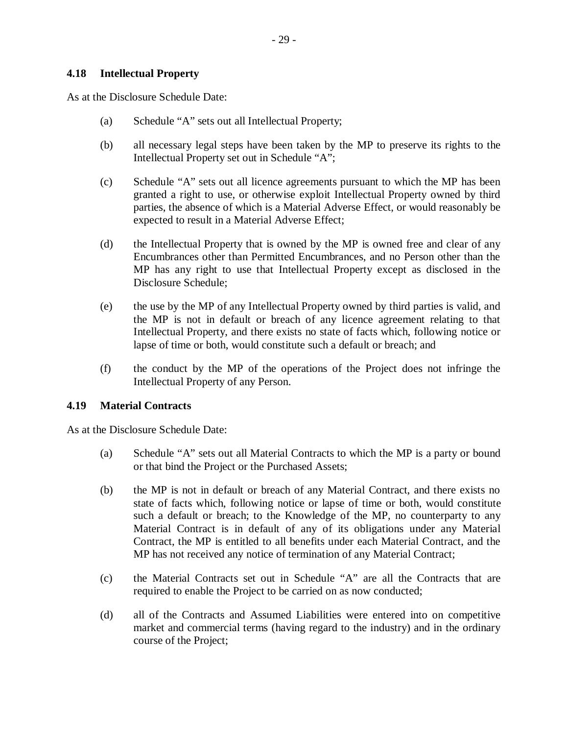### 4.18 Intellectual Property

As at the Disclosure Schedule Date:

(a) Schedule “A” sets out all Intellectual Property;

(b) all necessary legal steps have been taken by the MP to preserve its rights to the Intellectual Property set out in Schedule “A”;

(c) Schedule “A” sets out all licence agreements pursuant to which the MP has been granted a right to use, or otherwise exploit Intellectual Property owned by third parties, the absence of which is a Material Adverse Effect, or would reasonably be expected to result in a Material Adverse Effect;

(d) the Intellectual Property that is owned by the MP is owned free and clear of any Encumbrances other than Permitted Encumbrances, and no Person other than the MP has any right to use that Intellectual Property except as disclosed in the Disclosure Schedule;

(e) the use by the MP of any Intellectual Property owned by third parties is valid, and the MP is not in default or breach of any licence agreement relating to that Intellectual Property, and there exists no state of facts which, following notice or lapse of time or both, would constitute such a default or breach; and

(f) the conduct by the MP of the operations of the Project does not infringe the Intellectual Property of any Person.

### 4.19 Material Contracts

As at the Disclosure Schedule Date:

(a) Schedule “A” sets out all Material Contracts to which the MP is a party or bound or that bind the Project or the Purchased Assets;

(b) the MP is not in default or breach of any Material Contract, and there exists no state of facts which, following notice or lapse of time or both, would constitute such a default or breach; to the Knowledge of the MP, no counterparty to any Material Contract is in default of any of its obligations under any Material Contract, the MP is entitled to all benefits under each Material Contract, and the MP has not received any notice of termination of any Material Contract;

(c) the Material Contracts set out in Schedule “A” are all the Contracts that are required to enable the Project to be carried on as now conducted;

(d) all of the Contracts and Assumed Liabilities were entered into on competitive market and commercial terms (having regard to the industry) and in the ordinary course of the Project;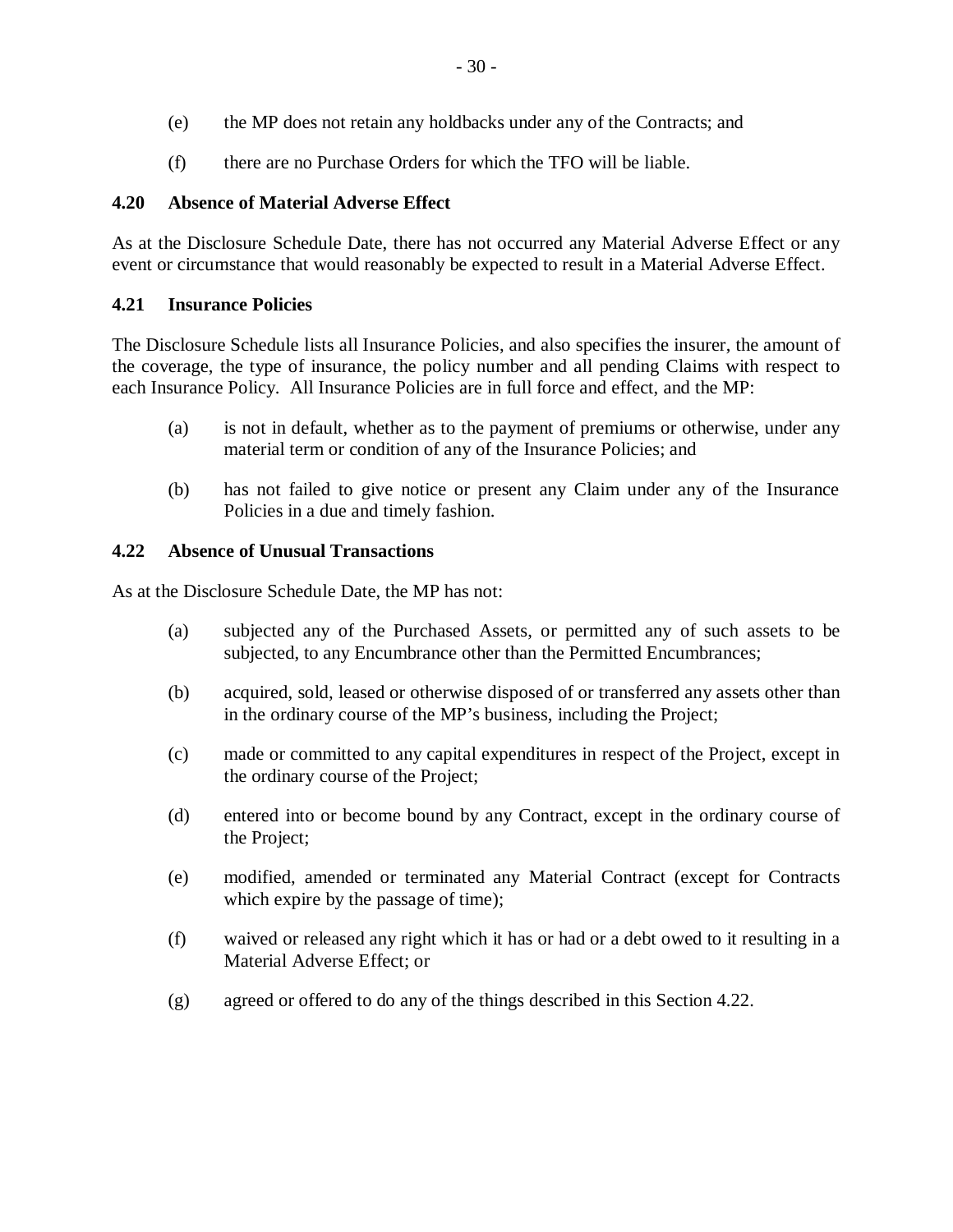(e) the MP does not retain any holdbacks under any of the Contracts; and

(f) there are no Purchase Orders for which the TFO will be liable.

### 4.20 Absence of Material Adverse Effect

As at the Disclosure Schedule Date, there has not occurred any Material Adverse Effect or any event or circumstance that would reasonably be expected to result in a Material Adverse Effect.

### 4.21 Insurance Policies

The Disclosure Schedule lists all Insurance Policies, and also specifies the insurer, the amount of the coverage, the type of insurance, the policy number and all pending Claims with respect to each Insurance Policy. All Insurance Policies are in full force and effect, and the MP:

(a) is not in default, whether as to the payment of premiums or otherwise, under any material term or condition of any of the Insurance Policies; and

(b) has not failed to give notice or present any Claim under any of the Insurance Policies in a due and timely fashion.

### 4.22 Absence of Unusual Transactions

As at the Disclosure Schedule Date, the MP has not:

(a) subjected any of the Purchased Assets, or permitted any of such assets to be subjected, to any Encumbrance other than the Permitted Encumbrances;

(b) acquired, sold, leased or otherwise disposed of or transferred any assets other than in the ordinary course of the MP's business, including the Project;

(c) made or committed to any capital expenditures in respect of the Project, except in the ordinary course of the Project;

(d) entered into or become bound by any Contract, except in the ordinary course of the Project;

(e) modified, amended or terminated any Material Contract (except for Contracts which expire by the passage of time);

(f) waived or released any right which it has or had or a debt owed to it resulting in a Material Adverse Effect; or

(g) agreed or offered to do any of the things described in this Section 4.22.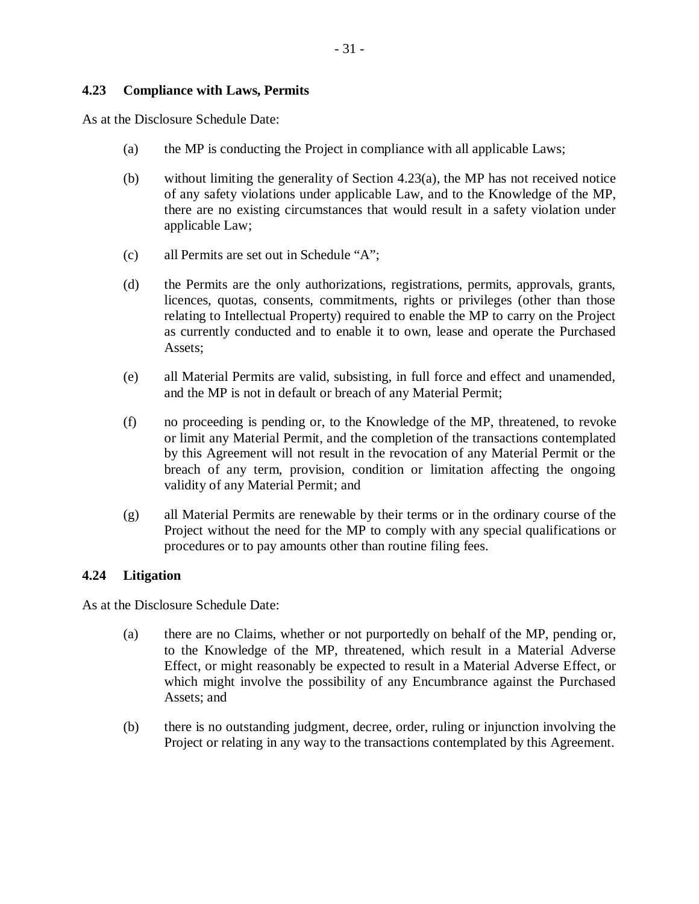### 4.23 Compliance with Laws, Permits

As at the Disclosure Schedule Date:

(a) the MP is conducting the Project in compliance with all applicable Laws;

(b) without limiting the generality of Section 4.23(a), the MP has not received notice of any safety violations under applicable Law, and to the Knowledge of the MP, there are no existing circumstances that would result in a safety violation under applicable Law;

(c) all Permits are set out in Schedule "A";

(d) the Permits are the only authorizations, registrations, permits, approvals, grants, licences, quotas, consents, commitments, rights or privileges (other than those relating to Intellectual Property) required to enable the MP to carry on the Project as currently conducted and to enable it to own, lease and operate the Purchased Assets;

(e) all Material Permits are valid, subsisting, in full force and effect and unamended, and the MP is not in default or breach of any Material Permit;

(f) no proceeding is pending or, to the Knowledge of the MP, threatened, to revoke or limit any Material Permit, and the completion of the transactions contemplated by this Agreement will not result in the revocation of any Material Permit or the breach of any term, provision, condition or limitation affecting the ongoing validity of any Material Permit; and

(g) all Material Permits are renewable by their terms or in the ordinary course of the Project without the need for the MP to comply with any special qualifications or procedures or to pay amounts other than routine filing fees.

### 4.24 Litigation

As at the Disclosure Schedule Date:

(a) there are no Claims, whether or not purportedly on behalf of the MP, pending or, to the Knowledge of the MP, threatened, which result in a Material Adverse Effect, or might reasonably be expected to result in a Material Adverse Effect, or which might involve the possibility of any Encumbrance against the Purchased Assets; and

(b) there is no outstanding judgment, decree, order, ruling or injunction involving the Project or relating in any way to the transactions contemplated by this Agreement.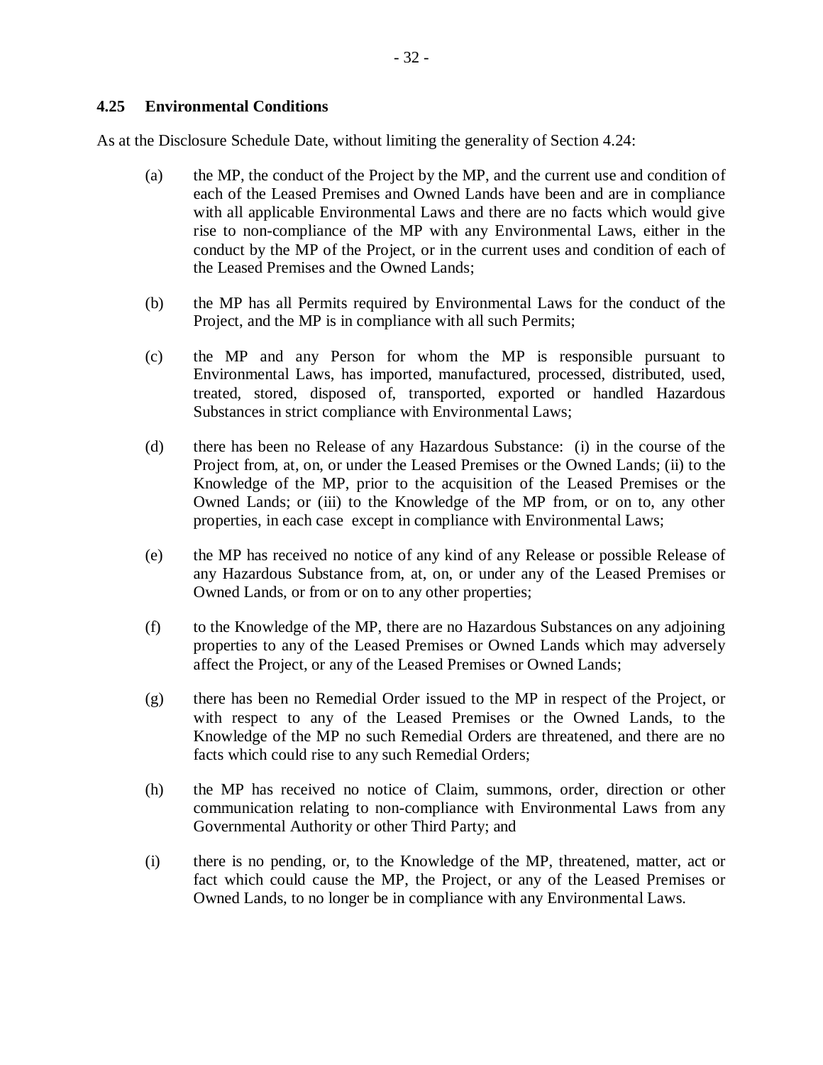### 4.25 Environmental Conditions

As at the Disclosure Schedule Date, without limiting the generality of Section 4.24:

(a) the MP, the conduct of the Project by the MP, and the current use and condition of each of the Leased Premises and Owned Lands have been and are in compliance with all applicable Environmental Laws and there are no facts which would give rise to non-compliance of the MP with any Environmental Laws, either in the conduct by the MP of the Project, or in the current uses and condition of each of the Leased Premises and the Owned Lands;

(b) the MP has all Permits required by Environmental Laws for the conduct of the Project, and the MP is in compliance with all such Permits;

(c) the MP and any Person for whom the MP is responsible pursuant to Environmental Laws, has imported, manufactured, processed, distributed, used, treated, stored, disposed of, transported, exported or handled Hazardous Substances in strict compliance with Environmental Laws;

(d) there has been no Release of any Hazardous Substance: (i) in the course of the Project from, at, on, or under the Leased Premises or the Owned Lands; (ii) to the Knowledge of the MP, prior to the acquisition of the Leased Premises or the Owned Lands; or (iii) to the Knowledge of the MP from, or on to, any other properties, in each case except in compliance with Environmental Laws;

(e) the MP has received no notice of any kind of any Release or possible Release of any Hazardous Substance from, at, on, or under any of the Leased Premises or Owned Lands, or from or on to any other properties;

(f) to the Knowledge of the MP, there are no Hazardous Substances on any adjoining properties to any of the Leased Premises or Owned Lands which may adversely affect the Project, or any of the Leased Premises or Owned Lands;

(g) there has been no Remedial Order issued to the MP in respect of the Project, or with respect to any of the Leased Premises or the Owned Lands, to the Knowledge of the MP no such Remedial Orders are threatened, and there are no facts which could rise to any such Remedial Orders;

(h) the MP has received no notice of Claim, summons, order, direction or other communication relating to non-compliance with Environmental Laws from any Governmental Authority or other Third Party; and

(i) there is no pending, or, to the Knowledge of the MP, threatened, matter, act or fact which could cause the MP, the Project, or any of the Leased Premises or Owned Lands, to no longer be in compliance with any Environmental Laws.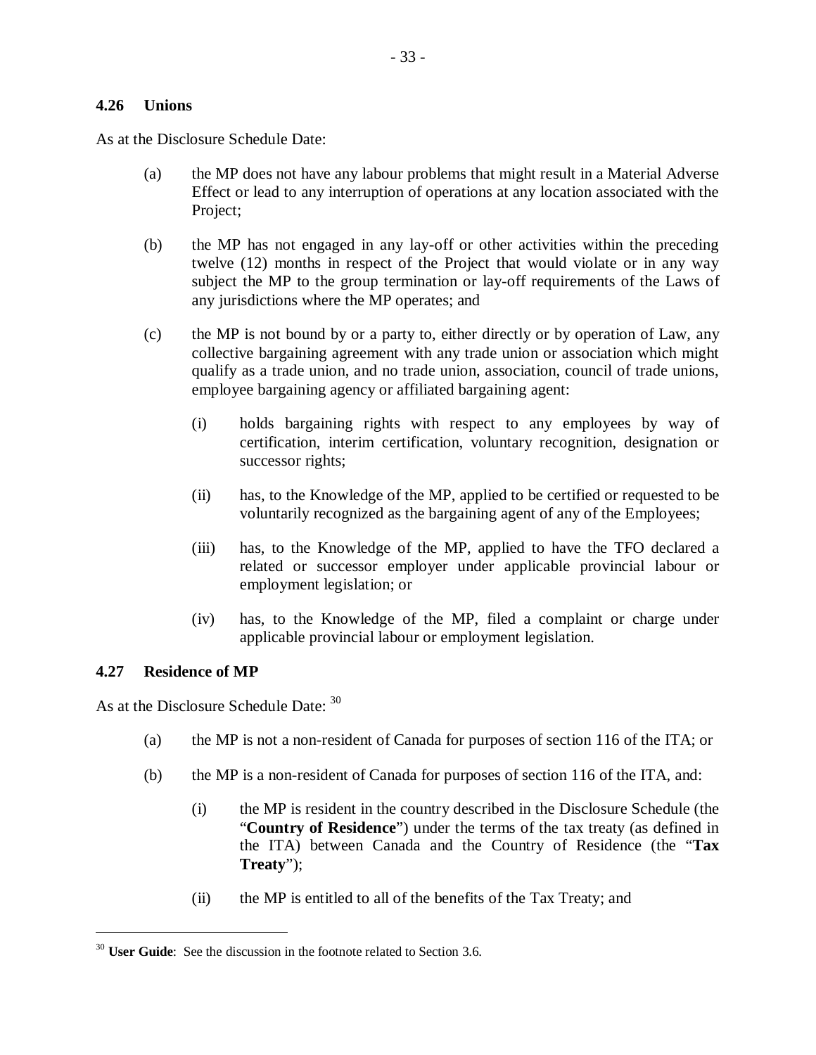### 4.26 Unions

As at the Disclosure Schedule Date:

(a) the MP does not have any labour problems that might result in a Material Adverse Effect or lead to any interruption of operations at any location associated with the Project;

(b) the MP has not engaged in any lay-off or other activities within the preceding twelve (12) months in respect of the Project that would violate or in any way subject the MP to the group termination or lay-off requirements of the Laws of any jurisdictions where the MP operates; and

(c) the MP is not bound by or a party to, either directly or by operation of Law, any collective bargaining agreement with any trade union or association which might qualify as a trade union, and no trade union, association, council of trade unions, employee bargaining agency or affiliated bargaining agent:

  (i) holds bargaining rights with respect to any employees by way of certification, interim certification, voluntary recognition, designation or successor rights;

  (ii) has, to the Knowledge of the MP, applied to be certified or requested to be voluntarily recognized as the bargaining agent of any of the Employees;

  (iii) has, to the Knowledge of the MP, applied to have the TFO declared a related or successor employer under applicable provincial labour or employment legislation; or

  (iv) has, to the Knowledge of the MP, filed a complaint or charge under applicable provincial labour or employment legislation.

### 4.27 Residence of MP

As at the Disclosure Schedule Date: [30]

(a) the MP is not a non-resident of Canada for purposes of section 116 of the ITA; or

(b) the MP is a non-resident of Canada for purposes of section 116 of the ITA, and:

  (i) the MP is resident in the country described in the Disclosure Schedule (the "**Country of Residence**") under the terms of the tax treaty (as defined in the ITA) between Canada and the Country of Residence (the "**Tax Treaty**");

  (ii) the MP is entitled to all of the benefits of the Tax Treaty; and

---

[30] **User Guide**: See the discussion in the footnote related to Section 3.6.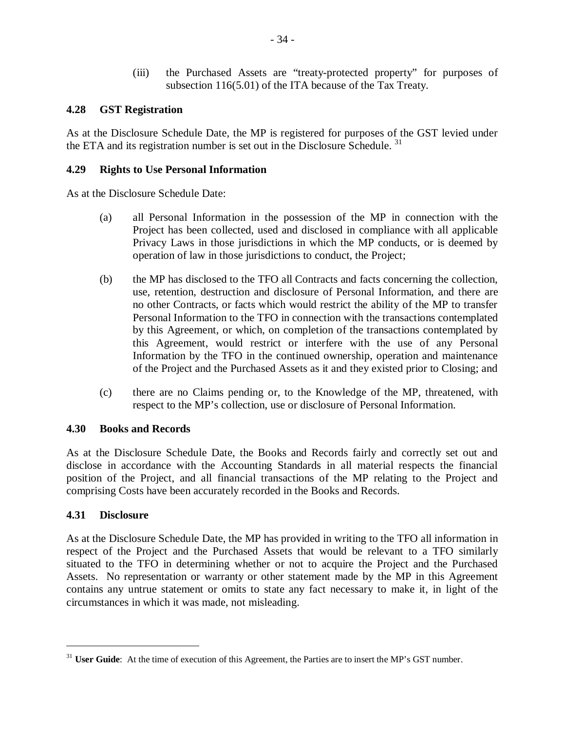(iii) the Purchased Assets are "treaty-protected property" for purposes of subsection 116(5.01) of the ITA because of the Tax Treaty.

### 4.28 GST Registration

As at the Disclosure Schedule Date, the MP is registered for purposes of the GST levied under the ETA and its registration number is set out in the Disclosure Schedule. [31]

### 4.29 Rights to Use Personal Information

As at the Disclosure Schedule Date:

(a) all Personal Information in the possession of the MP in connection with the Project has been collected, used and disclosed in compliance with all applicable Privacy Laws in those jurisdictions in which the MP conducts, or is deemed by operation of law in those jurisdictions to conduct, the Project;

(b) the MP has disclosed to the TFO all Contracts and facts concerning the collection, use, retention, destruction and disclosure of Personal Information, and there are no other Contracts, or facts which would restrict the ability of the MP to transfer Personal Information to the TFO in connection with the transactions contemplated by this Agreement, or which, on completion of the transactions contemplated by this Agreement, would restrict or interfere with the use of any Personal Information by the TFO in the continued ownership, operation and maintenance of the Project and the Purchased Assets as it and they existed prior to Closing; and

(c) there are no Claims pending or, to the Knowledge of the MP, threatened, with respect to the MP's collection, use or disclosure of Personal Information.

### 4.30 Books and Records

As at the Disclosure Schedule Date, the Books and Records fairly and correctly set out and disclose in accordance with the Accounting Standards in all material respects the financial position of the Project, and all financial transactions of the MP relating to the Project and comprising Costs have been accurately recorded in the Books and Records.

### 4.31 Disclosure

As at the Disclosure Schedule Date, the MP has provided in writing to the TFO all information in respect of the Project and the Purchased Assets that would be relevant to a TFO similarly situated to the TFO in determining whether or not to acquire the Project and the Purchased Assets. No representation or warranty or other statement made by the MP in this Agreement contains any untrue statement or omits to state any fact necessary to make it, in light of the circumstances in which it was made, not misleading.

---

[31] **User Guide**: At the time of execution of this Agreement, the Parties are to insert the MP's GST number.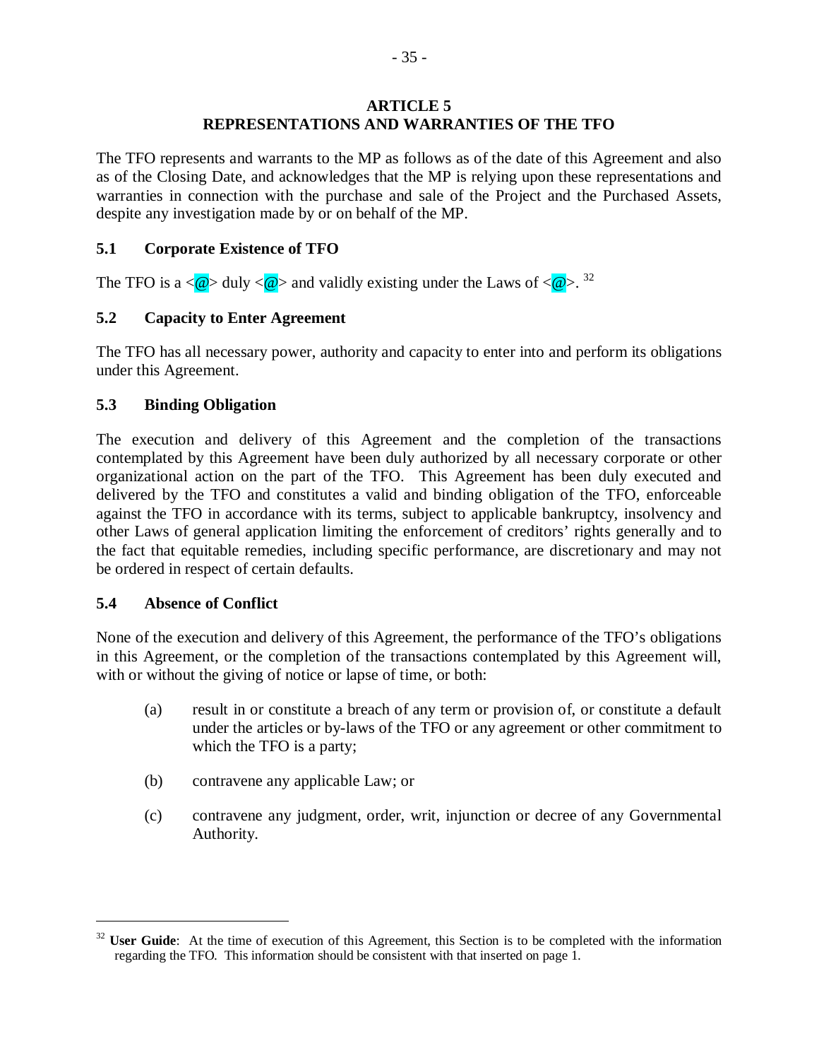## ARTICLE 5
## REPRESENTATIONS AND WARRANTIES OF THE TFO

The TFO represents and warrants to the MP as follows as of the date of this Agreement and also as of the Closing Date, and acknowledges that the MP is relying upon these representations and warranties in connection with the purchase and sale of the Project and the Purchased Assets, despite any investigation made by or on behalf of the MP.

### 5.1 Corporate Existence of TFO

The TFO is a <@> duly <@> and validly existing under the Laws of <@>. [32]

### 5.2 Capacity to Enter Agreement

The TFO has all necessary power, authority and capacity to enter into and perform its obligations under this Agreement.

### 5.3 Binding Obligation

The execution and delivery of this Agreement and the completion of the transactions contemplated by this Agreement have been duly authorized by all necessary corporate or other organizational action on the part of the TFO. This Agreement has been duly executed and delivered by the TFO and constitutes a valid and binding obligation of the TFO, enforceable against the TFO in accordance with its terms, subject to applicable bankruptcy, insolvency and other Laws of general application limiting the enforcement of creditors' rights generally and to the fact that equitable remedies, including specific performance, are discretionary and may not be ordered in respect of certain defaults.

### 5.4 Absence of Conflict

None of the execution and delivery of this Agreement, the performance of the TFO's obligations in this Agreement, or the completion of the transactions contemplated by this Agreement will, with or without the giving of notice or lapse of time, or both:

(a) result in or constitute a breach of any term or provision of, or constitute a default under the articles or by-laws of the TFO or any agreement or other commitment to which the TFO is a party;

(b) contravene any applicable Law; or

(c) contravene any judgment, order, writ, injunction or decree of any Governmental Authority.

---

[32] **User Guide**: At the time of execution of this Agreement, this Section is to be completed with the information regarding the TFO. This information should be consistent with that inserted on page 1.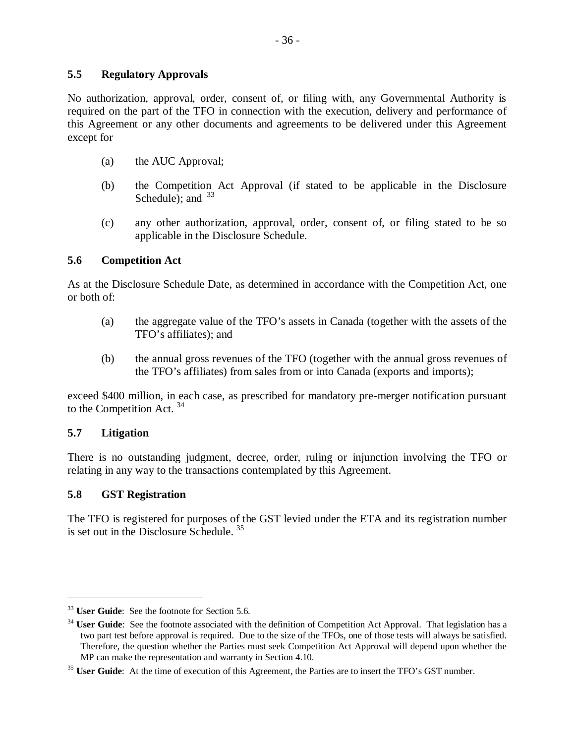## 5.5 Regulatory Approvals

No authorization, approval, order, consent of, or filing with, any Governmental Authority is required on the part of the TFO in connection with the execution, delivery and performance of this Agreement or any other documents and agreements to be delivered under this Agreement except for

(a) the AUC Approval;

(b) the Competition Act Approval (if stated to be applicable in the Disclosure Schedule); and [33]

(c) any other authorization, approval, order, consent of, or filing stated to be so applicable in the Disclosure Schedule.

## 5.6 Competition Act

As at the Disclosure Schedule Date, as determined in accordance with the Competition Act, one or both of:

(a) the aggregate value of the TFO's assets in Canada (together with the assets of the TFO's affiliates); and

(b) the annual gross revenues of the TFO (together with the annual gross revenues of the TFO's affiliates) from sales from or into Canada (exports and imports);

exceed $400 million, in each case, as prescribed for mandatory pre-merger notification pursuant to the Competition Act. [34]

## 5.7 Litigation

There is no outstanding judgment, decree, order, ruling or injunction involving the TFO or relating in any way to the transactions contemplated by this Agreement.

## 5.8 GST Registration

The TFO is registered for purposes of the GST levied under the ETA and its registration number is set out in the Disclosure Schedule. [35]

---

[33] **User Guide**: See the footnote for Section 5.6.

[34] **User Guide**: See the footnote associated with the definition of Competition Act Approval. That legislation has a two part test before approval is required. Due to the size of the TFOs, one of those tests will always be satisfied. Therefore, the question whether the Parties must seek Competition Act Approval will depend upon whether the MP can make the representation and warranty in Section 4.10.

[35] **User Guide**: At the time of execution of this Agreement, the Parties are to insert the TFO's GST number.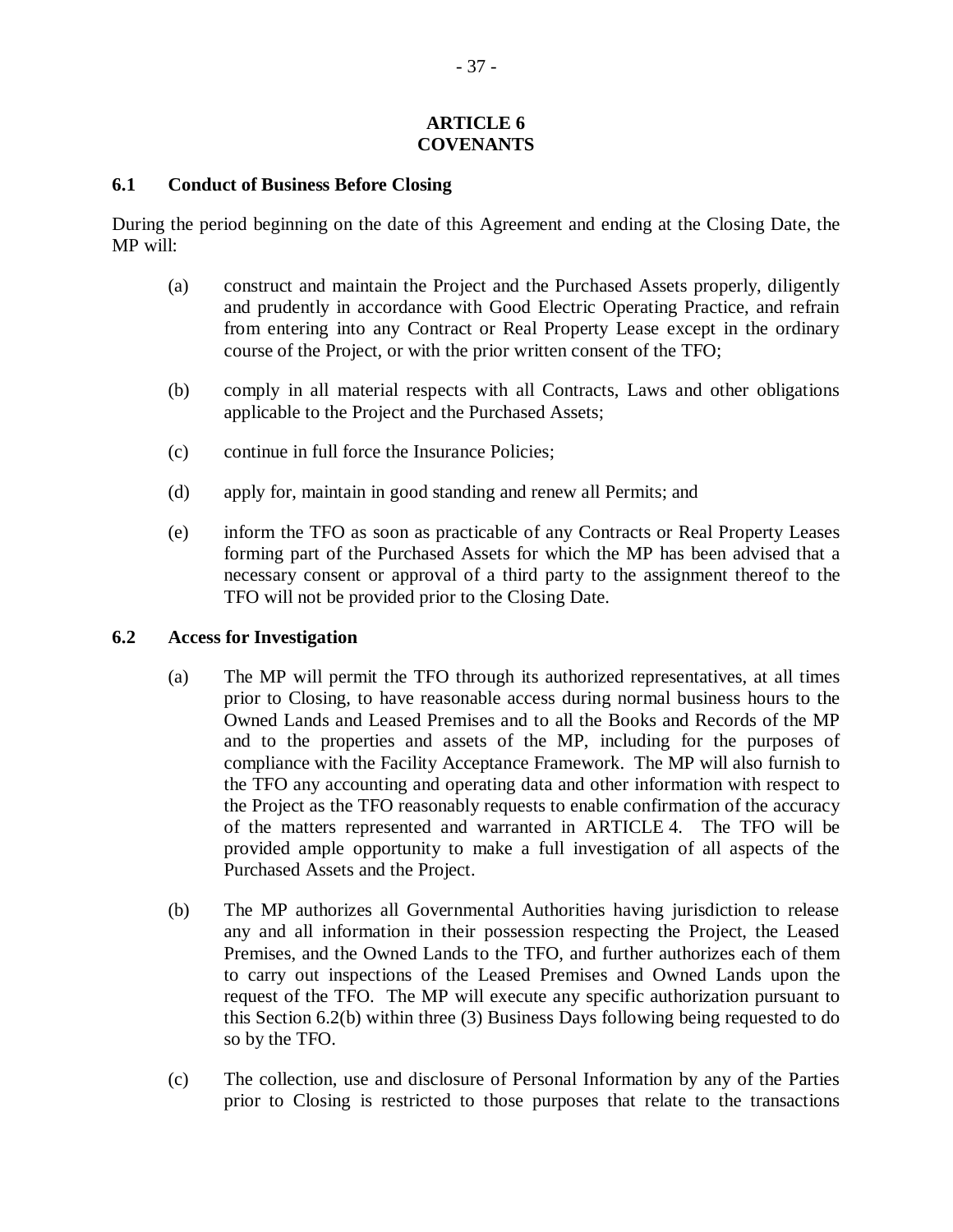# ARTICLE 6
# COVENANTS

### 6.1 Conduct of Business Before Closing

During the period beginning on the date of this Agreement and ending at the Closing Date, the MP will:

(a) construct and maintain the Project and the Purchased Assets properly, diligently and prudently in accordance with Good Electric Operating Practice, and refrain from entering into any Contract or Real Property Lease except in the ordinary course of the Project, or with the prior written consent of the TFO;

(b) comply in all material respects with all Contracts, Laws and other obligations applicable to the Project and the Purchased Assets;

(c) continue in full force the Insurance Policies;

(d) apply for, maintain in good standing and renew all Permits; and

(e) inform the TFO as soon as practicable of any Contracts or Real Property Leases forming part of the Purchased Assets for which the MP has been advised that a necessary consent or approval of a third party to the assignment thereof to the TFO will not be provided prior to the Closing Date.

### 6.2 Access for Investigation

(a) The MP will permit the TFO through its authorized representatives, at all times prior to Closing, to have reasonable access during normal business hours to the Owned Lands and Leased Premises and to all the Books and Records of the MP and to the properties and assets of the MP, including for the purposes of compliance with the Facility Acceptance Framework. The MP will also furnish to the TFO any accounting and operating data and other information with respect to the Project as the TFO reasonably requests to enable confirmation of the accuracy of the matters represented and warranted in ARTICLE 4. The TFO will be provided ample opportunity to make a full investigation of all aspects of the Purchased Assets and the Project.

(b) The MP authorizes all Governmental Authorities having jurisdiction to release any and all information in their possession respecting the Project, the Leased Premises, and the Owned Lands to the TFO, and further authorizes each of them to carry out inspections of the Leased Premises and Owned Lands upon the request of the TFO. The MP will execute any specific authorization pursuant to this Section 6.2(b) within three (3) Business Days following being requested to do so by the TFO.

(c) The collection, use and disclosure of Personal Information by any of the Parties prior to Closing is restricted to those purposes that relate to the transactions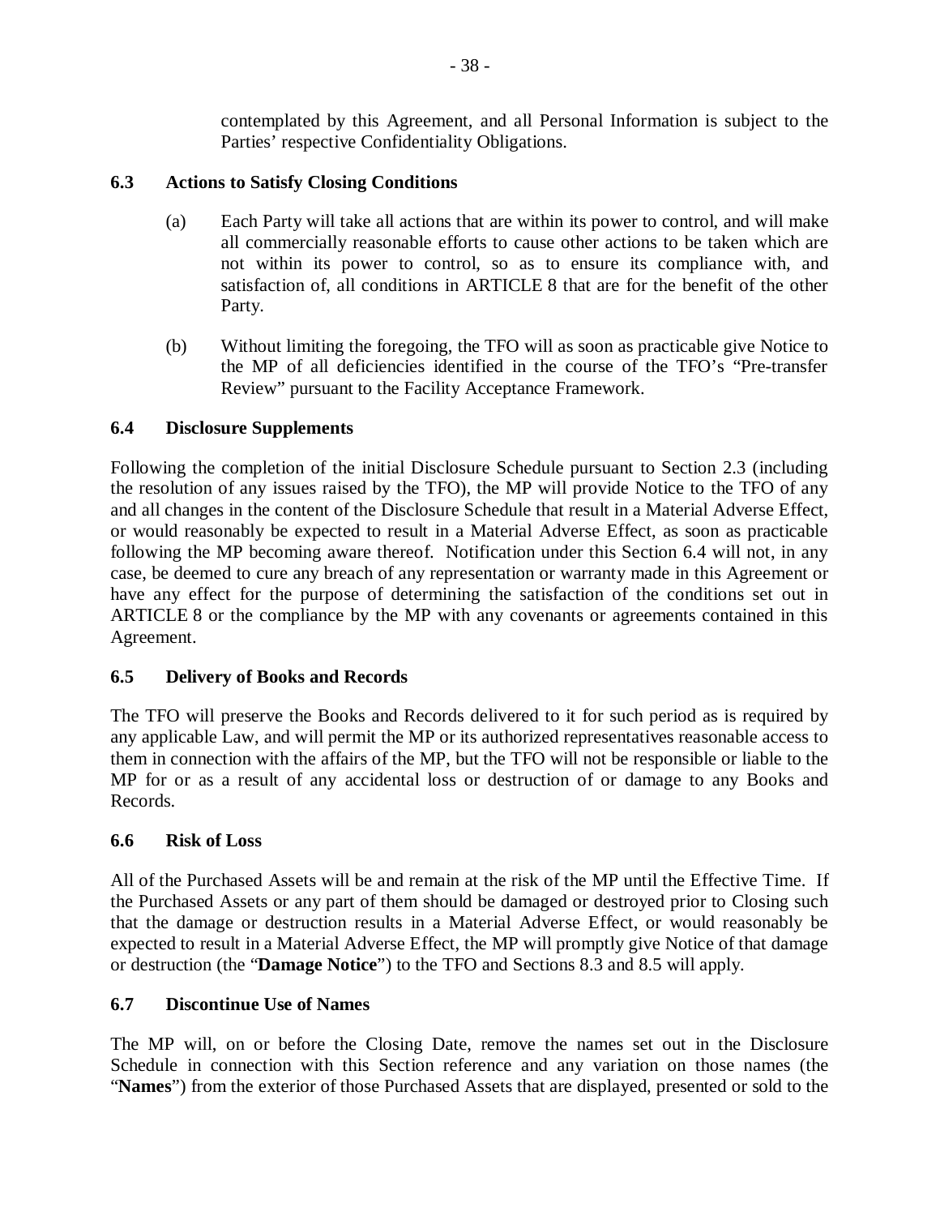contemplated by this Agreement, and all Personal Information is subject to the Parties' respective Confidentiality Obligations.

### 6.3 Actions to Satisfy Closing Conditions

(a) Each Party will take all actions that are within its power to control, and will make all commercially reasonable efforts to cause other actions to be taken which are not within its power to control, so as to ensure its compliance with, and satisfaction of, all conditions in ARTICLE 8 that are for the benefit of the other Party.

(b) Without limiting the foregoing, the TFO will as soon as practicable give Notice to the MP of all deficiencies identified in the course of the TFO's "Pre-transfer Review" pursuant to the Facility Acceptance Framework.

### 6.4 Disclosure Supplements

Following the completion of the initial Disclosure Schedule pursuant to Section 2.3 (including the resolution of any issues raised by the TFO), the MP will provide Notice to the TFO of any and all changes in the content of the Disclosure Schedule that result in a Material Adverse Effect, or would reasonably be expected to result in a Material Adverse Effect, as soon as practicable following the MP becoming aware thereof. Notification under this Section 6.4 will not, in any case, be deemed to cure any breach of any representation or warranty made in this Agreement or have any effect for the purpose of determining the satisfaction of the conditions set out in ARTICLE 8 or the compliance by the MP with any covenants or agreements contained in this Agreement.

### 6.5 Delivery of Books and Records

The TFO will preserve the Books and Records delivered to it for such period as is required by any applicable Law, and will permit the MP or its authorized representatives reasonable access to them in connection with the affairs of the MP, but the TFO will not be responsible or liable to the MP for or as a result of any accidental loss or destruction of or damage to any Books and Records.

### 6.6 Risk of Loss

All of the Purchased Assets will be and remain at the risk of the MP until the Effective Time. If the Purchased Assets or any part of them should be damaged or destroyed prior to Closing such that the damage or destruction results in a Material Adverse Effect, or would reasonably be expected to result in a Material Adverse Effect, the MP will promptly give Notice of that damage or destruction (the "**Damage Notice**") to the TFO and Sections 8.3 and 8.5 will apply.

### 6.7 Discontinue Use of Names

The MP will, on or before the Closing Date, remove the names set out in the Disclosure Schedule in connection with this Section reference and any variation on those names (the "**Names**") from the exterior of those Purchased Assets that are displayed, presented or sold to the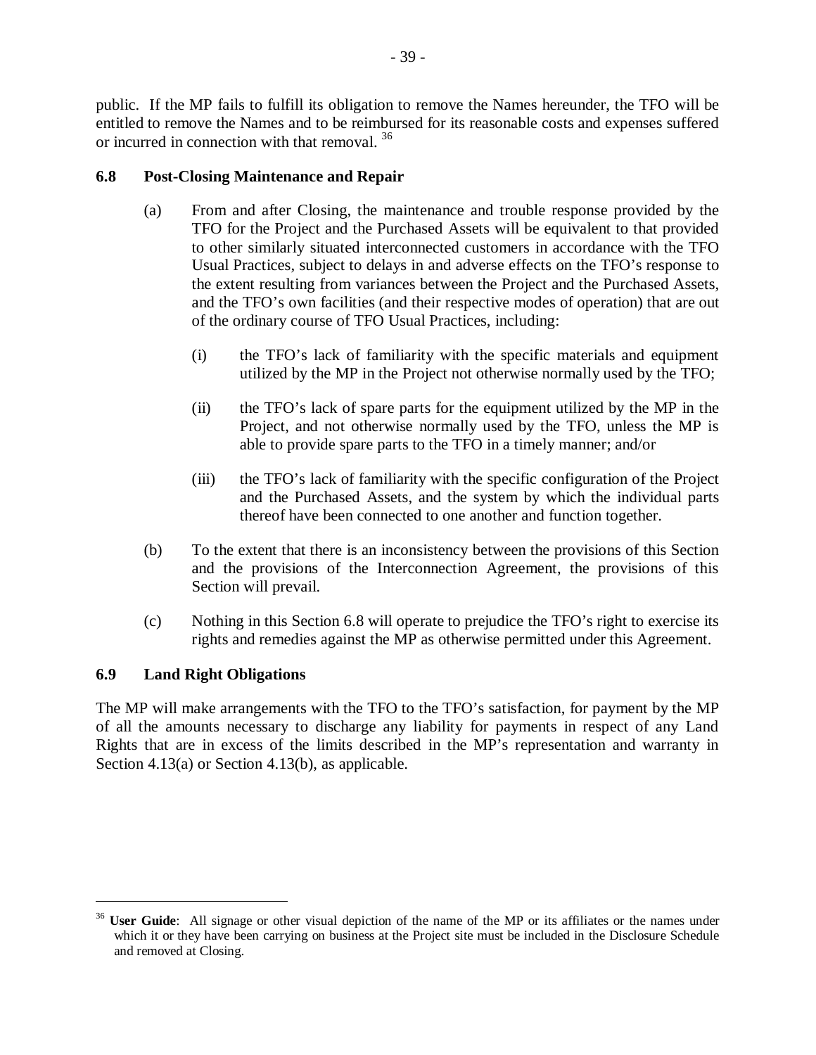public. If the MP fails to fulfill its obligation to remove the Names hereunder, the TFO will be entitled to remove the Names and to be reimbursed for its reasonable costs and expenses suffered or incurred in connection with that removal. [36]

### 6.8 Post-Closing Maintenance and Repair

(a) From and after Closing, the maintenance and trouble response provided by the TFO for the Project and the Purchased Assets will be equivalent to that provided to other similarly situated interconnected customers in accordance with the TFO Usual Practices, subject to delays in and adverse effects on the TFO's response to the extent resulting from variances between the Project and the Purchased Assets, and the TFO's own facilities (and their respective modes of operation) that are out of the ordinary course of TFO Usual Practices, including:

(i) the TFO's lack of familiarity with the specific materials and equipment utilized by the MP in the Project not otherwise normally used by the TFO;

(ii) the TFO's lack of spare parts for the equipment utilized by the MP in the Project, and not otherwise normally used by the TFO, unless the MP is able to provide spare parts to the TFO in a timely manner; and/or

(iii) the TFO's lack of familiarity with the specific configuration of the Project and the Purchased Assets, and the system by which the individual parts thereof have been connected to one another and function together.

(b) To the extent that there is an inconsistency between the provisions of this Section and the provisions of the Interconnection Agreement, the provisions of this Section will prevail.

(c) Nothing in this Section 6.8 will operate to prejudice the TFO's right to exercise its rights and remedies against the MP as otherwise permitted under this Agreement.

### 6.9 Land Right Obligations

The MP will make arrangements with the TFO to the TFO's satisfaction, for payment by the MP of all the amounts necessary to discharge any liability for payments in respect of any Land Rights that are in excess of the limits described in the MP's representation and warranty in Section 4.13(a) or Section 4.13(b), as applicable.

---

[36] **User Guide**: All signage or other visual depiction of the name of the MP or its affiliates or the names under which it or they have been carrying on business at the Project site must be included in the Disclosure Schedule and removed at Closing.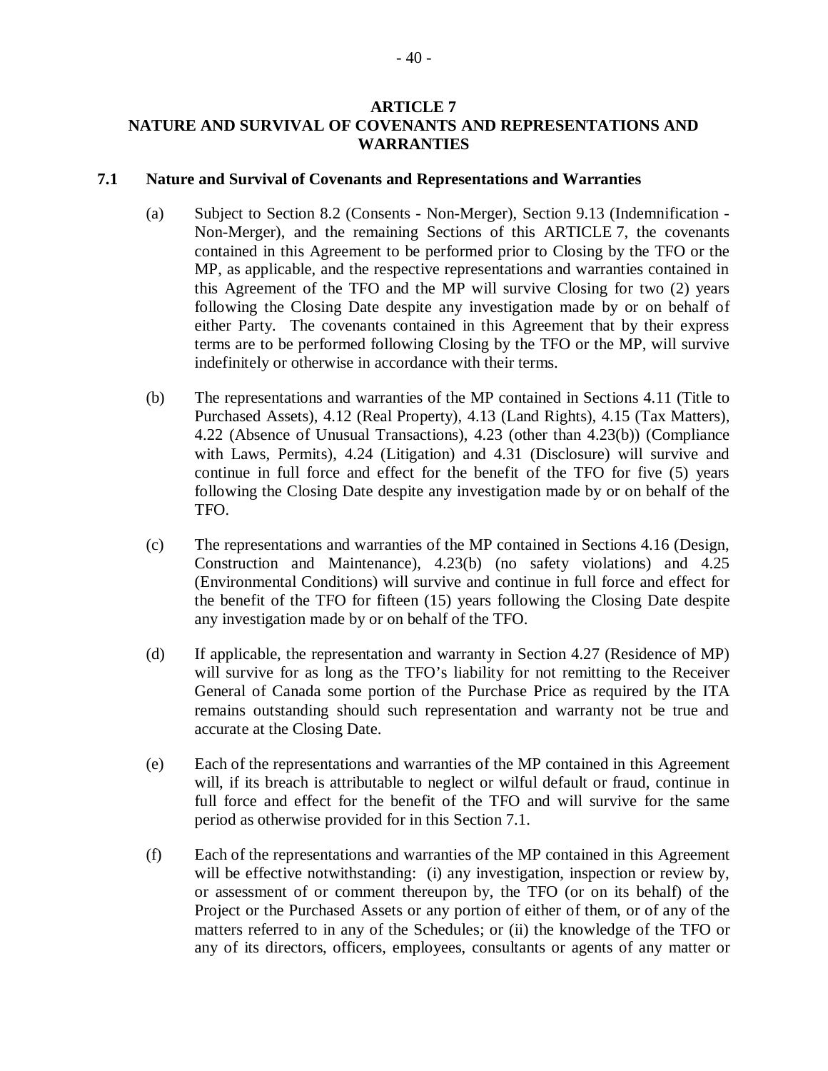# ARTICLE 7
# NATURE AND SURVIVAL OF COVENANTS AND REPRESENTATIONS AND WARRANTIES

## 7.1 Nature and Survival of Covenants and Representations and Warranties

(a) Subject to Section 8.2 (Consents - Non-Merger), Section 9.13 (Indemnification - Non-Merger), and the remaining Sections of this ARTICLE 7, the covenants contained in this Agreement to be performed prior to Closing by the TFO or the MP, as applicable, and the respective representations and warranties contained in this Agreement of the TFO and the MP will survive Closing for two (2) years following the Closing Date despite any investigation made by or on behalf of either Party. The covenants contained in this Agreement that by their express terms are to be performed following Closing by the TFO or the MP, will survive indefinitely or otherwise in accordance with their terms.

(b) The representations and warranties of the MP contained in Sections 4.11 (Title to Purchased Assets), 4.12 (Real Property), 4.13 (Land Rights), 4.15 (Tax Matters), 4.22 (Absence of Unusual Transactions), 4.23 (other than 4.23(b)) (Compliance with Laws, Permits), 4.24 (Litigation) and 4.31 (Disclosure) will survive and continue in full force and effect for the benefit of the TFO for five (5) years following the Closing Date despite any investigation made by or on behalf of the TFO.

(c) The representations and warranties of the MP contained in Sections 4.16 (Design, Construction and Maintenance), 4.23(b) (no safety violations) and 4.25 (Environmental Conditions) will survive and continue in full force and effect for the benefit of the TFO for fifteen (15) years following the Closing Date despite any investigation made by or on behalf of the TFO.

(d) If applicable, the representation and warranty in Section 4.27 (Residence of MP) will survive for as long as the TFO's liability for not remitting to the Receiver General of Canada some portion of the Purchase Price as required by the ITA remains outstanding should such representation and warranty not be true and accurate at the Closing Date.

(e) Each of the representations and warranties of the MP contained in this Agreement will, if its breach is attributable to neglect or wilful default or fraud, continue in full force and effect for the benefit of the TFO and will survive for the same period as otherwise provided for in this Section 7.1.

(f) Each of the representations and warranties of the MP contained in this Agreement will be effective notwithstanding: (i) any investigation, inspection or review by, or assessment of or comment thereupon by, the TFO (or on its behalf) of the Project or the Purchased Assets or any portion of either of them, or of any of the matters referred to in any of the Schedules; or (ii) the knowledge of the TFO or any of its directors, officers, employees, consultants or agents of any matter or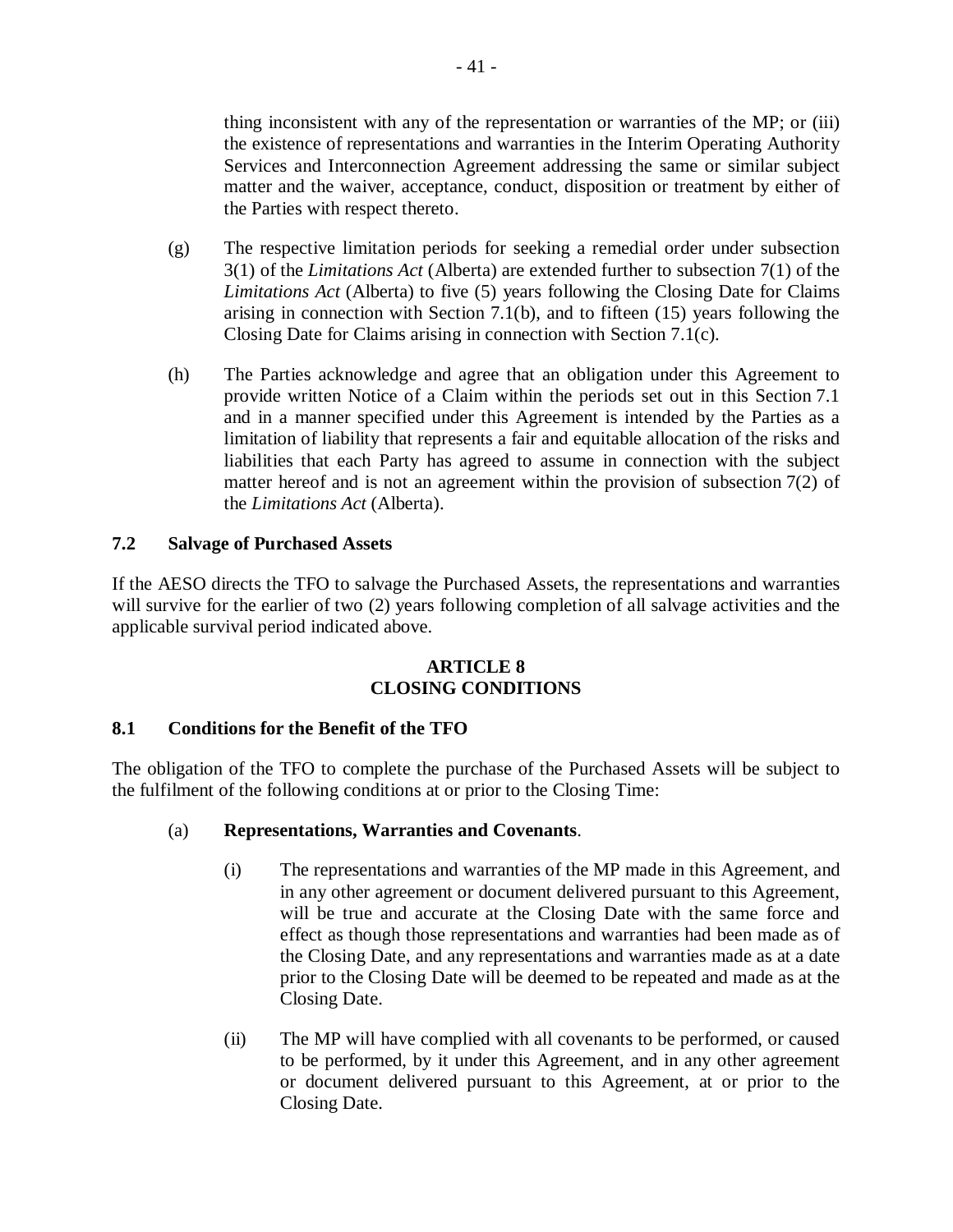thing inconsistent with any of the representation or warranties of the MP; or (iii) the existence of representations and warranties in the Interim Operating Authority Services and Interconnection Agreement addressing the same or similar subject matter and the waiver, acceptance, conduct, disposition or treatment by either of the Parties with respect thereto.

(g) The respective limitation periods for seeking a remedial order under subsection 3(1) of the *Limitations Act* (Alberta) are extended further to subsection 7(1) of the *Limitations Act* (Alberta) to five (5) years following the Closing Date for Claims arising in connection with Section 7.1(b), and to fifteen (15) years following the Closing Date for Claims arising in connection with Section 7.1(c).

(h) The Parties acknowledge and agree that an obligation under this Agreement to provide written Notice of a Claim within the periods set out in this Section 7.1 and in a manner specified under this Agreement is intended by the Parties as a limitation of liability that represents a fair and equitable allocation of the risks and liabilities that each Party has agreed to assume in connection with the subject matter hereof and is not an agreement within the provision of subsection 7(2) of the *Limitations Act* (Alberta).

### 7.2 Salvage of Purchased Assets

If the AESO directs the TFO to salvage the Purchased Assets, the representations and warranties will survive for the earlier of two (2) years following completion of all salvage activities and the applicable survival period indicated above.

## ARTICLE 8
## CLOSING CONDITIONS

### 8.1 Conditions for the Benefit of the TFO

The obligation of the TFO to complete the purchase of the Purchased Assets will be subject to the fulfilment of the following conditions at or prior to the Closing Time:

(a) **Representations, Warranties and Covenants**.

(i) The representations and warranties of the MP made in this Agreement, and in any other agreement or document delivered pursuant to this Agreement, will be true and accurate at the Closing Date with the same force and effect as though those representations and warranties had been made as of the Closing Date, and any representations and warranties made as at a date prior to the Closing Date will be deemed to be repeated and made as at the Closing Date.

(ii) The MP will have complied with all covenants to be performed, or caused to be performed, by it under this Agreement, and in any other agreement or document delivered pursuant to this Agreement, at or prior to the Closing Date.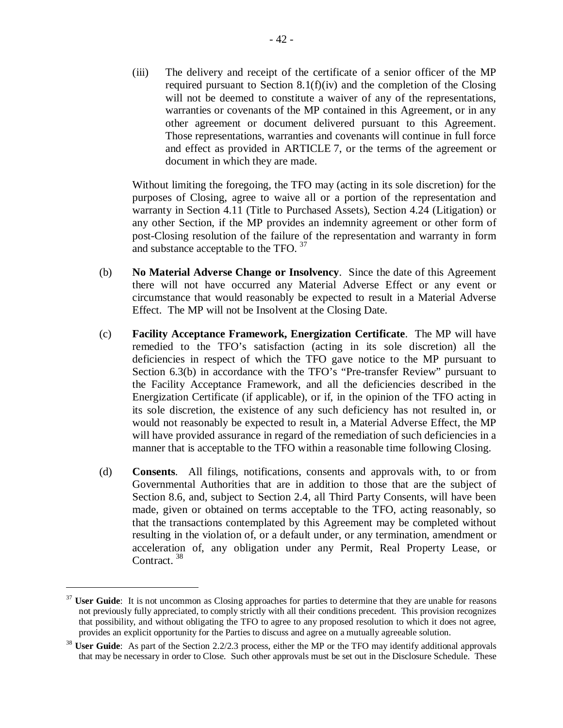(iii) The delivery and receipt of the certificate of a senior officer of the MP required pursuant to Section 8.1(f)(iv) and the completion of the Closing will not be deemed to constitute a waiver of any of the representations, warranties or covenants of the MP contained in this Agreement, or in any other agreement or document delivered pursuant to this Agreement. Those representations, warranties and covenants will continue in full force and effect as provided in ARTICLE 7, or the terms of the agreement or document in which they are made.

Without limiting the foregoing, the TFO may (acting in its sole discretion) for the purposes of Closing, agree to waive all or a portion of the representation and warranty in Section 4.11 (Title to Purchased Assets), Section 4.24 (Litigation) or any other Section, if the MP provides an indemnity agreement or other form of post-Closing resolution of the failure of the representation and warranty in form and substance acceptable to the TFO. [37]

(b) **No Material Adverse Change or Insolvency**. Since the date of this Agreement there will not have occurred any Material Adverse Effect or any event or circumstance that would reasonably be expected to result in a Material Adverse Effect. The MP will not be Insolvent at the Closing Date.

(c) **Facility Acceptance Framework, Energization Certificate**. The MP will have remedied to the TFO's satisfaction (acting in its sole discretion) all the deficiencies in respect of which the TFO gave notice to the MP pursuant to Section 6.3(b) in accordance with the TFO's "Pre-transfer Review" pursuant to the Facility Acceptance Framework, and all the deficiencies described in the Energization Certificate (if applicable), or if, in the opinion of the TFO acting in its sole discretion, the existence of any such deficiency has not resulted in, or would not reasonably be expected to result in, a Material Adverse Effect, the MP will have provided assurance in regard of the remediation of such deficiencies in a manner that is acceptable to the TFO within a reasonable time following Closing.

(d) **Consents**. All filings, notifications, consents and approvals with, to or from Governmental Authorities that are in addition to those that are the subject of Section 8.6, and, subject to Section 2.4, all Third Party Consents, will have been made, given or obtained on terms acceptable to the TFO, acting reasonably, so that the transactions contemplated by this Agreement may be completed without resulting in the violation of, or a default under, or any termination, amendment or acceleration of, any obligation under any Permit, Real Property Lease, or Contract. [38]

---

[37] **User Guide**: It is not uncommon as Closing approaches for parties to determine that they are unable for reasons not previously fully appreciated, to comply strictly with all their conditions precedent. This provision recognizes that possibility, and without obligating the TFO to agree to any proposed resolution to which it does not agree, provides an explicit opportunity for the Parties to discuss and agree on a mutually agreeable solution.

[38] **User Guide**: As part of the Section 2.2/2.3 process, either the MP or the TFO may identify additional approvals that may be necessary in order to Close. Such other approvals must be set out in the Disclosure Schedule. These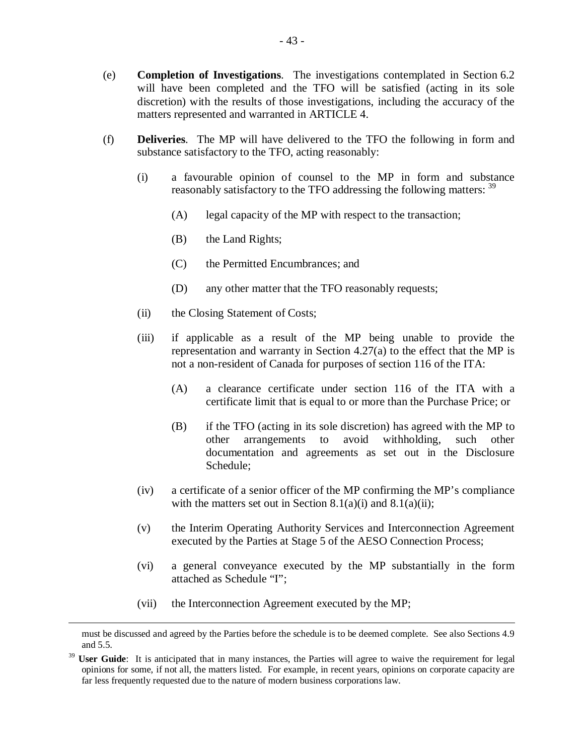(e) **Completion of Investigations**. The investigations contemplated in Section 6.2 will have been completed and the TFO will be satisfied (acting in its sole discretion) with the results of those investigations, including the accuracy of the matters represented and warranted in ARTICLE 4.

(f) **Deliveries**. The MP will have delivered to the TFO the following in form and substance satisfactory to the TFO, acting reasonably:

(i) a favourable opinion of counsel to the MP in form and substance reasonably satisfactory to the TFO addressing the following matters: [39]

(A) legal capacity of the MP with respect to the transaction;

(B) the Land Rights;

(C) the Permitted Encumbrances; and

(D) any other matter that the TFO reasonably requests;

(ii) the Closing Statement of Costs;

(iii) if applicable as a result of the MP being unable to provide the representation and warranty in Section 4.27(a) to the effect that the MP is not a non-resident of Canada for purposes of section 116 of the ITA:

(A) a clearance certificate under section 116 of the ITA with a certificate limit that is equal to or more than the Purchase Price; or

(B) if the TFO (acting in its sole discretion) has agreed with the MP to other arrangements to avoid withholding, such other documentation and agreements as set out in the Disclosure Schedule;

(iv) a certificate of a senior officer of the MP confirming the MP's compliance with the matters set out in Section 8.1(a)(i) and 8.1(a)(ii);

(v) the Interim Operating Authority Services and Interconnection Agreement executed by the Parties at Stage 5 of the AESO Connection Process;

(vi) a general conveyance executed by the MP substantially in the form attached as Schedule "I";

(vii) the Interconnection Agreement executed by the MP;

---

must be discussed and agreed by the Parties before the schedule is to be deemed complete. See also Sections 4.9 and 5.5.

[39] **User Guide**: It is anticipated that in many instances, the Parties will agree to waive the requirement for legal opinions for some, if not all, the matters listed. For example, in recent years, opinions on corporate capacity are far less frequently requested due to the nature of modern business corporations law.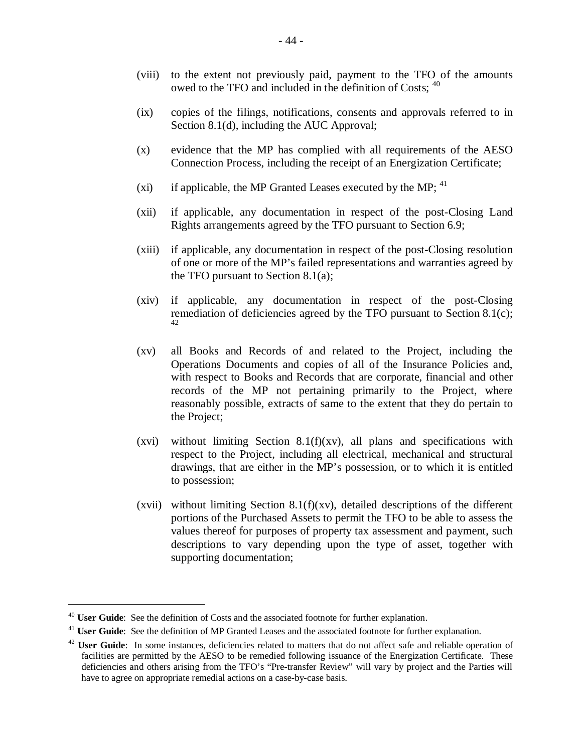(viii) to the extent not previously paid, payment to the TFO of the amounts owed to the TFO and included in the definition of Costs; [40]

(ix) copies of the filings, notifications, consents and approvals referred to in Section 8.1(d), including the AUC Approval;

(x) evidence that the MP has complied with all requirements of the AESO Connection Process, including the receipt of an Energization Certificate;

(xi) if applicable, the MP Granted Leases executed by the MP; [41]

(xii) if applicable, any documentation in respect of the post-Closing Land Rights arrangements agreed by the TFO pursuant to Section 6.9;

(xiii) if applicable, any documentation in respect of the post-Closing resolution of one or more of the MP's failed representations and warranties agreed by the TFO pursuant to Section 8.1(a);

(xiv) if applicable, any documentation in respect of the post-Closing remediation of deficiencies agreed by the TFO pursuant to Section 8.1(c); [42]

(xv) all Books and Records of and related to the Project, including the Operations Documents and copies of all of the Insurance Policies and, with respect to Books and Records that are corporate, financial and other records of the MP not pertaining primarily to the Project, where reasonably possible, extracts of same to the extent that they do pertain to the Project;

(xvi) without limiting Section 8.1(f)(xv), all plans and specifications with respect to the Project, including all electrical, mechanical and structural drawings, that are either in the MP's possession, or to which it is entitled to possession;

(xvii) without limiting Section 8.1(f)(xv), detailed descriptions of the different portions of the Purchased Assets to permit the TFO to be able to assess the values thereof for purposes of property tax assessment and payment, such descriptions to vary depending upon the type of asset, together with supporting documentation;

---

[40] **User Guide**: See the definition of Costs and the associated footnote for further explanation.

[41] **User Guide**: See the definition of MP Granted Leases and the associated footnote for further explanation.

[42] **User Guide**: In some instances, deficiencies related to matters that do not affect safe and reliable operation of facilities are permitted by the AESO to be remedied following issuance of the Energization Certificate. These deficiencies and others arising from the TFO's "Pre-transfer Review" will vary by project and the Parties will have to agree on appropriate remedial actions on a case-by-case basis.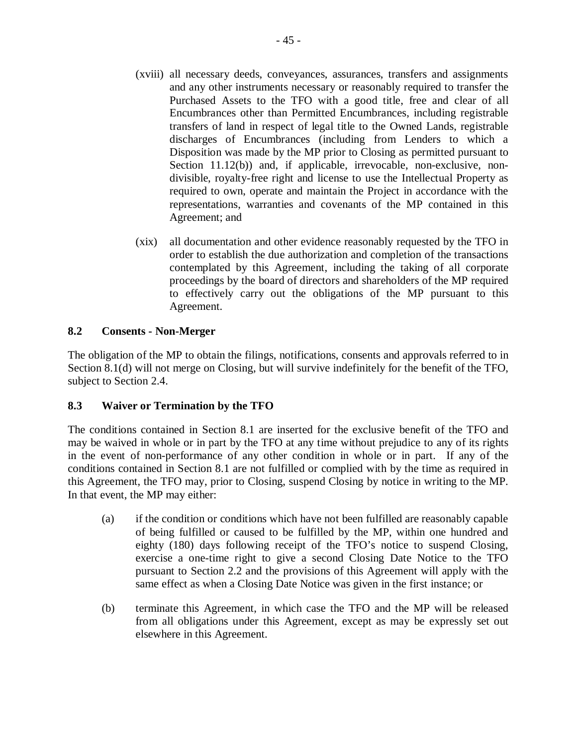(xviii) all necessary deeds, conveyances, assurances, transfers and assignments and any other instruments necessary or reasonably required to transfer the Purchased Assets to the TFO with a good title, free and clear of all Encumbrances other than Permitted Encumbrances, including registrable transfers of land in respect of legal title to the Owned Lands, registrable discharges of Encumbrances (including from Lenders to which a Disposition was made by the MP prior to Closing as permitted pursuant to Section 11.12(b)) and, if applicable, irrevocable, non-exclusive, non-divisible, royalty-free right and license to use the Intellectual Property as required to own, operate and maintain the Project in accordance with the representations, warranties and covenants of the MP contained in this Agreement; and

(xix) all documentation and other evidence reasonably requested by the TFO in order to establish the due authorization and completion of the transactions contemplated by this Agreement, including the taking of all corporate proceedings by the board of directors and shareholders of the MP required to effectively carry out the obligations of the MP pursuant to this Agreement.

### 8.2 Consents - Non-Merger

The obligation of the MP to obtain the filings, notifications, consents and approvals referred to in Section 8.1(d) will not merge on Closing, but will survive indefinitely for the benefit of the TFO, subject to Section 2.4.

### 8.3 Waiver or Termination by the TFO

The conditions contained in Section 8.1 are inserted for the exclusive benefit of the TFO and may be waived in whole or in part by the TFO at any time without prejudice to any of its rights in the event of non-performance of any other condition in whole or in part. If any of the conditions contained in Section 8.1 are not fulfilled or complied with by the time as required in this Agreement, the TFO may, prior to Closing, suspend Closing by notice in writing to the MP. In that event, the MP may either:

(a) if the condition or conditions which have not been fulfilled are reasonably capable of being fulfilled or caused to be fulfilled by the MP, within one hundred and eighty (180) days following receipt of the TFO's notice to suspend Closing, exercise a one-time right to give a second Closing Date Notice to the TFO pursuant to Section 2.2 and the provisions of this Agreement will apply with the same effect as when a Closing Date Notice was given in the first instance; or

(b) terminate this Agreement, in which case the TFO and the MP will be released from all obligations under this Agreement, except as may be expressly set out elsewhere in this Agreement.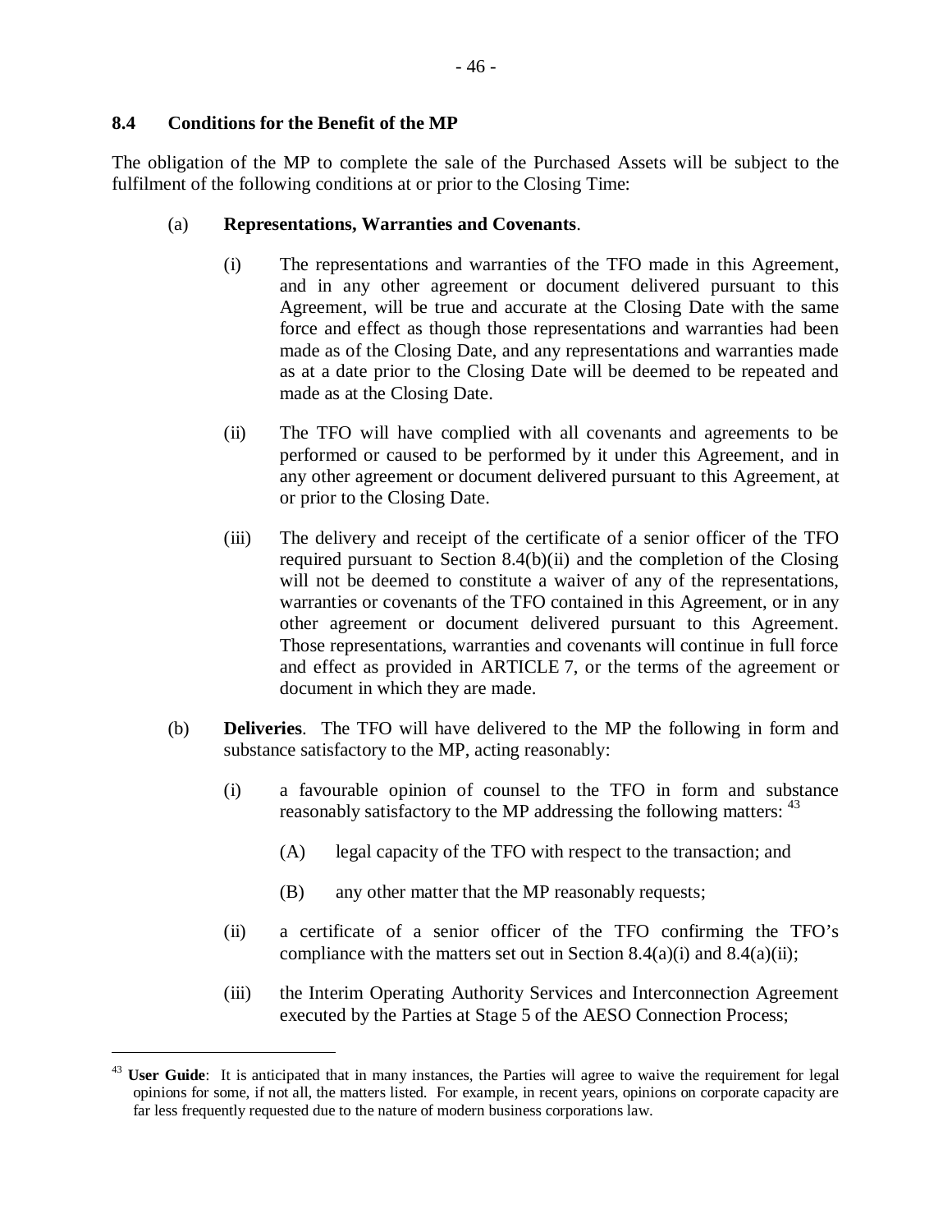### 8.4 Conditions for the Benefit of the MP

The obligation of the MP to complete the sale of the Purchased Assets will be subject to the fulfilment of the following conditions at or prior to the Closing Time:

(a) **Representations, Warranties and Covenants**.

(i) The representations and warranties of the TFO made in this Agreement, and in any other agreement or document delivered pursuant to this Agreement, will be true and accurate at the Closing Date with the same force and effect as though those representations and warranties had been made as of the Closing Date, and any representations and warranties made as at a date prior to the Closing Date will be deemed to be repeated and made as at the Closing Date.

(ii) The TFO will have complied with all covenants and agreements to be performed or caused to be performed by it under this Agreement, and in any other agreement or document delivered pursuant to this Agreement, at or prior to the Closing Date.

(iii) The delivery and receipt of the certificate of a senior officer of the TFO required pursuant to Section 8.4(b)(ii) and the completion of the Closing will not be deemed to constitute a waiver of any of the representations, warranties or covenants of the TFO contained in this Agreement, or in any other agreement or document delivered pursuant to this Agreement. Those representations, warranties and covenants will continue in full force and effect as provided in ARTICLE 7, or the terms of the agreement or document in which they are made.

(b) **Deliveries**. The TFO will have delivered to the MP the following in form and substance satisfactory to the MP, acting reasonably:

(i) a favourable opinion of counsel to the TFO in form and substance reasonably satisfactory to the MP addressing the following matters: [43]

(A) legal capacity of the TFO with respect to the transaction; and

(B) any other matter that the MP reasonably requests;

(ii) a certificate of a senior officer of the TFO confirming the TFO's compliance with the matters set out in Section 8.4(a)(i) and 8.4(a)(ii);

(iii) the Interim Operating Authority Services and Interconnection Agreement executed by the Parties at Stage 5 of the AESO Connection Process;

---

[43] **User Guide**: It is anticipated that in many instances, the Parties will agree to waive the requirement for legal opinions for some, if not all, the matters listed. For example, in recent years, opinions on corporate capacity are far less frequently requested due to the nature of modern business corporations law.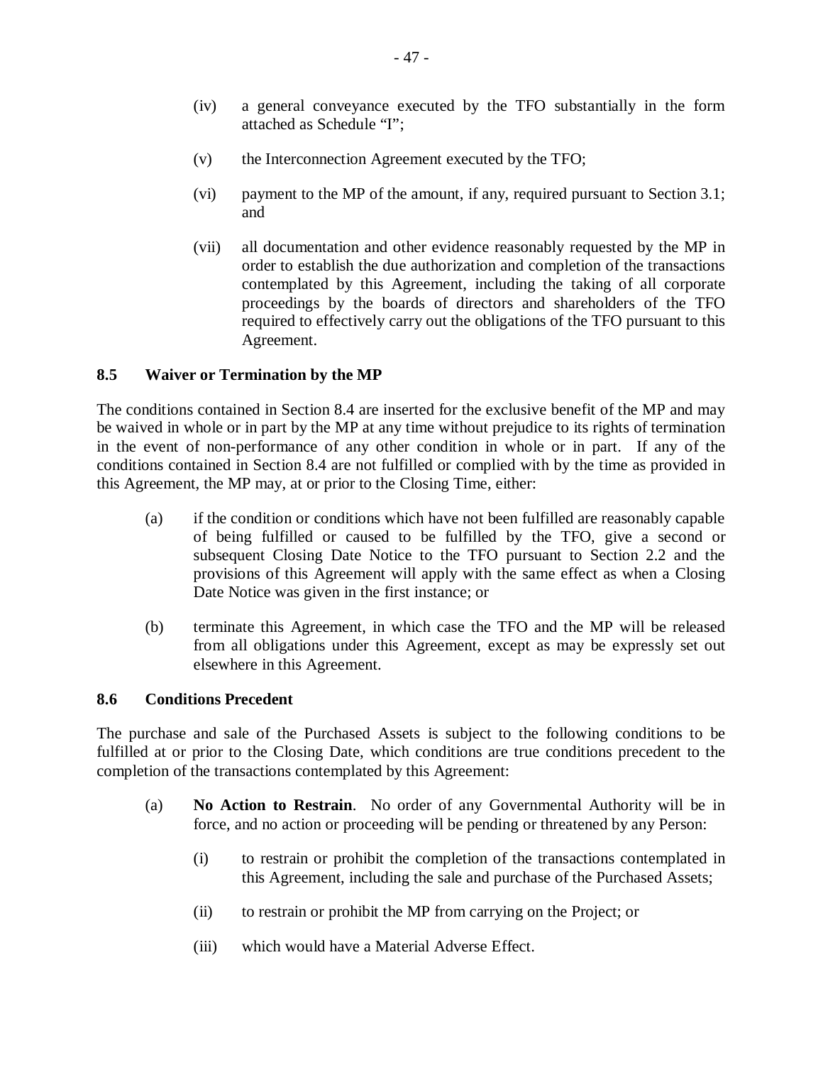(iv) a general conveyance executed by the TFO substantially in the form attached as Schedule "I";

(v) the Interconnection Agreement executed by the TFO;

(vi) payment to the MP of the amount, if any, required pursuant to Section 3.1; and

(vii) all documentation and other evidence reasonably requested by the MP in order to establish the due authorization and completion of the transactions contemplated by this Agreement, including the taking of all corporate proceedings by the boards of directors and shareholders of the TFO required to effectively carry out the obligations of the TFO pursuant to this Agreement.

### 8.5 Waiver or Termination by the MP

The conditions contained in Section 8.4 are inserted for the exclusive benefit of the MP and may be waived in whole or in part by the MP at any time without prejudice to its rights of termination in the event of non-performance of any other condition in whole or in part. If any of the conditions contained in Section 8.4 are not fulfilled or complied with by the time as provided in this Agreement, the MP may, at or prior to the Closing Time, either:

(a) if the condition or conditions which have not been fulfilled are reasonably capable of being fulfilled or caused to be fulfilled by the TFO, give a second or subsequent Closing Date Notice to the TFO pursuant to Section 2.2 and the provisions of this Agreement will apply with the same effect as when a Closing Date Notice was given in the first instance; or

(b) terminate this Agreement, in which case the TFO and the MP will be released from all obligations under this Agreement, except as may be expressly set out elsewhere in this Agreement.

### 8.6 Conditions Precedent

The purchase and sale of the Purchased Assets is subject to the following conditions to be fulfilled at or prior to the Closing Date, which conditions are true conditions precedent to the completion of the transactions contemplated by this Agreement:

(a) **No Action to Restrain**. No order of any Governmental Authority will be in force, and no action or proceeding will be pending or threatened by any Person:

(i) to restrain or prohibit the completion of the transactions contemplated in this Agreement, including the sale and purchase of the Purchased Assets;

(ii) to restrain or prohibit the MP from carrying on the Project; or

(iii) which would have a Material Adverse Effect.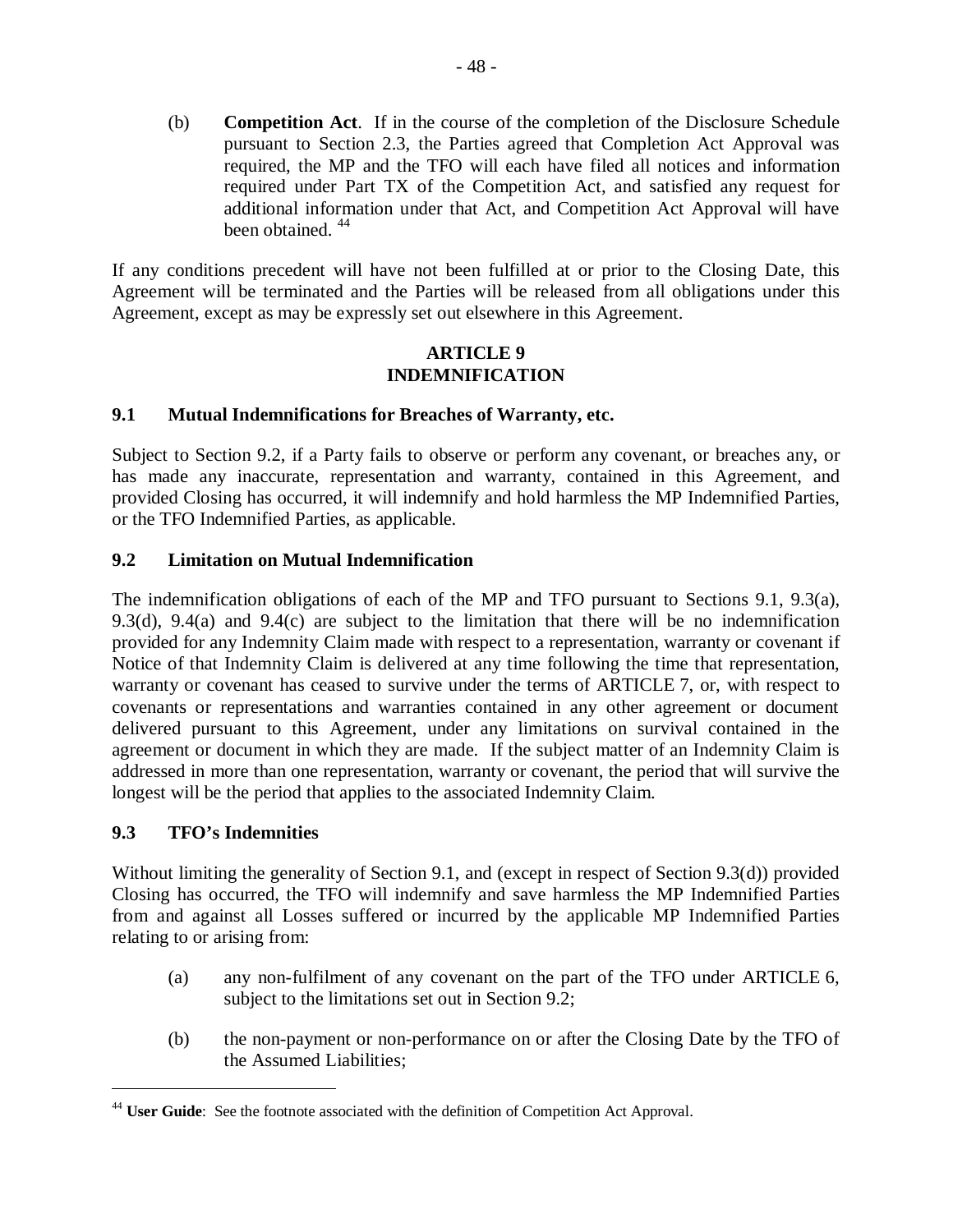(b) **Competition Act**. If in the course of the completion of the Disclosure Schedule pursuant to Section 2.3, the Parties agreed that Completion Act Approval was required, the MP and the TFO will each have filed all notices and information required under Part TX of the Competition Act, and satisfied any request for additional information under that Act, and Competition Act Approval will have been obtained. [44]

If any conditions precedent will have not been fulfilled at or prior to the Closing Date, this Agreement will be terminated and the Parties will be released from all obligations under this Agreement, except as may be expressly set out elsewhere in this Agreement.

## ARTICLE 9
## INDEMNIFICATION

### 9.1 Mutual Indemnifications for Breaches of Warranty, etc.

Subject to Section 9.2, if a Party fails to observe or perform any covenant, or breaches any, or has made any inaccurate, representation and warranty, contained in this Agreement, and provided Closing has occurred, it will indemnify and hold harmless the MP Indemnified Parties, or the TFO Indemnified Parties, as applicable.

### 9.2 Limitation on Mutual Indemnification

The indemnification obligations of each of the MP and TFO pursuant to Sections 9.1, 9.3(a), 9.3(d), 9.4(a) and 9.4(c) are subject to the limitation that there will be no indemnification provided for any Indemnity Claim made with respect to a representation, warranty or covenant if Notice of that Indemnity Claim is delivered at any time following the time that representation, warranty or covenant has ceased to survive under the terms of ARTICLE 7, or, with respect to covenants or representations and warranties contained in any other agreement or document delivered pursuant to this Agreement, under any limitations on survival contained in the agreement or document in which they are made. If the subject matter of an Indemnity Claim is addressed in more than one representation, warranty or covenant, the period that will survive the longest will be the period that applies to the associated Indemnity Claim.

### 9.3 TFO's Indemnities

Without limiting the generality of Section 9.1, and (except in respect of Section 9.3(d)) provided Closing has occurred, the TFO will indemnify and save harmless the MP Indemnified Parties from and against all Losses suffered or incurred by the applicable MP Indemnified Parties relating to or arising from:

(a) any non-fulfilment of any covenant on the part of the TFO under ARTICLE 6, subject to the limitations set out in Section 9.2;

(b) the non-payment or non-performance on or after the Closing Date by the TFO of the Assumed Liabilities;

---

[44] **User Guide**: See the footnote associated with the definition of Competition Act Approval.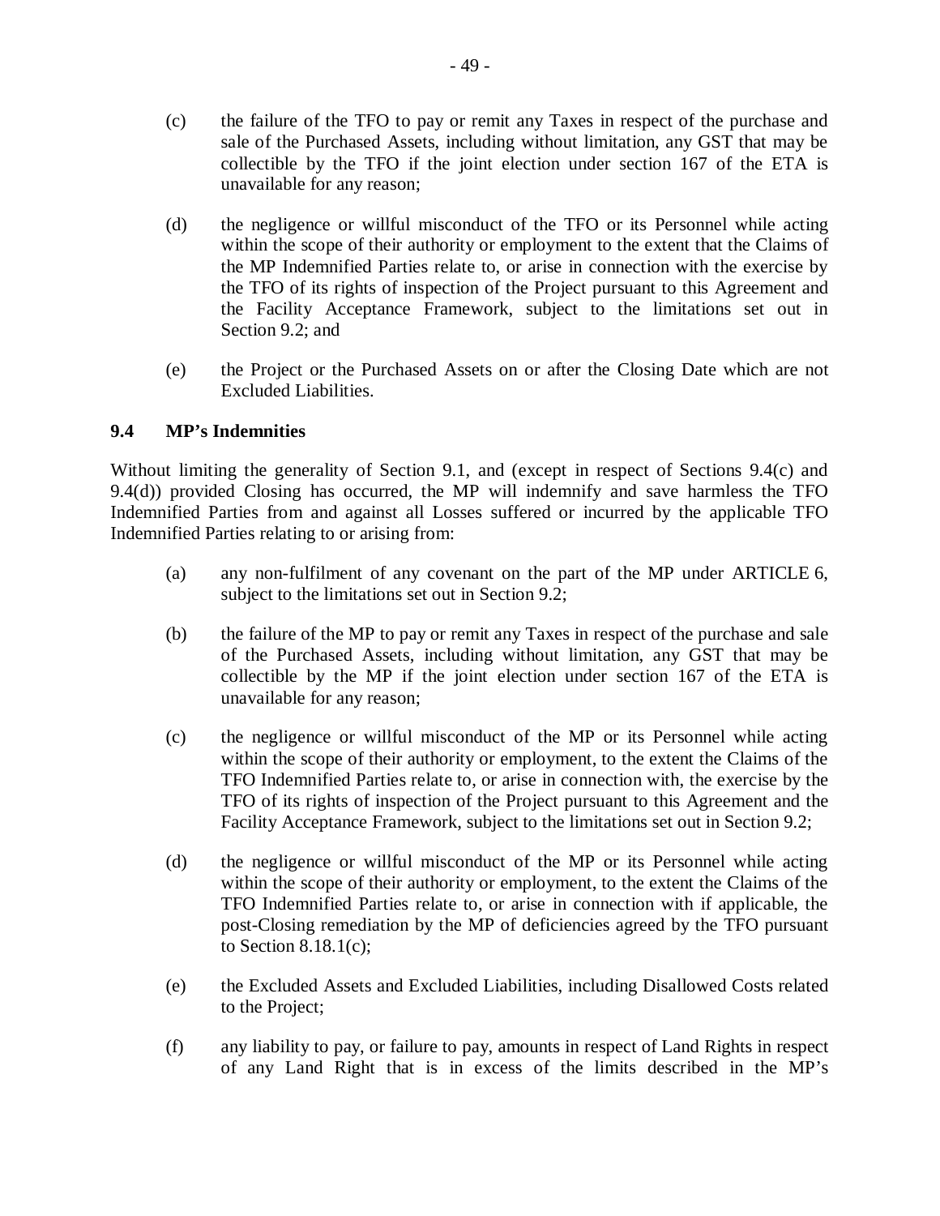(c) the failure of the TFO to pay or remit any Taxes in respect of the purchase and sale of the Purchased Assets, including without limitation, any GST that may be collectible by the TFO if the joint election under section 167 of the ETA is unavailable for any reason;

(d) the negligence or willful misconduct of the TFO or its Personnel while acting within the scope of their authority or employment to the extent that the Claims of the MP Indemnified Parties relate to, or arise in connection with the exercise by the TFO of its rights of inspection of the Project pursuant to this Agreement and the Facility Acceptance Framework, subject to the limitations set out in Section 9.2; and

(e) the Project or the Purchased Assets on or after the Closing Date which are not Excluded Liabilities.

### 9.4 MP's Indemnities

Without limiting the generality of Section 9.1, and (except in respect of Sections 9.4(c) and 9.4(d)) provided Closing has occurred, the MP will indemnify and save harmless the TFO Indemnified Parties from and against all Losses suffered or incurred by the applicable TFO Indemnified Parties relating to or arising from:

(a) any non-fulfilment of any covenant on the part of the MP under ARTICLE 6, subject to the limitations set out in Section 9.2;

(b) the failure of the MP to pay or remit any Taxes in respect of the purchase and sale of the Purchased Assets, including without limitation, any GST that may be collectible by the MP if the joint election under section 167 of the ETA is unavailable for any reason;

(c) the negligence or willful misconduct of the MP or its Personnel while acting within the scope of their authority or employment, to the extent the Claims of the TFO Indemnified Parties relate to, or arise in connection with, the exercise by the TFO of its rights of inspection of the Project pursuant to this Agreement and the Facility Acceptance Framework, subject to the limitations set out in Section 9.2;

(d) the negligence or willful misconduct of the MP or its Personnel while acting within the scope of their authority or employment, to the extent the Claims of the TFO Indemnified Parties relate to, or arise in connection with if applicable, the post-Closing remediation by the MP of deficiencies agreed by the TFO pursuant to Section 8.18.1(c);

(e) the Excluded Assets and Excluded Liabilities, including Disallowed Costs related to the Project;

(f) any liability to pay, or failure to pay, amounts in respect of Land Rights in respect of any Land Right that is in excess of the limits described in the MP's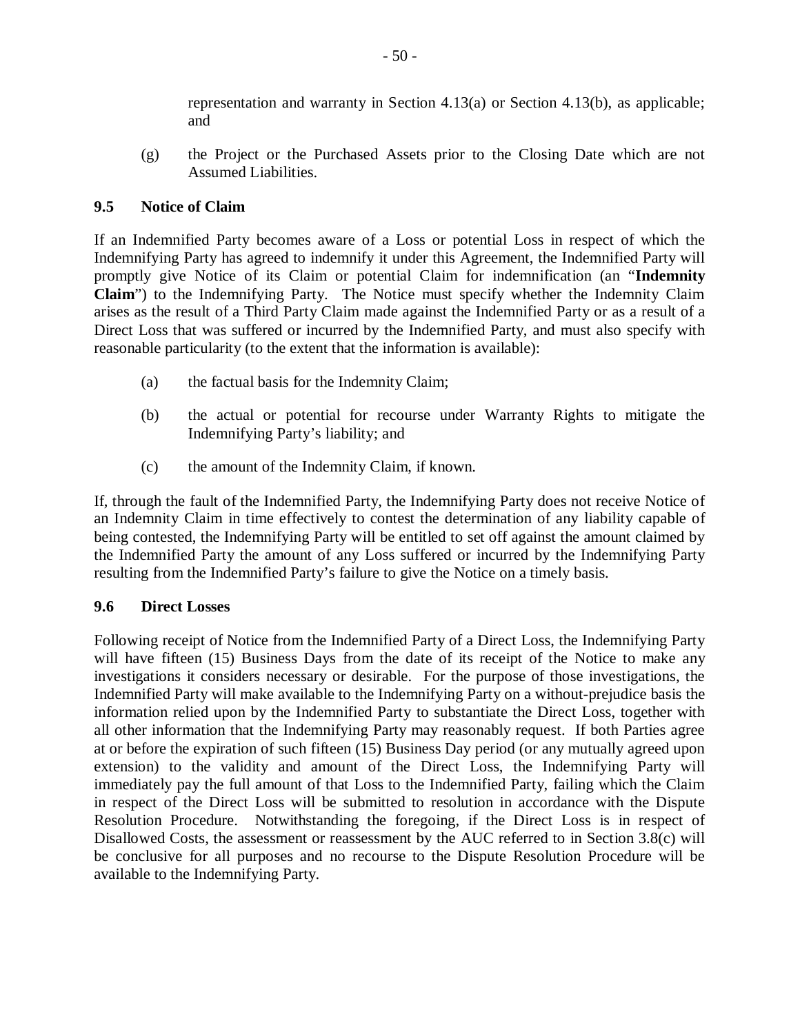representation and warranty in Section 4.13(a) or Section 4.13(b), as applicable; and

(g) the Project or the Purchased Assets prior to the Closing Date which are not Assumed Liabilities.

### 9.5 Notice of Claim

If an Indemnified Party becomes aware of a Loss or potential Loss in respect of which the Indemnifying Party has agreed to indemnify it under this Agreement, the Indemnified Party will promptly give Notice of its Claim or potential Claim for indemnification (an "**Indemnity Claim**") to the Indemnifying Party. The Notice must specify whether the Indemnity Claim arises as the result of a Third Party Claim made against the Indemnified Party or as a result of a Direct Loss that was suffered or incurred by the Indemnified Party, and must also specify with reasonable particularity (to the extent that the information is available):

(a) the factual basis for the Indemnity Claim;

(b) the actual or potential for recourse under Warranty Rights to mitigate the Indemnifying Party's liability; and

(c) the amount of the Indemnity Claim, if known.

If, through the fault of the Indemnified Party, the Indemnifying Party does not receive Notice of an Indemnity Claim in time effectively to contest the determination of any liability capable of being contested, the Indemnifying Party will be entitled to set off against the amount claimed by the Indemnified Party the amount of any Loss suffered or incurred by the Indemnifying Party resulting from the Indemnified Party's failure to give the Notice on a timely basis.

### 9.6 Direct Losses

Following receipt of Notice from the Indemnified Party of a Direct Loss, the Indemnifying Party will have fifteen (15) Business Days from the date of its receipt of the Notice to make any investigations it considers necessary or desirable. For the purpose of those investigations, the Indemnified Party will make available to the Indemnifying Party on a without-prejudice basis the information relied upon by the Indemnified Party to substantiate the Direct Loss, together with all other information that the Indemnifying Party may reasonably request. If both Parties agree at or before the expiration of such fifteen (15) Business Day period (or any mutually agreed upon extension) to the validity and amount of the Direct Loss, the Indemnifying Party will immediately pay the full amount of that Loss to the Indemnified Party, failing which the Claim in respect of the Direct Loss will be submitted to resolution in accordance with the Dispute Resolution Procedure. Notwithstanding the foregoing, if the Direct Loss is in respect of Disallowed Costs, the assessment or reassessment by the AUC referred to in Section 3.8(c) will be conclusive for all purposes and no recourse to the Dispute Resolution Procedure will be available to the Indemnifying Party.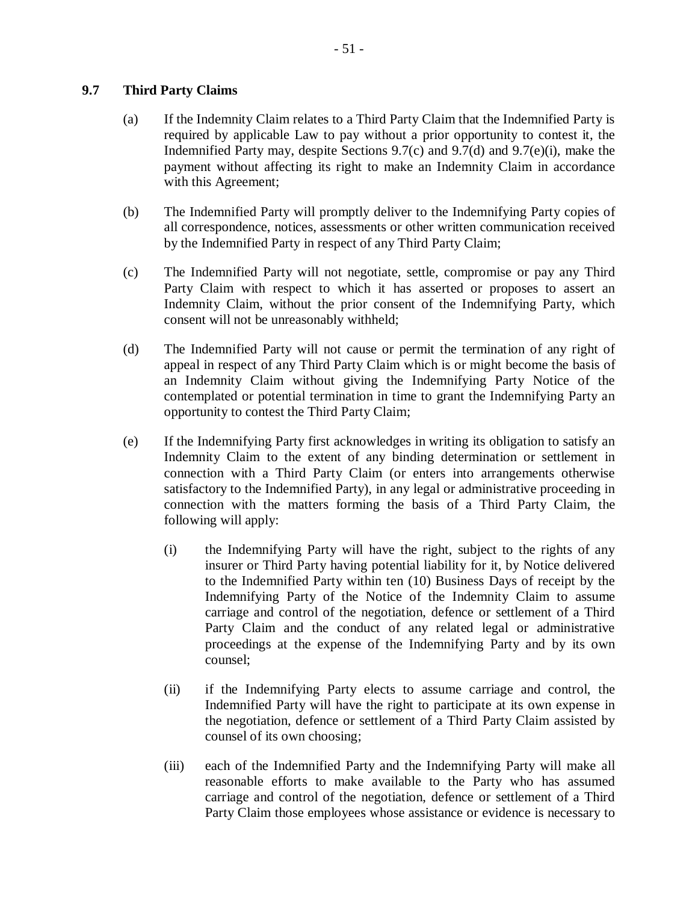### 9.7 Third Party Claims

(a) If the Indemnity Claim relates to a Third Party Claim that the Indemnified Party is required by applicable Law to pay without a prior opportunity to contest it, the Indemnified Party may, despite Sections 9.7(c) and 9.7(d) and 9.7(e)(i), make the payment without affecting its right to make an Indemnity Claim in accordance with this Agreement;

(b) The Indemnified Party will promptly deliver to the Indemnifying Party copies of all correspondence, notices, assessments or other written communication received by the Indemnified Party in respect of any Third Party Claim;

(c) The Indemnified Party will not negotiate, settle, compromise or pay any Third Party Claim with respect to which it has asserted or proposes to assert an Indemnity Claim, without the prior consent of the Indemnifying Party, which consent will not be unreasonably withheld;

(d) The Indemnified Party will not cause or permit the termination of any right of appeal in respect of any Third Party Claim which is or might become the basis of an Indemnity Claim without giving the Indemnifying Party Notice of the contemplated or potential termination in time to grant the Indemnifying Party an opportunity to contest the Third Party Claim;

(e) If the Indemnifying Party first acknowledges in writing its obligation to satisfy an Indemnity Claim to the extent of any binding determination or settlement in connection with a Third Party Claim (or enters into arrangements otherwise satisfactory to the Indemnified Party), in any legal or administrative proceeding in connection with the matters forming the basis of a Third Party Claim, the following will apply:

   (i) the Indemnifying Party will have the right, subject to the rights of any insurer or Third Party having potential liability for it, by Notice delivered to the Indemnified Party within ten (10) Business Days of receipt by the Indemnifying Party of the Notice of the Indemnity Claim to assume carriage and control of the negotiation, defence or settlement of a Third Party Claim and the conduct of any related legal or administrative proceedings at the expense of the Indemnifying Party and by its own counsel;

   (ii) if the Indemnifying Party elects to assume carriage and control, the Indemnified Party will have the right to participate at its own expense in the negotiation, defence or settlement of a Third Party Claim assisted by counsel of its own choosing;

   (iii) each of the Indemnified Party and the Indemnifying Party will make all reasonable efforts to make available to the Party who has assumed carriage and control of the negotiation, defence or settlement of a Third Party Claim those employees whose assistance or evidence is necessary to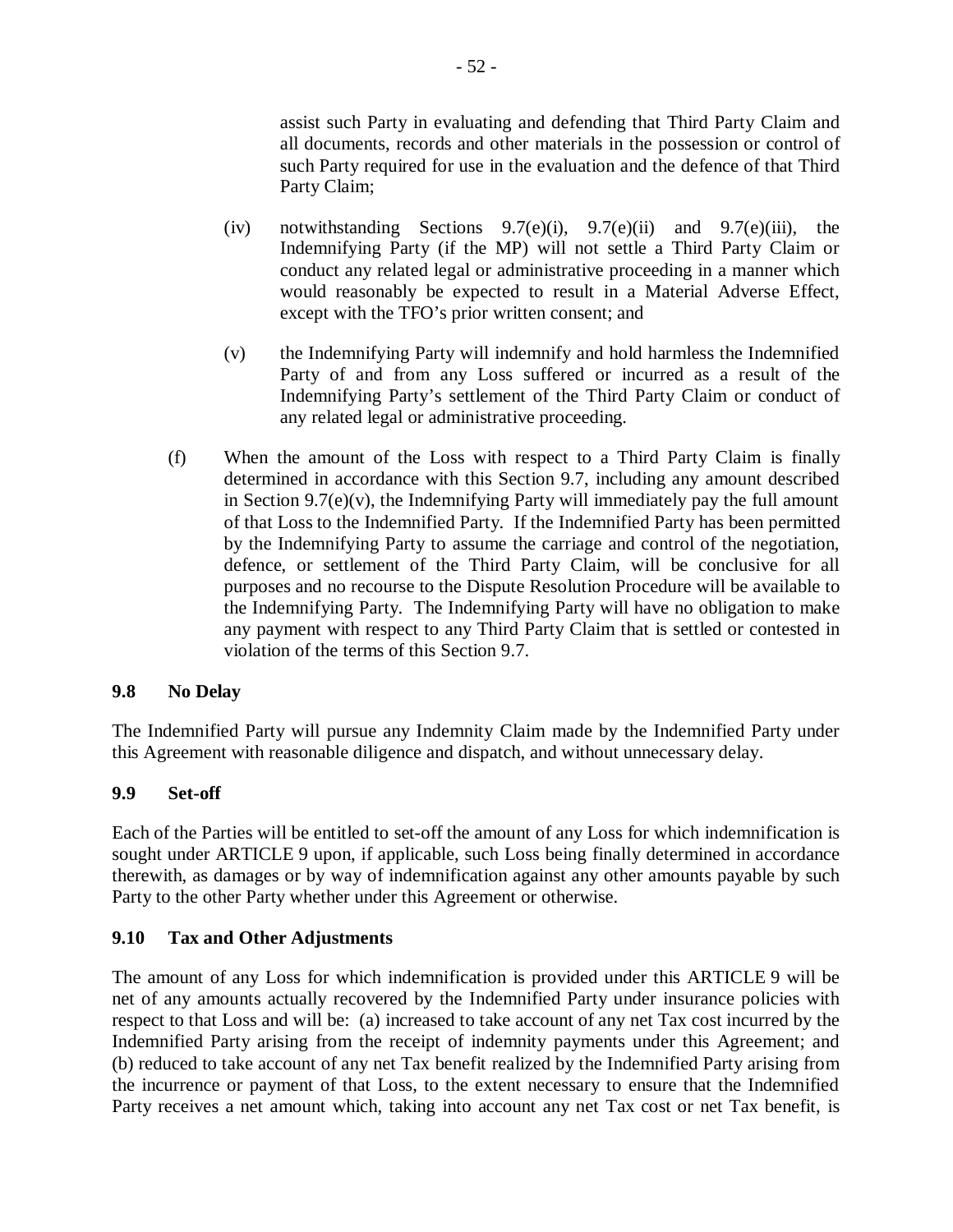assist such Party in evaluating and defending that Third Party Claim and all documents, records and other materials in the possession or control of such Party required for use in the evaluation and the defence of that Third Party Claim;

(iv) notwithstanding Sections 9.7(e)(i), 9.7(e)(ii) and 9.7(e)(iii), the Indemnifying Party (if the MP) will not settle a Third Party Claim or conduct any related legal or administrative proceeding in a manner which would reasonably be expected to result in a Material Adverse Effect, except with the TFO's prior written consent; and

(v) the Indemnifying Party will indemnify and hold harmless the Indemnified Party of and from any Loss suffered or incurred as a result of the Indemnifying Party's settlement of the Third Party Claim or conduct of any related legal or administrative proceeding.

(f) When the amount of the Loss with respect to a Third Party Claim is finally determined in accordance with this Section 9.7, including any amount described in Section 9.7(e)(v), the Indemnifying Party will immediately pay the full amount of that Loss to the Indemnified Party. If the Indemnified Party has been permitted by the Indemnifying Party to assume the carriage and control of the negotiation, defence, or settlement of the Third Party Claim, will be conclusive for all purposes and no recourse to the Dispute Resolution Procedure will be available to the Indemnifying Party. The Indemnifying Party will have no obligation to make any payment with respect to any Third Party Claim that is settled or contested in violation of the terms of this Section 9.7.

### 9.8 No Delay

The Indemnified Party will pursue any Indemnity Claim made by the Indemnified Party under this Agreement with reasonable diligence and dispatch, and without unnecessary delay.

### 9.9 Set-off

Each of the Parties will be entitled to set-off the amount of any Loss for which indemnification is sought under ARTICLE 9 upon, if applicable, such Loss being finally determined in accordance therewith, as damages or by way of indemnification against any other amounts payable by such Party to the other Party whether under this Agreement or otherwise.

### 9.10 Tax and Other Adjustments

The amount of any Loss for which indemnification is provided under this ARTICLE 9 will be net of any amounts actually recovered by the Indemnified Party under insurance policies with respect to that Loss and will be: (a) increased to take account of any net Tax cost incurred by the Indemnified Party arising from the receipt of indemnity payments under this Agreement; and (b) reduced to take account of any net Tax benefit realized by the Indemnified Party arising from the incurrence or payment of that Loss, to the extent necessary to ensure that the Indemnified Party receives a net amount which, taking into account any net Tax cost or net Tax benefit, is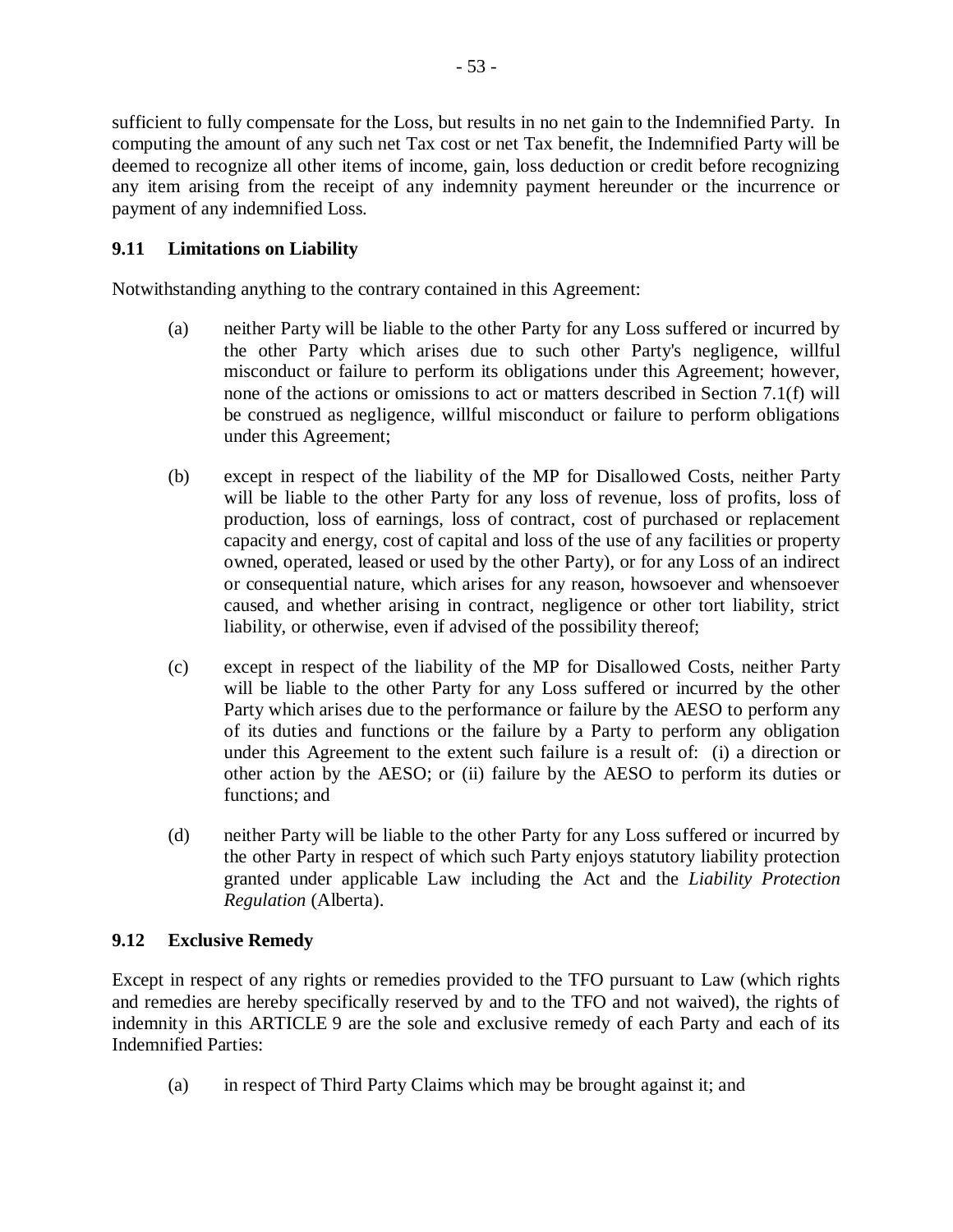sufficient to fully compensate for the Loss, but results in no net gain to the Indemnified Party. In computing the amount of any such net Tax cost or net Tax benefit, the Indemnified Party will be deemed to recognize all other items of income, gain, loss deduction or credit before recognizing any item arising from the receipt of any indemnity payment hereunder or the incurrence or payment of any indemnified Loss.

### 9.11 Limitations on Liability

Notwithstanding anything to the contrary contained in this Agreement:

(a) neither Party will be liable to the other Party for any Loss suffered or incurred by the other Party which arises due to such other Party's negligence, willful misconduct or failure to perform its obligations under this Agreement; however, none of the actions or omissions to act or matters described in Section 7.1(f) will be construed as negligence, willful misconduct or failure to perform obligations under this Agreement;

(b) except in respect of the liability of the MP for Disallowed Costs, neither Party will be liable to the other Party for any loss of revenue, loss of profits, loss of production, loss of earnings, loss of contract, cost of purchased or replacement capacity and energy, cost of capital and loss of the use of any facilities or property owned, operated, leased or used by the other Party), or for any Loss of an indirect or consequential nature, which arises for any reason, howsoever and whensoever caused, and whether arising in contract, negligence or other tort liability, strict liability, or otherwise, even if advised of the possibility thereof;

(c) except in respect of the liability of the MP for Disallowed Costs, neither Party will be liable to the other Party for any Loss suffered or incurred by the other Party which arises due to the performance or failure by the AESO to perform any of its duties and functions or the failure by a Party to perform any obligation under this Agreement to the extent such failure is a result of: (i) a direction or other action by the AESO; or (ii) failure by the AESO to perform its duties or functions; and

(d) neither Party will be liable to the other Party for any Loss suffered or incurred by the other Party in respect of which such Party enjoys statutory liability protection granted under applicable Law including the Act and the *Liability Protection Regulation* (Alberta).

### 9.12 Exclusive Remedy

Except in respect of any rights or remedies provided to the TFO pursuant to Law (which rights and remedies are hereby specifically reserved by and to the TFO and not waived), the rights of indemnity in this ARTICLE 9 are the sole and exclusive remedy of each Party and each of its Indemnified Parties:

(a) in respect of Third Party Claims which may be brought against it; and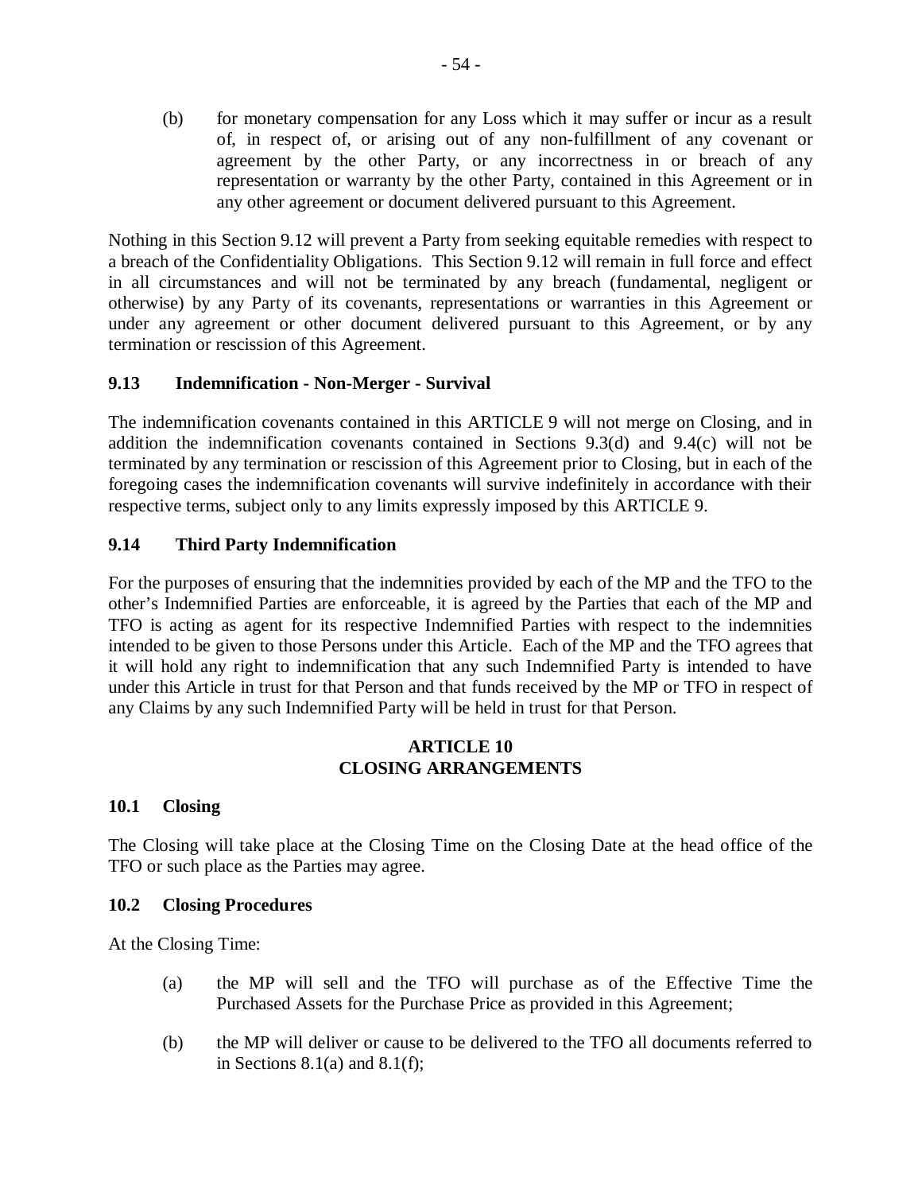(b) for monetary compensation for any Loss which it may suffer or incur as a result of, in respect of, or arising out of any non-fulfillment of any covenant or agreement by the other Party, or any incorrectness in or breach of any representation or warranty by the other Party, contained in this Agreement or in any other agreement or document delivered pursuant to this Agreement.

Nothing in this Section 9.12 will prevent a Party from seeking equitable remedies with respect to a breach of the Confidentiality Obligations. This Section 9.12 will remain in full force and effect in all circumstances and will not be terminated by any breach (fundamental, negligent or otherwise) by any Party of its covenants, representations or warranties in this Agreement or under any agreement or other document delivered pursuant to this Agreement, or by any termination or rescission of this Agreement.

### 9.13 Indemnification - Non-Merger - Survival

The indemnification covenants contained in this ARTICLE 9 will not merge on Closing, and in addition the indemnification covenants contained in Sections 9.3(d) and 9.4(c) will not be terminated by any termination or rescission of this Agreement prior to Closing, but in each of the foregoing cases the indemnification covenants will survive indefinitely in accordance with their respective terms, subject only to any limits expressly imposed by this ARTICLE 9.

### 9.14 Third Party Indemnification

For the purposes of ensuring that the indemnities provided by each of the MP and the TFO to the other's Indemnified Parties are enforceable, it is agreed by the Parties that each of the MP and TFO is acting as agent for its respective Indemnified Parties with respect to the indemnities intended to be given to those Persons under this Article. Each of the MP and the TFO agrees that it will hold any right to indemnification that any such Indemnified Party is intended to have under this Article in trust for that Person and that funds received by the MP or TFO in respect of any Claims by any such Indemnified Party will be held in trust for that Person.

## ARTICLE 10
## CLOSING ARRANGEMENTS

### 10.1 Closing

The Closing will take place at the Closing Time on the Closing Date at the head office of the TFO or such place as the Parties may agree.

### 10.2 Closing Procedures

At the Closing Time:

(a) the MP will sell and the TFO will purchase as of the Effective Time the Purchased Assets for the Purchase Price as provided in this Agreement;

(b) the MP will deliver or cause to be delivered to the TFO all documents referred to in Sections 8.1(a) and 8.1(f);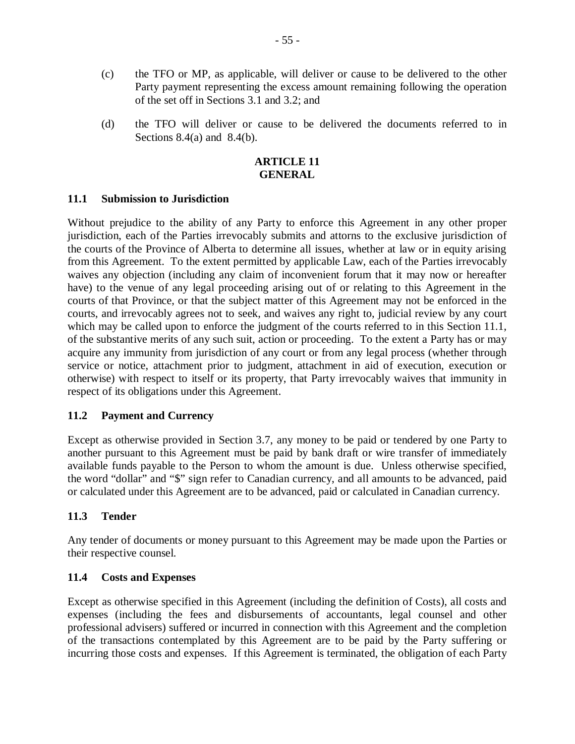(c) the TFO or MP, as applicable, will deliver or cause to be delivered to the other Party payment representing the excess amount remaining following the operation of the set off in Sections 3.1 and 3.2; and

(d) the TFO will deliver or cause to be delivered the documents referred to in Sections 8.4(a) and 8.4(b).

## ARTICLE 11
## GENERAL

### 11.1 Submission to Jurisdiction

Without prejudice to the ability of any Party to enforce this Agreement in any other proper jurisdiction, each of the Parties irrevocably submits and attorns to the exclusive jurisdiction of the courts of the Province of Alberta to determine all issues, whether at law or in equity arising from this Agreement. To the extent permitted by applicable Law, each of the Parties irrevocably waives any objection (including any claim of inconvenient forum that it may now or hereafter have) to the venue of any legal proceeding arising out of or relating to this Agreement in the courts of that Province, or that the subject matter of this Agreement may not be enforced in the courts, and irrevocably agrees not to seek, and waives any right to, judicial review by any court which may be called upon to enforce the judgment of the courts referred to in this Section 11.1, of the substantive merits of any such suit, action or proceeding. To the extent a Party has or may acquire any immunity from jurisdiction of any court or from any legal process (whether through service or notice, attachment prior to judgment, attachment in aid of execution, execution or otherwise) with respect to itself or its property, that Party irrevocably waives that immunity in respect of its obligations under this Agreement.

### 11.2 Payment and Currency

Except as otherwise provided in Section 3.7, any money to be paid or tendered by one Party to another pursuant to this Agreement must be paid by bank draft or wire transfer of immediately available funds payable to the Person to whom the amount is due. Unless otherwise specified, the word "dollar" and "$" sign refer to Canadian currency, and all amounts to be advanced, paid or calculated under this Agreement are to be advanced, paid or calculated in Canadian currency.

### 11.3 Tender

Any tender of documents or money pursuant to this Agreement may be made upon the Parties or their respective counsel.

### 11.4 Costs and Expenses

Except as otherwise specified in this Agreement (including the definition of Costs), all costs and expenses (including the fees and disbursements of accountants, legal counsel and other professional advisers) suffered or incurred in connection with this Agreement and the completion of the transactions contemplated by this Agreement are to be paid by the Party suffering or incurring those costs and expenses. If this Agreement is terminated, the obligation of each Party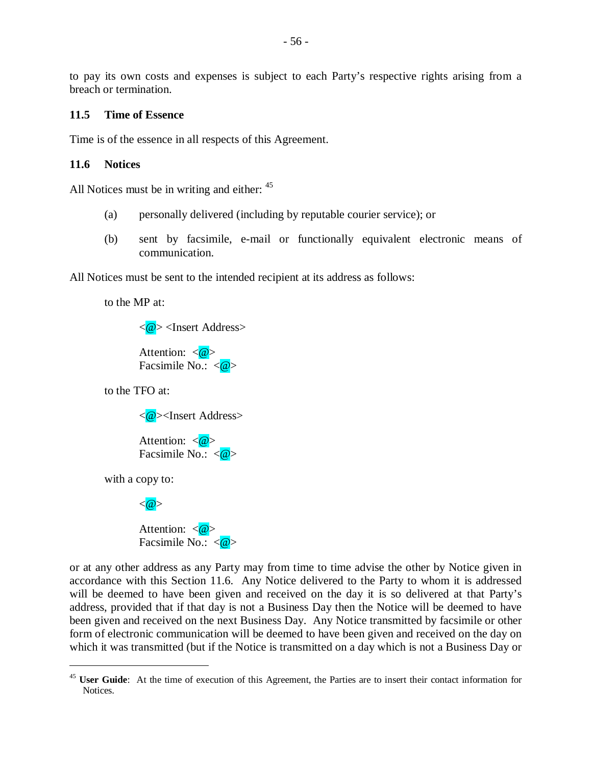to pay its own costs and expenses is subject to each Party's respective rights arising from a breach or termination.

### 11.5 Time of Essence

Time is of the essence in all respects of this Agreement.

### 11.6 Notices

All Notices must be in writing and either: [45]

(a) personally delivered (including by reputable courier service); or

(b) sent by facsimile, e-mail or functionally equivalent electronic means of communication.

All Notices must be sent to the intended recipient at its address as follows:

to the MP at:

<@> <Insert Address>

Attention: <@>
Facsimile No.: <@>

to the TFO at:

<@><Insert Address>

Attention: <@>
Facsimile No.: <@>

with a copy to:

<@>

Attention: <@>
Facsimile No.: <@>

or at any other address as any Party may from time to time advise the other by Notice given in accordance with this Section 11.6. Any Notice delivered to the Party to whom it is addressed will be deemed to have been given and received on the day it is so delivered at that Party's address, provided that if that day is not a Business Day then the Notice will be deemed to have been given and received on the next Business Day. Any Notice transmitted by facsimile or other form of electronic communication will be deemed to have been given and received on the day on which it was transmitted (but if the Notice is transmitted on a day which is not a Business Day or

[45] **User Guide**: At the time of execution of this Agreement, the Parties are to insert their contact information for Notices.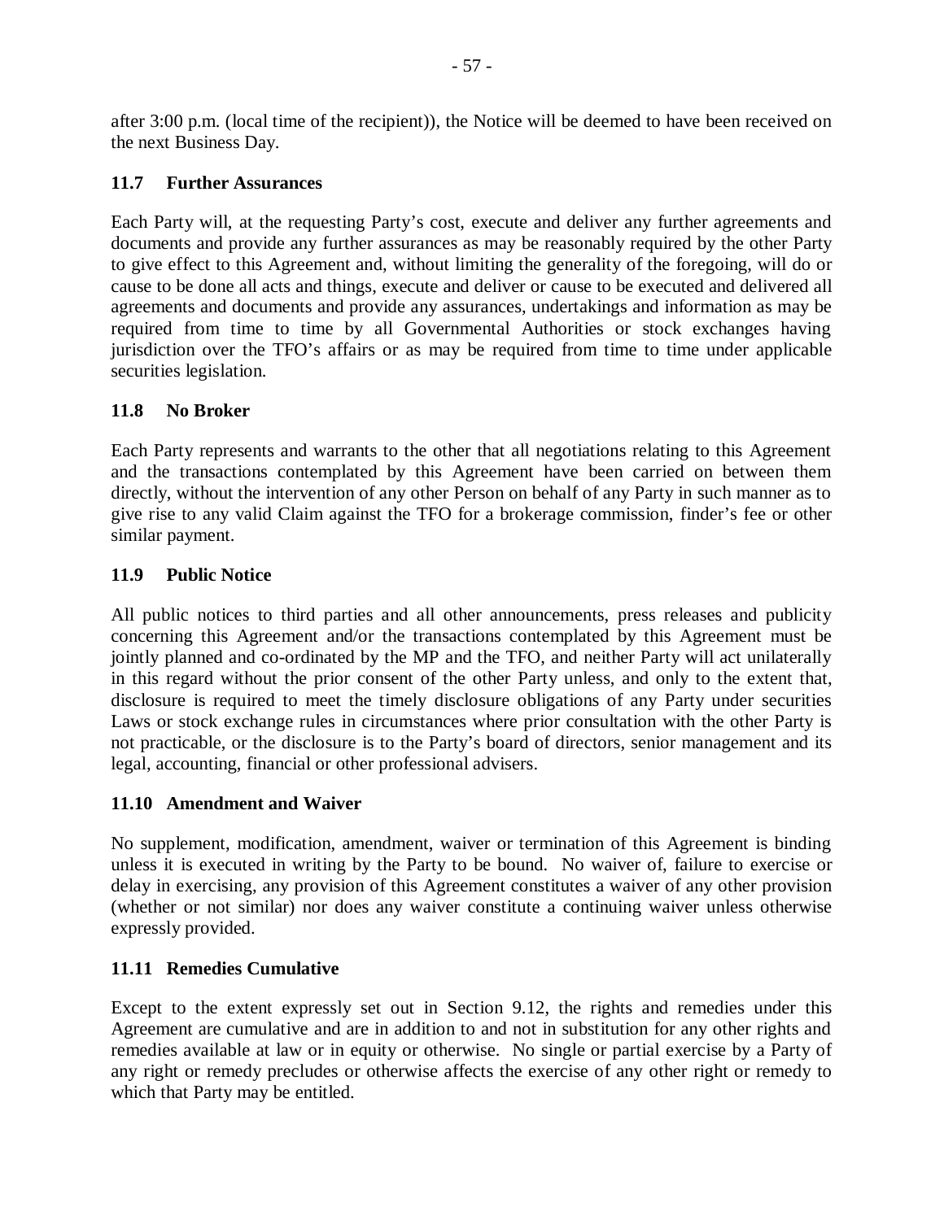after 3:00 p.m. (local time of the recipient)), the Notice will be deemed to have been received on the next Business Day.

### 11.7 Further Assurances

Each Party will, at the requesting Party's cost, execute and deliver any further agreements and documents and provide any further assurances as may be reasonably required by the other Party to give effect to this Agreement and, without limiting the generality of the foregoing, will do or cause to be done all acts and things, execute and deliver or cause to be executed and delivered all agreements and documents and provide any assurances, undertakings and information as may be required from time to time by all Governmental Authorities or stock exchanges having jurisdiction over the TFO's affairs or as may be required from time to time under applicable securities legislation.

### 11.8 No Broker

Each Party represents and warrants to the other that all negotiations relating to this Agreement and the transactions contemplated by this Agreement have been carried on between them directly, without the intervention of any other Person on behalf of any Party in such manner as to give rise to any valid Claim against the TFO for a brokerage commission, finder's fee or other similar payment.

### 11.9 Public Notice

All public notices to third parties and all other announcements, press releases and publicity concerning this Agreement and/or the transactions contemplated by this Agreement must be jointly planned and co-ordinated by the MP and the TFO, and neither Party will act unilaterally in this regard without the prior consent of the other Party unless, and only to the extent that, disclosure is required to meet the timely disclosure obligations of any Party under securities Laws or stock exchange rules in circumstances where prior consultation with the other Party is not practicable, or the disclosure is to the Party's board of directors, senior management and its legal, accounting, financial or other professional advisers.

### 11.10 Amendment and Waiver

No supplement, modification, amendment, waiver or termination of this Agreement is binding unless it is executed in writing by the Party to be bound. No waiver of, failure to exercise or delay in exercising, any provision of this Agreement constitutes a waiver of any other provision (whether or not similar) nor does any waiver constitute a continuing waiver unless otherwise expressly provided.

### 11.11 Remedies Cumulative

Except to the extent expressly set out in Section 9.12, the rights and remedies under this Agreement are cumulative and are in addition to and not in substitution for any other rights and remedies available at law or in equity or otherwise. No single or partial exercise by a Party of any right or remedy precludes or otherwise affects the exercise of any other right or remedy to which that Party may be entitled.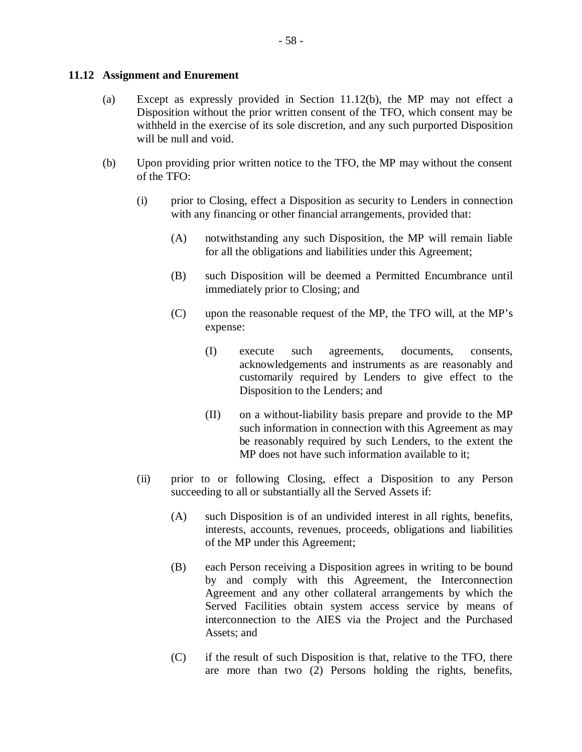### 11.12 Assignment and Enurement

(a) Except as expressly provided in Section 11.12(b), the MP may not effect a Disposition without the prior written consent of the TFO, which consent may be withheld in the exercise of its sole discretion, and any such purported Disposition will be null and void.

(b) Upon providing prior written notice to the TFO, the MP may without the consent of the TFO:

(i) prior to Closing, effect a Disposition as security to Lenders in connection with any financing or other financial arrangements, provided that:

(A) notwithstanding any such Disposition, the MP will remain liable for all the obligations and liabilities under this Agreement;

(B) such Disposition will be deemed a Permitted Encumbrance until immediately prior to Closing; and

(C) upon the reasonable request of the MP, the TFO will, at the MP's expense:

(I) execute such agreements, documents, consents, acknowledgements and instruments as are reasonably and customarily required by Lenders to give effect to the Disposition to the Lenders; and

(II) on a without-liability basis prepare and provide to the MP such information in connection with this Agreement as may be reasonably required by such Lenders, to the extent the MP does not have such information available to it;

(ii) prior to or following Closing, effect a Disposition to any Person succeeding to all or substantially all the Served Assets if:

(A) such Disposition is of an undivided interest in all rights, benefits, interests, accounts, revenues, proceeds, obligations and liabilities of the MP under this Agreement;

(B) each Person receiving a Disposition agrees in writing to be bound by and comply with this Agreement, the Interconnection Agreement and any other collateral arrangements by which the Served Facilities obtain system access service by means of interconnection to the AIES via the Project and the Purchased Assets; and

(C) if the result of such Disposition is that, relative to the TFO, there are more than two (2) Persons holding the rights, benefits,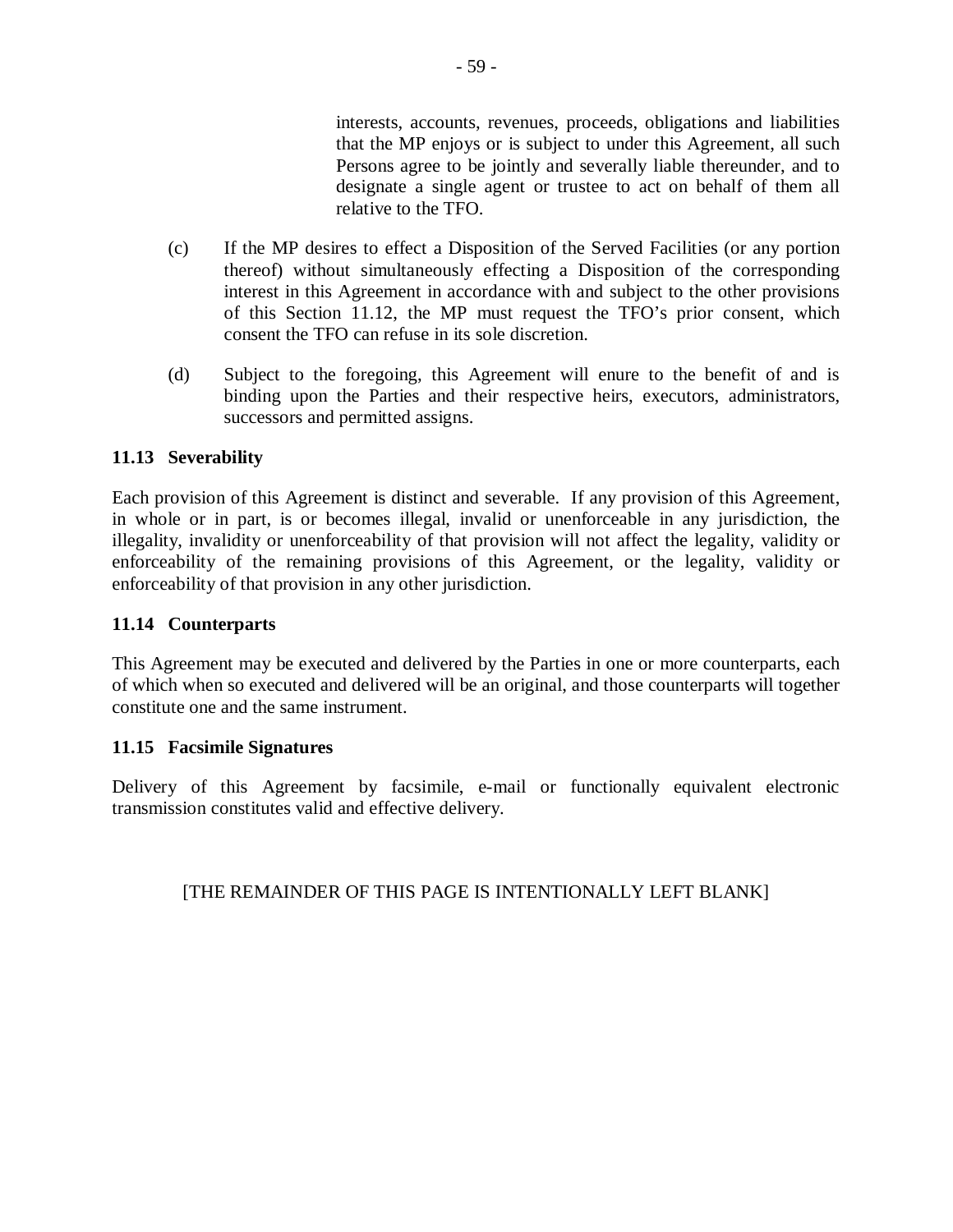interests, accounts, revenues, proceeds, obligations and liabilities that the MP enjoys or is subject to under this Agreement, all such Persons agree to be jointly and severally liable thereunder, and to designate a single agent or trustee to act on behalf of them all relative to the TFO.

(c) If the MP desires to effect a Disposition of the Served Facilities (or any portion thereof) without simultaneously effecting a Disposition of the corresponding interest in this Agreement in accordance with and subject to the other provisions of this Section 11.12, the MP must request the TFO's prior consent, which consent the TFO can refuse in its sole discretion.

(d) Subject to the foregoing, this Agreement will enure to the benefit of and is binding upon the Parties and their respective heirs, executors, administrators, successors and permitted assigns.

### 11.13 Severability

Each provision of this Agreement is distinct and severable. If any provision of this Agreement, in whole or in part, is or becomes illegal, invalid or unenforceable in any jurisdiction, the illegality, invalidity or unenforceability of that provision will not affect the legality, validity or enforceability of the remaining provisions of this Agreement, or the legality, validity or enforceability of that provision in any other jurisdiction.

### 11.14 Counterparts

This Agreement may be executed and delivered by the Parties in one or more counterparts, each of which when so executed and delivered will be an original, and those counterparts will together constitute one and the same instrument.

### 11.15 Facsimile Signatures

Delivery of this Agreement by facsimile, e-mail or functionally equivalent electronic transmission constitutes valid and effective delivery.

[THE REMAINDER OF THIS PAGE IS INTENTIONALLY LEFT BLANK]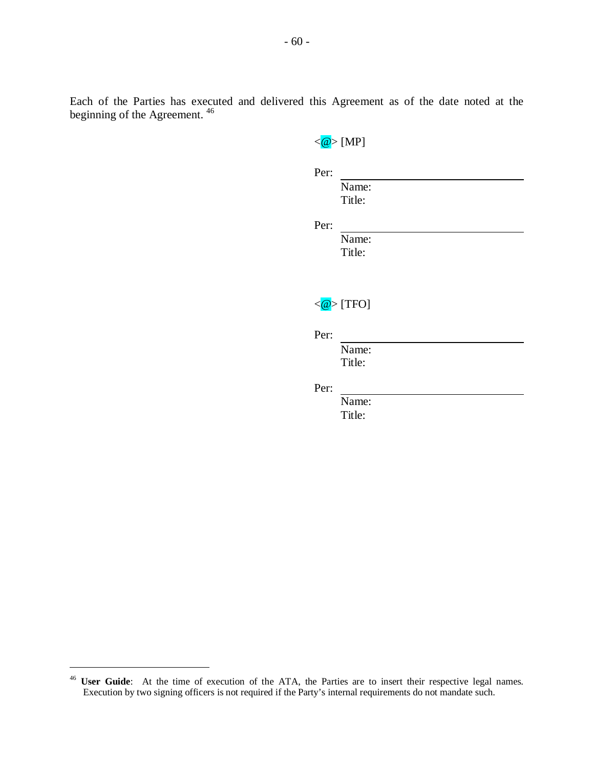Each of the Parties has executed and delivered this Agreement as of the date noted at the beginning of the Agreement. [46]

<@> [MP]

Per: ______________________________
Name:
Title:

Per: ______________________________
Name:
Title:

<@> [TFO]

Per: ______________________________
Name:
Title:

Per: ______________________________
Name:
Title:

---

[46] **User Guide**: At the time of execution of the ATA, the Parties are to insert their respective legal names. Execution by two signing officers is not required if the Party's internal requirements do not mandate such.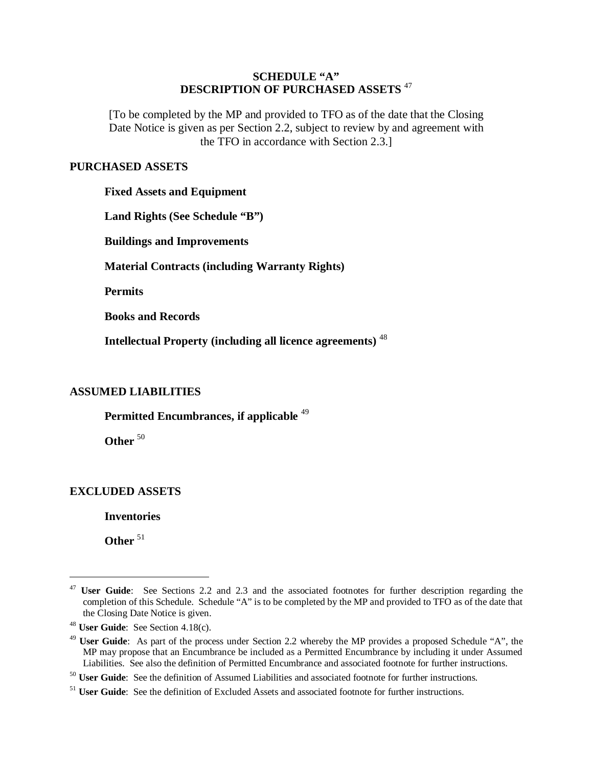# SCHEDULE "A"
# DESCRIPTION OF PURCHASED ASSETS [47]

[To be completed by the MP and provided to TFO as of the date that the Closing Date Notice is given as per Section 2.2, subject to review by and agreement with the TFO in accordance with Section 2.3.]

## PURCHASED ASSETS

**Fixed Assets and Equipment**

**Land Rights (See Schedule "B")**

**Buildings and Improvements**

**Material Contracts (including Warranty Rights)**

**Permits**

**Books and Records**

**Intellectual Property (including all licence agreements)** [48]

## ASSUMED LIABILITIES

**Permitted Encumbrances, if applicable** [49]

**Other** [50]

## EXCLUDED ASSETS

**Inventories**

**Other** [51]

---

[47] **User Guide**: See Sections 2.2 and 2.3 and the associated footnotes for further description regarding the completion of this Schedule. Schedule "A" is to be completed by the MP and provided to TFO as of the date that the Closing Date Notice is given.

[48] **User Guide**: See Section 4.18(c).

[49] **User Guide**: As part of the process under Section 2.2 whereby the MP provides a proposed Schedule "A", the MP may propose that an Encumbrance be included as a Permitted Encumbrance by including it under Assumed Liabilities. See also the definition of Permitted Encumbrance and associated footnote for further instructions.

[50] **User Guide**: See the definition of Assumed Liabilities and associated footnote for further instructions.

[51] **User Guide**: See the definition of Excluded Assets and associated footnote for further instructions.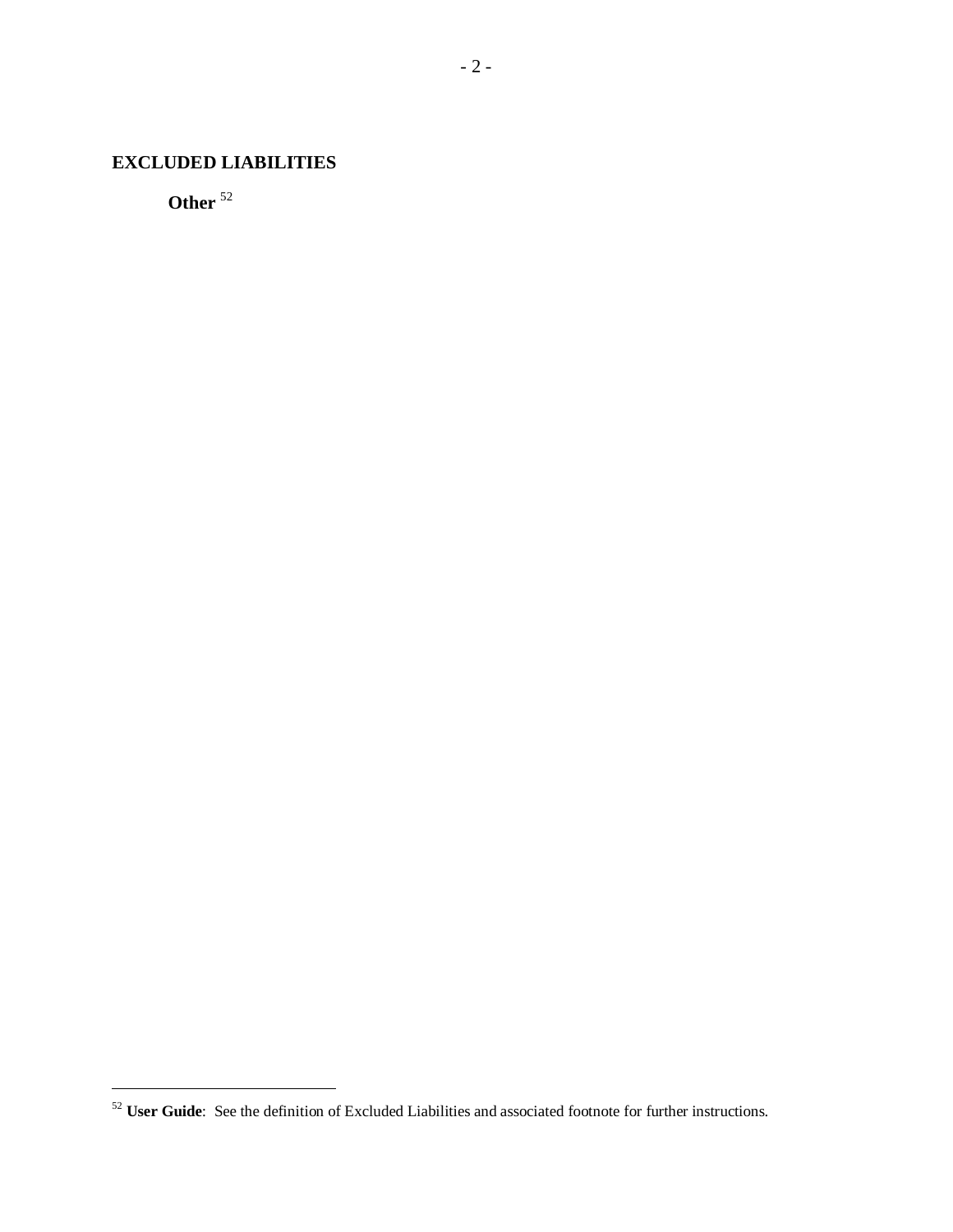## EXCLUDED LIABILITIES

**Other** [52]

[52] **User Guide**: See the definition of Excluded Liabilities and associated footnote for further instructions.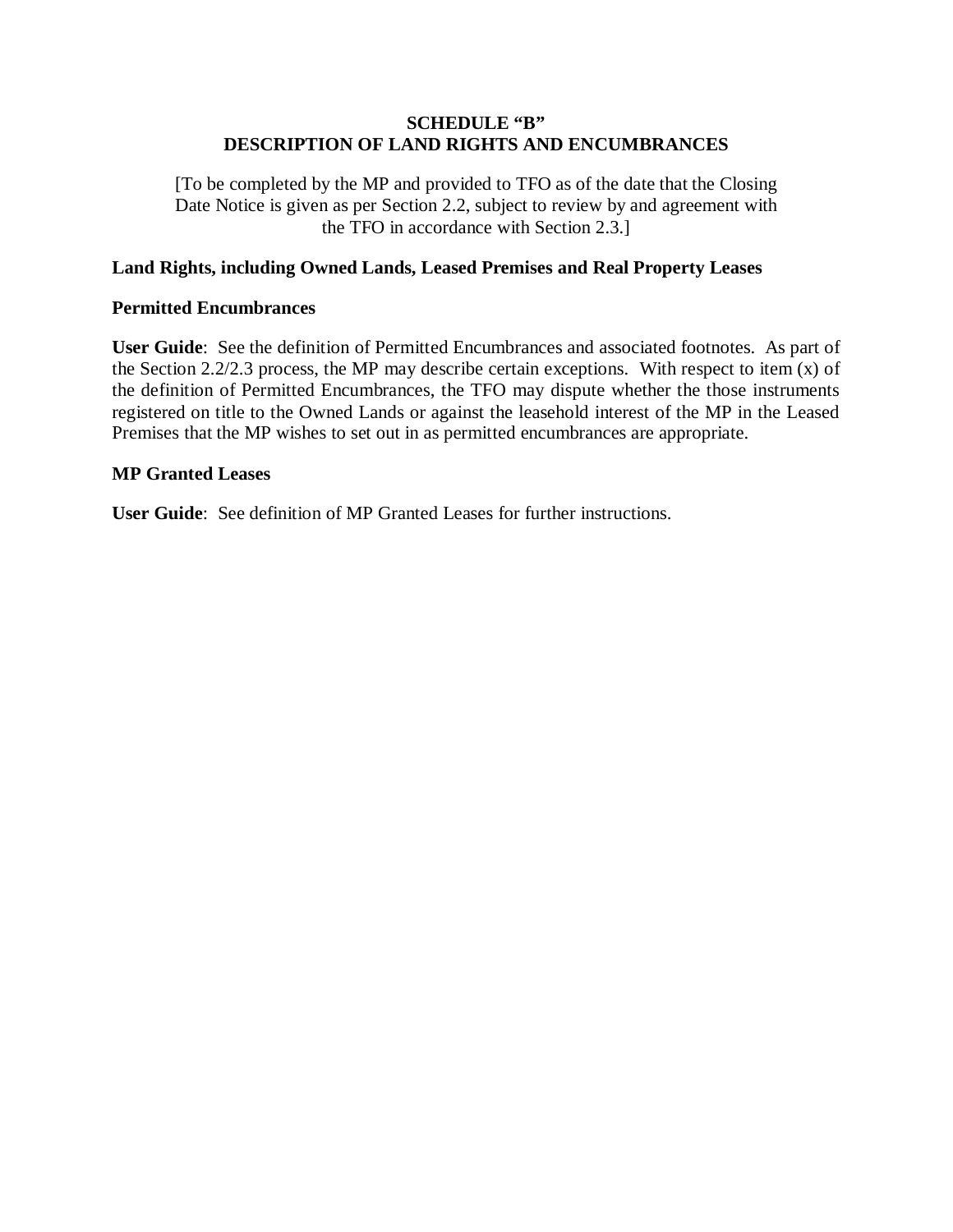# SCHEDULE "B"
# DESCRIPTION OF LAND RIGHTS AND ENCUMBRANCES

[To be completed by the MP and provided to TFO as of the date that the Closing Date Notice is given as per Section 2.2, subject to review by and agreement with the TFO in accordance with Section 2.3.]

**Land Rights, including Owned Lands, Leased Premises and Real Property Leases**

**Permitted Encumbrances**

**User Guide**: See the definition of Permitted Encumbrances and associated footnotes. As part of the Section 2.2/2.3 process, the MP may describe certain exceptions. With respect to item (x) of the definition of Permitted Encumbrances, the TFO may dispute whether the those instruments registered on title to the Owned Lands or against the leasehold interest of the MP in the Leased Premises that the MP wishes to set out in as permitted encumbrances are appropriate.

**MP Granted Leases**

**User Guide**: See definition of MP Granted Leases for further instructions.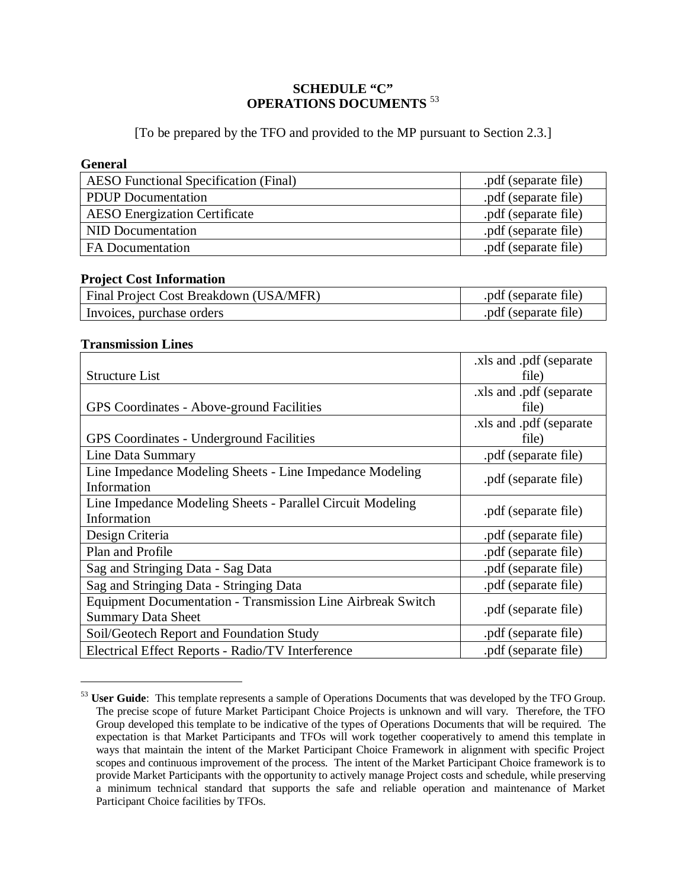# SCHEDULE "C"
# OPERATIONS DOCUMENTS [53]

[To be prepared by the TFO and provided to the MP pursuant to Section 2.3.]

**General**

| | |
|---|---|
| AESO Functional Specification (Final) | .pdf (separate file) |
| PDUP Documentation | .pdf (separate file) |
| AESO Energization Certificate | .pdf (separate file) |
| NID Documentation | .pdf (separate file) |
| FA Documentation | .pdf (separate file) |

**Project Cost Information**

| | |
|---|---|
| Final Project Cost Breakdown (USA/MFR) | .pdf (separate file) |
| Invoices, purchase orders | .pdf (separate file) |

**Transmission Lines**

| | |
|---|---|
| Structure List | .xls and .pdf (separate file) |
| GPS Coordinates - Above-ground Facilities | .xls and .pdf (separate file) |
| GPS Coordinates - Underground Facilities | .xls and .pdf (separate file) |
| Line Data Summary | .pdf (separate file) |
| Line Impedance Modeling Sheets - Line Impedance Modeling Information | .pdf (separate file) |
| Line Impedance Modeling Sheets - Parallel Circuit Modeling Information | .pdf (separate file) |
| Design Criteria | .pdf (separate file) |
| Plan and Profile | .pdf (separate file) |
| Sag and Stringing Data - Sag Data | .pdf (separate file) |
| Sag and Stringing Data - Stringing Data | .pdf (separate file) |
| Equipment Documentation - Transmission Line Airbreak Switch Summary Data Sheet | .pdf (separate file) |
| Soil/Geotech Report and Foundation Study | .pdf (separate file) |
| Electrical Effect Reports - Radio/TV Interference | .pdf (separate file) |

[53] **User Guide**: This template represents a sample of Operations Documents that was developed by the TFO Group. The precise scope of future Market Participant Choice Projects is unknown and will vary. Therefore, the TFO Group developed this template to be indicative of the types of Operations Documents that will be required. The expectation is that Market Participants and TFOs will work together cooperatively to amend this template in ways that maintain the intent of the Market Participant Choice Framework in alignment with specific Project scopes and continuous improvement of the process. The intent of the Market Participant Choice framework is to provide Market Participants with the opportunity to actively manage Project costs and schedule, while preserving a minimum technical standard that supports the safe and reliable operation and maintenance of Market Participant Choice facilities by TFOs.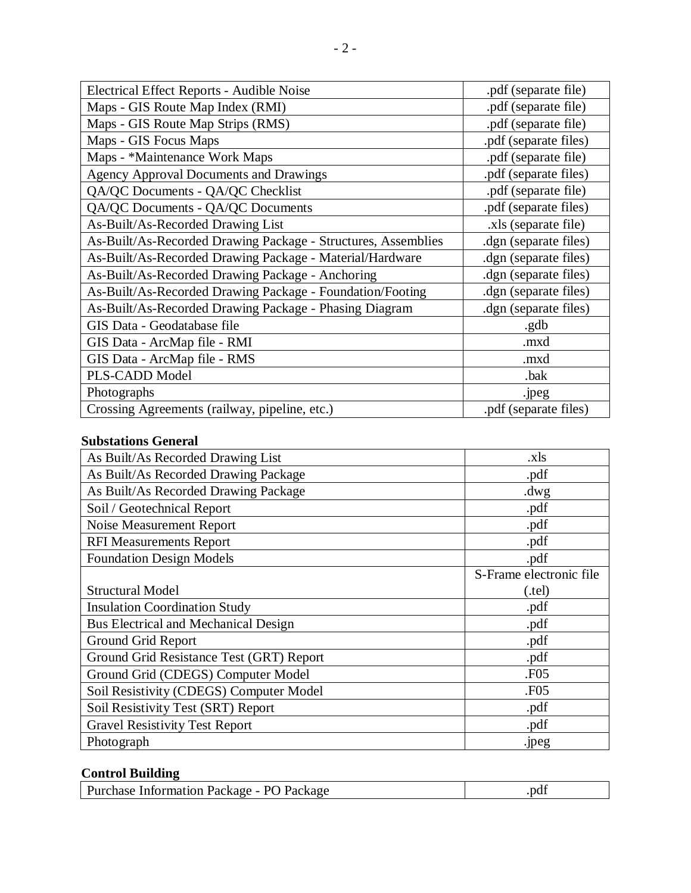| | |
|---|---|
| Electrical Effect Reports - Audible Noise | .pdf (separate file) |
| Maps - GIS Route Map Index (RMI) | .pdf (separate file) |
| Maps - GIS Route Map Strips (RMS) | .pdf (separate file) |
| Maps - GIS Focus Maps | .pdf (separate files) |
| Maps - *Maintenance Work Maps | .pdf (separate file) |
| Agency Approval Documents and Drawings | .pdf (separate files) |
| QA/QC Documents - QA/QC Checklist | .pdf (separate file) |
| QA/QC Documents - QA/QC Documents | .pdf (separate files) |
| As-Built/As-Recorded Drawing List | .xls (separate file) |
| As-Built/As-Recorded Drawing Package - Structures, Assemblies | .dgn (separate files) |
| As-Built/As-Recorded Drawing Package - Material/Hardware | .dgn (separate files) |
| As-Built/As-Recorded Drawing Package - Anchoring | .dgn (separate files) |
| As-Built/As-Recorded Drawing Package - Foundation/Footing | .dgn (separate files) |
| As-Built/As-Recorded Drawing Package - Phasing Diagram | .dgn (separate files) |
| GIS Data - Geodatabase file | .gdb |
| GIS Data - ArcMap file - RMI | .mxd |
| GIS Data - ArcMap file - RMS | .mxd |
| PLS-CADD Model | .bak |
| Photographs | .jpeg |
| Crossing Agreements (railway, pipeline, etc.) | .pdf (separate files) |

**Substations General**

| | |
|---|---|
| As Built/As Recorded Drawing List | .xls |
| As Built/As Recorded Drawing Package | .pdf |
| As Built/As Recorded Drawing Package | .dwg |
| Soil / Geotechnical Report | .pdf |
| Noise Measurement Report | .pdf |
| RFI Measurements Report | .pdf |
| Foundation Design Models | .pdf |
| Structural Model | S-Frame electronic file (.tel) |
| Insulation Coordination Study | .pdf |
| Bus Electrical and Mechanical Design | .pdf |
| Ground Grid Report | .pdf |
| Ground Grid Resistance Test (GRT) Report | .pdf |
| Ground Grid (CDEGS) Computer Model | .F05 |
| Soil Resistivity (CDEGS) Computer Model | .F05 |
| Soil Resistivity Test (SRT) Report | .pdf |
| Gravel Resistivity Test Report | .pdf |
| Photograph | .jpeg |

**Control Building**

| | |
|---|---|
| Purchase Information Package - PO Package | .pdf |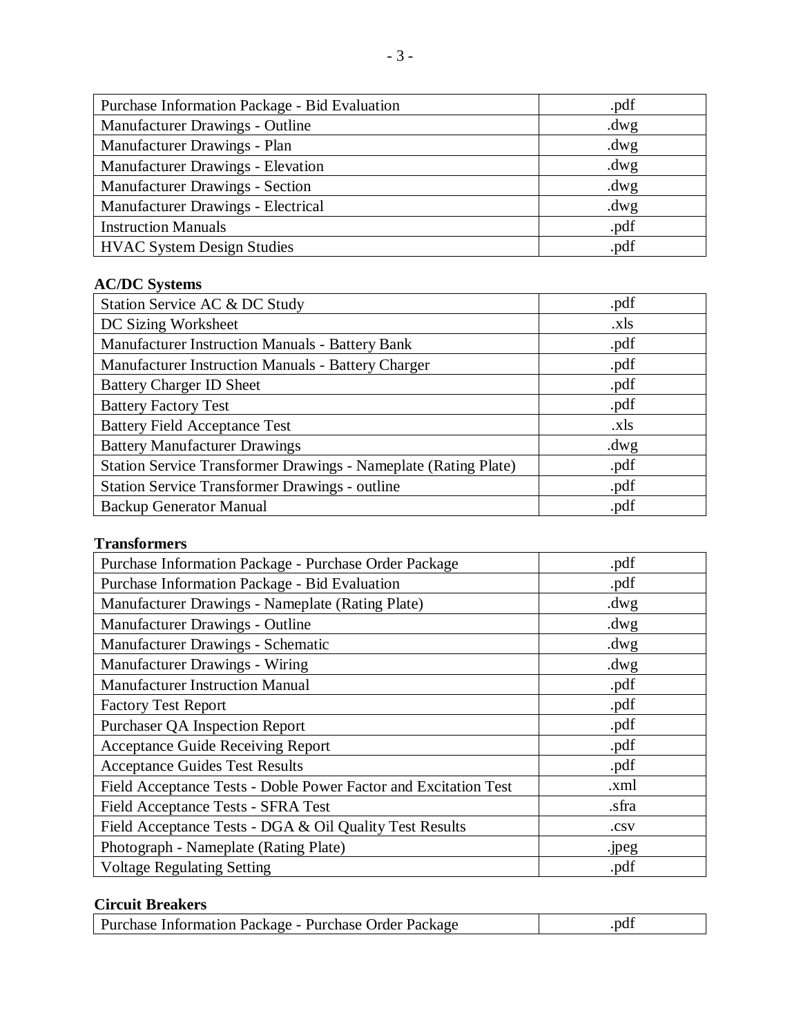| | |
|---|---|
| Purchase Information Package - Bid Evaluation | .pdf |
| Manufacturer Drawings - Outline | .dwg |
| Manufacturer Drawings - Plan | .dwg |
| Manufacturer Drawings - Elevation | .dwg |
| Manufacturer Drawings - Section | .dwg |
| Manufacturer Drawings - Electrical | .dwg |
| Instruction Manuals | .pdf |
| HVAC System Design Studies | .pdf |

**AC/DC Systems**

| | |
|---|---|
| Station Service AC & DC Study | .pdf |
| DC Sizing Worksheet | .xls |
| Manufacturer Instruction Manuals - Battery Bank | .pdf |
| Manufacturer Instruction Manuals - Battery Charger | .pdf |
| Battery Charger ID Sheet | .pdf |
| Battery Factory Test | .pdf |
| Battery Field Acceptance Test | .xls |
| Battery Manufacturer Drawings | .dwg |
| Station Service Transformer Drawings - Nameplate (Rating Plate) | .pdf |
| Station Service Transformer Drawings - outline | .pdf |
| Backup Generator Manual | .pdf |

**Transformers**

| | |
|---|---|
| Purchase Information Package - Purchase Order Package | .pdf |
| Purchase Information Package - Bid Evaluation | .pdf |
| Manufacturer Drawings - Nameplate (Rating Plate) | .dwg |
| Manufacturer Drawings - Outline | .dwg |
| Manufacturer Drawings - Schematic | .dwg |
| Manufacturer Drawings - Wiring | .dwg |
| Manufacturer Instruction Manual | .pdf |
| Factory Test Report | .pdf |
| Purchaser QA Inspection Report | .pdf |
| Acceptance Guide Receiving Report | .pdf |
| Acceptance Guides Test Results | .pdf |
| Field Acceptance Tests - Doble Power Factor and Excitation Test | .xml |
| Field Acceptance Tests - SFRA Test | .sfra |
| Field Acceptance Tests - DGA & Oil Quality Test Results | .csv |
| Photograph - Nameplate (Rating Plate) | .jpeg |
| Voltage Regulating Setting | .pdf |

**Circuit Breakers**

| | |
|---|---|
| Purchase Information Package - Purchase Order Package | .pdf |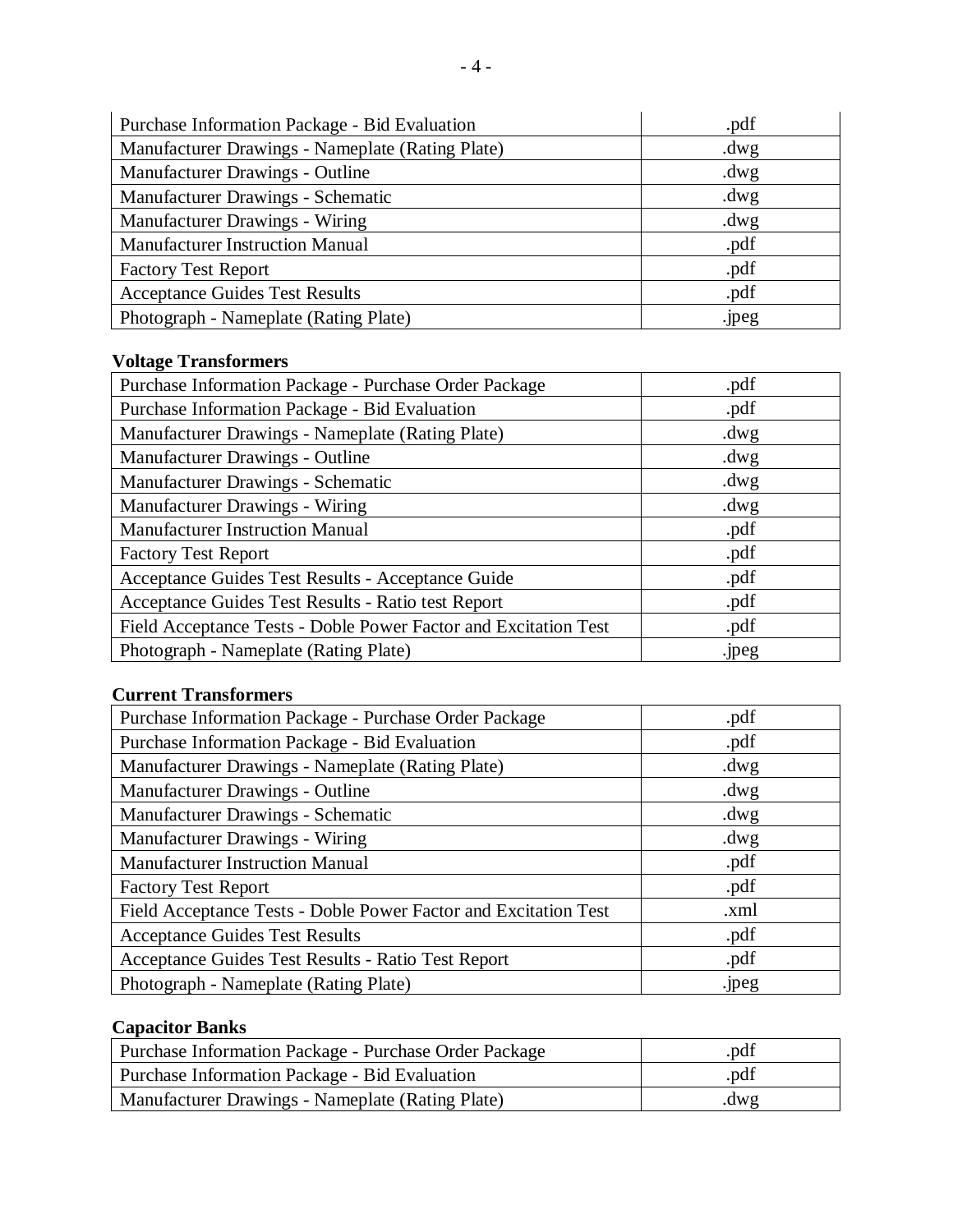| | |
|---|---|
| Purchase Information Package - Bid Evaluation | .pdf |
| Manufacturer Drawings - Nameplate (Rating Plate) | .dwg |
| Manufacturer Drawings - Outline | .dwg |
| Manufacturer Drawings - Schematic | .dwg |
| Manufacturer Drawings - Wiring | .dwg |
| Manufacturer Instruction Manual | .pdf |
| Factory Test Report | .pdf |
| Acceptance Guides Test Results | .pdf |
| Photograph - Nameplate (Rating Plate) | .jpeg |

**Voltage Transformers**

| | |
|---|---|
| Purchase Information Package - Purchase Order Package | .pdf |
| Purchase Information Package - Bid Evaluation | .pdf |
| Manufacturer Drawings - Nameplate (Rating Plate) | .dwg |
| Manufacturer Drawings - Outline | .dwg |
| Manufacturer Drawings - Schematic | .dwg |
| Manufacturer Drawings - Wiring | .dwg |
| Manufacturer Instruction Manual | .pdf |
| Factory Test Report | .pdf |
| Acceptance Guides Test Results - Acceptance Guide | .pdf |
| Acceptance Guides Test Results - Ratio test Report | .pdf |
| Field Acceptance Tests - Doble Power Factor and Excitation Test | .pdf |
| Photograph - Nameplate (Rating Plate) | .jpeg |

**Current Transformers**

| | |
|---|---|
| Purchase Information Package - Purchase Order Package | .pdf |
| Purchase Information Package - Bid Evaluation | .pdf |
| Manufacturer Drawings - Nameplate (Rating Plate) | .dwg |
| Manufacturer Drawings - Outline | .dwg |
| Manufacturer Drawings - Schematic | .dwg |
| Manufacturer Drawings - Wiring | .dwg |
| Manufacturer Instruction Manual | .pdf |
| Factory Test Report | .pdf |
| Field Acceptance Tests - Doble Power Factor and Excitation Test | .xml |
| Acceptance Guides Test Results | .pdf |
| Acceptance Guides Test Results - Ratio Test Report | .pdf |
| Photograph - Nameplate (Rating Plate) | .jpeg |

**Capacitor Banks**

| | |
|---|---|
| Purchase Information Package - Purchase Order Package | .pdf |
| Purchase Information Package - Bid Evaluation | .pdf |
| Manufacturer Drawings - Nameplate (Rating Plate) | .dwg |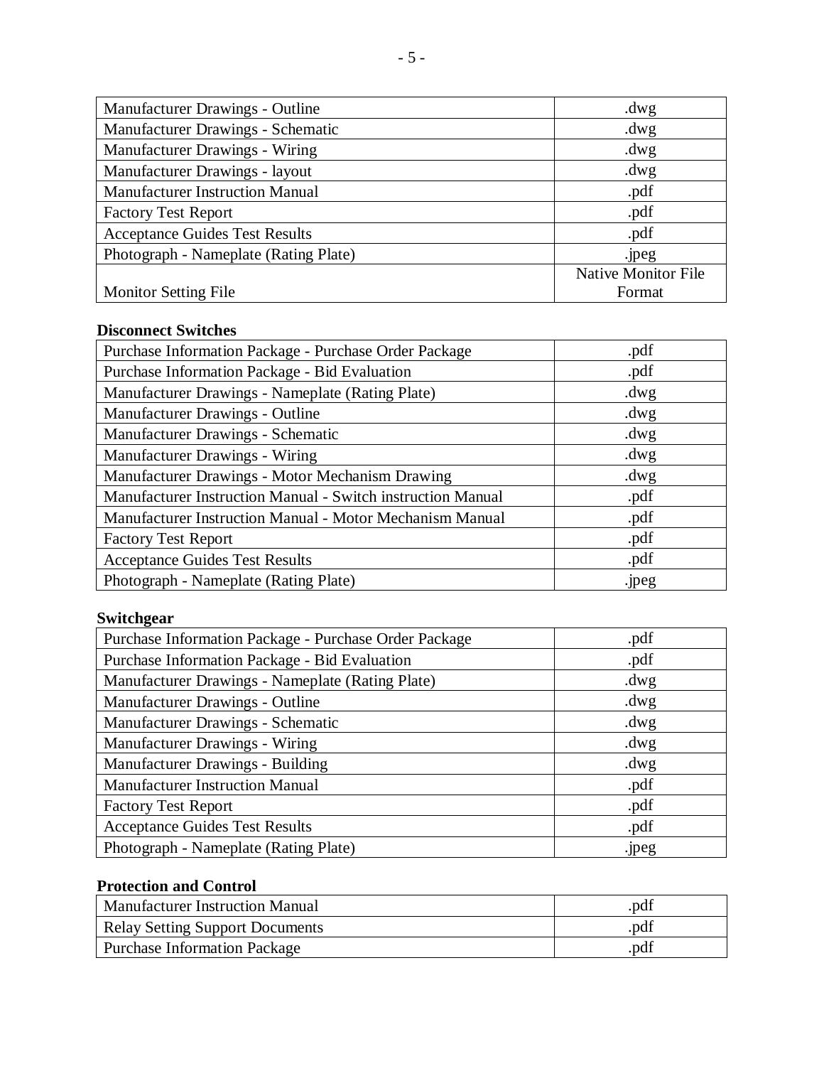| | |
|---|---|
| Manufacturer Drawings - Outline | .dwg |
| Manufacturer Drawings - Schematic | .dwg |
| Manufacturer Drawings - Wiring | .dwg |
| Manufacturer Drawings - layout | .dwg |
| Manufacturer Instruction Manual | .pdf |
| Factory Test Report | .pdf |
| Acceptance Guides Test Results | .pdf |
| Photograph - Nameplate (Rating Plate) | .jpeg |
| Monitor Setting File | Native Monitor File Format |

**Disconnect Switches**

| | |
|---|---|
| Purchase Information Package - Purchase Order Package | .pdf |
| Purchase Information Package - Bid Evaluation | .pdf |
| Manufacturer Drawings - Nameplate (Rating Plate) | .dwg |
| Manufacturer Drawings - Outline | .dwg |
| Manufacturer Drawings - Schematic | .dwg |
| Manufacturer Drawings - Wiring | .dwg |
| Manufacturer Drawings - Motor Mechanism Drawing | .dwg |
| Manufacturer Instruction Manual - Switch instruction Manual | .pdf |
| Manufacturer Instruction Manual - Motor Mechanism Manual | .pdf |
| Factory Test Report | .pdf |
| Acceptance Guides Test Results | .pdf |
| Photograph - Nameplate (Rating Plate) | .jpeg |

**Switchgear**

| | |
|---|---|
| Purchase Information Package - Purchase Order Package | .pdf |
| Purchase Information Package - Bid Evaluation | .pdf |
| Manufacturer Drawings - Nameplate (Rating Plate) | .dwg |
| Manufacturer Drawings - Outline | .dwg |
| Manufacturer Drawings - Schematic | .dwg |
| Manufacturer Drawings - Wiring | .dwg |
| Manufacturer Drawings - Building | .dwg |
| Manufacturer Instruction Manual | .pdf |
| Factory Test Report | .pdf |
| Acceptance Guides Test Results | .pdf |
| Photograph - Nameplate (Rating Plate) | .jpeg |

**Protection and Control**

| | |
|---|---|
| Manufacturer Instruction Manual | .pdf |
| Relay Setting Support Documents | .pdf |
| Purchase Information Package | .pdf |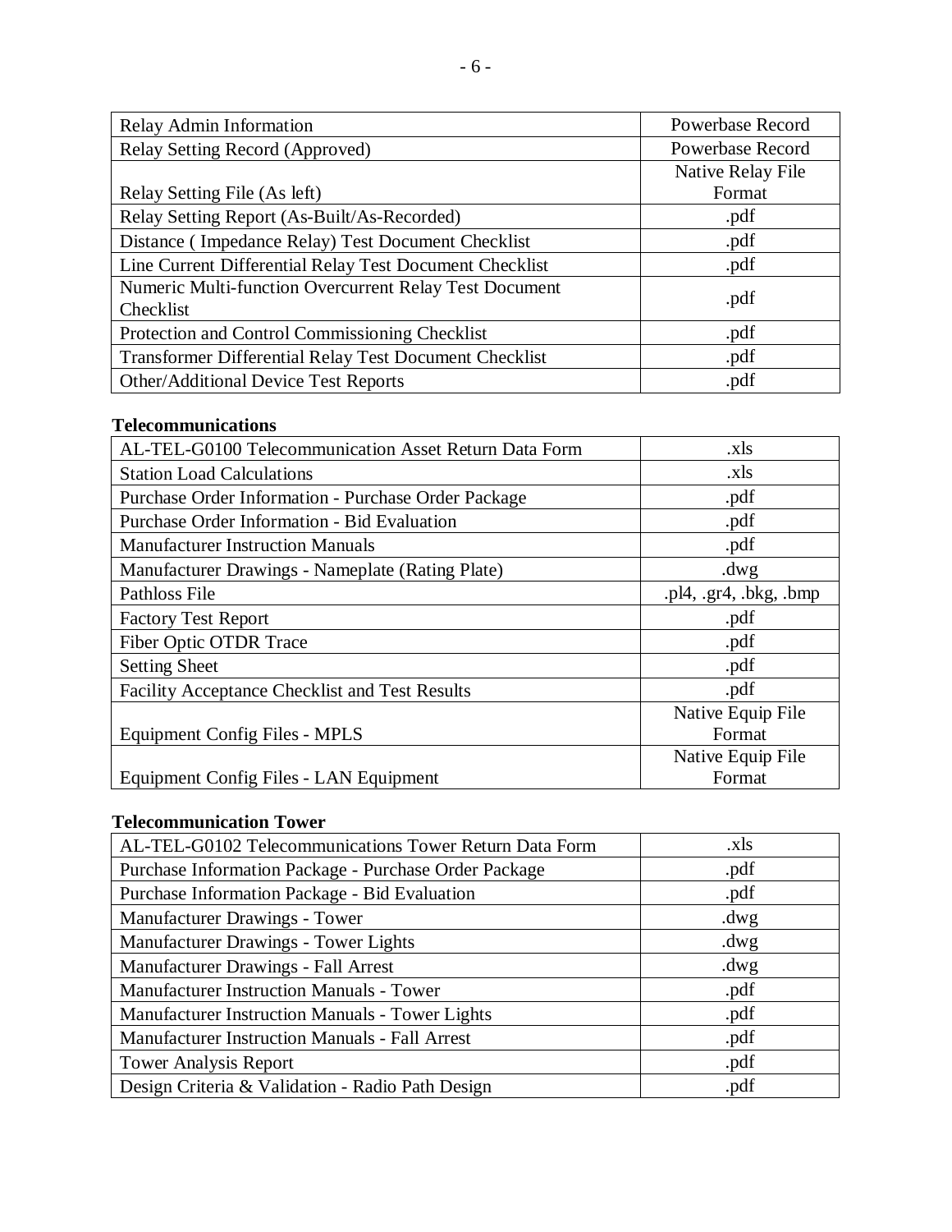| Relay Admin Information | Powerbase Record |
|---|---|
| Relay Setting Record (Approved) | Powerbase Record |
| Relay Setting File (As left) | Native Relay File Format |
| Relay Setting Report (As-Built/As-Recorded) | .pdf |
| Distance ( Impedance Relay) Test Document Checklist | .pdf |
| Line Current Differential Relay Test Document Checklist | .pdf |
| Numeric Multi-function Overcurrent Relay Test Document Checklist | .pdf |
| Protection and Control Commissioning Checklist | .pdf |
| Transformer Differential Relay Test Document Checklist | .pdf |
| Other/Additional Device Test Reports | .pdf |

**Telecommunications**

| AL-TEL-G0100 Telecommunication Asset Return Data Form | .xls |
|---|---|
| Station Load Calculations | .xls |
| Purchase Order Information - Purchase Order Package | .pdf |
| Purchase Order Information - Bid Evaluation | .pdf |
| Manufacturer Instruction Manuals | .pdf |
| Manufacturer Drawings - Nameplate (Rating Plate) | .dwg |
| Pathloss File | .pl4, .gr4, .bkg, .bmp |
| Factory Test Report | .pdf |
| Fiber Optic OTDR Trace | .pdf |
| Setting Sheet | .pdf |
| Facility Acceptance Checklist and Test Results | .pdf |
| Equipment Config Files - MPLS | Native Equip File Format |
| Equipment Config Files - LAN Equipment | Native Equip File Format |

**Telecommunication Tower**

| AL-TEL-G0102 Telecommunications Tower Return Data Form | .xls |
|---|---|
| Purchase Information Package - Purchase Order Package | .pdf |
| Purchase Information Package - Bid Evaluation | .pdf |
| Manufacturer Drawings - Tower | .dwg |
| Manufacturer Drawings - Tower Lights | .dwg |
| Manufacturer Drawings - Fall Arrest | .dwg |
| Manufacturer Instruction Manuals - Tower | .pdf |
| Manufacturer Instruction Manuals - Tower Lights | .pdf |
| Manufacturer Instruction Manuals - Fall Arrest | .pdf |
| Tower Analysis Report | .pdf |
| Design Criteria & Validation - Radio Path Design | .pdf |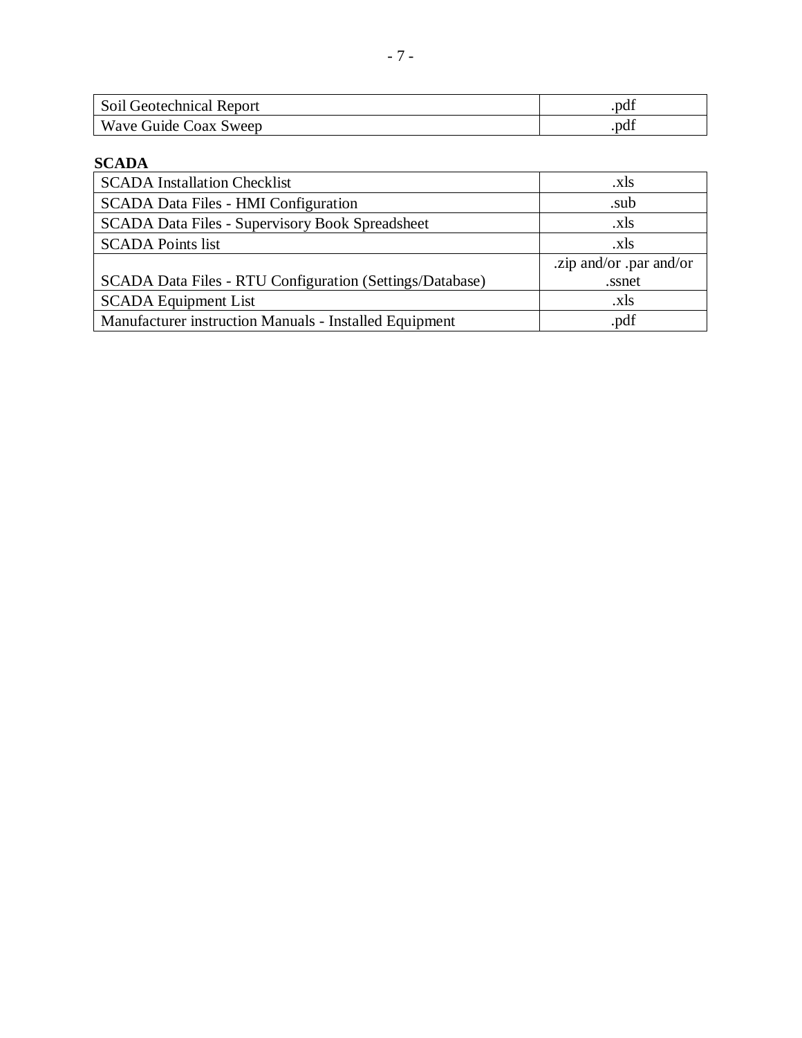| Soil Geotechnical Report | .pdf |
| --- | --- |
| Wave Guide Coax Sweep | .pdf |

**SCADA**

| SCADA Installation Checklist | .xls |
| --- | --- |
| SCADA Data Files - HMI Configuration | .sub |
| SCADA Data Files - Supervisory Book Spreadsheet | .xls |
| SCADA Points list | .xls |
| SCADA Data Files - RTU Configuration (Settings/Database) | .zip and/or .par and/or .ssnet |
| SCADA Equipment List | .xls |
| Manufacturer instruction Manuals - Installed Equipment | .pdf |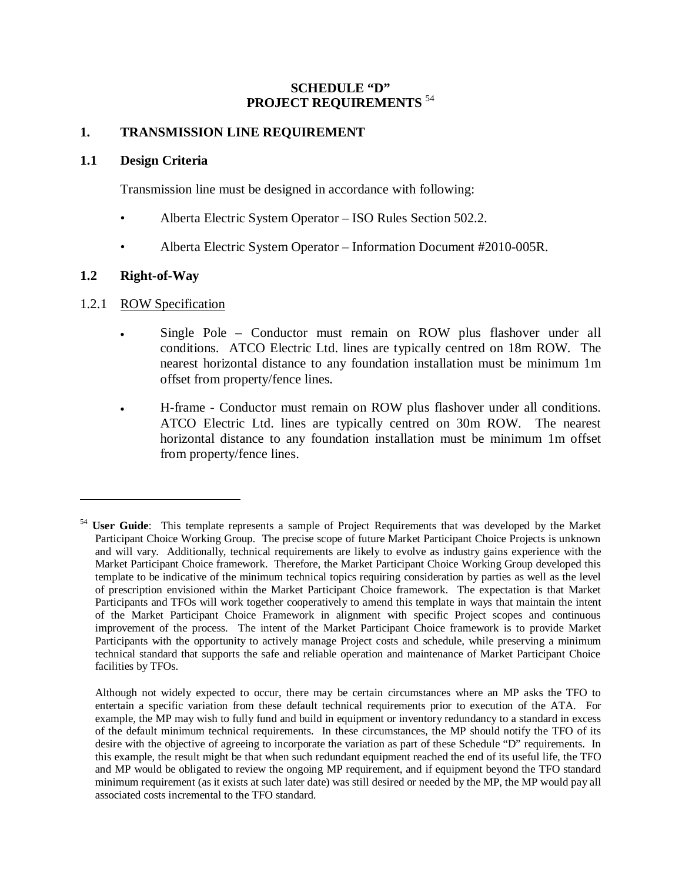# SCHEDULE "D"
# PROJECT REQUIREMENTS [54]

## 1. TRANSMISSION LINE REQUIREMENT

### 1.1 Design Criteria

Transmission line must be designed in accordance with following:

- Alberta Electric System Operator – ISO Rules Section 502.2.
- Alberta Electric System Operator – Information Document #2010-005R.

### 1.2 Right-of-Way

1.2.1 ROW Specification

- Single Pole – Conductor must remain on ROW plus flashover under all conditions. ATCO Electric Ltd. lines are typically centred on 18m ROW. The nearest horizontal distance to any foundation installation must be minimum 1m offset from property/fence lines.
- H-frame - Conductor must remain on ROW plus flashover under all conditions. ATCO Electric Ltd. lines are typically centred on 30m ROW. The nearest horizontal distance to any foundation installation must be minimum 1m offset from property/fence lines.

---

[54] **User Guide**: This template represents a sample of Project Requirements that was developed by the Market Participant Choice Working Group. The precise scope of future Market Participant Choice Projects is unknown and will vary. Additionally, technical requirements are likely to evolve as industry gains experience with the Market Participant Choice framework. Therefore, the Market Participant Choice Working Group developed this template to be indicative of the minimum technical topics requiring consideration by parties as well as the level of prescription envisioned within the Market Participant Choice framework. The expectation is that Market Participants and TFOs will work together cooperatively to amend this template in ways that maintain the intent of the Market Participant Choice Framework in alignment with specific Project scopes and continuous improvement of the process. The intent of the Market Participant Choice framework is to provide Market Participants with the opportunity to actively manage Project costs and schedule, while preserving a minimum technical standard that supports the safe and reliable operation and maintenance of Market Participant Choice facilities by TFOs.

Although not widely expected to occur, there may be certain circumstances where an MP asks the TFO to entertain a specific variation from these default technical requirements prior to execution of the ATA. For example, the MP may wish to fully fund and build in equipment or inventory redundancy to a standard in excess of the default minimum technical requirements. In these circumstances, the MP should notify the TFO of its desire with the objective of agreeing to incorporate the variation as part of these Schedule "D" requirements. In this example, the result might be that when such redundant equipment reached the end of its useful life, the TFO and MP would be obligated to review the ongoing MP requirement, and if equipment beyond the TFO standard minimum requirement (as it exists at such later date) was still desired or needed by the MP, the MP would pay all associated costs incremental to the TFO standard.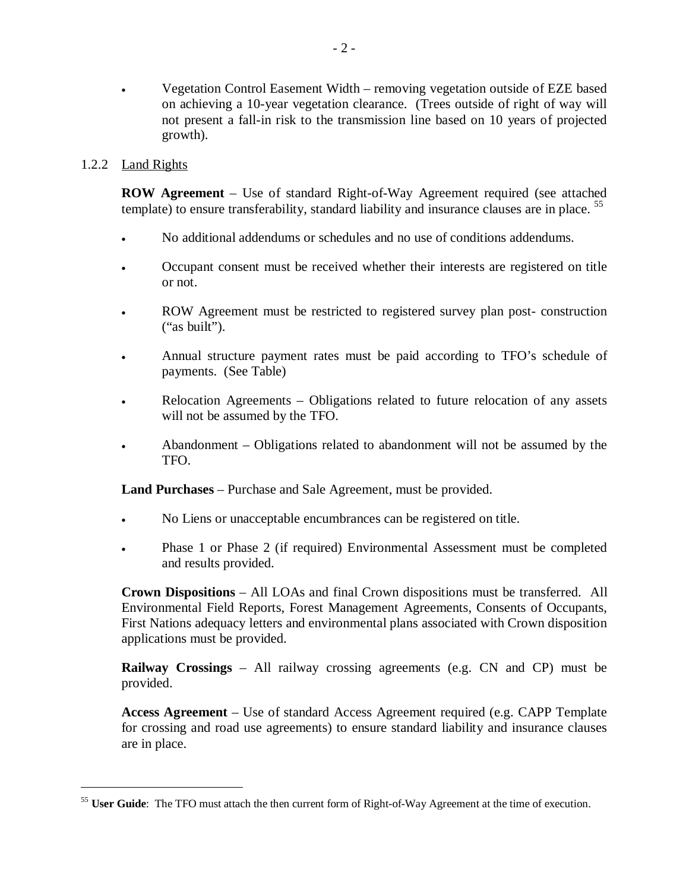- Vegetation Control Easement Width – removing vegetation outside of EZE based on achieving a 10-year vegetation clearance. (Trees outside of right of way will not present a fall-in risk to the transmission line based on 10 years of projected growth).

### 1.2.2 Land Rights

**ROW Agreement** – Use of standard Right-of-Way Agreement required (see attached template) to ensure transferability, standard liability and insurance clauses are in place. [55]

- No additional addendums or schedules and no use of conditions addendums.
- Occupant consent must be received whether their interests are registered on title or not.
- ROW Agreement must be restricted to registered survey plan post- construction ("as built").
- Annual structure payment rates must be paid according to TFO's schedule of payments. (See Table)
- Relocation Agreements – Obligations related to future relocation of any assets will not be assumed by the TFO.
- Abandonment – Obligations related to abandonment will not be assumed by the TFO.

**Land Purchases** – Purchase and Sale Agreement, must be provided.

- No Liens or unacceptable encumbrances can be registered on title.
- Phase 1 or Phase 2 (if required) Environmental Assessment must be completed and results provided.

**Crown Dispositions** – All LOAs and final Crown dispositions must be transferred. All Environmental Field Reports, Forest Management Agreements, Consents of Occupants, First Nations adequacy letters and environmental plans associated with Crown disposition applications must be provided.

**Railway Crossings** – All railway crossing agreements (e.g. CN and CP) must be provided.

**Access Agreement** – Use of standard Access Agreement required (e.g. CAPP Template for crossing and road use agreements) to ensure standard liability and insurance clauses are in place.

---

[55] **User Guide**: The TFO must attach the then current form of Right-of-Way Agreement at the time of execution.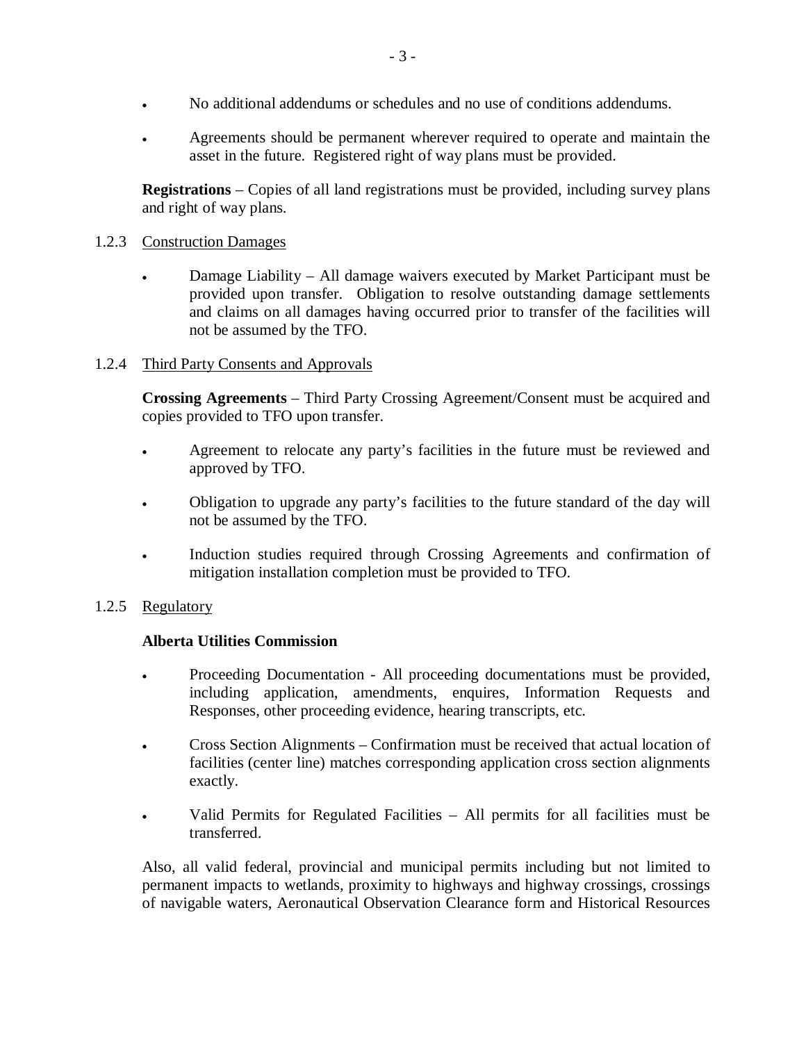- No additional addendums or schedules and no use of conditions addendums.
- Agreements should be permanent wherever required to operate and maintain the asset in the future. Registered right of way plans must be provided.

**Registrations** – Copies of all land registrations must be provided, including survey plans and right of way plans.

1.2.3 Construction Damages

- Damage Liability – All damage waivers executed by Market Participant must be provided upon transfer. Obligation to resolve outstanding damage settlements and claims on all damages having occurred prior to transfer of the facilities will not be assumed by the TFO.

1.2.4 Third Party Consents and Approvals

**Crossing Agreements** – Third Party Crossing Agreement/Consent must be acquired and copies provided to TFO upon transfer.

- Agreement to relocate any party's facilities in the future must be reviewed and approved by TFO.
- Obligation to upgrade any party's facilities to the future standard of the day will not be assumed by the TFO.
- Induction studies required through Crossing Agreements and confirmation of mitigation installation completion must be provided to TFO.

1.2.5 Regulatory

**Alberta Utilities Commission**

- Proceeding Documentation - All proceeding documentations must be provided, including application, amendments, enquires, Information Requests and Responses, other proceeding evidence, hearing transcripts, etc.
- Cross Section Alignments – Confirmation must be received that actual location of facilities (center line) matches corresponding application cross section alignments exactly.
- Valid Permits for Regulated Facilities – All permits for all facilities must be transferred.

Also, all valid federal, provincial and municipal permits including but not limited to permanent impacts to wetlands, proximity to highways and highway crossings, crossings of navigable waters, Aeronautical Observation Clearance form and Historical Resources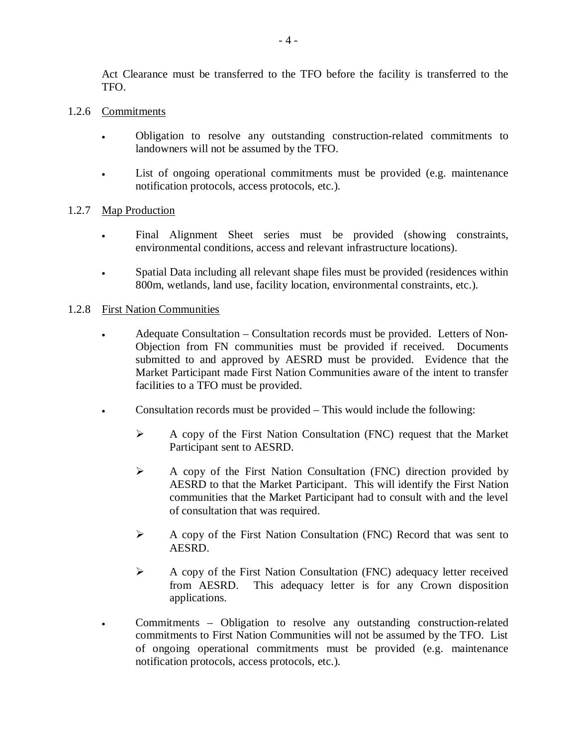Act Clearance must be transferred to the TFO before the facility is transferred to the TFO.

1.2.6 Commitments

- Obligation to resolve any outstanding construction-related commitments to landowners will not be assumed by the TFO.
- List of ongoing operational commitments must be provided (e.g. maintenance notification protocols, access protocols, etc.).

1.2.7 Map Production

- Final Alignment Sheet series must be provided (showing constraints, environmental conditions, access and relevant infrastructure locations).
- Spatial Data including all relevant shape files must be provided (residences within 800m, wetlands, land use, facility location, environmental constraints, etc.).

1.2.8 First Nation Communities

- Adequate Consultation – Consultation records must be provided. Letters of Non-Objection from FN communities must be provided if received. Documents submitted to and approved by AESRD must be provided. Evidence that the Market Participant made First Nation Communities aware of the intent to transfer facilities to a TFO must be provided.
- Consultation records must be provided – This would include the following:
  - A copy of the First Nation Consultation (FNC) request that the Market Participant sent to AESRD.
  - A copy of the First Nation Consultation (FNC) direction provided by AESRD to that the Market Participant. This will identify the First Nation communities that the Market Participant had to consult with and the level of consultation that was required.
  - A copy of the First Nation Consultation (FNC) Record that was sent to AESRD.
  - A copy of the First Nation Consultation (FNC) adequacy letter received from AESRD. This adequacy letter is for any Crown disposition applications.
- Commitments – Obligation to resolve any outstanding construction-related commitments to First Nation Communities will not be assumed by the TFO. List of ongoing operational commitments must be provided (e.g. maintenance notification protocols, access protocols, etc.).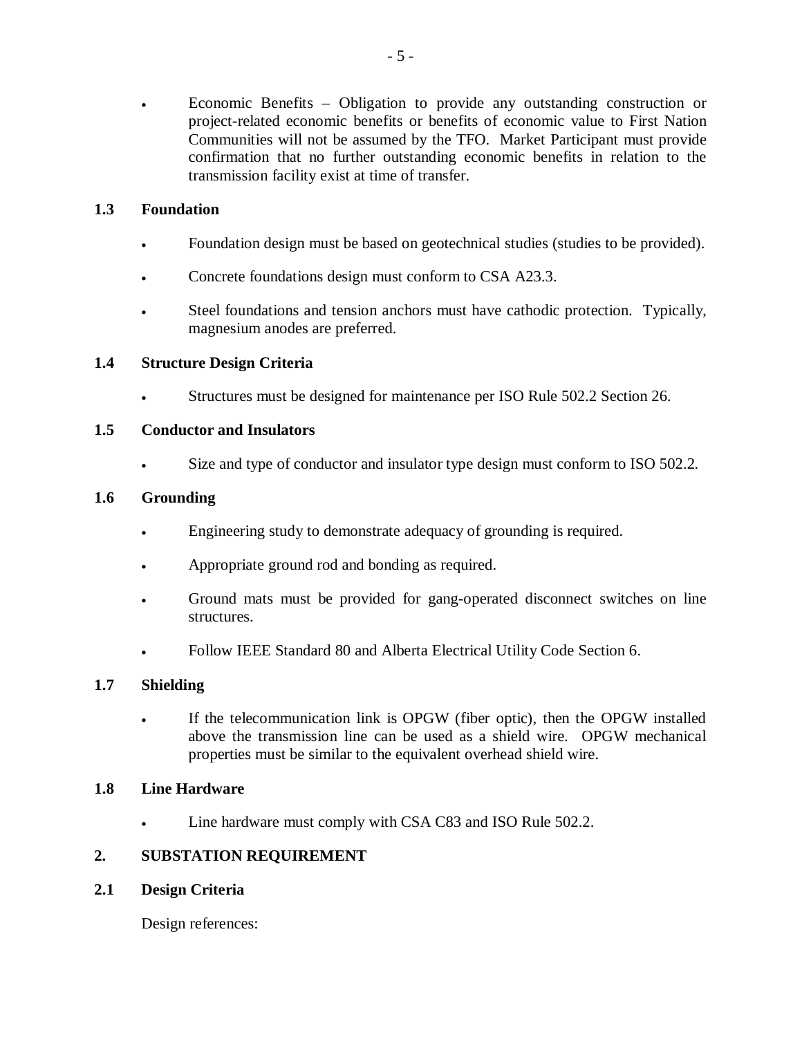- Economic Benefits – Obligation to provide any outstanding construction or project-related economic benefits or benefits of economic value to First Nation Communities will not be assumed by the TFO. Market Participant must provide confirmation that no further outstanding economic benefits in relation to the transmission facility exist at time of transfer.

### 1.3 Foundation

- Foundation design must be based on geotechnical studies (studies to be provided).
- Concrete foundations design must conform to CSA A23.3.
- Steel foundations and tension anchors must have cathodic protection. Typically, magnesium anodes are preferred.

### 1.4 Structure Design Criteria

- Structures must be designed for maintenance per ISO Rule 502.2 Section 26.

### 1.5 Conductor and Insulators

- Size and type of conductor and insulator type design must conform to ISO 502.2.

### 1.6 Grounding

- Engineering study to demonstrate adequacy of grounding is required.
- Appropriate ground rod and bonding as required.
- Ground mats must be provided for gang-operated disconnect switches on line structures.
- Follow IEEE Standard 80 and Alberta Electrical Utility Code Section 6.

### 1.7 Shielding

- If the telecommunication link is OPGW (fiber optic), then the OPGW installed above the transmission line can be used as a shield wire. OPGW mechanical properties must be similar to the equivalent overhead shield wire.

### 1.8 Line Hardware

- Line hardware must comply with CSA C83 and ISO Rule 502.2.

## 2. SUBSTATION REQUIREMENT

### 2.1 Design Criteria

Design references: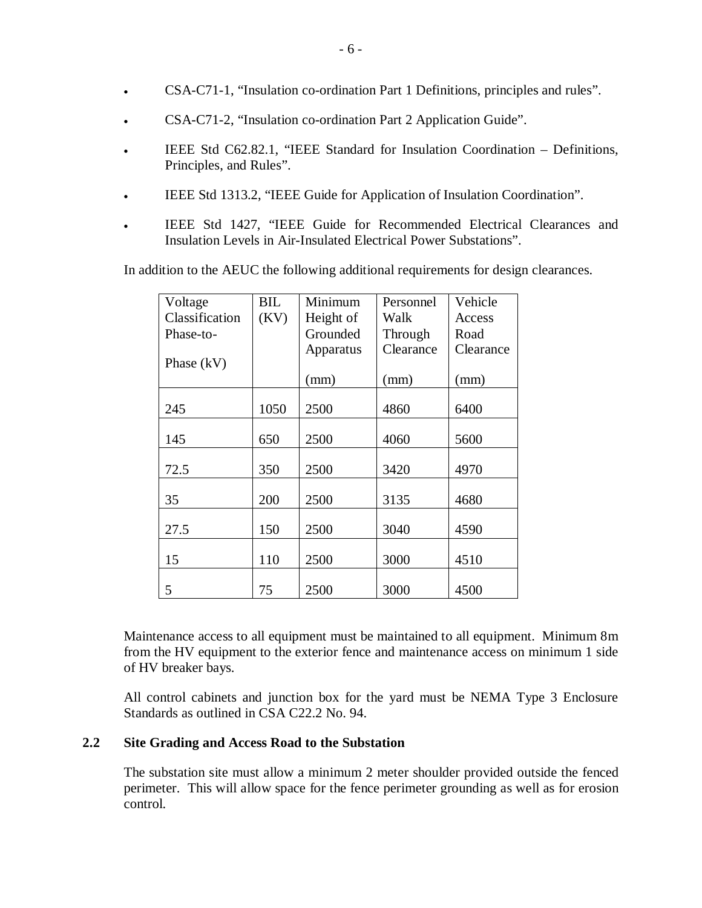- CSA-C71-1, "Insulation co-ordination Part 1 Definitions, principles and rules".
- CSA-C71-2, "Insulation co-ordination Part 2 Application Guide".
- IEEE Std C62.82.1, "IEEE Standard for Insulation Coordination – Definitions, Principles, and Rules".
- IEEE Std 1313.2, "IEEE Guide for Application of Insulation Coordination".
- IEEE Std 1427, "IEEE Guide for Recommended Electrical Clearances and Insulation Levels in Air-Insulated Electrical Power Substations".

In addition to the AEUC the following additional requirements for design clearances.

| Voltage Classification Phase-to-Phase (kV) | BIL (KV) | Minimum Height of Grounded Apparatus (mm) | Personnel Walk Through Clearance (mm) | Vehicle Access Road Clearance (mm) |
|---|---|---|---|---|
| 245 | 1050 | 2500 | 4860 | 6400 |
| 145 | 650 | 2500 | 4060 | 5600 |
| 72.5 | 350 | 2500 | 3420 | 4970 |
| 35 | 200 | 2500 | 3135 | 4680 |
| 27.5 | 150 | 2500 | 3040 | 4590 |
| 15 | 110 | 2500 | 3000 | 4510 |
| 5 | 75 | 2500 | 3000 | 4500 |

Maintenance access to all equipment must be maintained to all equipment. Minimum 8m from the HV equipment to the exterior fence and maintenance access on minimum 1 side of HV breaker bays.

All control cabinets and junction box for the yard must be NEMA Type 3 Enclosure Standards as outlined in CSA C22.2 No. 94.

## 2.2 Site Grading and Access Road to the Substation

The substation site must allow a minimum 2 meter shoulder provided outside the fenced perimeter. This will allow space for the fence perimeter grounding as well as for erosion control.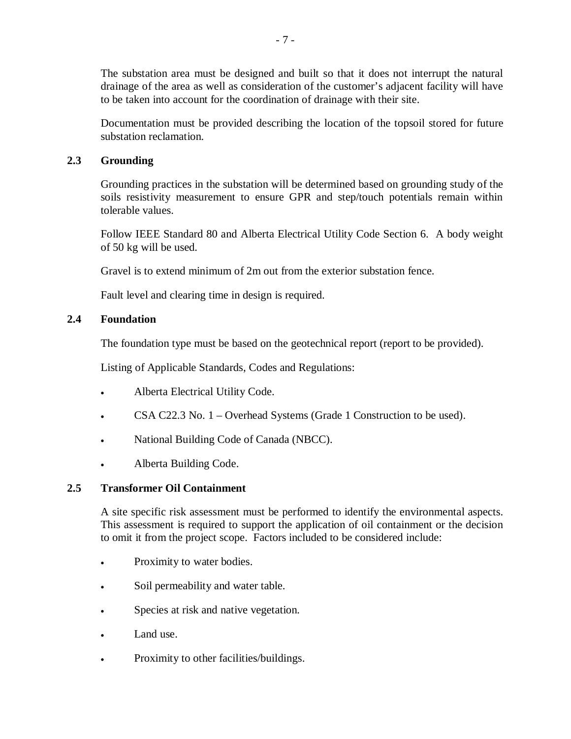The substation area must be designed and built so that it does not interrupt the natural drainage of the area as well as consideration of the customer's adjacent facility will have to be taken into account for the coordination of drainage with their site.

Documentation must be provided describing the location of the topsoil stored for future substation reclamation.

### 2.3 Grounding

Grounding practices in the substation will be determined based on grounding study of the soils resistivity measurement to ensure GPR and step/touch potentials remain within tolerable values.

Follow IEEE Standard 80 and Alberta Electrical Utility Code Section 6. A body weight of 50 kg will be used.

Gravel is to extend minimum of 2m out from the exterior substation fence.

Fault level and clearing time in design is required.

### 2.4 Foundation

The foundation type must be based on the geotechnical report (report to be provided).

Listing of Applicable Standards, Codes and Regulations:

- Alberta Electrical Utility Code.
- CSA C22.3 No. 1 – Overhead Systems (Grade 1 Construction to be used).
- National Building Code of Canada (NBCC).
- Alberta Building Code.

### 2.5 Transformer Oil Containment

A site specific risk assessment must be performed to identify the environmental aspects. This assessment is required to support the application of oil containment or the decision to omit it from the project scope. Factors included to be considered include:

- Proximity to water bodies.
- Soil permeability and water table.
- Species at risk and native vegetation.
- Land use.
- Proximity to other facilities/buildings.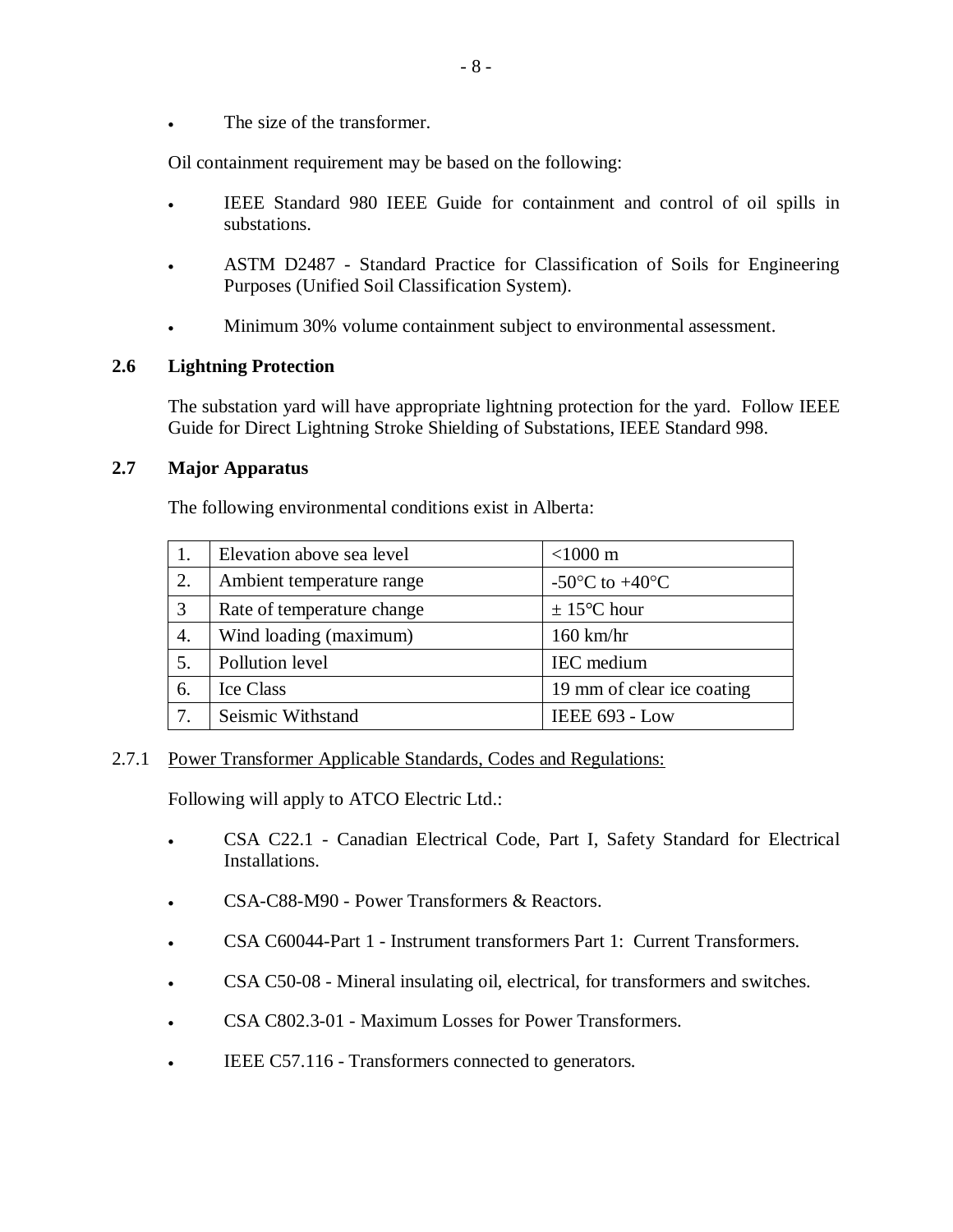- The size of the transformer.

Oil containment requirement may be based on the following:

- IEEE Standard 980 IEEE Guide for containment and control of oil spills in substations.
- ASTM D2487 - Standard Practice for Classification of Soils for Engineering Purposes (Unified Soil Classification System).
- Minimum 30% volume containment subject to environmental assessment.

### 2.6 Lightning Protection

The substation yard will have appropriate lightning protection for the yard. Follow IEEE Guide for Direct Lightning Stroke Shielding of Substations, IEEE Standard 998.

### 2.7 Major Apparatus

The following environmental conditions exist in Alberta:

| | | |
|---|---|---|
| 1. | Elevation above sea level | <1000 m |
| 2. | Ambient temperature range | -50°C to +40°C |
| 3 | Rate of temperature change | ± 15°C hour |
| 4. | Wind loading (maximum) | 160 km/hr |
| 5. | Pollution level | IEC medium |
| 6. | Ice Class | 19 mm of clear ice coating |
| 7. | Seismic Withstand | IEEE 693 - Low |

2.7.1 Power Transformer Applicable Standards, Codes and Regulations:

Following will apply to ATCO Electric Ltd.:

- CSA C22.1 - Canadian Electrical Code, Part I, Safety Standard for Electrical Installations.
- CSA-C88-M90 - Power Transformers & Reactors.
- CSA C60044-Part 1 - Instrument transformers Part 1: Current Transformers.
- CSA C50-08 - Mineral insulating oil, electrical, for transformers and switches.
- CSA C802.3-01 - Maximum Losses for Power Transformers.
- IEEE C57.116 - Transformers connected to generators.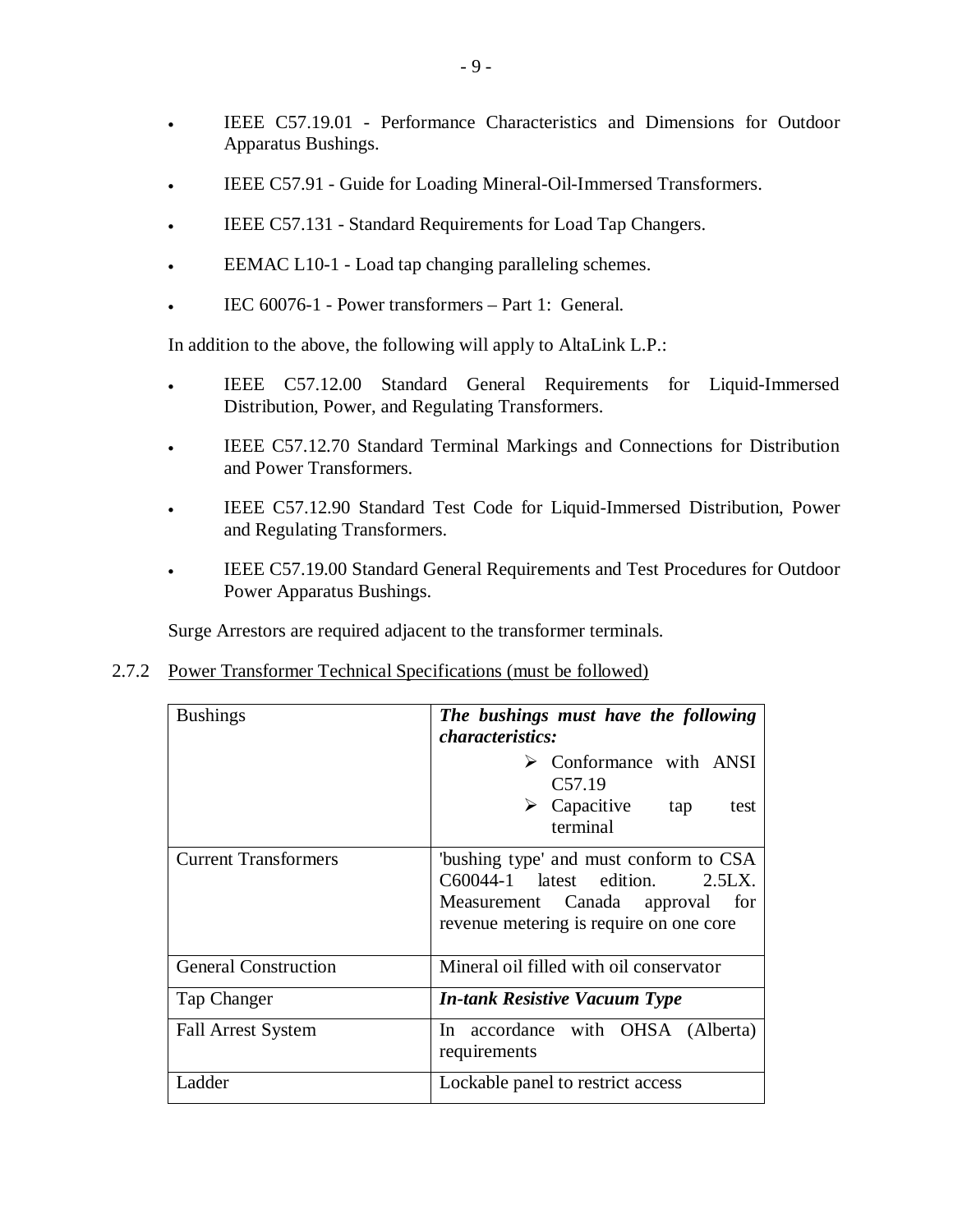- IEEE C57.19.01 - Performance Characteristics and Dimensions for Outdoor Apparatus Bushings.
- IEEE C57.91 - Guide for Loading Mineral-Oil-Immersed Transformers.
- IEEE C57.131 - Standard Requirements for Load Tap Changers.
- EEMAC L10-1 - Load tap changing paralleling schemes.
- IEC 60076-1 - Power transformers – Part 1: General.

In addition to the above, the following will apply to AltaLink L.P.:

- IEEE C57.12.00 Standard General Requirements for Liquid-Immersed Distribution, Power, and Regulating Transformers.
- IEEE C57.12.70 Standard Terminal Markings and Connections for Distribution and Power Transformers.
- IEEE C57.12.90 Standard Test Code for Liquid-Immersed Distribution, Power and Regulating Transformers.
- IEEE C57.19.00 Standard General Requirements and Test Procedures for Outdoor Power Apparatus Bushings.

Surge Arrestors are required adjacent to the transformer terminals.

### 2.7.2 Power Transformer Technical Specifications (must be followed)

| Bushings | ***The bushings must have the following characteristics:*** <br> ➢ Conformance with ANSI C57.19 <br> ➢ Capacitive tap test terminal |
|---|---|
| Current Transformers | 'bushing type' and must conform to CSA C60044-1 latest edition. 2.5LX. Measurement Canada approval for revenue metering is require on one core |
| General Construction | Mineral oil filled with oil conservator |
| Tap Changer | ***In-tank Resistive Vacuum Type*** |
| Fall Arrest System | In accordance with OHSA (Alberta) requirements |
| Ladder | Lockable panel to restrict access |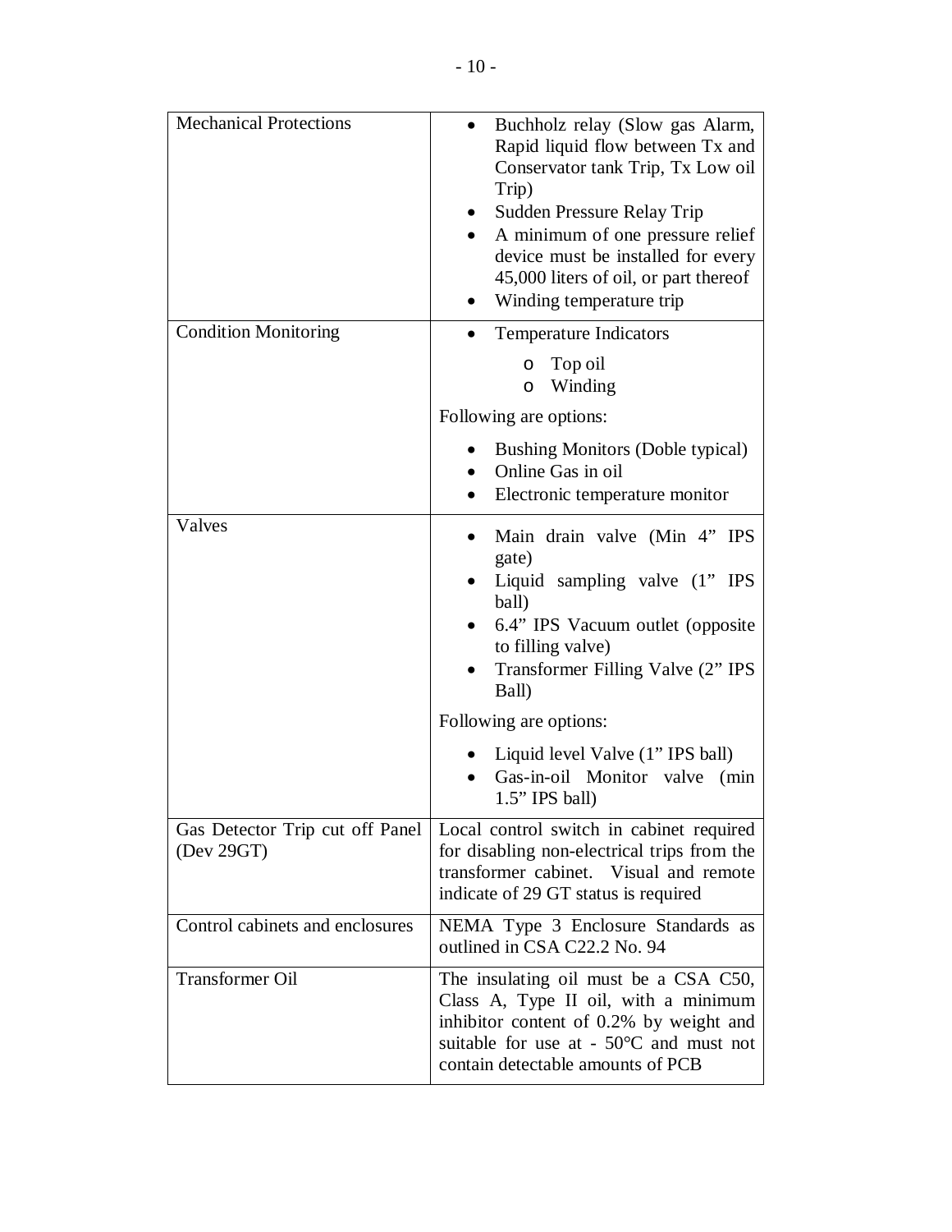| | |
|---|---|
| Mechanical Protections | • Buchholz relay (Slow gas Alarm, Rapid liquid flow between Tx and Conservator tank Trip, Tx Low oil Trip)<br>• Sudden Pressure Relay Trip<br>• A minimum of one pressure relief device must be installed for every 45,000 liters of oil, or part thereof<br>• Winding temperature trip |
| Condition Monitoring | • Temperature Indicators<br>  o Top oil<br>  o Winding<br>Following are options:<br>• Bushing Monitors (Doble typical)<br>• Online Gas in oil<br>• Electronic temperature monitor |
| Valves | • Main drain valve (Min 4" IPS gate)<br>• Liquid sampling valve (1" IPS ball)<br>• 6.4" IPS Vacuum outlet (opposite to filling valve)<br>• Transformer Filling Valve (2" IPS Ball)<br>Following are options:<br>• Liquid level Valve (1" IPS ball)<br>• Gas-in-oil Monitor valve (min 1.5" IPS ball) |
| Gas Detector Trip cut off Panel (Dev 29GT) | Local control switch in cabinet required for disabling non-electrical trips from the transformer cabinet. Visual and remote indicate of 29 GT status is required |
| Control cabinets and enclosures | NEMA Type 3 Enclosure Standards as outlined in CSA C22.2 No. 94 |
| Transformer Oil | The insulating oil must be a CSA C50, Class A, Type II oil, with a minimum inhibitor content of 0.2% by weight and suitable for use at - 50°C and must not contain detectable amounts of PCB |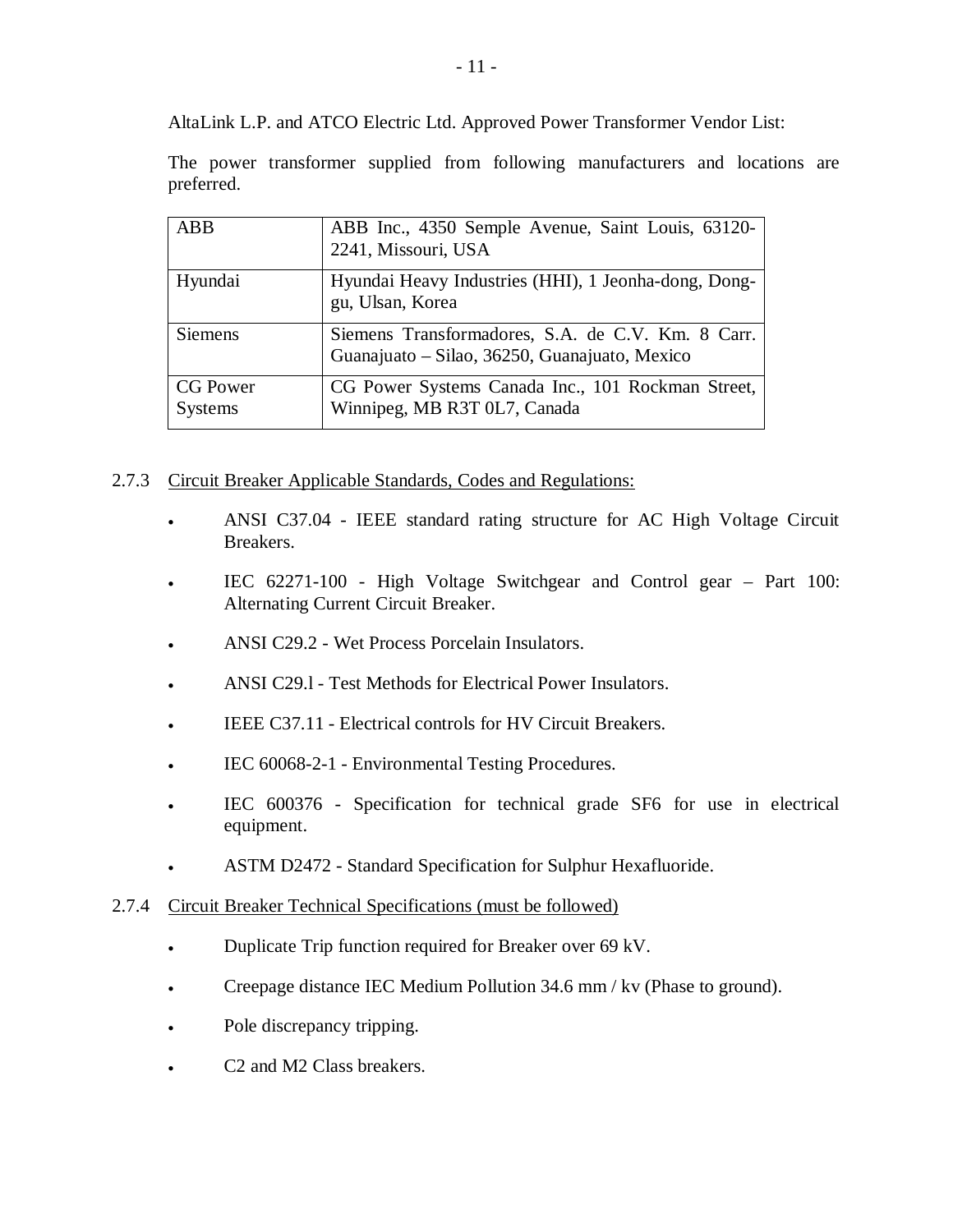AltaLink L.P. and ATCO Electric Ltd. Approved Power Transformer Vendor List:

The power transformer supplied from following manufacturers and locations are preferred.

| | |
|---|---|
| ABB | ABB Inc., 4350 Semple Avenue, Saint Louis, 63120-2241, Missouri, USA |
| Hyundai | Hyundai Heavy Industries (HHI), 1 Jeonha-dong, Dong-gu, Ulsan, Korea |
| Siemens | Siemens Transformadores, S.A. de C.V. Km. 8 Carr. Guanajuato – Silao, 36250, Guanajuato, Mexico |
| CG Power Systems | CG Power Systems Canada Inc., 101 Rockman Street, Winnipeg, MB R3T 0L7, Canada |

2.7.3 Circuit Breaker Applicable Standards, Codes and Regulations:

- ANSI C37.04 - IEEE standard rating structure for AC High Voltage Circuit Breakers.
- IEC 62271-100 - High Voltage Switchgear and Control gear – Part 100: Alternating Current Circuit Breaker.
- ANSI C29.2 - Wet Process Porcelain Insulators.
- ANSI C29.l - Test Methods for Electrical Power Insulators.
- IEEE C37.11 - Electrical controls for HV Circuit Breakers.
- IEC 60068-2-1 - Environmental Testing Procedures.
- IEC 600376 - Specification for technical grade SF6 for use in electrical equipment.
- ASTM D2472 - Standard Specification for Sulphur Hexafluoride.

2.7.4 Circuit Breaker Technical Specifications (must be followed)

- Duplicate Trip function required for Breaker over 69 kV.
- Creepage distance IEC Medium Pollution 34.6 mm / kv (Phase to ground).
- Pole discrepancy tripping.
- C2 and M2 Class breakers.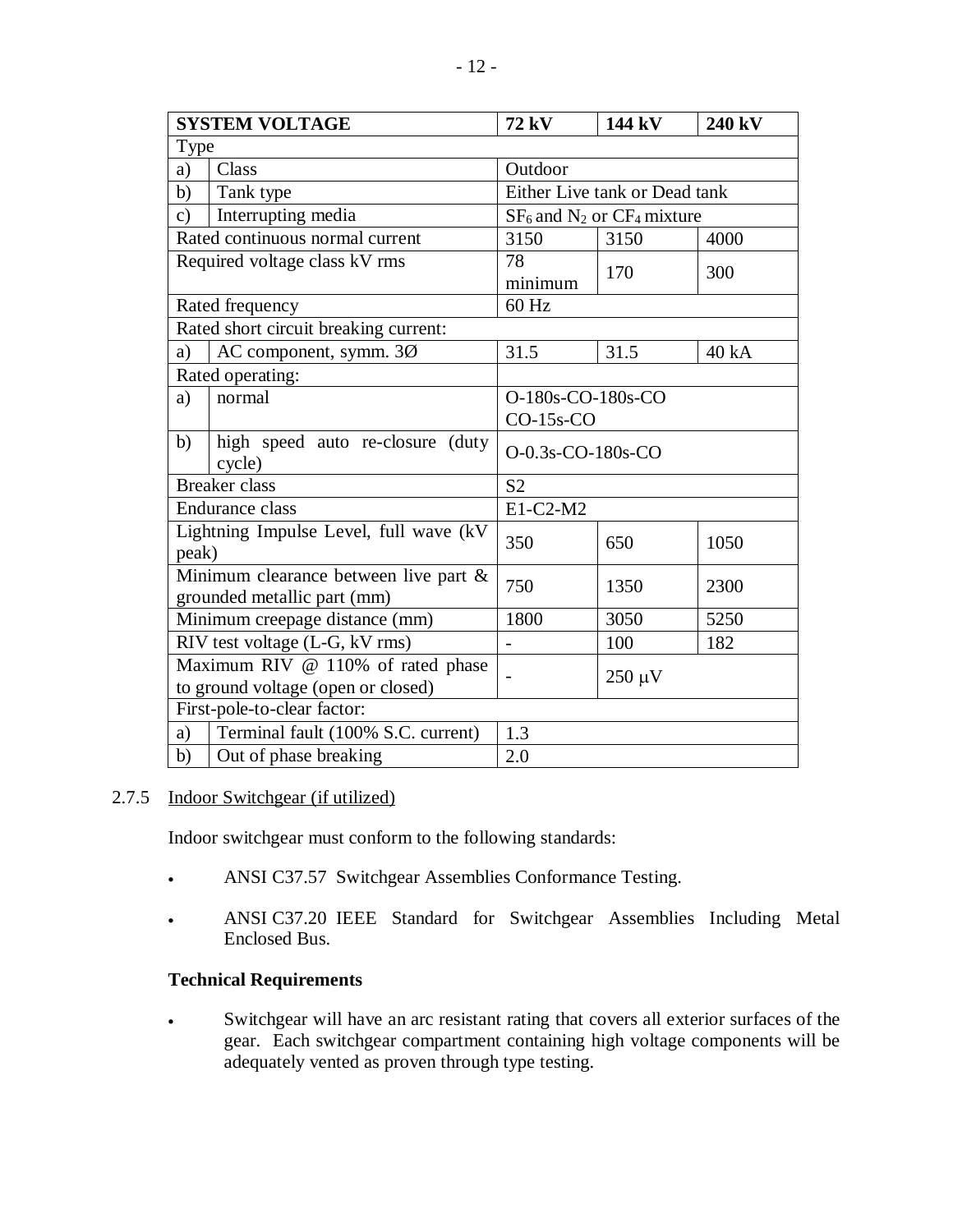| SYSTEM VOLTAGE | | 72 kV | 144 kV | 240 kV |
|---|---|---|---|---|
| Type | | | | |
| a) | Class | Outdoor | | |
| b) | Tank type | Either Live tank or Dead tank | | |
| c) | Interrupting media | $SF_6$ and $N_2$ or $CF_4$ mixture | | |
| Rated continuous normal current | | 3150 | 3150 | 4000 |
| Required voltage class kV rms | | 78 minimum | 170 | 300 |
| Rated frequency | | 60 Hz | | |
| Rated short circuit breaking current: | | | | |
| a) | AC component, symm. 3Ø | 31.5 | 31.5 | 40 kA |
| Rated operating: | | | | |
| a) | normal | O-180s-CO-180s-CO<br>CO-15s-CO | | |
| b) | high speed auto re-closure (duty cycle) | O-0.3s-CO-180s-CO | | |
| Breaker class | | S2 | | |
| Endurance class | | E1-C2-M2 | | |
| Lightning Impulse Level, full wave (kV peak) | | 350 | 650 | 1050 |
| Minimum clearance between live part & grounded metallic part (mm) | | 750 | 1350 | 2300 |
| Minimum creepage distance (mm) | | 1800 | 3050 | 5250 |
| RIV test voltage (L-G, kV rms) | | - | 100 | 182 |
| Maximum RIV @ 110% of rated phase to ground voltage (open or closed) | | - | 250 μV | |
| First-pole-to-clear factor: | | | | |
| a) | Terminal fault (100% S.C. current) | 1.3 | | |
| b) | Out of phase breaking | 2.0 | | |

2.7.5 Indoor Switchgear (if utilized)

Indoor switchgear must conform to the following standards:

- ANSI C37.57 Switchgear Assemblies Conformance Testing.
- ANSI C37.20 IEEE Standard for Switchgear Assemblies Including Metal Enclosed Bus.

**Technical Requirements**

- Switchgear will have an arc resistant rating that covers all exterior surfaces of the gear. Each switchgear compartment containing high voltage components will be adequately vented as proven through type testing.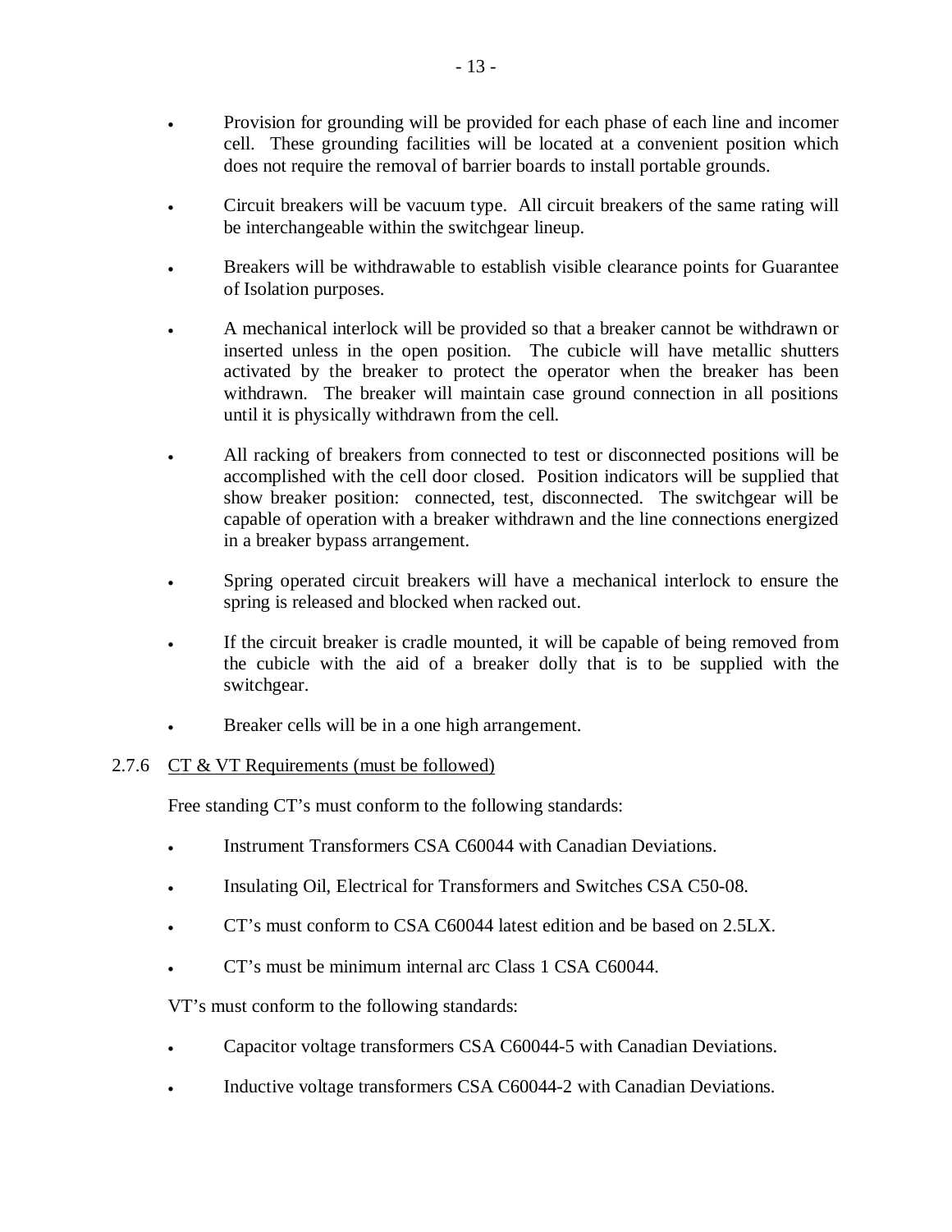- Provision for grounding will be provided for each phase of each line and incomer cell. These grounding facilities will be located at a convenient position which does not require the removal of barrier boards to install portable grounds.

- Circuit breakers will be vacuum type. All circuit breakers of the same rating will be interchangeable within the switchgear lineup.

- Breakers will be withdrawable to establish visible clearance points for Guarantee of Isolation purposes.

- A mechanical interlock will be provided so that a breaker cannot be withdrawn or inserted unless in the open position. The cubicle will have metallic shutters activated by the breaker to protect the operator when the breaker has been withdrawn. The breaker will maintain case ground connection in all positions until it is physically withdrawn from the cell.

- All racking of breakers from connected to test or disconnected positions will be accomplished with the cell door closed. Position indicators will be supplied that show breaker position: connected, test, disconnected. The switchgear will be capable of operation with a breaker withdrawn and the line connections energized in a breaker bypass arrangement.

- Spring operated circuit breakers will have a mechanical interlock to ensure the spring is released and blocked when racked out.

- If the circuit breaker is cradle mounted, it will be capable of being removed from the cubicle with the aid of a breaker dolly that is to be supplied with the switchgear.

- Breaker cells will be in a one high arrangement.

### 2.7.6 CT & VT Requirements (must be followed)

Free standing CT's must conform to the following standards:

- Instrument Transformers CSA C60044 with Canadian Deviations.

- Insulating Oil, Electrical for Transformers and Switches CSA C50-08.

- CT's must conform to CSA C60044 latest edition and be based on 2.5LX.

- CT's must be minimum internal arc Class 1 CSA C60044.

VT's must conform to the following standards:

- Capacitor voltage transformers CSA C60044-5 with Canadian Deviations.

- Inductive voltage transformers CSA C60044-2 with Canadian Deviations.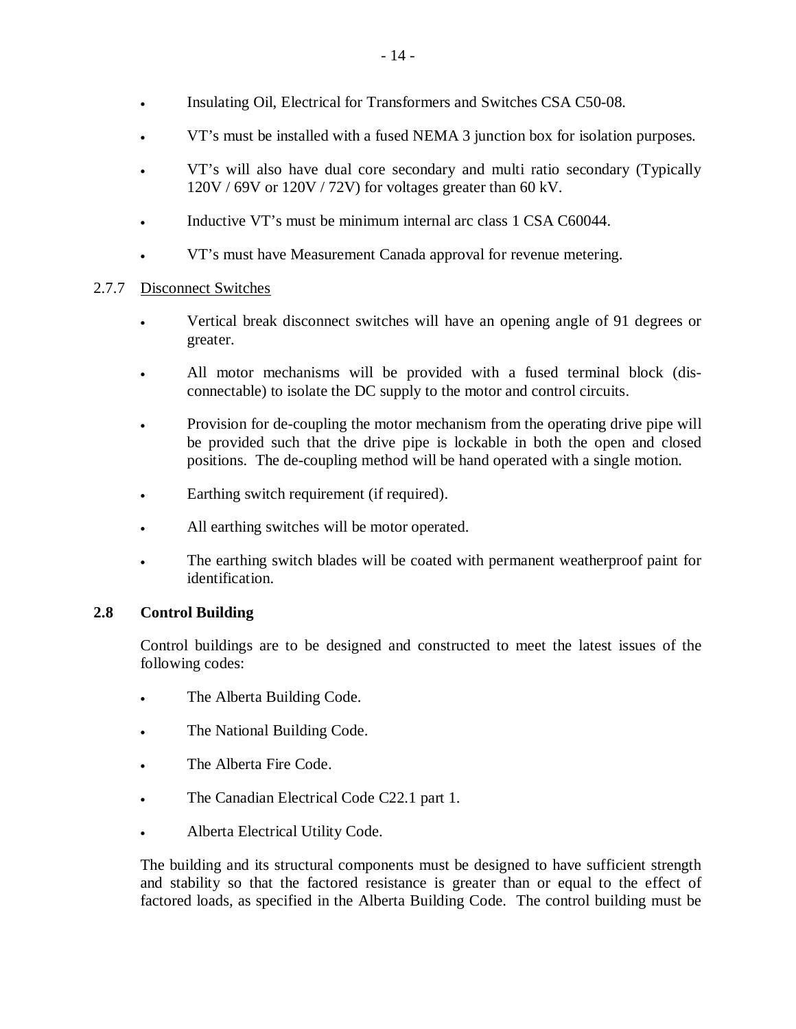- Insulating Oil, Electrical for Transformers and Switches CSA C50-08.
- VT's must be installed with a fused NEMA 3 junction box for isolation purposes.
- VT's will also have dual core secondary and multi ratio secondary (Typically 120V / 69V or 120V / 72V) for voltages greater than 60 kV.
- Inductive VT's must be minimum internal arc class 1 CSA C60044.
- VT's must have Measurement Canada approval for revenue metering.

2.7.7 Disconnect Switches

- Vertical break disconnect switches will have an opening angle of 91 degrees or greater.
- All motor mechanisms will be provided with a fused terminal block (dis-connectable) to isolate the DC supply to the motor and control circuits.
- Provision for de-coupling the motor mechanism from the operating drive pipe will be provided such that the drive pipe is lockable in both the open and closed positions. The de-coupling method will be hand operated with a single motion.
- Earthing switch requirement (if required).
- All earthing switches will be motor operated.
- The earthing switch blades will be coated with permanent weatherproof paint for identification.

## 2.8 Control Building

Control buildings are to be designed and constructed to meet the latest issues of the following codes:

- The Alberta Building Code.
- The National Building Code.
- The Alberta Fire Code.
- The Canadian Electrical Code C22.1 part 1.
- Alberta Electrical Utility Code.

The building and its structural components must be designed to have sufficient strength and stability so that the factored resistance is greater than or equal to the effect of factored loads, as specified in the Alberta Building Code. The control building must be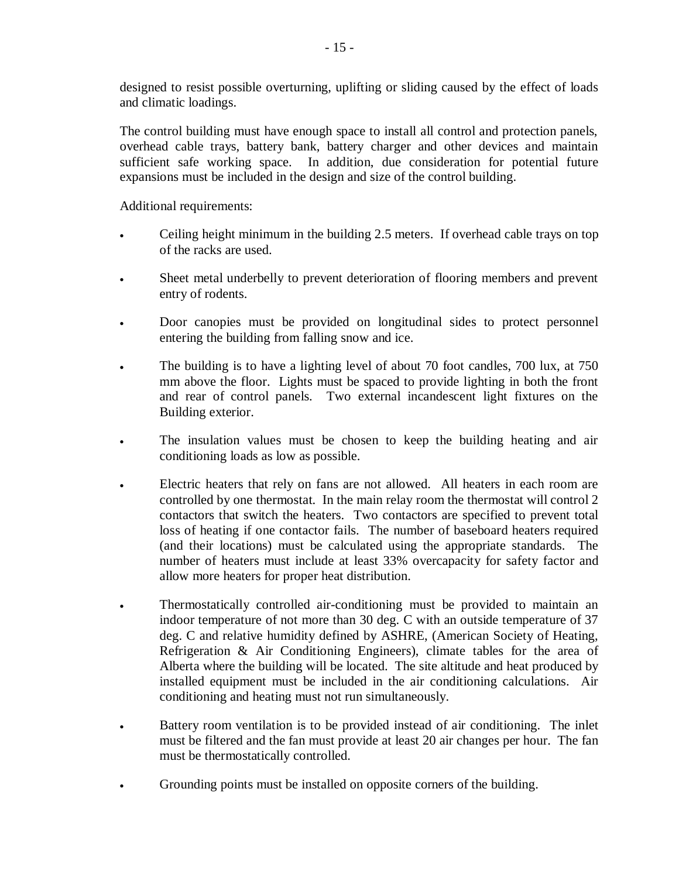designed to resist possible overturning, uplifting or sliding caused by the effect of loads and climatic loadings.

The control building must have enough space to install all control and protection panels, overhead cable trays, battery bank, battery charger and other devices and maintain sufficient safe working space. In addition, due consideration for potential future expansions must be included in the design and size of the control building.

Additional requirements:

- Ceiling height minimum in the building 2.5 meters. If overhead cable trays on top of the racks are used.
- Sheet metal underbelly to prevent deterioration of flooring members and prevent entry of rodents.
- Door canopies must be provided on longitudinal sides to protect personnel entering the building from falling snow and ice.
- The building is to have a lighting level of about 70 foot candles, 700 lux, at 750 mm above the floor. Lights must be spaced to provide lighting in both the front and rear of control panels. Two external incandescent light fixtures on the Building exterior.
- The insulation values must be chosen to keep the building heating and air conditioning loads as low as possible.
- Electric heaters that rely on fans are not allowed. All heaters in each room are controlled by one thermostat. In the main relay room the thermostat will control 2 contactors that switch the heaters. Two contactors are specified to prevent total loss of heating if one contactor fails. The number of baseboard heaters required (and their locations) must be calculated using the appropriate standards. The number of heaters must include at least 33% overcapacity for safety factor and allow more heaters for proper heat distribution.
- Thermostatically controlled air-conditioning must be provided to maintain an indoor temperature of not more than 30 deg. C with an outside temperature of 37 deg. C and relative humidity defined by ASHRE, (American Society of Heating, Refrigeration & Air Conditioning Engineers), climate tables for the area of Alberta where the building will be located. The site altitude and heat produced by installed equipment must be included in the air conditioning calculations. Air conditioning and heating must not run simultaneously.
- Battery room ventilation is to be provided instead of air conditioning. The inlet must be filtered and the fan must provide at least 20 air changes per hour. The fan must be thermostatically controlled.
- Grounding points must be installed on opposite corners of the building.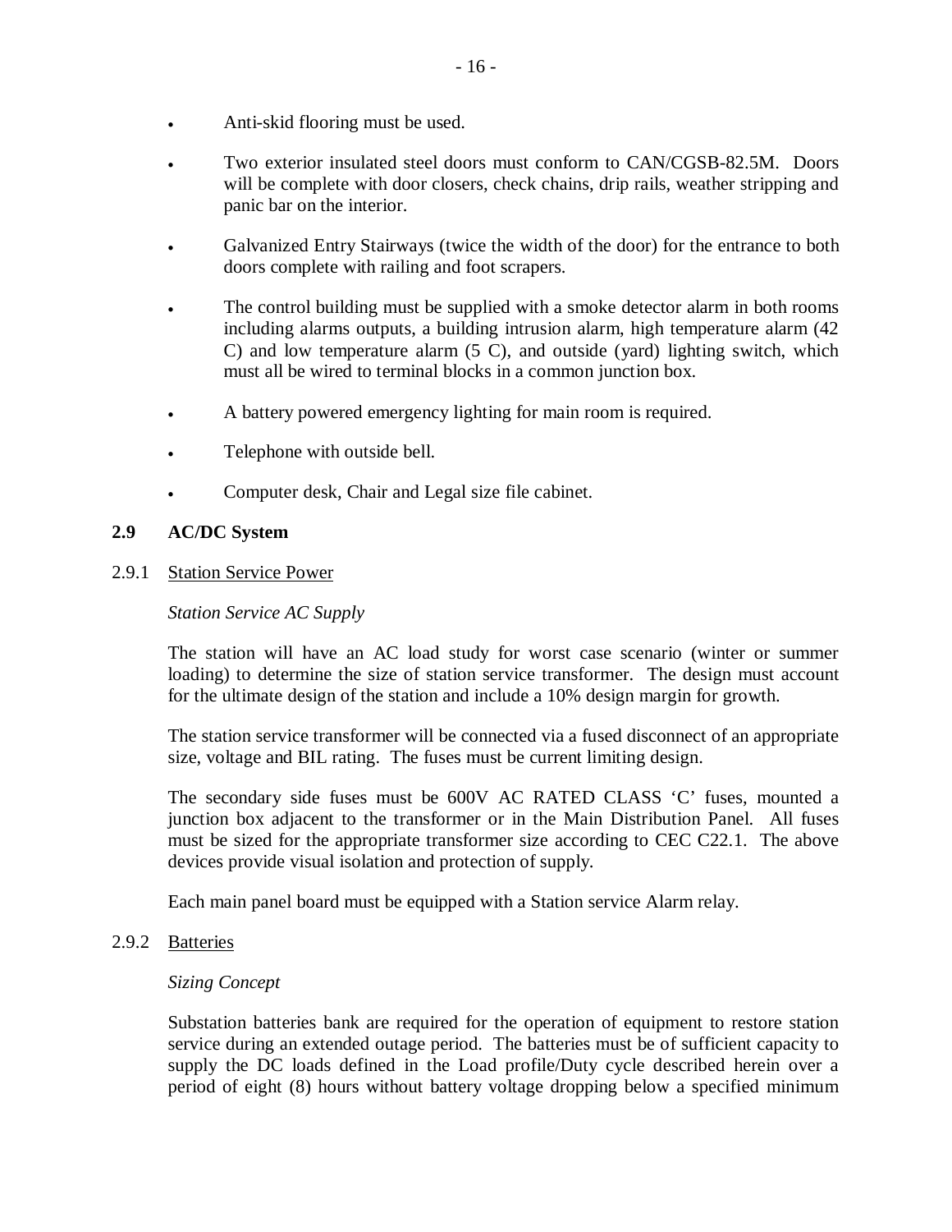- Anti-skid flooring must be used.

- Two exterior insulated steel doors must conform to CAN/CGSB-82.5M. Doors will be complete with door closers, check chains, drip rails, weather stripping and panic bar on the interior.

- Galvanized Entry Stairways (twice the width of the door) for the entrance to both doors complete with railing and foot scrapers.

- The control building must be supplied with a smoke detector alarm in both rooms including alarms outputs, a building intrusion alarm, high temperature alarm (42 C) and low temperature alarm (5 C), and outside (yard) lighting switch, which must all be wired to terminal blocks in a common junction box.

- A battery powered emergency lighting for main room is required.

- Telephone with outside bell.

- Computer desk, Chair and Legal size file cabinet.

## 2.9 AC/DC System

### 2.9.1 Station Service Power

*Station Service AC Supply*

The station will have an AC load study for worst case scenario (winter or summer loading) to determine the size of station service transformer. The design must account for the ultimate design of the station and include a 10% design margin for growth.

The station service transformer will be connected via a fused disconnect of an appropriate size, voltage and BIL rating. The fuses must be current limiting design.

The secondary side fuses must be 600V AC RATED CLASS 'C' fuses, mounted a junction box adjacent to the transformer or in the Main Distribution Panel. All fuses must be sized for the appropriate transformer size according to CEC C22.1. The above devices provide visual isolation and protection of supply.

Each main panel board must be equipped with a Station service Alarm relay.

### 2.9.2 Batteries

*Sizing Concept*

Substation batteries bank are required for the operation of equipment to restore station service during an extended outage period. The batteries must be of sufficient capacity to supply the DC loads defined in the Load profile/Duty cycle described herein over a period of eight (8) hours without battery voltage dropping below a specified minimum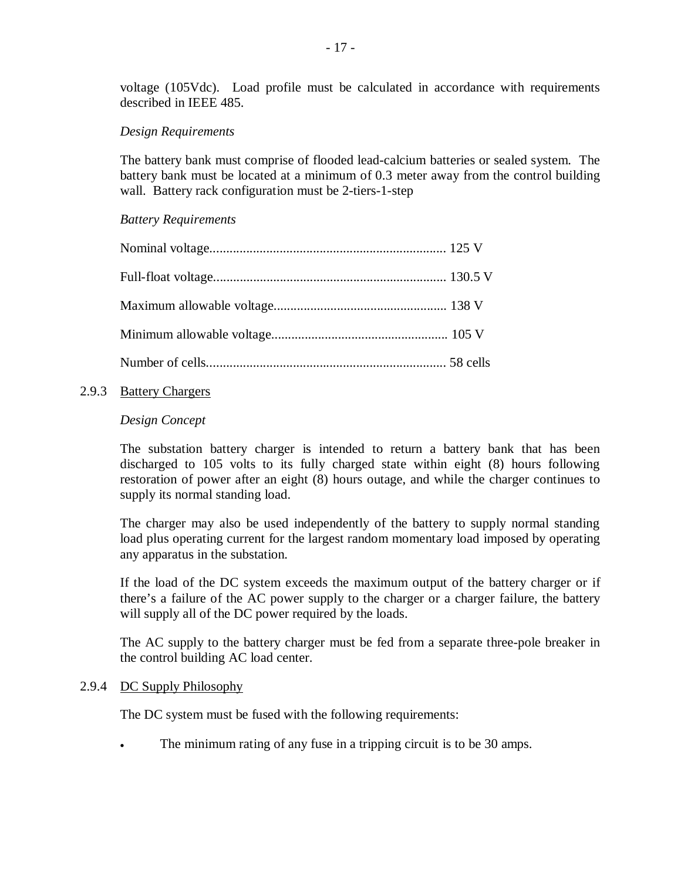voltage (105Vdc). Load profile must be calculated in accordance with requirements described in IEEE 485.

*Design Requirements*

The battery bank must comprise of flooded lead-calcium batteries or sealed system. The battery bank must be located at a minimum of 0.3 meter away from the control building wall. Battery rack configuration must be 2-tiers-1-step

*Battery Requirements*

Nominal voltage....................................................................... 125 V

Full-float voltage...................................................................... 130.5 V

Maximum allowable voltage.................................................... 138 V

Minimum allowable voltage..................................................... 105 V

Number of cells........................................................................ 58 cells

### 2.9.3 Battery Chargers

*Design Concept*

The substation battery charger is intended to return a battery bank that has been discharged to 105 volts to its fully charged state within eight (8) hours following restoration of power after an eight (8) hours outage, and while the charger continues to supply its normal standing load.

The charger may also be used independently of the battery to supply normal standing load plus operating current for the largest random momentary load imposed by operating any apparatus in the substation.

If the load of the DC system exceeds the maximum output of the battery charger or if there's a failure of the AC power supply to the charger or a charger failure, the battery will supply all of the DC power required by the loads.

The AC supply to the battery charger must be fed from a separate three-pole breaker in the control building AC load center.

### 2.9.4 DC Supply Philosophy

The DC system must be fused with the following requirements:

- The minimum rating of any fuse in a tripping circuit is to be 30 amps.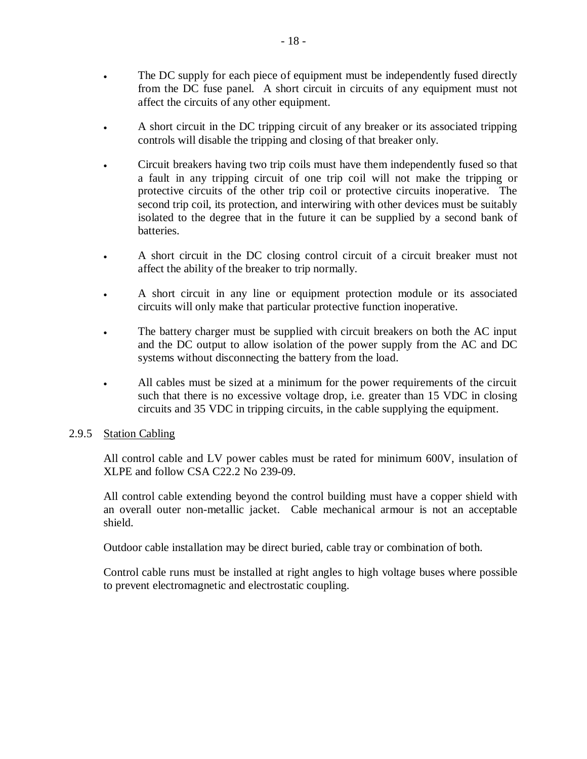- The DC supply for each piece of equipment must be independently fused directly from the DC fuse panel. A short circuit in circuits of any equipment must not affect the circuits of any other equipment.
- A short circuit in the DC tripping circuit of any breaker or its associated tripping controls will disable the tripping and closing of that breaker only.
- Circuit breakers having two trip coils must have them independently fused so that a fault in any tripping circuit of one trip coil will not make the tripping or protective circuits of the other trip coil or protective circuits inoperative. The second trip coil, its protection, and interwiring with other devices must be suitably isolated to the degree that in the future it can be supplied by a second bank of batteries.
- A short circuit in the DC closing control circuit of a circuit breaker must not affect the ability of the breaker to trip normally.
- A short circuit in any line or equipment protection module or its associated circuits will only make that particular protective function inoperative.
- The battery charger must be supplied with circuit breakers on both the AC input and the DC output to allow isolation of the power supply from the AC and DC systems without disconnecting the battery from the load.
- All cables must be sized at a minimum for the power requirements of the circuit such that there is no excessive voltage drop, i.e. greater than 15 VDC in closing circuits and 35 VDC in tripping circuits, in the cable supplying the equipment.

2.9.5 Station Cabling

All control cable and LV power cables must be rated for minimum 600V, insulation of XLPE and follow CSA C22.2 No 239-09.

All control cable extending beyond the control building must have a copper shield with an overall outer non-metallic jacket. Cable mechanical armour is not an acceptable shield.

Outdoor cable installation may be direct buried, cable tray or combination of both.

Control cable runs must be installed at right angles to high voltage buses where possible to prevent electromagnetic and electrostatic coupling.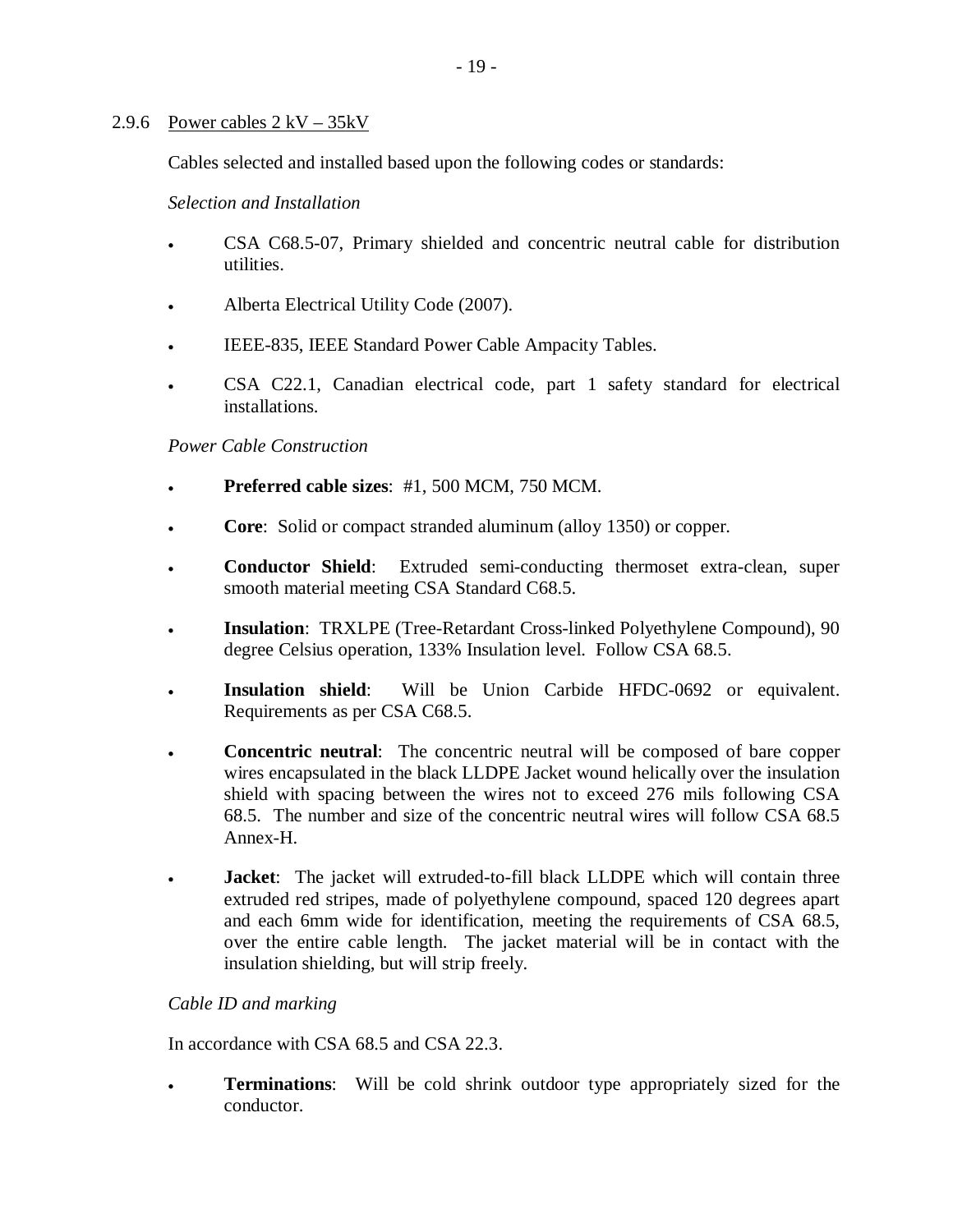### 2.9.6 Power cables 2 kV – 35kV

Cables selected and installed based upon the following codes or standards:

*Selection and Installation*

- CSA C68.5-07, Primary shielded and concentric neutral cable for distribution utilities.
- Alberta Electrical Utility Code (2007).
- IEEE-835, IEEE Standard Power Cable Ampacity Tables.
- CSA C22.1, Canadian electrical code, part 1 safety standard for electrical installations.

*Power Cable Construction*

- **Preferred cable sizes**: #1, 500 MCM, 750 MCM.
- **Core**: Solid or compact stranded aluminum (alloy 1350) or copper.
- **Conductor Shield**: Extruded semi-conducting thermoset extra-clean, super smooth material meeting CSA Standard C68.5.
- **Insulation**: TRXLPE (Tree-Retardant Cross-linked Polyethylene Compound), 90 degree Celsius operation, 133% Insulation level. Follow CSA 68.5.
- **Insulation shield**: Will be Union Carbide HFDC-0692 or equivalent. Requirements as per CSA C68.5.
- **Concentric neutral**: The concentric neutral will be composed of bare copper wires encapsulated in the black LLDPE Jacket wound helically over the insulation shield with spacing between the wires not to exceed 276 mils following CSA 68.5. The number and size of the concentric neutral wires will follow CSA 68.5 Annex-H.
- **Jacket**: The jacket will extruded-to-fill black LLDPE which will contain three extruded red stripes, made of polyethylene compound, spaced 120 degrees apart and each 6mm wide for identification, meeting the requirements of CSA 68.5, over the entire cable length. The jacket material will be in contact with the insulation shielding, but will strip freely.

*Cable ID and marking*

In accordance with CSA 68.5 and CSA 22.3.

- **Terminations**: Will be cold shrink outdoor type appropriately sized for the conductor.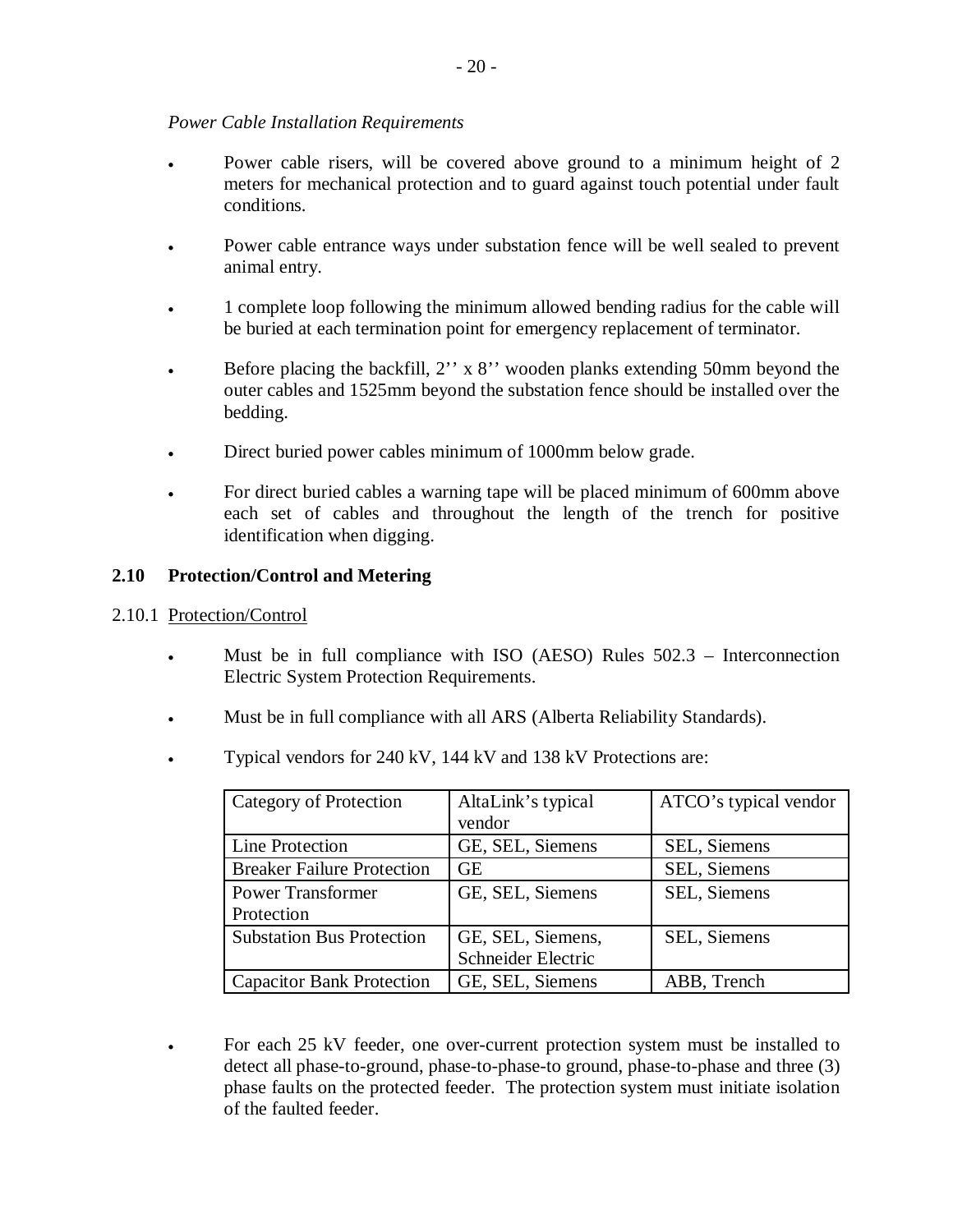*Power Cable Installation Requirements*

- Power cable risers, will be covered above ground to a minimum height of 2 meters for mechanical protection and to guard against touch potential under fault conditions.
- Power cable entrance ways under substation fence will be well sealed to prevent animal entry.
- 1 complete loop following the minimum allowed bending radius for the cable will be buried at each termination point for emergency replacement of terminator.
- Before placing the backfill, 2'' x 8'' wooden planks extending 50mm beyond the outer cables and 1525mm beyond the substation fence should be installed over the bedding.
- Direct buried power cables minimum of 1000mm below grade.
- For direct buried cables a warning tape will be placed minimum of 600mm above each set of cables and throughout the length of the trench for positive identification when digging.

## 2.10 Protection/Control and Metering

### 2.10.1 Protection/Control

- Must be in full compliance with ISO (AESO) Rules 502.3 – Interconnection Electric System Protection Requirements.
- Must be in full compliance with all ARS (Alberta Reliability Standards).
- Typical vendors for 240 kV, 144 kV and 138 kV Protections are:

| Category of Protection | AltaLink's typical vendor | ATCO's typical vendor |
|---|---|---|
| Line Protection | GE, SEL, Siemens | SEL, Siemens |
| Breaker Failure Protection | GE | SEL, Siemens |
| Power Transformer Protection | GE, SEL, Siemens | SEL, Siemens |
| Substation Bus Protection | GE, SEL, Siemens, Schneider Electric | SEL, Siemens |
| Capacitor Bank Protection | GE, SEL, Siemens | ABB, Trench |

- For each 25 kV feeder, one over-current protection system must be installed to detect all phase-to-ground, phase-to-phase-to ground, phase-to-phase and three (3) phase faults on the protected feeder. The protection system must initiate isolation of the faulted feeder.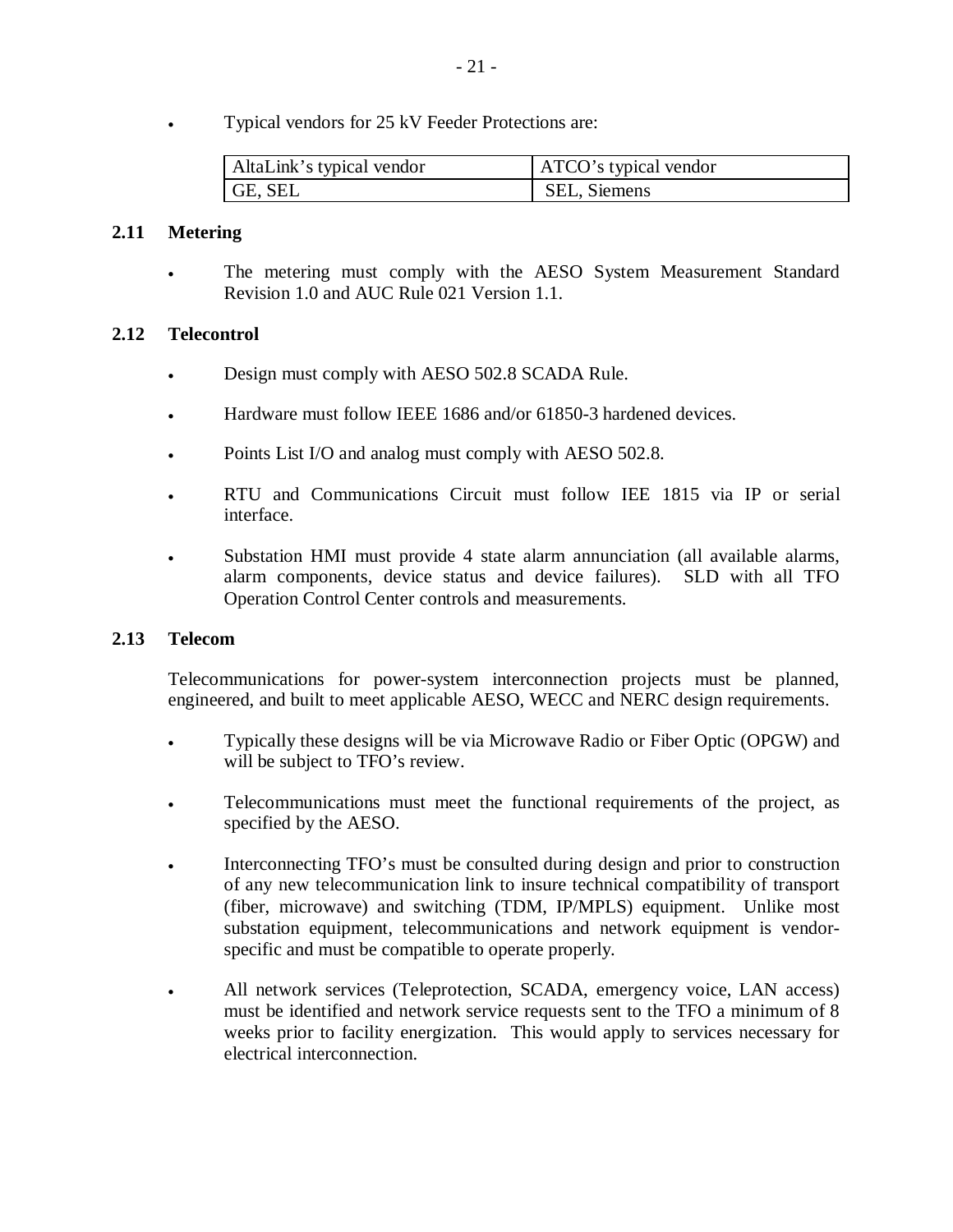- Typical vendors for 25 kV Feeder Protections are:

| AltaLink's typical vendor | ATCO's typical vendor |
| --- | --- |
| GE, SEL | SEL, Siemens |

### 2.11 Metering

- The metering must comply with the AESO System Measurement Standard Revision 1.0 and AUC Rule 021 Version 1.1.

### 2.12 Telecontrol

- Design must comply with AESO 502.8 SCADA Rule.
- Hardware must follow IEEE 1686 and/or 61850-3 hardened devices.
- Points List I/O and analog must comply with AESO 502.8.
- RTU and Communications Circuit must follow IEE 1815 via IP or serial interface.
- Substation HMI must provide 4 state alarm annunciation (all available alarms, alarm components, device status and device failures). SLD with all TFO Operation Control Center controls and measurements.

### 2.13 Telecom

Telecommunications for power-system interconnection projects must be planned, engineered, and built to meet applicable AESO, WECC and NERC design requirements.

- Typically these designs will be via Microwave Radio or Fiber Optic (OPGW) and will be subject to TFO's review.
- Telecommunications must meet the functional requirements of the project, as specified by the AESO.
- Interconnecting TFO's must be consulted during design and prior to construction of any new telecommunication link to insure technical compatibility of transport (fiber, microwave) and switching (TDM, IP/MPLS) equipment. Unlike most substation equipment, telecommunications and network equipment is vendor-specific and must be compatible to operate properly.
- All network services (Teleprotection, SCADA, emergency voice, LAN access) must be identified and network service requests sent to the TFO a minimum of 8 weeks prior to facility energization. This would apply to services necessary for electrical interconnection.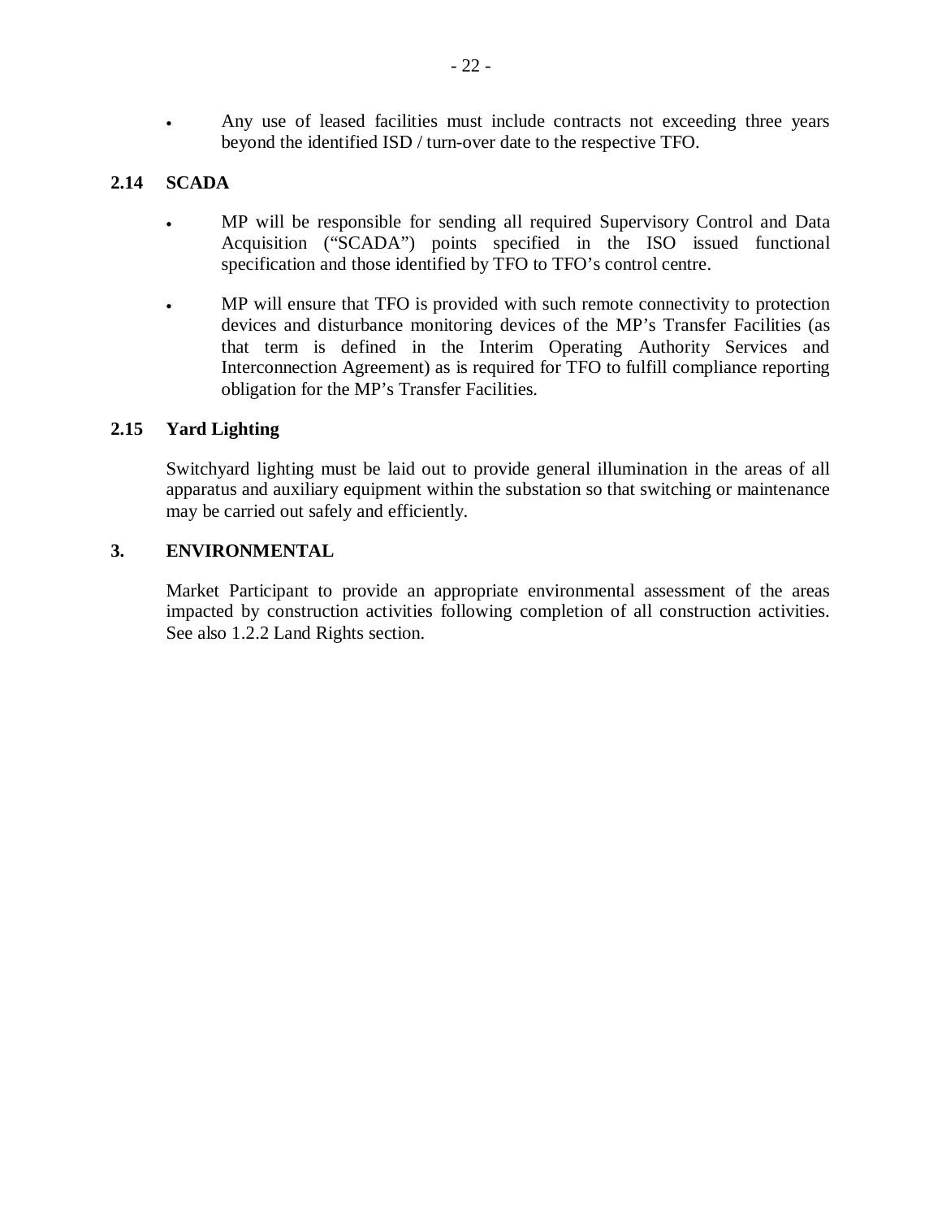- Any use of leased facilities must include contracts not exceeding three years beyond the identified ISD / turn-over date to the respective TFO.

## 2.14 SCADA

- MP will be responsible for sending all required Supervisory Control and Data Acquisition ("SCADA") points specified in the ISO issued functional specification and those identified by TFO to TFO's control centre.

- MP will ensure that TFO is provided with such remote connectivity to protection devices and disturbance monitoring devices of the MP's Transfer Facilities (as that term is defined in the Interim Operating Authority Services and Interconnection Agreement) as is required for TFO to fulfill compliance reporting obligation for the MP's Transfer Facilities.

## 2.15 Yard Lighting

Switchyard lighting must be laid out to provide general illumination in the areas of all apparatus and auxiliary equipment within the substation so that switching or maintenance may be carried out safely and efficiently.

# 3. ENVIRONMENTAL

Market Participant to provide an appropriate environmental assessment of the areas impacted by construction activities following completion of all construction activities. See also 1.2.2 Land Rights section.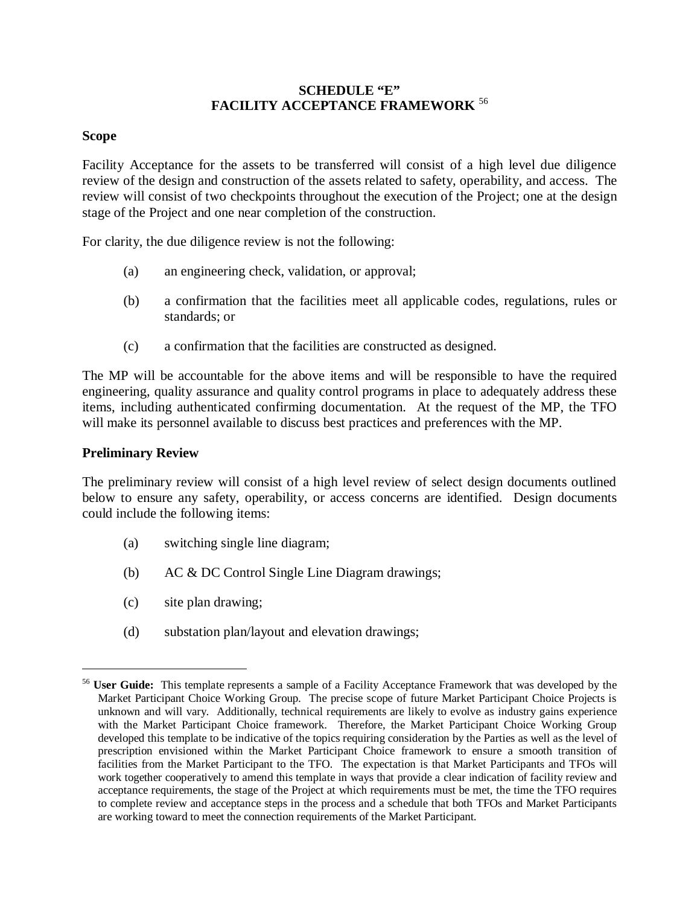# SCHEDULE "E"
# FACILITY ACCEPTANCE FRAMEWORK [56]

**Scope**

Facility Acceptance for the assets to be transferred will consist of a high level due diligence review of the design and construction of the assets related to safety, operability, and access. The review will consist of two checkpoints throughout the execution of the Project; one at the design stage of the Project and one near completion of the construction.

For clarity, the due diligence review is not the following:

(a) an engineering check, validation, or approval;

(b) a confirmation that the facilities meet all applicable codes, regulations, rules or standards; or

(c) a confirmation that the facilities are constructed as designed.

The MP will be accountable for the above items and will be responsible to have the required engineering, quality assurance and quality control programs in place to adequately address these items, including authenticated confirming documentation. At the request of the MP, the TFO will make its personnel available to discuss best practices and preferences with the MP.

**Preliminary Review**

The preliminary review will consist of a high level review of select design documents outlined below to ensure any safety, operability, or access concerns are identified. Design documents could include the following items:

(a) switching single line diagram;

(b) AC & DC Control Single Line Diagram drawings;

(c) site plan drawing;

(d) substation plan/layout and elevation drawings;

---

[56] **User Guide:** This template represents a sample of a Facility Acceptance Framework that was developed by the Market Participant Choice Working Group. The precise scope of future Market Participant Choice Projects is unknown and will vary. Additionally, technical requirements are likely to evolve as industry gains experience with the Market Participant Choice framework. Therefore, the Market Participant Choice Working Group developed this template to be indicative of the topics requiring consideration by the Parties as well as the level of prescription envisioned within the Market Participant Choice framework to ensure a smooth transition of facilities from the Market Participant to the TFO. The expectation is that Market Participants and TFOs will work together cooperatively to amend this template in ways that provide a clear indication of facility review and acceptance requirements, the stage of the Project at which requirements must be met, the time the TFO requires to complete review and acceptance steps in the process and a schedule that both TFOs and Market Participants are working toward to meet the connection requirements of the Market Participant.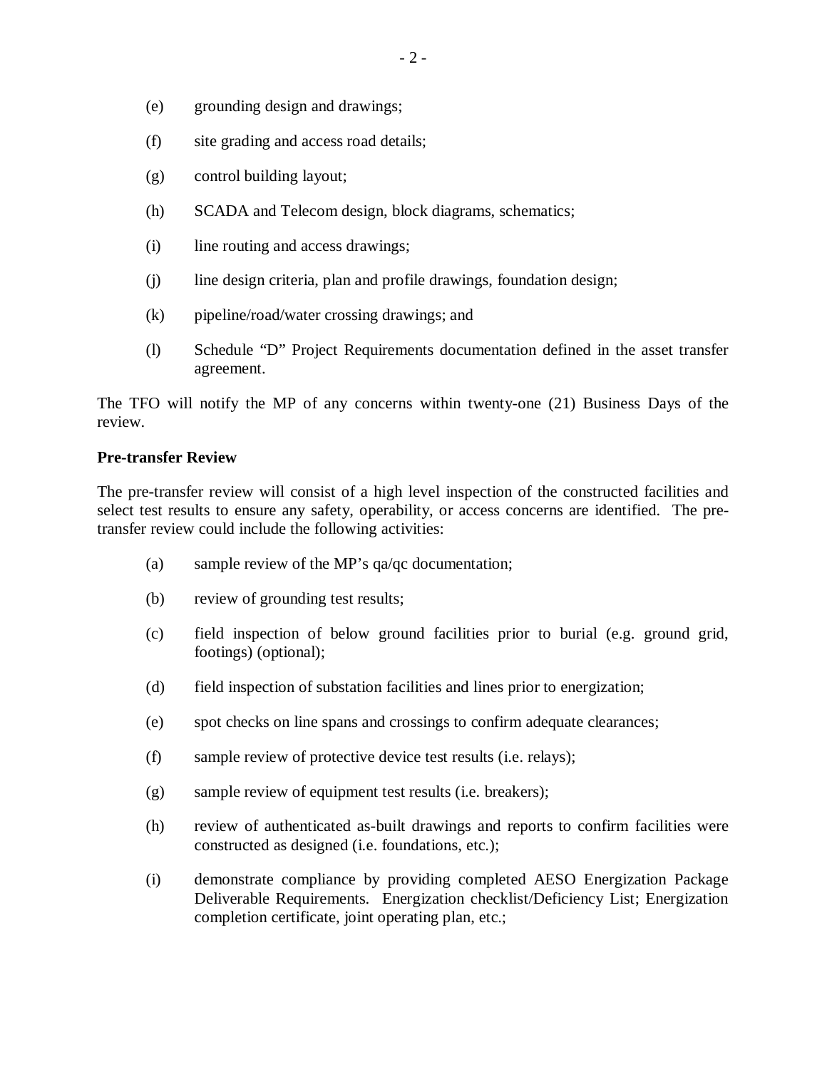(e) grounding design and drawings;

(f) site grading and access road details;

(g) control building layout;

(h) SCADA and Telecom design, block diagrams, schematics;

(i) line routing and access drawings;

(j) line design criteria, plan and profile drawings, foundation design;

(k) pipeline/road/water crossing drawings; and

(l) Schedule "D" Project Requirements documentation defined in the asset transfer agreement.

The TFO will notify the MP of any concerns within twenty-one (21) Business Days of the review.

**Pre-transfer Review**

The pre-transfer review will consist of a high level inspection of the constructed facilities and select test results to ensure any safety, operability, or access concerns are identified. The pre-transfer review could include the following activities:

(a) sample review of the MP's qa/qc documentation;

(b) review of grounding test results;

(c) field inspection of below ground facilities prior to burial (e.g. ground grid, footings) (optional);

(d) field inspection of substation facilities and lines prior to energization;

(e) spot checks on line spans and crossings to confirm adequate clearances;

(f) sample review of protective device test results (i.e. relays);

(g) sample review of equipment test results (i.e. breakers);

(h) review of authenticated as-built drawings and reports to confirm facilities were constructed as designed (i.e. foundations, etc.);

(i) demonstrate compliance by providing completed AESO Energization Package Deliverable Requirements. Energization checklist/Deficiency List; Energization completion certificate, joint operating plan, etc.;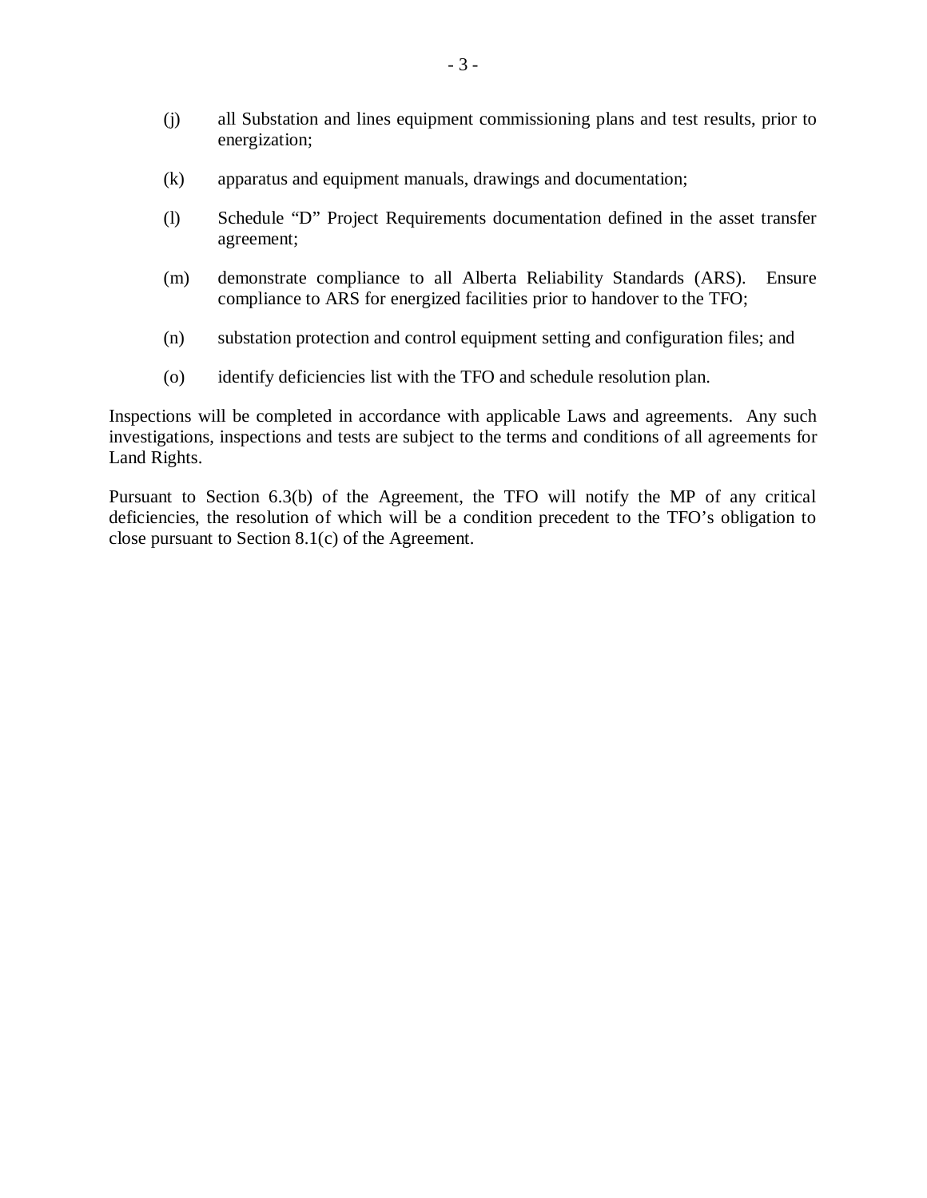(j) all Substation and lines equipment commissioning plans and test results, prior to energization;

(k) apparatus and equipment manuals, drawings and documentation;

(l) Schedule "D" Project Requirements documentation defined in the asset transfer agreement;

(m) demonstrate compliance to all Alberta Reliability Standards (ARS). Ensure compliance to ARS for energized facilities prior to handover to the TFO;

(n) substation protection and control equipment setting and configuration files; and

(o) identify deficiencies list with the TFO and schedule resolution plan.

Inspections will be completed in accordance with applicable Laws and agreements. Any such investigations, inspections and tests are subject to the terms and conditions of all agreements for Land Rights.

Pursuant to Section 6.3(b) of the Agreement, the TFO will notify the MP of any critical deficiencies, the resolution of which will be a condition precedent to the TFO's obligation to close pursuant to Section 8.1(c) of the Agreement.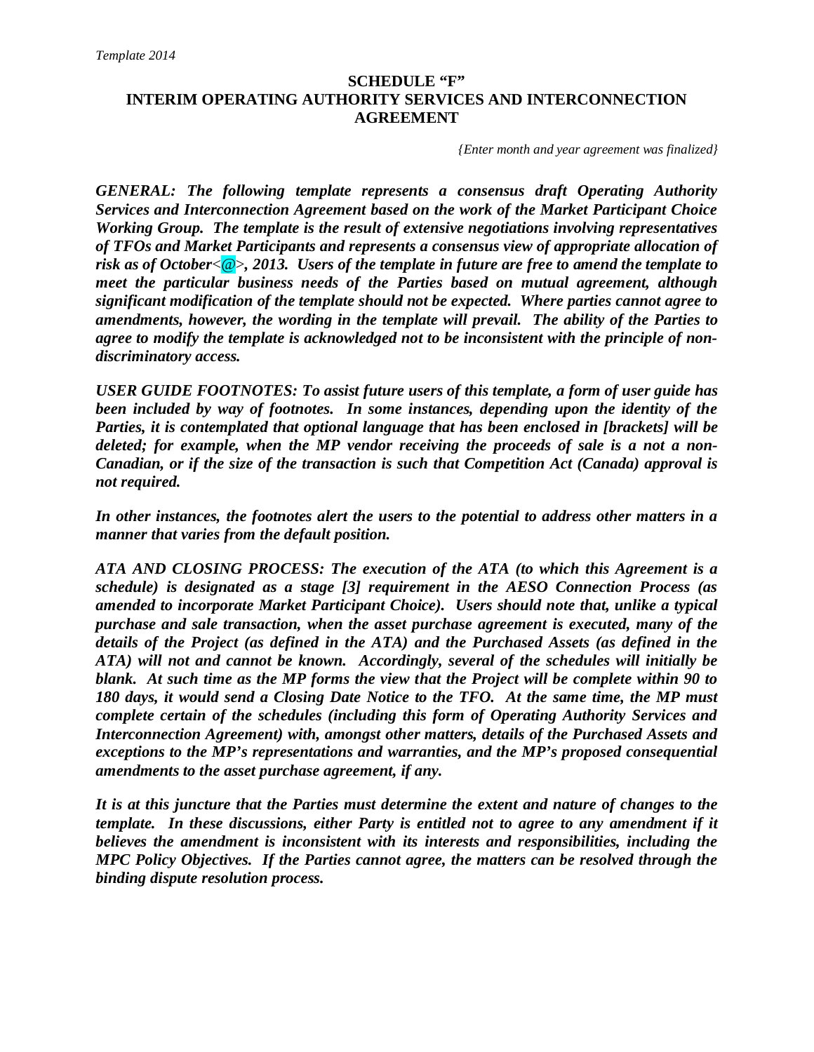*Template 2014*

**SCHEDULE "F"**
**INTERIM OPERATING AUTHORITY SERVICES AND INTERCONNECTION AGREEMENT**

*{Enter month and year agreement was finalized}*

***GENERAL: The following template represents a consensus draft Operating Authority Services and Interconnection Agreement based on the work of the Market Participant Choice Working Group. The template is the result of extensive negotiations involving representatives of TFOs and Market Participants and represents a consensus view of appropriate allocation of risk as of October<@>, 2013. Users of the template in future are free to amend the template to meet the particular business needs of the Parties based on mutual agreement, although significant modification of the template should not be expected. Where parties cannot agree to amendments, however, the wording in the template will prevail. The ability of the Parties to agree to modify the template is acknowledged not to be inconsistent with the principle of non-discriminatory access.***

***USER GUIDE FOOTNOTES: To assist future users of this template, a form of user guide has been included by way of footnotes. In some instances, depending upon the identity of the Parties, it is contemplated that optional language that has been enclosed in [brackets] will be deleted; for example, when the MP vendor receiving the proceeds of sale is a not a non-Canadian, or if the size of the transaction is such that Competition Act (Canada) approval is not required.***

***In other instances, the footnotes alert the users to the potential to address other matters in a manner that varies from the default position.***

***ATA AND CLOSING PROCESS: The execution of the ATA (to which this Agreement is a schedule) is designated as a stage [3] requirement in the AESO Connection Process (as amended to incorporate Market Participant Choice). Users should note that, unlike a typical purchase and sale transaction, when the asset purchase agreement is executed, many of the details of the Project (as defined in the ATA) and the Purchased Assets (as defined in the ATA) will not and cannot be known. Accordingly, several of the schedules will initially be blank. At such time as the MP forms the view that the Project will be complete within 90 to 180 days, it would send a Closing Date Notice to the TFO. At the same time, the MP must complete certain of the schedules (including this form of Operating Authority Services and Interconnection Agreement) with, amongst other matters, details of the Purchased Assets and exceptions to the MP's representations and warranties, and the MP's proposed consequential amendments to the asset purchase agreement, if any.***

***It is at this juncture that the Parties must determine the extent and nature of changes to the template. In these discussions, either Party is entitled not to agree to any amendment if it believes the amendment is inconsistent with its interests and responsibilities, including the MPC Policy Objectives. If the Parties cannot agree, the matters can be resolved through the binding dispute resolution process.***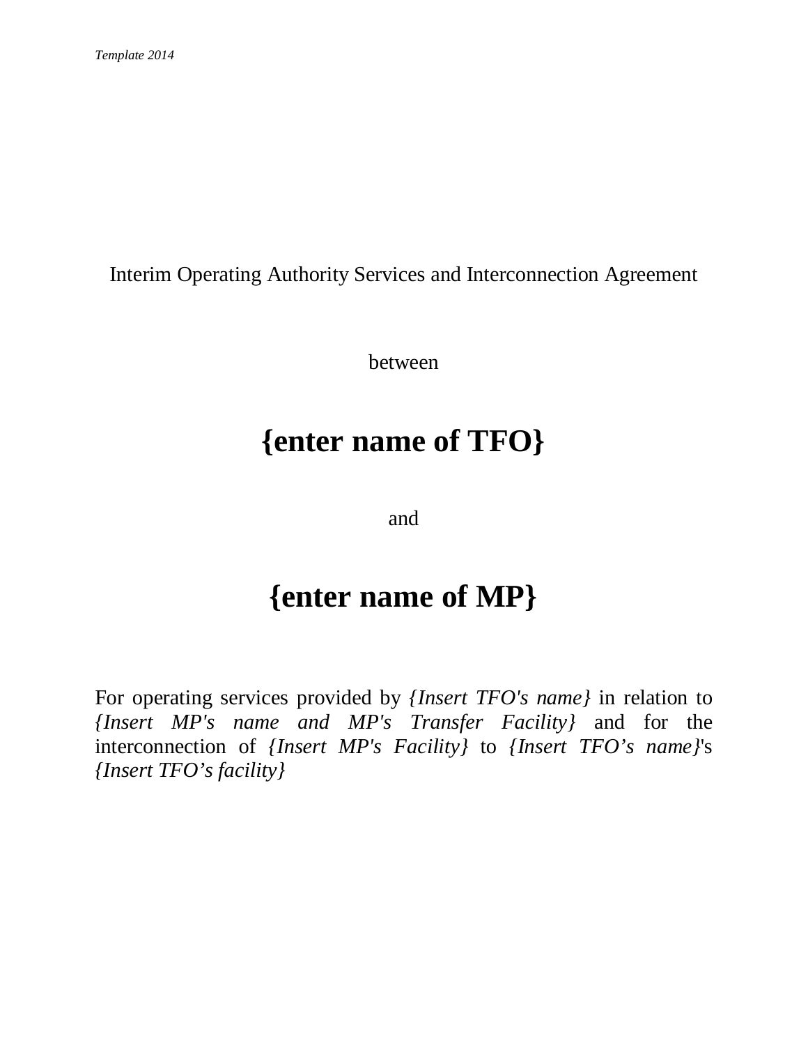*Template 2014*

Interim Operating Authority Services and Interconnection Agreement

between

# {enter name of TFO}

and

# {enter name of MP}

For operating services provided by *{Insert TFO's name}* in relation to *{Insert MP's name and MP's Transfer Facility}* and for the interconnection of *{Insert MP's Facility}* to *{Insert TFO's name}*'s *{Insert TFO's facility}*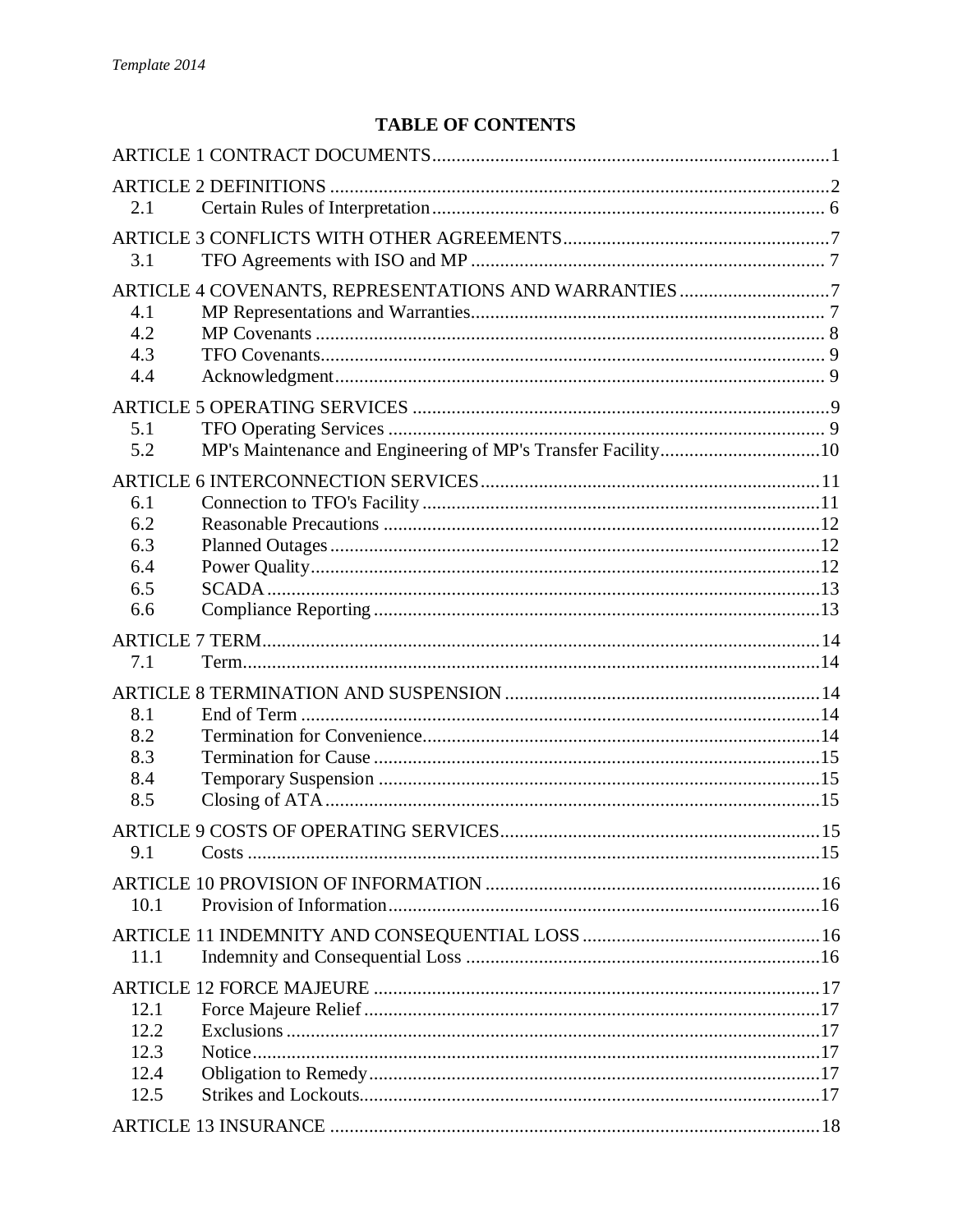**TABLE OF CONTENTS**

| | | |
|---|---|---|
| ARTICLE 1 CONTRACT DOCUMENTS | | 1 |
| ARTICLE 2 DEFINITIONS | | 2 |
| 2.1 | Certain Rules of Interpretation | 6 |
| ARTICLE 3 CONFLICTS WITH OTHER AGREEMENTS | | 7 |
| 3.1 | TFO Agreements with ISO and MP | 7 |
| ARTICLE 4 COVENANTS, REPRESENTATIONS AND WARRANTIES | | 7 |
| 4.1 | MP Representations and Warranties | 7 |
| 4.2 | MP Covenants | 8 |
| 4.3 | TFO Covenants | 9 |
| 4.4 | Acknowledgment | 9 |
| ARTICLE 5 OPERATING SERVICES | | 9 |
| 5.1 | TFO Operating Services | 9 |
| 5.2 | MP's Maintenance and Engineering of MP's Transfer Facility | 10 |
| ARTICLE 6 INTERCONNECTION SERVICES | | 11 |
| 6.1 | Connection to TFO's Facility | 11 |
| 6.2 | Reasonable Precautions | 12 |
| 6.3 | Planned Outages | 12 |
| 6.4 | Power Quality | 12 |
| 6.5 | SCADA | 13 |
| 6.6 | Compliance Reporting | 13 |
| ARTICLE 7 TERM | | 14 |
| 7.1 | Term | 14 |
| ARTICLE 8 TERMINATION AND SUSPENSION | | 14 |
| 8.1 | End of Term | 14 |
| 8.2 | Termination for Convenience | 14 |
| 8.3 | Termination for Cause | 15 |
| 8.4 | Temporary Suspension | 15 |
| 8.5 | Closing of ATA | 15 |
| ARTICLE 9 COSTS OF OPERATING SERVICES | | 15 |
| 9.1 | Costs | 15 |
| ARTICLE 10 PROVISION OF INFORMATION | | 16 |
| 10.1 | Provision of Information | 16 |
| ARTICLE 11 INDEMNITY AND CONSEQUENTIAL LOSS | | 16 |
| 11.1 | Indemnity and Consequential Loss | 16 |
| ARTICLE 12 FORCE MAJEURE | | 17 |
| 12.1 | Force Majeure Relief | 17 |
| 12.2 | Exclusions | 17 |
| 12.3 | Notice | 17 |
| 12.4 | Obligation to Remedy | 17 |
| 12.5 | Strikes and Lockouts | 17 |
| ARTICLE 13 INSURANCE | | 18 |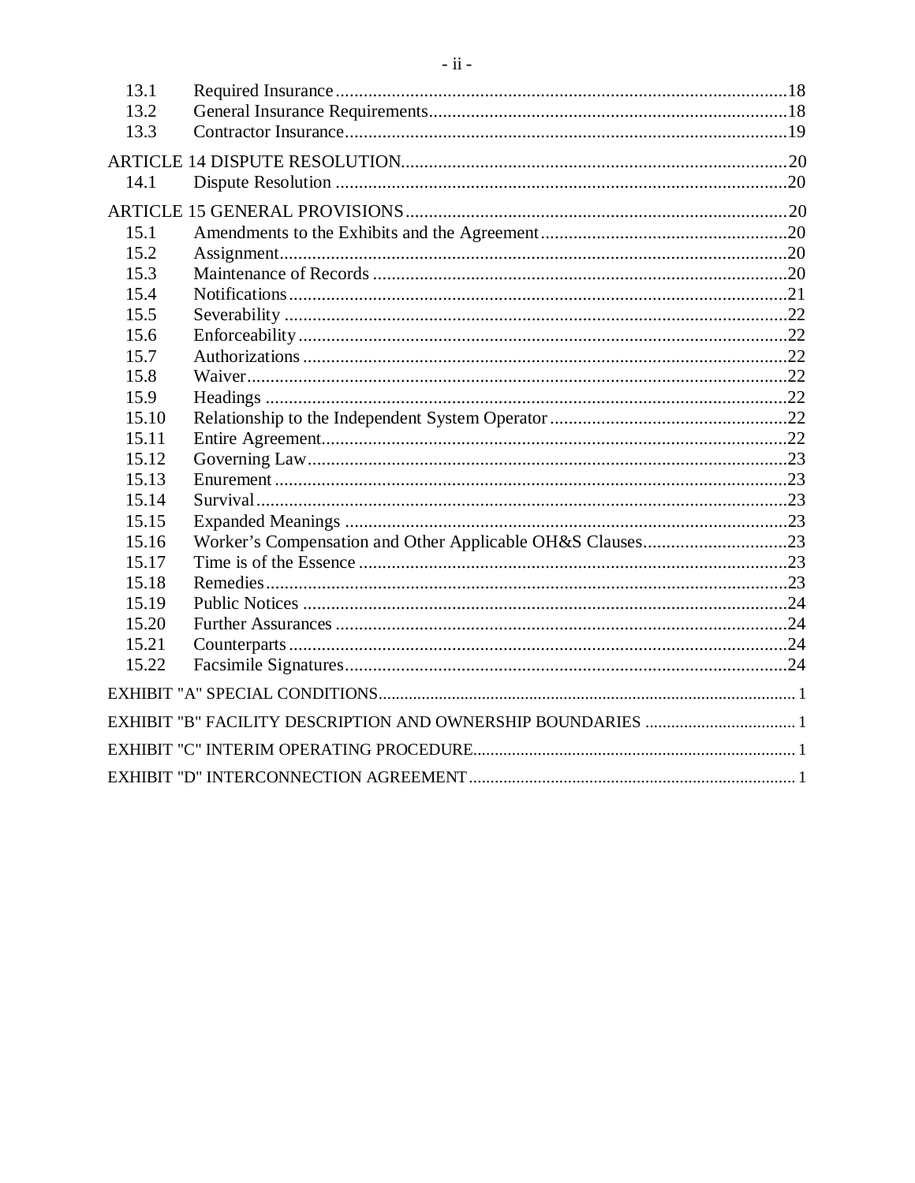| | | |
|---|---|---|
| 13.1 | Required Insurance | 18 |
| 13.2 | General Insurance Requirements | 18 |
| 13.3 | Contractor Insurance | 19 |
| ARTICLE 14 DISPUTE RESOLUTION | | 20 |
| 14.1 | Dispute Resolution | 20 |
| ARTICLE 15 GENERAL PROVISIONS | | 20 |
| 15.1 | Amendments to the Exhibits and the Agreement | 20 |
| 15.2 | Assignment | 20 |
| 15.3 | Maintenance of Records | 20 |
| 15.4 | Notifications | 21 |
| 15.5 | Severability | 22 |
| 15.6 | Enforceability | 22 |
| 15.7 | Authorizations | 22 |
| 15.8 | Waiver | 22 |
| 15.9 | Headings | 22 |
| 15.10 | Relationship to the Independent System Operator | 22 |
| 15.11 | Entire Agreement | 22 |
| 15.12 | Governing Law | 23 |
| 15.13 | Enurement | 23 |
| 15.14 | Survival | 23 |
| 15.15 | Expanded Meanings | 23 |
| 15.16 | Worker's Compensation and Other Applicable OH&S Clauses | 23 |
| 15.17 | Time is of the Essence | 23 |
| 15.18 | Remedies | 23 |
| 15.19 | Public Notices | 24 |
| 15.20 | Further Assurances | 24 |
| 15.21 | Counterparts | 24 |
| 15.22 | Facsimile Signatures | 24 |
| EXHIBIT "A" SPECIAL CONDITIONS | | 1 |
| EXHIBIT "B" FACILITY DESCRIPTION AND OWNERSHIP BOUNDARIES | | 1 |
| EXHIBIT "C" INTERIM OPERATING PROCEDURE | | 1 |
| EXHIBIT "D" INTERCONNECTION AGREEMENT | | 1 |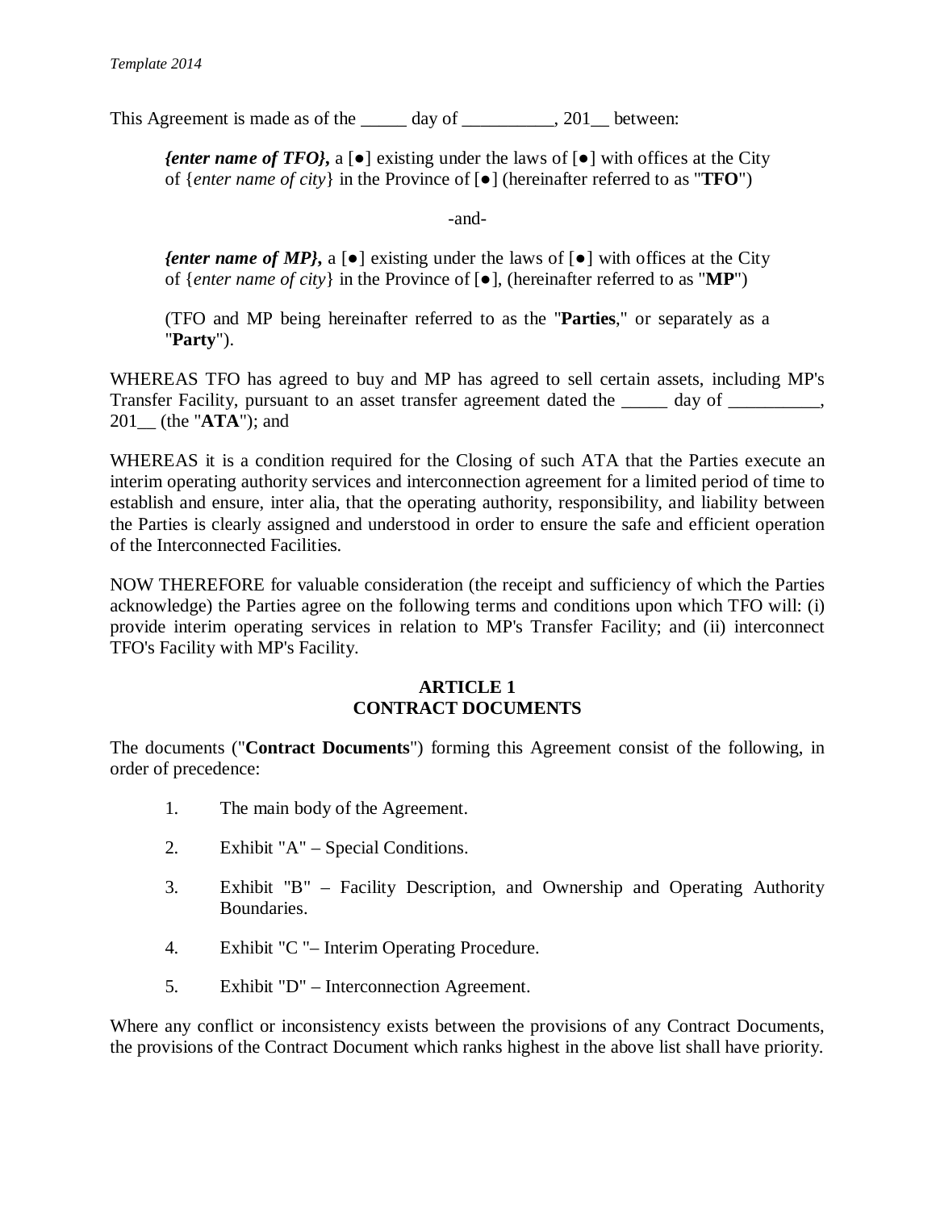This Agreement is made as of the _____ day of __________, 201__ between:

> ***{enter name of TFO},*** a [●] existing under the laws of [●] with offices at the City of {*enter name of city*} in the Province of [●] (hereinafter referred to as "**TFO**")
>
> -and-
>
> ***{enter name of MP},*** a [●] existing under the laws of [●] with offices at the City of {*enter name of city*} in the Province of [●], (hereinafter referred to as "**MP**")
>
> (TFO and MP being hereinafter referred to as the "**Parties**," or separately as a "**Party**").

WHEREAS TFO has agreed to buy and MP has agreed to sell certain assets, including MP's Transfer Facility, pursuant to an asset transfer agreement dated the _____ day of __________, 201__ (the "**ATA**"); and

WHEREAS it is a condition required for the Closing of such ATA that the Parties execute an interim operating authority services and interconnection agreement for a limited period of time to establish and ensure, inter alia, that the operating authority, responsibility, and liability between the Parties is clearly assigned and understood in order to ensure the safe and efficient operation of the Interconnected Facilities.

NOW THEREFORE for valuable consideration (the receipt and sufficiency of which the Parties acknowledge) the Parties agree on the following terms and conditions upon which TFO will: (i) provide interim operating services in relation to MP's Transfer Facility; and (ii) interconnect TFO's Facility with MP's Facility.

## ARTICLE 1
## CONTRACT DOCUMENTS

The documents ("**Contract Documents**") forming this Agreement consist of the following, in order of precedence:

1. The main body of the Agreement.
2. Exhibit "A" – Special Conditions.
3. Exhibit "B" – Facility Description, and Ownership and Operating Authority Boundaries.
4. Exhibit "C "– Interim Operating Procedure.
5. Exhibit "D" – Interconnection Agreement.

Where any conflict or inconsistency exists between the provisions of any Contract Documents, the provisions of the Contract Document which ranks highest in the above list shall have priority.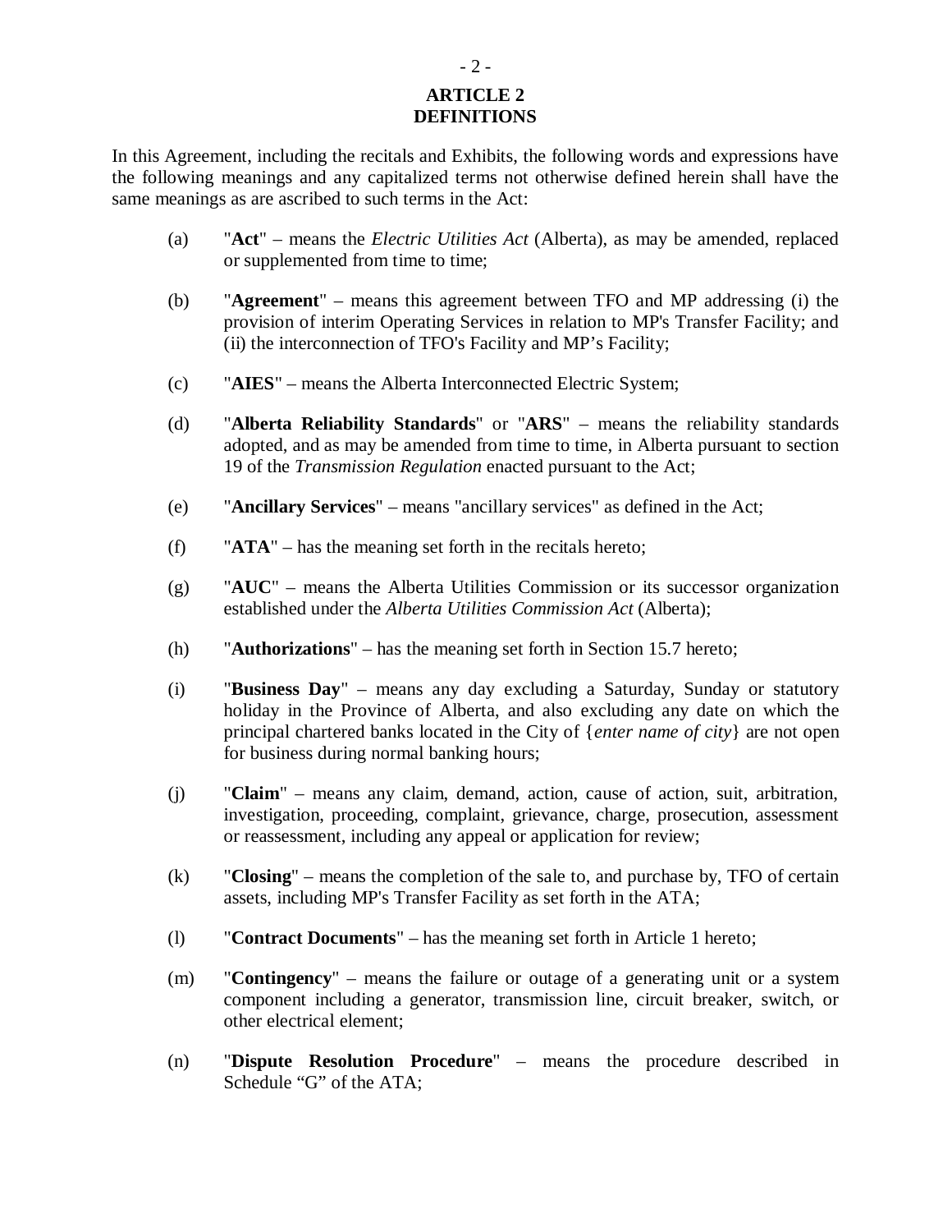## ARTICLE 2
## DEFINITIONS

In this Agreement, including the recitals and Exhibits, the following words and expressions have the following meanings and any capitalized terms not otherwise defined herein shall have the same meanings as are ascribed to such terms in the Act:

(a) "**Act**" – means the *Electric Utilities Act* (Alberta), as may be amended, replaced or supplemented from time to time;

(b) "**Agreement**" – means this agreement between TFO and MP addressing (i) the provision of interim Operating Services in relation to MP's Transfer Facility; and (ii) the interconnection of TFO's Facility and MP's Facility;

(c) "**AIES**" – means the Alberta Interconnected Electric System;

(d) "**Alberta Reliability Standards**" or "**ARS**" – means the reliability standards adopted, and as may be amended from time to time, in Alberta pursuant to section 19 of the *Transmission Regulation* enacted pursuant to the Act;

(e) "**Ancillary Services**" – means "ancillary services" as defined in the Act;

(f) "**ATA**" – has the meaning set forth in the recitals hereto;

(g) "**AUC**" – means the Alberta Utilities Commission or its successor organization established under the *Alberta Utilities Commission Act* (Alberta);

(h) "**Authorizations**" – has the meaning set forth in Section 15.7 hereto;

(i) "**Business Day**" – means any day excluding a Saturday, Sunday or statutory holiday in the Province of Alberta, and also excluding any date on which the principal chartered banks located in the City of {*enter name of city*} are not open for business during normal banking hours;

(j) "**Claim**" – means any claim, demand, action, cause of action, suit, arbitration, investigation, proceeding, complaint, grievance, charge, prosecution, assessment or reassessment, including any appeal or application for review;

(k) "**Closing**" – means the completion of the sale to, and purchase by, TFO of certain assets, including MP's Transfer Facility as set forth in the ATA;

(l) "**Contract Documents**" – has the meaning set forth in Article 1 hereto;

(m) "**Contingency**" – means the failure or outage of a generating unit or a system component including a generator, transmission line, circuit breaker, switch, or other electrical element;

(n) "**Dispute Resolution Procedure**" – means the procedure described in Schedule "G" of the ATA;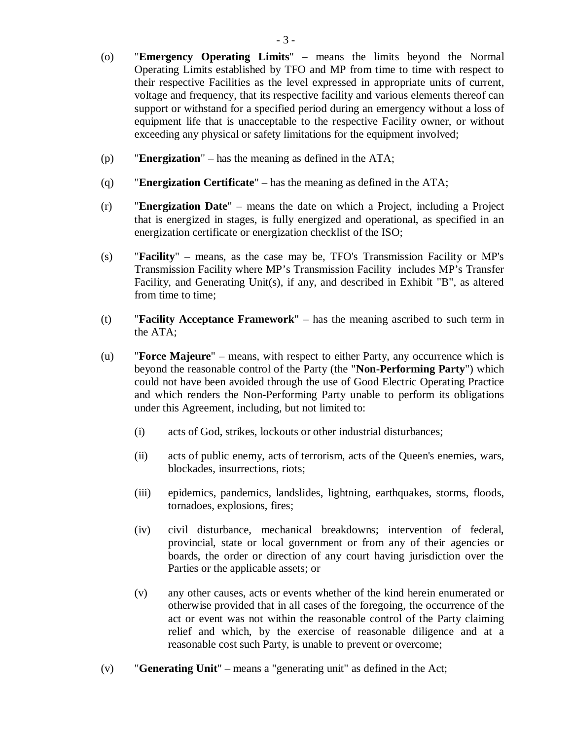(o) "**Emergency Operating Limits**" – means the limits beyond the Normal Operating Limits established by TFO and MP from time to time with respect to their respective Facilities as the level expressed in appropriate units of current, voltage and frequency, that its respective facility and various elements thereof can support or withstand for a specified period during an emergency without a loss of equipment life that is unacceptable to the respective Facility owner, or without exceeding any physical or safety limitations for the equipment involved;

(p) "**Energization**" – has the meaning as defined in the ATA;

(q) "**Energization Certificate**" – has the meaning as defined in the ATA;

(r) "**Energization Date**" – means the date on which a Project, including a Project that is energized in stages, is fully energized and operational, as specified in an energization certificate or energization checklist of the ISO;

(s) "**Facility**" – means, as the case may be, TFO's Transmission Facility or MP's Transmission Facility where MP's Transmission Facility includes MP's Transfer Facility, and Generating Unit(s), if any, and described in Exhibit "B", as altered from time to time;

(t) "**Facility Acceptance Framework**" – has the meaning ascribed to such term in the ATA;

(u) "**Force Majeure**" – means, with respect to either Party, any occurrence which is beyond the reasonable control of the Party (the "**Non-Performing Party**") which could not have been avoided through the use of Good Electric Operating Practice and which renders the Non-Performing Party unable to perform its obligations under this Agreement, including, but not limited to:

  (i) acts of God, strikes, lockouts or other industrial disturbances;

  (ii) acts of public enemy, acts of terrorism, acts of the Queen's enemies, wars, blockades, insurrections, riots;

  (iii) epidemics, pandemics, landslides, lightning, earthquakes, storms, floods, tornadoes, explosions, fires;

  (iv) civil disturbance, mechanical breakdowns; intervention of federal, provincial, state or local government or from any of their agencies or boards, the order or direction of any court having jurisdiction over the Parties or the applicable assets; or

  (v) any other causes, acts or events whether of the kind herein enumerated or otherwise provided that in all cases of the foregoing, the occurrence of the act or event was not within the reasonable control of the Party claiming relief and which, by the exercise of reasonable diligence and at a reasonable cost such Party, is unable to prevent or overcome;

(v) "**Generating Unit**" – means a "generating unit" as defined in the Act;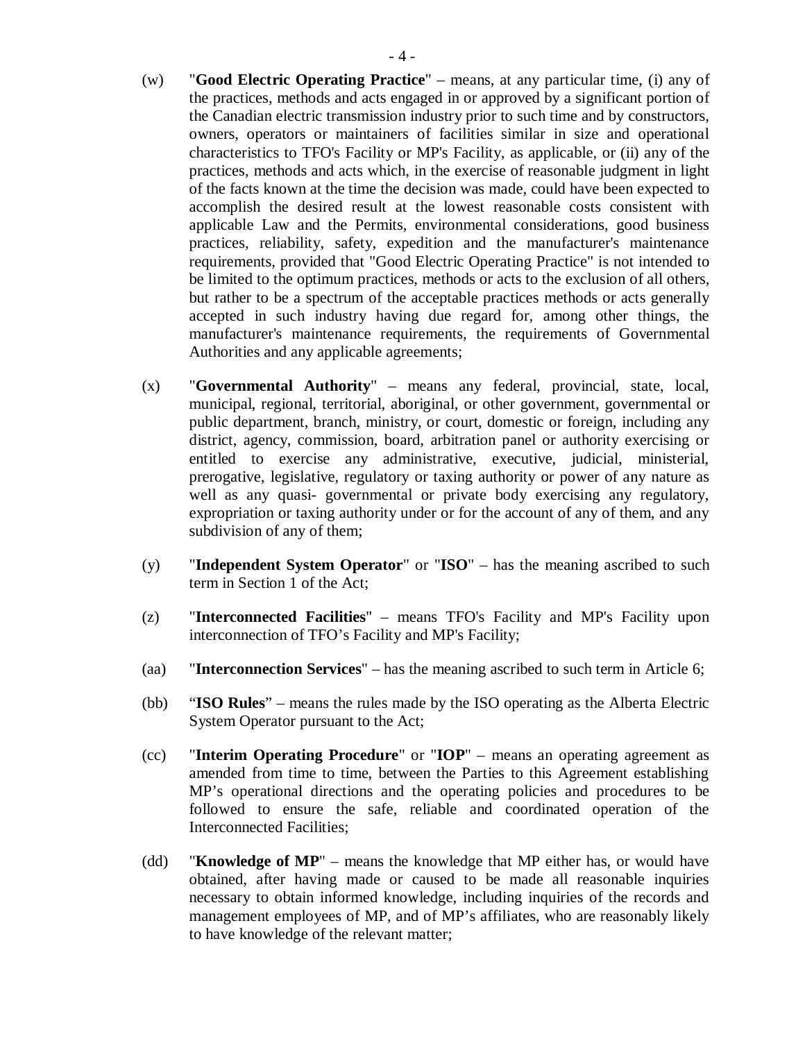(w) "**Good Electric Operating Practice**" – means, at any particular time, (i) any of the practices, methods and acts engaged in or approved by a significant portion of the Canadian electric transmission industry prior to such time and by constructors, owners, operators or maintainers of facilities similar in size and operational characteristics to TFO's Facility or MP's Facility, as applicable, or (ii) any of the practices, methods and acts which, in the exercise of reasonable judgment in light of the facts known at the time the decision was made, could have been expected to accomplish the desired result at the lowest reasonable costs consistent with applicable Law and the Permits, environmental considerations, good business practices, reliability, safety, expedition and the manufacturer's maintenance requirements, provided that "Good Electric Operating Practice" is not intended to be limited to the optimum practices, methods or acts to the exclusion of all others, but rather to be a spectrum of the acceptable practices methods or acts generally accepted in such industry having due regard for, among other things, the manufacturer's maintenance requirements, the requirements of Governmental Authorities and any applicable agreements;

(x) "**Governmental Authority**" – means any federal, provincial, state, local, municipal, regional, territorial, aboriginal, or other government, governmental or public department, branch, ministry, or court, domestic or foreign, including any district, agency, commission, board, arbitration panel or authority exercising or entitled to exercise any administrative, executive, judicial, ministerial, prerogative, legislative, regulatory or taxing authority or power of any nature as well as any quasi- governmental or private body exercising any regulatory, expropriation or taxing authority under or for the account of any of them, and any subdivision of any of them;

(y) "**Independent System Operator**" or "**ISO**" – has the meaning ascribed to such term in Section 1 of the Act;

(z) "**Interconnected Facilities**" – means TFO's Facility and MP's Facility upon interconnection of TFO's Facility and MP's Facility;

(aa) "**Interconnection Services**" – has the meaning ascribed to such term in Article 6;

(bb) "**ISO Rules**" – means the rules made by the ISO operating as the Alberta Electric System Operator pursuant to the Act;

(cc) "**Interim Operating Procedure**" or "**IOP**" – means an operating agreement as amended from time to time, between the Parties to this Agreement establishing MP's operational directions and the operating policies and procedures to be followed to ensure the safe, reliable and coordinated operation of the Interconnected Facilities;

(dd) "**Knowledge of MP**" – means the knowledge that MP either has, or would have obtained, after having made or caused to be made all reasonable inquiries necessary to obtain informed knowledge, including inquiries of the records and management employees of MP, and of MP's affiliates, who are reasonably likely to have knowledge of the relevant matter;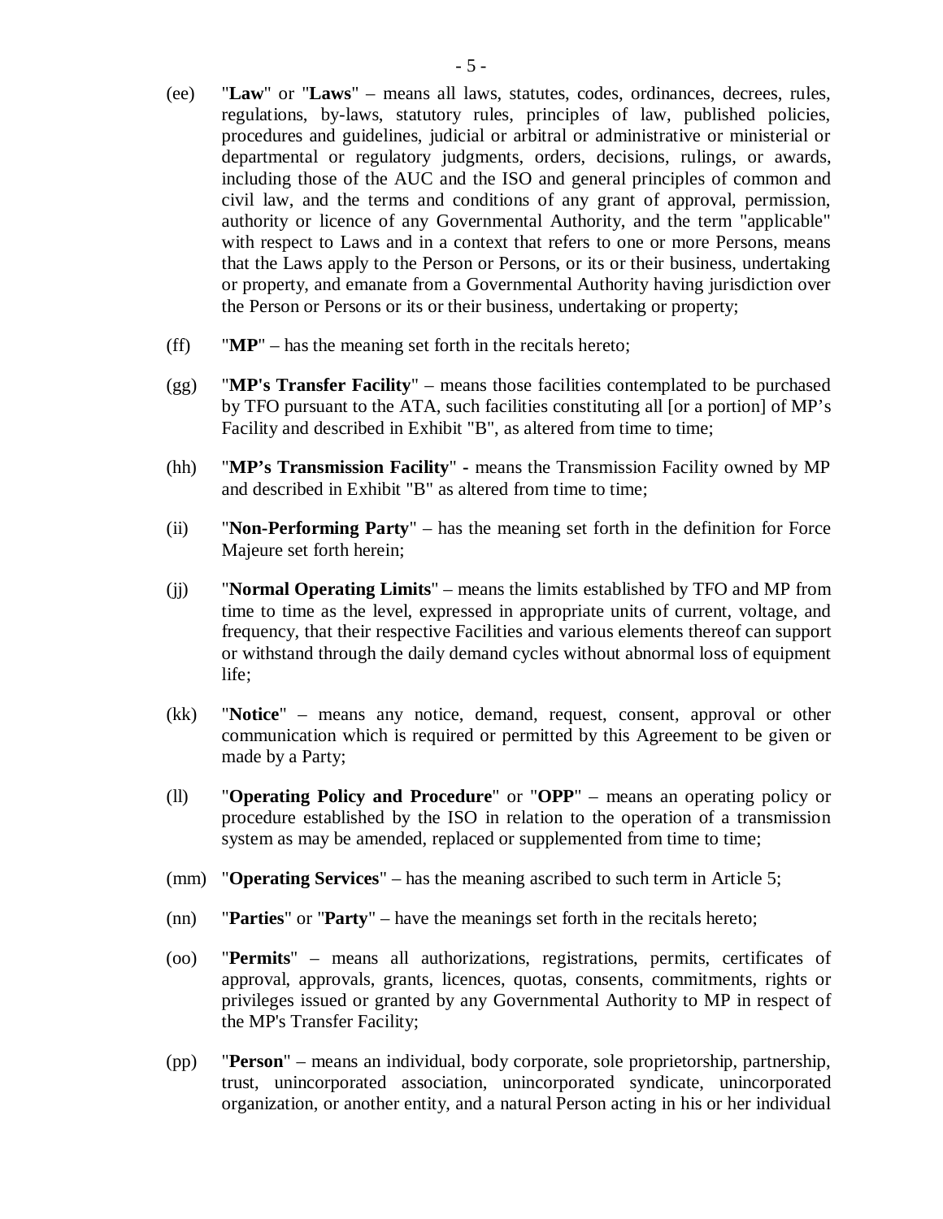(ee) "**Law**" or "**Laws**" – means all laws, statutes, codes, ordinances, decrees, rules, regulations, by-laws, statutory rules, principles of law, published policies, procedures and guidelines, judicial or arbitral or administrative or ministerial or departmental or regulatory judgments, orders, decisions, rulings, or awards, including those of the AUC and the ISO and general principles of common and civil law, and the terms and conditions of any grant of approval, permission, authority or licence of any Governmental Authority, and the term "applicable" with respect to Laws and in a context that refers to one or more Persons, means that the Laws apply to the Person or Persons, or its or their business, undertaking or property, and emanate from a Governmental Authority having jurisdiction over the Person or Persons or its or their business, undertaking or property;

(ff) "**MP**" – has the meaning set forth in the recitals hereto;

(gg) "**MP's Transfer Facility**" – means those facilities contemplated to be purchased by TFO pursuant to the ATA, such facilities constituting all [or a portion] of MP's Facility and described in Exhibit "B", as altered from time to time;

(hh) "**MP's Transmission Facility**" - means the Transmission Facility owned by MP and described in Exhibit "B" as altered from time to time;

(ii) "**Non-Performing Party**" – has the meaning set forth in the definition for Force Majeure set forth herein;

(jj) "**Normal Operating Limits**" – means the limits established by TFO and MP from time to time as the level, expressed in appropriate units of current, voltage, and frequency, that their respective Facilities and various elements thereof can support or withstand through the daily demand cycles without abnormal loss of equipment life;

(kk) "**Notice**" – means any notice, demand, request, consent, approval or other communication which is required or permitted by this Agreement to be given or made by a Party;

(ll) "**Operating Policy and Procedure**" or "**OPP**" – means an operating policy or procedure established by the ISO in relation to the operation of a transmission system as may be amended, replaced or supplemented from time to time;

(mm) "**Operating Services**" – has the meaning ascribed to such term in Article 5;

(nn) "**Parties**" or "**Party**" – have the meanings set forth in the recitals hereto;

(oo) "**Permits**" – means all authorizations, registrations, permits, certificates of approval, approvals, grants, licences, quotas, consents, commitments, rights or privileges issued or granted by any Governmental Authority to MP in respect of the MP's Transfer Facility;

(pp) "**Person**" – means an individual, body corporate, sole proprietorship, partnership, trust, unincorporated association, unincorporated syndicate, unincorporated organization, or another entity, and a natural Person acting in his or her individual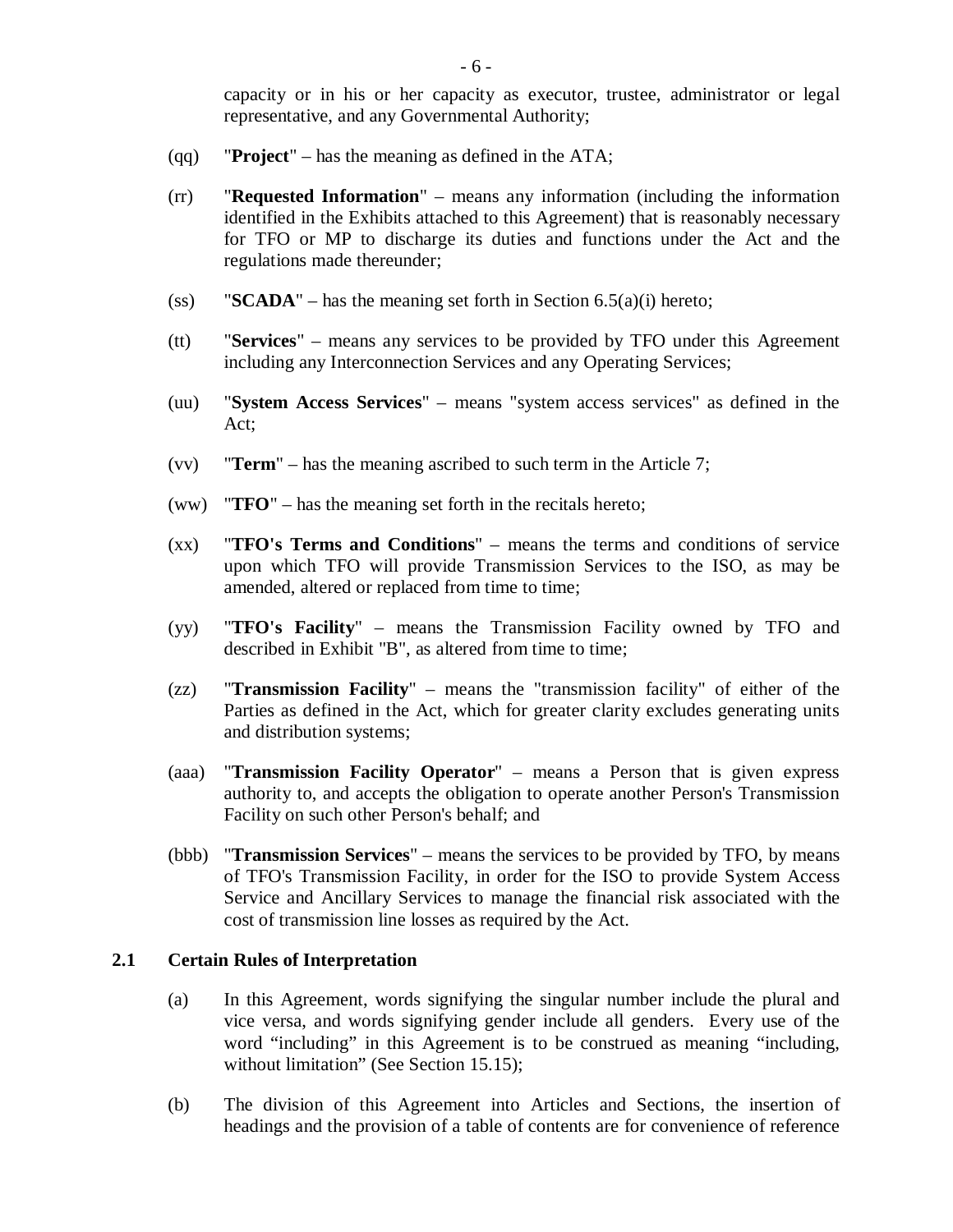capacity or in his or her capacity as executor, trustee, administrator or legal representative, and any Governmental Authority;

(qq) "**Project**" – has the meaning as defined in the ATA;

(rr) "**Requested Information**" – means any information (including the information identified in the Exhibits attached to this Agreement) that is reasonably necessary for TFO or MP to discharge its duties and functions under the Act and the regulations made thereunder;

(ss) "**SCADA**" – has the meaning set forth in Section 6.5(a)(i) hereto;

(tt) "**Services**" – means any services to be provided by TFO under this Agreement including any Interconnection Services and any Operating Services;

(uu) "**System Access Services**" – means "system access services" as defined in the Act;

(vv) "**Term**" – has the meaning ascribed to such term in the Article 7;

(ww) "**TFO**" – has the meaning set forth in the recitals hereto;

(xx) "**TFO's Terms and Conditions**" – means the terms and conditions of service upon which TFO will provide Transmission Services to the ISO, as may be amended, altered or replaced from time to time;

(yy) "**TFO's Facility**" – means the Transmission Facility owned by TFO and described in Exhibit "B", as altered from time to time;

(zz) "**Transmission Facility**" – means the "transmission facility" of either of the Parties as defined in the Act, which for greater clarity excludes generating units and distribution systems;

(aaa) "**Transmission Facility Operator**" – means a Person that is given express authority to, and accepts the obligation to operate another Person's Transmission Facility on such other Person's behalf; and

(bbb) "**Transmission Services**" – means the services to be provided by TFO, by means of TFO's Transmission Facility, in order for the ISO to provide System Access Service and Ancillary Services to manage the financial risk associated with the cost of transmission line losses as required by the Act.

### 2.1 Certain Rules of Interpretation

(a) In this Agreement, words signifying the singular number include the plural and vice versa, and words signifying gender include all genders. Every use of the word "including" in this Agreement is to be construed as meaning "including, without limitation" (See Section 15.15);

(b) The division of this Agreement into Articles and Sections, the insertion of headings and the provision of a table of contents are for convenience of reference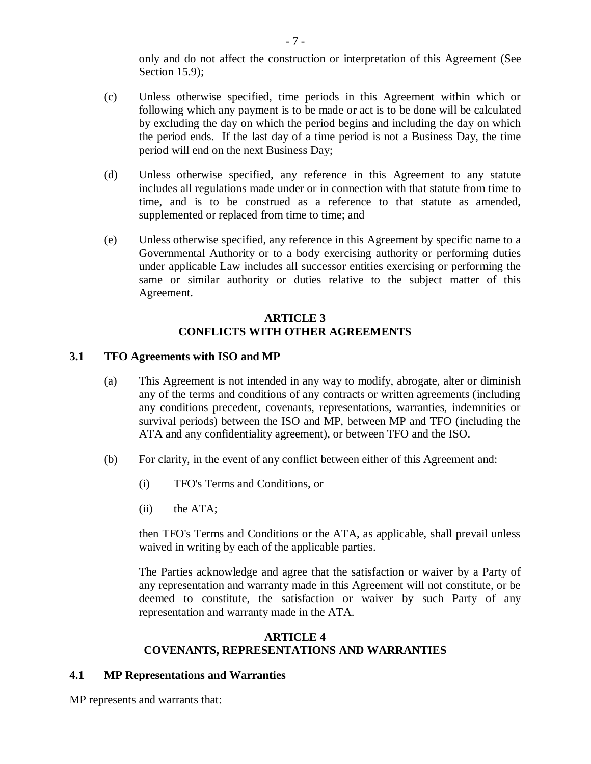only and do not affect the construction or interpretation of this Agreement (See Section 15.9);

(c) Unless otherwise specified, time periods in this Agreement within which or following which any payment is to be made or act is to be done will be calculated by excluding the day on which the period begins and including the day on which the period ends. If the last day of a time period is not a Business Day, the time period will end on the next Business Day;

(d) Unless otherwise specified, any reference in this Agreement to any statute includes all regulations made under or in connection with that statute from time to time, and is to be construed as a reference to that statute as amended, supplemented or replaced from time to time; and

(e) Unless otherwise specified, any reference in this Agreement by specific name to a Governmental Authority or to a body exercising authority or performing duties under applicable Law includes all successor entities exercising or performing the same or similar authority or duties relative to the subject matter of this Agreement.

## ARTICLE 3
## CONFLICTS WITH OTHER AGREEMENTS

### 3.1 TFO Agreements with ISO and MP

(a) This Agreement is not intended in any way to modify, abrogate, alter or diminish any of the terms and conditions of any contracts or written agreements (including any conditions precedent, covenants, representations, warranties, indemnities or survival periods) between the ISO and MP, between MP and TFO (including the ATA and any confidentiality agreement), or between TFO and the ISO.

(b) For clarity, in the event of any conflict between either of this Agreement and:

(i) TFO's Terms and Conditions, or

(ii) the ATA;

then TFO's Terms and Conditions or the ATA, as applicable, shall prevail unless waived in writing by each of the applicable parties.

The Parties acknowledge and agree that the satisfaction or waiver by a Party of any representation and warranty made in this Agreement will not constitute, or be deemed to constitute, the satisfaction or waiver by such Party of any representation and warranty made in the ATA.

## ARTICLE 4
## COVENANTS, REPRESENTATIONS AND WARRANTIES

### 4.1 MP Representations and Warranties

MP represents and warrants that: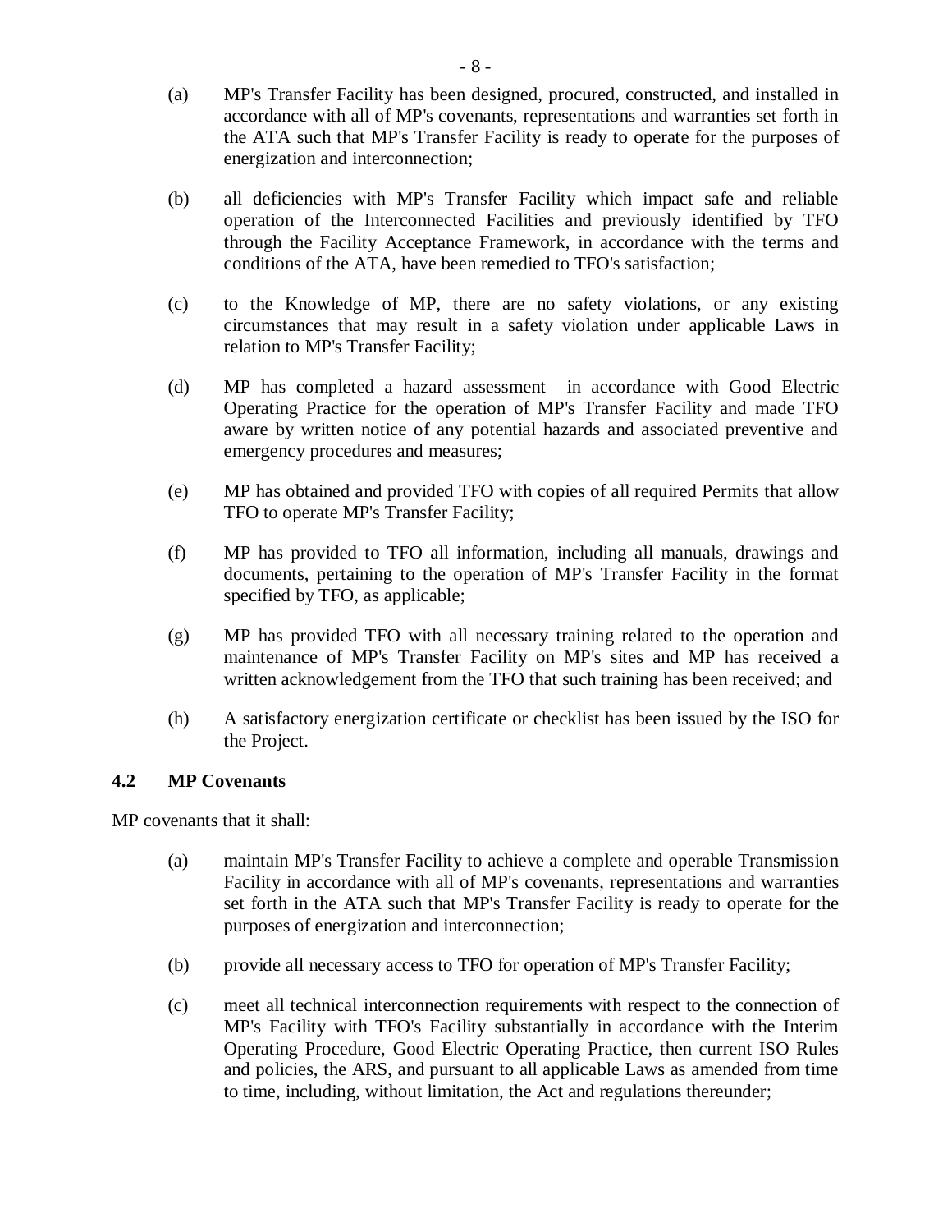(a) MP's Transfer Facility has been designed, procured, constructed, and installed in accordance with all of MP's covenants, representations and warranties set forth in the ATA such that MP's Transfer Facility is ready to operate for the purposes of energization and interconnection;

(b) all deficiencies with MP's Transfer Facility which impact safe and reliable operation of the Interconnected Facilities and previously identified by TFO through the Facility Acceptance Framework, in accordance with the terms and conditions of the ATA, have been remedied to TFO's satisfaction;

(c) to the Knowledge of MP, there are no safety violations, or any existing circumstances that may result in a safety violation under applicable Laws in relation to MP's Transfer Facility;

(d) MP has completed a hazard assessment in accordance with Good Electric Operating Practice for the operation of MP's Transfer Facility and made TFO aware by written notice of any potential hazards and associated preventive and emergency procedures and measures;

(e) MP has obtained and provided TFO with copies of all required Permits that allow TFO to operate MP's Transfer Facility;

(f) MP has provided to TFO all information, including all manuals, drawings and documents, pertaining to the operation of MP's Transfer Facility in the format specified by TFO, as applicable;

(g) MP has provided TFO with all necessary training related to the operation and maintenance of MP's Transfer Facility on MP's sites and MP has received a written acknowledgement from the TFO that such training has been received; and

(h) A satisfactory energization certificate or checklist has been issued by the ISO for the Project.

### 4.2 MP Covenants

MP covenants that it shall:

(a) maintain MP's Transfer Facility to achieve a complete and operable Transmission Facility in accordance with all of MP's covenants, representations and warranties set forth in the ATA such that MP's Transfer Facility is ready to operate for the purposes of energization and interconnection;

(b) provide all necessary access to TFO for operation of MP's Transfer Facility;

(c) meet all technical interconnection requirements with respect to the connection of MP's Facility with TFO's Facility substantially in accordance with the Interim Operating Procedure, Good Electric Operating Practice, then current ISO Rules and policies, the ARS, and pursuant to all applicable Laws as amended from time to time, including, without limitation, the Act and regulations thereunder;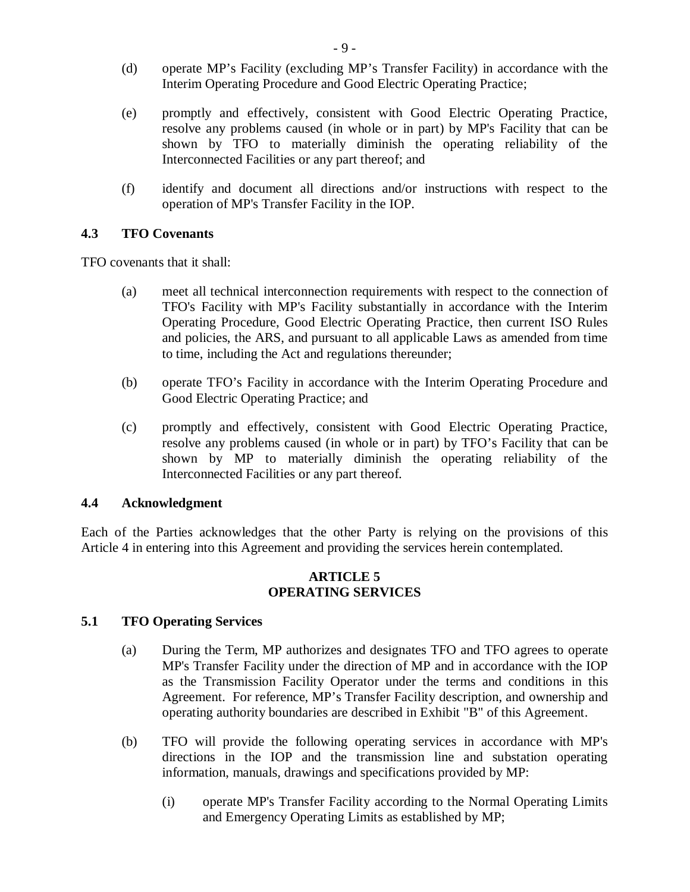(d) operate MP’s Facility (excluding MP’s Transfer Facility) in accordance with the Interim Operating Procedure and Good Electric Operating Practice;

(e) promptly and effectively, consistent with Good Electric Operating Practice, resolve any problems caused (in whole or in part) by MP's Facility that can be shown by TFO to materially diminish the operating reliability of the Interconnected Facilities or any part thereof; and

(f) identify and document all directions and/or instructions with respect to the operation of MP's Transfer Facility in the IOP.

### 4.3 TFO Covenants

TFO covenants that it shall:

(a) meet all technical interconnection requirements with respect to the connection of TFO's Facility with MP's Facility substantially in accordance with the Interim Operating Procedure, Good Electric Operating Practice, then current ISO Rules and policies, the ARS, and pursuant to all applicable Laws as amended from time to time, including the Act and regulations thereunder;

(b) operate TFO’s Facility in accordance with the Interim Operating Procedure and Good Electric Operating Practice; and

(c) promptly and effectively, consistent with Good Electric Operating Practice, resolve any problems caused (in whole or in part) by TFO’s Facility that can be shown by MP to materially diminish the operating reliability of the Interconnected Facilities or any part thereof.

### 4.4 Acknowledgment

Each of the Parties acknowledges that the other Party is relying on the provisions of this Article 4 in entering into this Agreement and providing the services herein contemplated.

## ARTICLE 5
## OPERATING SERVICES

### 5.1 TFO Operating Services

(a) During the Term, MP authorizes and designates TFO and TFO agrees to operate MP's Transfer Facility under the direction of MP and in accordance with the IOP as the Transmission Facility Operator under the terms and conditions in this Agreement. For reference, MP’s Transfer Facility description, and ownership and operating authority boundaries are described in Exhibit "B" of this Agreement.

(b) TFO will provide the following operating services in accordance with MP's directions in the IOP and the transmission line and substation operating information, manuals, drawings and specifications provided by MP:

   (i) operate MP's Transfer Facility according to the Normal Operating Limits and Emergency Operating Limits as established by MP;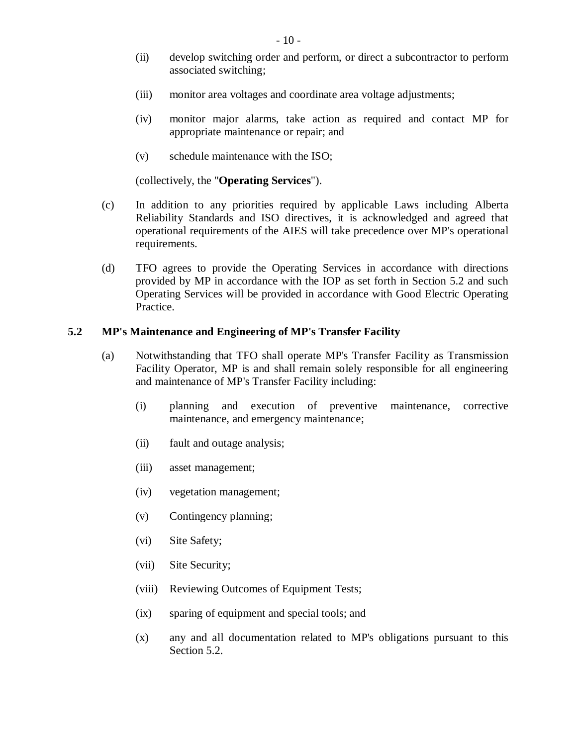(ii) develop switching order and perform, or direct a subcontractor to perform associated switching;

(iii) monitor area voltages and coordinate area voltage adjustments;

(iv) monitor major alarms, take action as required and contact MP for appropriate maintenance or repair; and

(v) schedule maintenance with the ISO;

(collectively, the "**Operating Services**").

(c) In addition to any priorities required by applicable Laws including Alberta Reliability Standards and ISO directives, it is acknowledged and agreed that operational requirements of the AIES will take precedence over MP's operational requirements.

(d) TFO agrees to provide the Operating Services in accordance with directions provided by MP in accordance with the IOP as set forth in Section 5.2 and such Operating Services will be provided in accordance with Good Electric Operating Practice.

### 5.2 MP's Maintenance and Engineering of MP's Transfer Facility

(a) Notwithstanding that TFO shall operate MP's Transfer Facility as Transmission Facility Operator, MP is and shall remain solely responsible for all engineering and maintenance of MP's Transfer Facility including:

(i) planning and execution of preventive maintenance, corrective maintenance, and emergency maintenance;

(ii) fault and outage analysis;

(iii) asset management;

(iv) vegetation management;

(v) Contingency planning;

(vi) Site Safety;

(vii) Site Security;

(viii) Reviewing Outcomes of Equipment Tests;

(ix) sparing of equipment and special tools; and

(x) any and all documentation related to MP's obligations pursuant to this Section 5.2.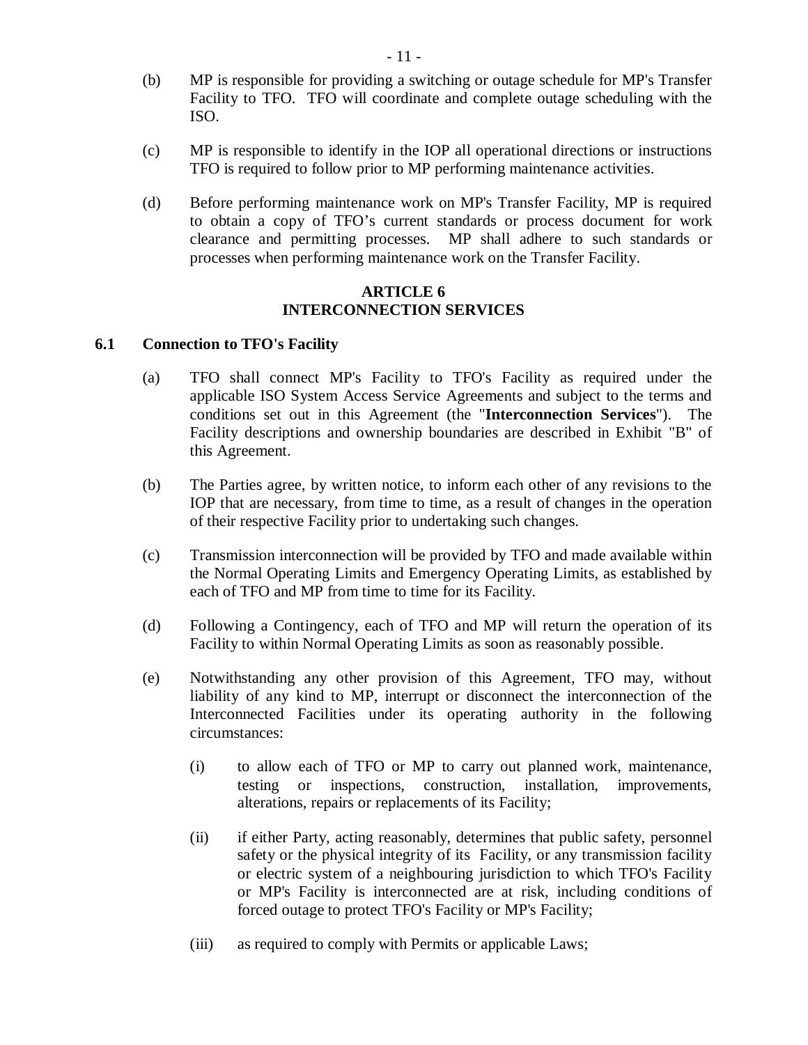(b) MP is responsible for providing a switching or outage schedule for MP's Transfer Facility to TFO. TFO will coordinate and complete outage scheduling with the ISO.

(c) MP is responsible to identify in the IOP all operational directions or instructions TFO is required to follow prior to MP performing maintenance activities.

(d) Before performing maintenance work on MP's Transfer Facility, MP is required to obtain a copy of TFO's current standards or process document for work clearance and permitting processes. MP shall adhere to such standards or processes when performing maintenance work on the Transfer Facility.

## ARTICLE 6
## INTERCONNECTION SERVICES

### 6.1 Connection to TFO's Facility

(a) TFO shall connect MP's Facility to TFO's Facility as required under the applicable ISO System Access Service Agreements and subject to the terms and conditions set out in this Agreement (the "**Interconnection Services**"). The Facility descriptions and ownership boundaries are described in Exhibit "B" of this Agreement.

(b) The Parties agree, by written notice, to inform each other of any revisions to the IOP that are necessary, from time to time, as a result of changes in the operation of their respective Facility prior to undertaking such changes.

(c) Transmission interconnection will be provided by TFO and made available within the Normal Operating Limits and Emergency Operating Limits, as established by each of TFO and MP from time to time for its Facility.

(d) Following a Contingency, each of TFO and MP will return the operation of its Facility to within Normal Operating Limits as soon as reasonably possible.

(e) Notwithstanding any other provision of this Agreement, TFO may, without liability of any kind to MP, interrupt or disconnect the interconnection of the Interconnected Facilities under its operating authority in the following circumstances:

(i) to allow each of TFO or MP to carry out planned work, maintenance, testing or inspections, construction, installation, improvements, alterations, repairs or replacements of its Facility;

(ii) if either Party, acting reasonably, determines that public safety, personnel safety or the physical integrity of its Facility, or any transmission facility or electric system of a neighbouring jurisdiction to which TFO's Facility or MP's Facility is interconnected are at risk, including conditions of forced outage to protect TFO's Facility or MP's Facility;

(iii) as required to comply with Permits or applicable Laws;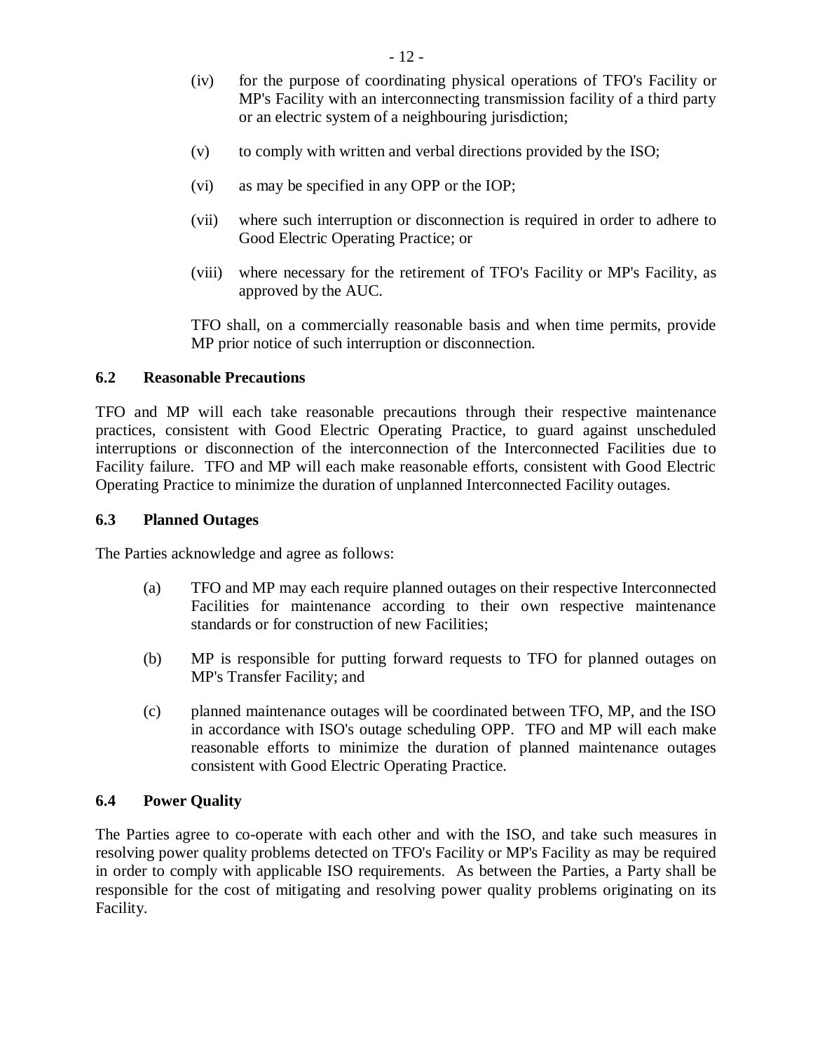(iv) for the purpose of coordinating physical operations of TFO's Facility or MP's Facility with an interconnecting transmission facility of a third party or an electric system of a neighbouring jurisdiction;

(v) to comply with written and verbal directions provided by the ISO;

(vi) as may be specified in any OPP or the IOP;

(vii) where such interruption or disconnection is required in order to adhere to Good Electric Operating Practice; or

(viii) where necessary for the retirement of TFO's Facility or MP's Facility, as approved by the AUC.

TFO shall, on a commercially reasonable basis and when time permits, provide MP prior notice of such interruption or disconnection.

### 6.2 Reasonable Precautions

TFO and MP will each take reasonable precautions through their respective maintenance practices, consistent with Good Electric Operating Practice, to guard against unscheduled interruptions or disconnection of the interconnection of the Interconnected Facilities due to Facility failure. TFO and MP will each make reasonable efforts, consistent with Good Electric Operating Practice to minimize the duration of unplanned Interconnected Facility outages.

### 6.3 Planned Outages

The Parties acknowledge and agree as follows:

(a) TFO and MP may each require planned outages on their respective Interconnected Facilities for maintenance according to their own respective maintenance standards or for construction of new Facilities;

(b) MP is responsible for putting forward requests to TFO for planned outages on MP's Transfer Facility; and

(c) planned maintenance outages will be coordinated between TFO, MP, and the ISO in accordance with ISO's outage scheduling OPP. TFO and MP will each make reasonable efforts to minimize the duration of planned maintenance outages consistent with Good Electric Operating Practice.

### 6.4 Power Quality

The Parties agree to co-operate with each other and with the ISO, and take such measures in resolving power quality problems detected on TFO's Facility or MP's Facility as may be required in order to comply with applicable ISO requirements. As between the Parties, a Party shall be responsible for the cost of mitigating and resolving power quality problems originating on its Facility.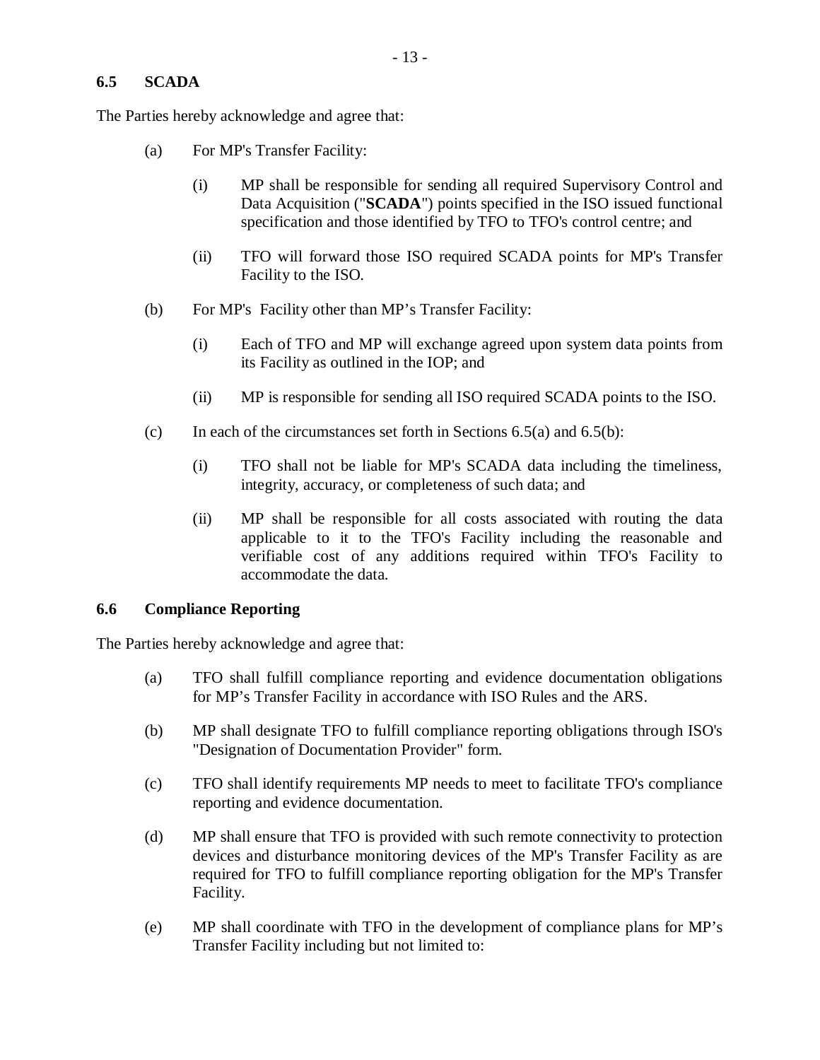### 6.5 SCADA

The Parties hereby acknowledge and agree that:

(a) For MP's Transfer Facility:

(i) MP shall be responsible for sending all required Supervisory Control and Data Acquisition ("**SCADA**") points specified in the ISO issued functional specification and those identified by TFO to TFO's control centre; and

(ii) TFO will forward those ISO required SCADA points for MP's Transfer Facility to the ISO.

(b) For MP's Facility other than MP’s Transfer Facility:

(i) Each of TFO and MP will exchange agreed upon system data points from its Facility as outlined in the IOP; and

(ii) MP is responsible for sending all ISO required SCADA points to the ISO.

(c) In each of the circumstances set forth in Sections 6.5(a) and 6.5(b):

(i) TFO shall not be liable for MP's SCADA data including the timeliness, integrity, accuracy, or completeness of such data; and

(ii) MP shall be responsible for all costs associated with routing the data applicable to it to the TFO's Facility including the reasonable and verifiable cost of any additions required within TFO's Facility to accommodate the data.

### 6.6 Compliance Reporting

The Parties hereby acknowledge and agree that:

(a) TFO shall fulfill compliance reporting and evidence documentation obligations for MP’s Transfer Facility in accordance with ISO Rules and the ARS.

(b) MP shall designate TFO to fulfill compliance reporting obligations through ISO's "Designation of Documentation Provider" form.

(c) TFO shall identify requirements MP needs to meet to facilitate TFO's compliance reporting and evidence documentation.

(d) MP shall ensure that TFO is provided with such remote connectivity to protection devices and disturbance monitoring devices of the MP's Transfer Facility as are required for TFO to fulfill compliance reporting obligation for the MP's Transfer Facility.

(e) MP shall coordinate with TFO in the development of compliance plans for MP’s Transfer Facility including but not limited to: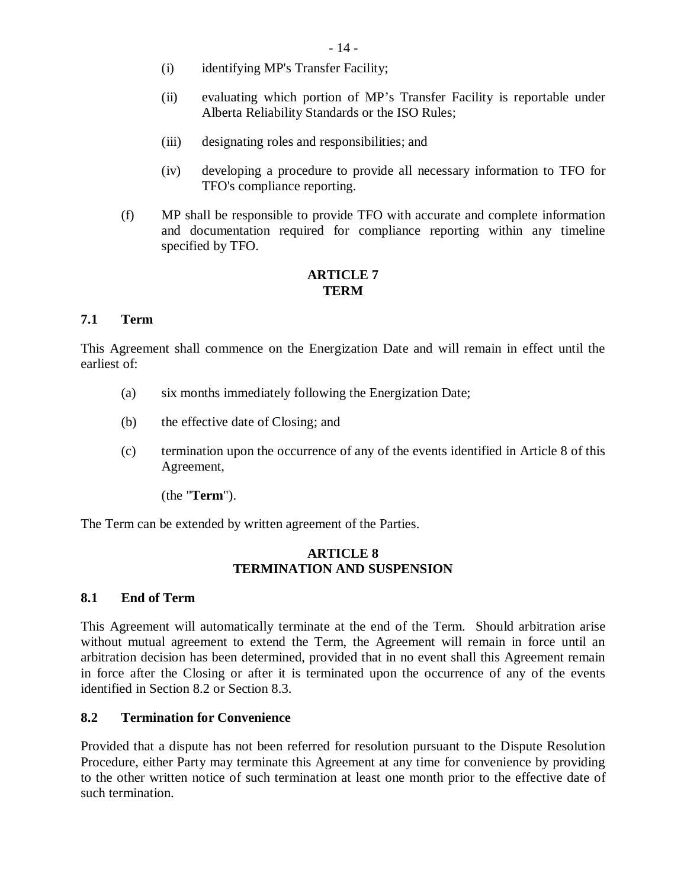(i) identifying MP's Transfer Facility;

(ii) evaluating which portion of MP's Transfer Facility is reportable under Alberta Reliability Standards or the ISO Rules;

(iii) designating roles and responsibilities; and

(iv) developing a procedure to provide all necessary information to TFO for TFO's compliance reporting.

(f) MP shall be responsible to provide TFO with accurate and complete information and documentation required for compliance reporting within any timeline specified by TFO.

## ARTICLE 7
## TERM

### 7.1 Term

This Agreement shall commence on the Energization Date and will remain in effect until the earliest of:

(a) six months immediately following the Energization Date;

(b) the effective date of Closing; and

(c) termination upon the occurrence of any of the events identified in Article 8 of this Agreement,

(the "**Term**").

The Term can be extended by written agreement of the Parties.

## ARTICLE 8
## TERMINATION AND SUSPENSION

### 8.1 End of Term

This Agreement will automatically terminate at the end of the Term. Should arbitration arise without mutual agreement to extend the Term, the Agreement will remain in force until an arbitration decision has been determined, provided that in no event shall this Agreement remain in force after the Closing or after it is terminated upon the occurrence of any of the events identified in Section 8.2 or Section 8.3.

### 8.2 Termination for Convenience

Provided that a dispute has not been referred for resolution pursuant to the Dispute Resolution Procedure, either Party may terminate this Agreement at any time for convenience by providing to the other written notice of such termination at least one month prior to the effective date of such termination.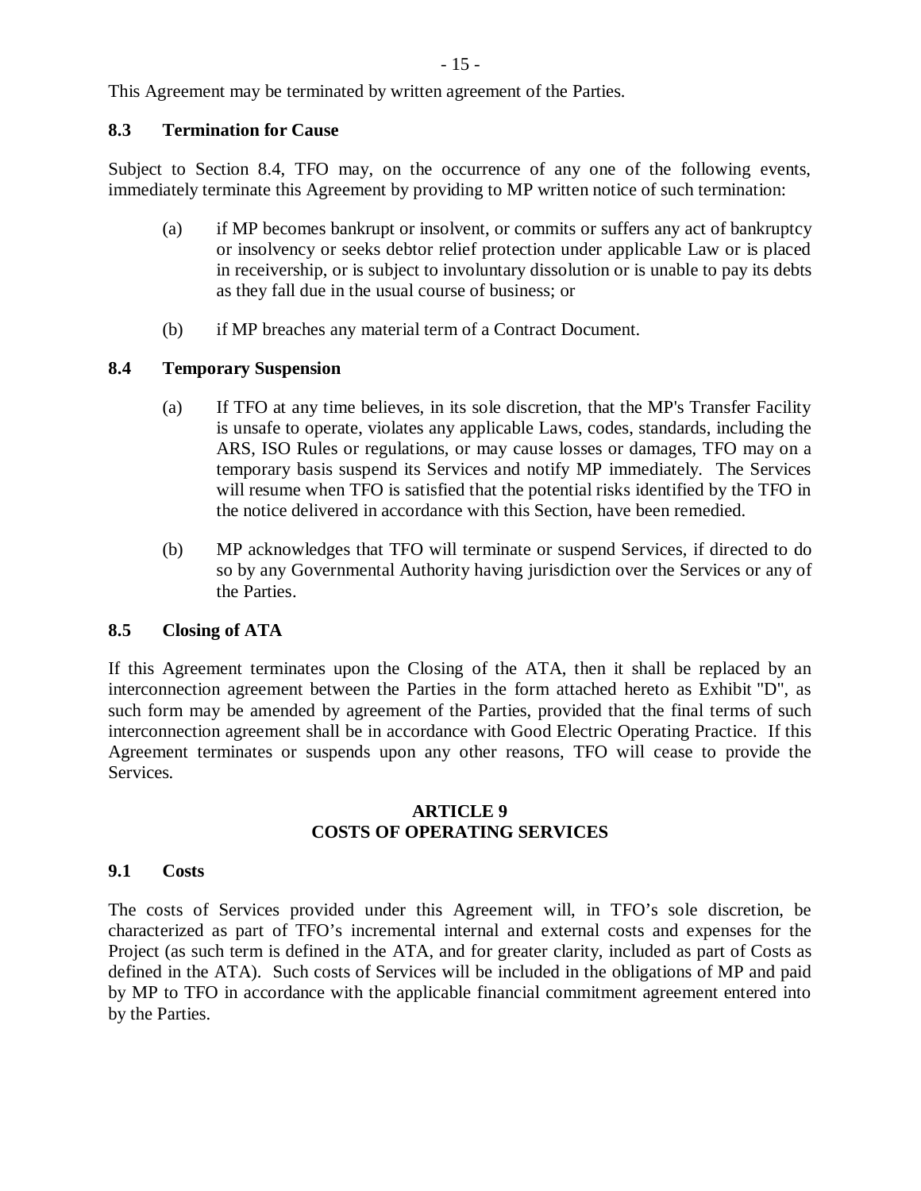This Agreement may be terminated by written agreement of the Parties.

### 8.3 Termination for Cause

Subject to Section 8.4, TFO may, on the occurrence of any one of the following events, immediately terminate this Agreement by providing to MP written notice of such termination:

(a) if MP becomes bankrupt or insolvent, or commits or suffers any act of bankruptcy or insolvency or seeks debtor relief protection under applicable Law or is placed in receivership, or is subject to involuntary dissolution or is unable to pay its debts as they fall due in the usual course of business; or

(b) if MP breaches any material term of a Contract Document.

### 8.4 Temporary Suspension

(a) If TFO at any time believes, in its sole discretion, that the MP's Transfer Facility is unsafe to operate, violates any applicable Laws, codes, standards, including the ARS, ISO Rules or regulations, or may cause losses or damages, TFO may on a temporary basis suspend its Services and notify MP immediately. The Services will resume when TFO is satisfied that the potential risks identified by the TFO in the notice delivered in accordance with this Section, have been remedied.

(b) MP acknowledges that TFO will terminate or suspend Services, if directed to do so by any Governmental Authority having jurisdiction over the Services or any of the Parties.

### 8.5 Closing of ATA

If this Agreement terminates upon the Closing of the ATA, then it shall be replaced by an interconnection agreement between the Parties in the form attached hereto as Exhibit "D", as such form may be amended by agreement of the Parties, provided that the final terms of such interconnection agreement shall be in accordance with Good Electric Operating Practice. If this Agreement terminates or suspends upon any other reasons, TFO will cease to provide the Services.

## ARTICLE 9
## COSTS OF OPERATING SERVICES

### 9.1 Costs

The costs of Services provided under this Agreement will, in TFO's sole discretion, be characterized as part of TFO's incremental internal and external costs and expenses for the Project (as such term is defined in the ATA, and for greater clarity, included as part of Costs as defined in the ATA). Such costs of Services will be included in the obligations of MP and paid by MP to TFO in accordance with the applicable financial commitment agreement entered into by the Parties.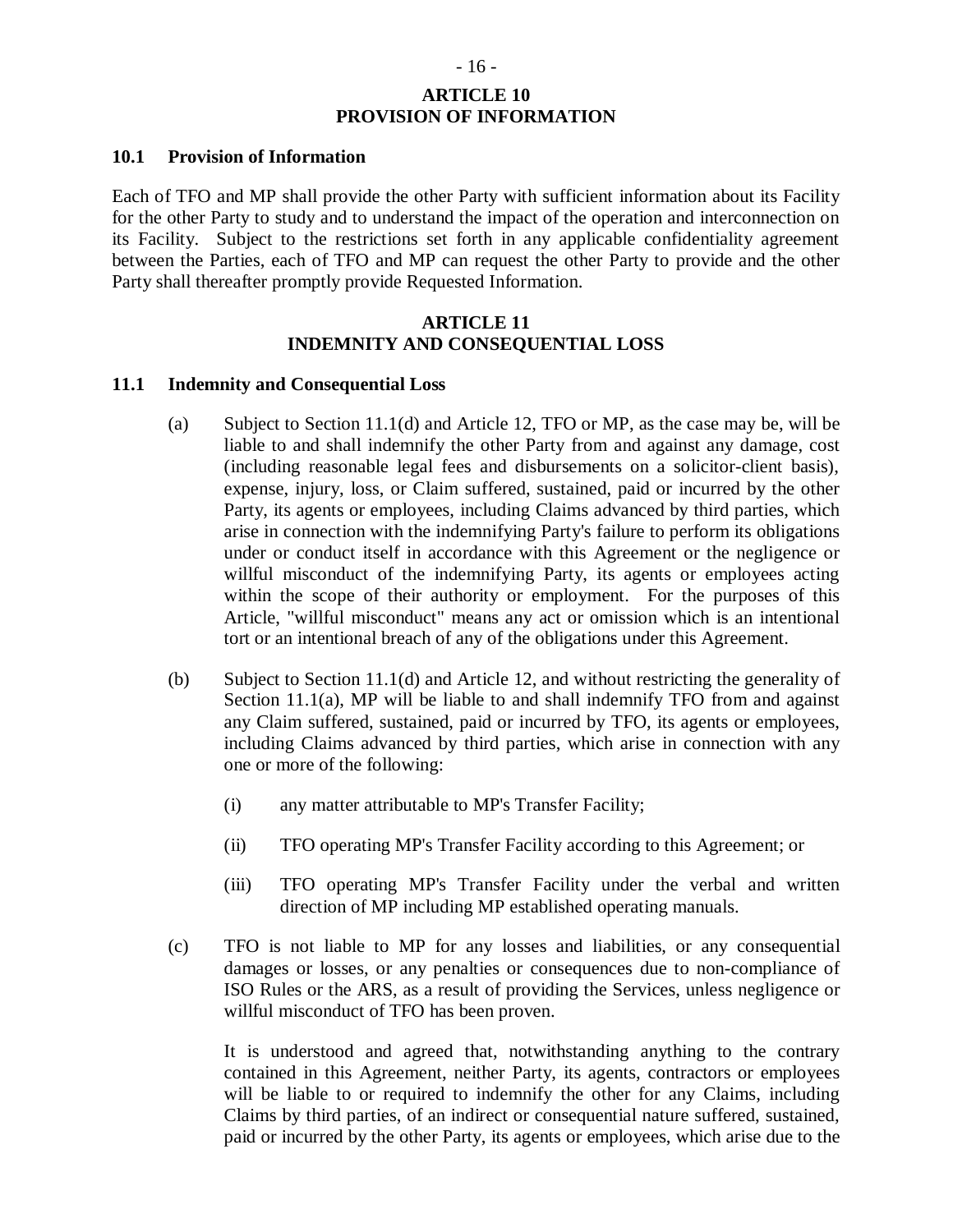# ARTICLE 10
# PROVISION OF INFORMATION

### 10.1 Provision of Information

Each of TFO and MP shall provide the other Party with sufficient information about its Facility for the other Party to study and to understand the impact of the operation and interconnection on its Facility. Subject to the restrictions set forth in any applicable confidentiality agreement between the Parties, each of TFO and MP can request the other Party to provide and the other Party shall thereafter promptly provide Requested Information.

# ARTICLE 11
# INDEMNITY AND CONSEQUENTIAL LOSS

### 11.1 Indemnity and Consequential Loss

(a) Subject to Section 11.1(d) and Article 12, TFO or MP, as the case may be, will be liable to and shall indemnify the other Party from and against any damage, cost (including reasonable legal fees and disbursements on a solicitor-client basis), expense, injury, loss, or Claim suffered, sustained, paid or incurred by the other Party, its agents or employees, including Claims advanced by third parties, which arise in connection with the indemnifying Party's failure to perform its obligations under or conduct itself in accordance with this Agreement or the negligence or willful misconduct of the indemnifying Party, its agents or employees acting within the scope of their authority or employment. For the purposes of this Article, "willful misconduct" means any act or omission which is an intentional tort or an intentional breach of any of the obligations under this Agreement.

(b) Subject to Section 11.1(d) and Article 12, and without restricting the generality of Section 11.1(a), MP will be liable to and shall indemnify TFO from and against any Claim suffered, sustained, paid or incurred by TFO, its agents or employees, including Claims advanced by third parties, which arise in connection with any one or more of the following:

   (i) any matter attributable to MP's Transfer Facility;

   (ii) TFO operating MP's Transfer Facility according to this Agreement; or

   (iii) TFO operating MP's Transfer Facility under the verbal and written direction of MP including MP established operating manuals.

(c) TFO is not liable to MP for any losses and liabilities, or any consequential damages or losses, or any penalties or consequences due to non-compliance of ISO Rules or the ARS, as a result of providing the Services, unless negligence or willful misconduct of TFO has been proven.

It is understood and agreed that, notwithstanding anything to the contrary contained in this Agreement, neither Party, its agents, contractors or employees will be liable to or required to indemnify the other for any Claims, including Claims by third parties, of an indirect or consequential nature suffered, sustained, paid or incurred by the other Party, its agents or employees, which arise due to the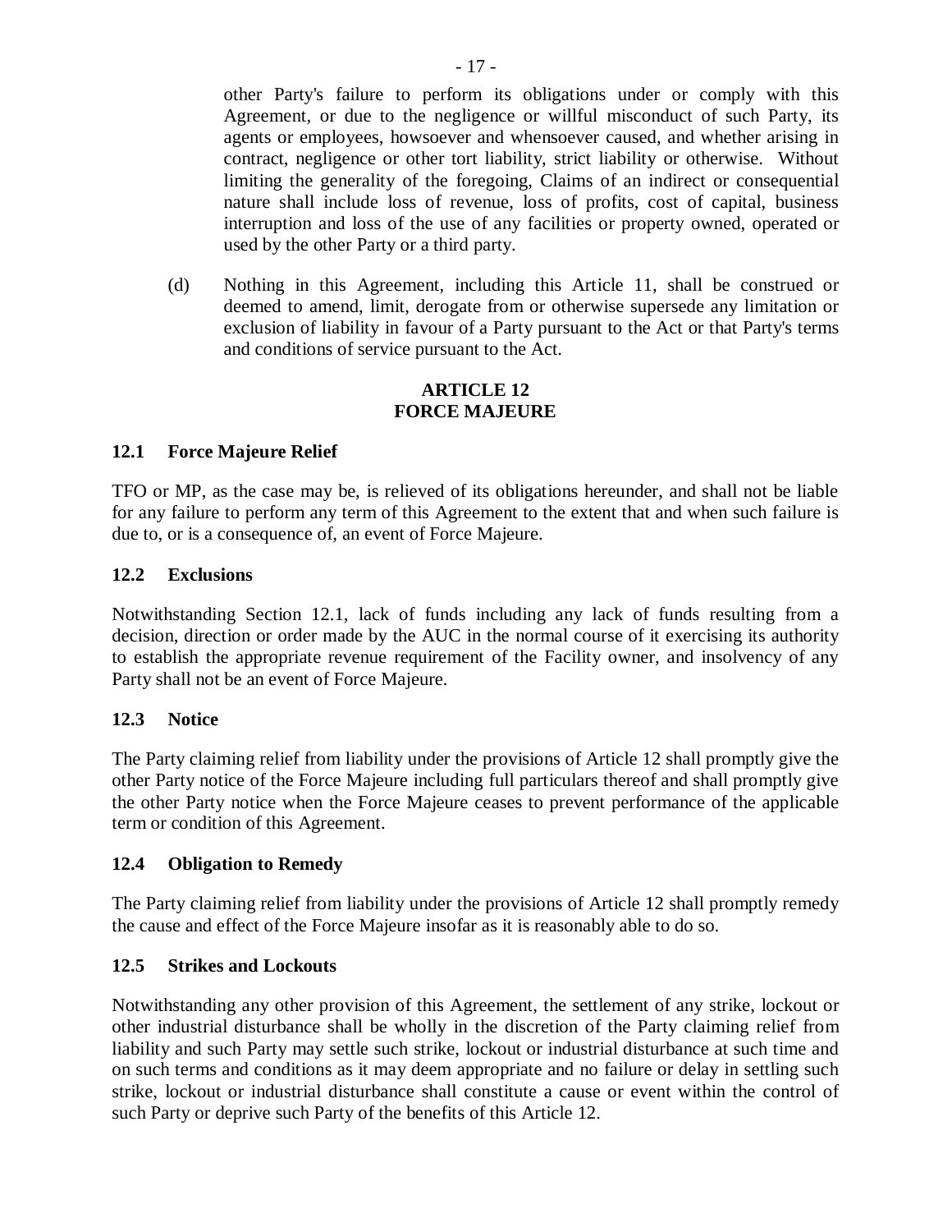other Party's failure to perform its obligations under or comply with this Agreement, or due to the negligence or willful misconduct of such Party, its agents or employees, howsoever and whensoever caused, and whether arising in contract, negligence or other tort liability, strict liability or otherwise. Without limiting the generality of the foregoing, Claims of an indirect or consequential nature shall include loss of revenue, loss of profits, cost of capital, business interruption and loss of the use of any facilities or property owned, operated or used by the other Party or a third party.

(d) Nothing in this Agreement, including this Article 11, shall be construed or deemed to amend, limit, derogate from or otherwise supersede any limitation or exclusion of liability in favour of a Party pursuant to the Act or that Party's terms and conditions of service pursuant to the Act.

## ARTICLE 12
## FORCE MAJEURE

### 12.1 Force Majeure Relief

TFO or MP, as the case may be, is relieved of its obligations hereunder, and shall not be liable for any failure to perform any term of this Agreement to the extent that and when such failure is due to, or is a consequence of, an event of Force Majeure.

### 12.2 Exclusions

Notwithstanding Section 12.1, lack of funds including any lack of funds resulting from a decision, direction or order made by the AUC in the normal course of it exercising its authority to establish the appropriate revenue requirement of the Facility owner, and insolvency of any Party shall not be an event of Force Majeure.

### 12.3 Notice

The Party claiming relief from liability under the provisions of Article 12 shall promptly give the other Party notice of the Force Majeure including full particulars thereof and shall promptly give the other Party notice when the Force Majeure ceases to prevent performance of the applicable term or condition of this Agreement.

### 12.4 Obligation to Remedy

The Party claiming relief from liability under the provisions of Article 12 shall promptly remedy the cause and effect of the Force Majeure insofar as it is reasonably able to do so.

### 12.5 Strikes and Lockouts

Notwithstanding any other provision of this Agreement, the settlement of any strike, lockout or other industrial disturbance shall be wholly in the discretion of the Party claiming relief from liability and such Party may settle such strike, lockout or industrial disturbance at such time and on such terms and conditions as it may deem appropriate and no failure or delay in settling such strike, lockout or industrial disturbance shall constitute a cause or event within the control of such Party or deprive such Party of the benefits of this Article 12.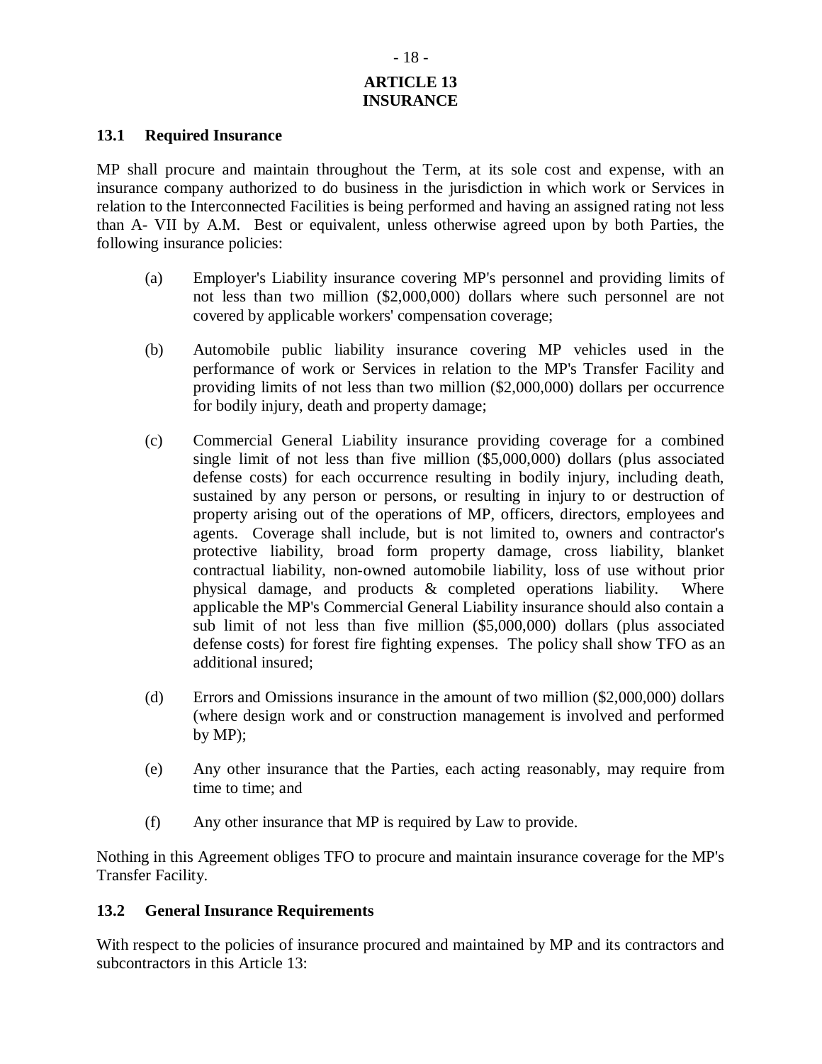## ARTICLE 13
## INSURANCE

### 13.1 Required Insurance

MP shall procure and maintain throughout the Term, at its sole cost and expense, with an insurance company authorized to do business in the jurisdiction in which work or Services in relation to the Interconnected Facilities is being performed and having an assigned rating not less than A- VII by A.M. Best or equivalent, unless otherwise agreed upon by both Parties, the following insurance policies:

(a) Employer's Liability insurance covering MP's personnel and providing limits of not less than two million ($2,000,000) dollars where such personnel are not covered by applicable workers' compensation coverage;

(b) Automobile public liability insurance covering MP vehicles used in the performance of work or Services in relation to the MP's Transfer Facility and providing limits of not less than two million ($2,000,000) dollars per occurrence for bodily injury, death and property damage;

(c) Commercial General Liability insurance providing coverage for a combined single limit of not less than five million ($5,000,000) dollars (plus associated defense costs) for each occurrence resulting in bodily injury, including death, sustained by any person or persons, or resulting in injury to or destruction of property arising out of the operations of MP, officers, directors, employees and agents. Coverage shall include, but is not limited to, owners and contractor's protective liability, broad form property damage, cross liability, blanket contractual liability, non-owned automobile liability, loss of use without prior physical damage, and products & completed operations liability. Where applicable the MP's Commercial General Liability insurance should also contain a sub limit of not less than five million ($5,000,000) dollars (plus associated defense costs) for forest fire fighting expenses. The policy shall show TFO as an additional insured;

(d) Errors and Omissions insurance in the amount of two million ($2,000,000) dollars (where design work and or construction management is involved and performed by MP);

(e) Any other insurance that the Parties, each acting reasonably, may require from time to time; and

(f) Any other insurance that MP is required by Law to provide.

Nothing in this Agreement obliges TFO to procure and maintain insurance coverage for the MP's Transfer Facility.

### 13.2 General Insurance Requirements

With respect to the policies of insurance procured and maintained by MP and its contractors and subcontractors in this Article 13: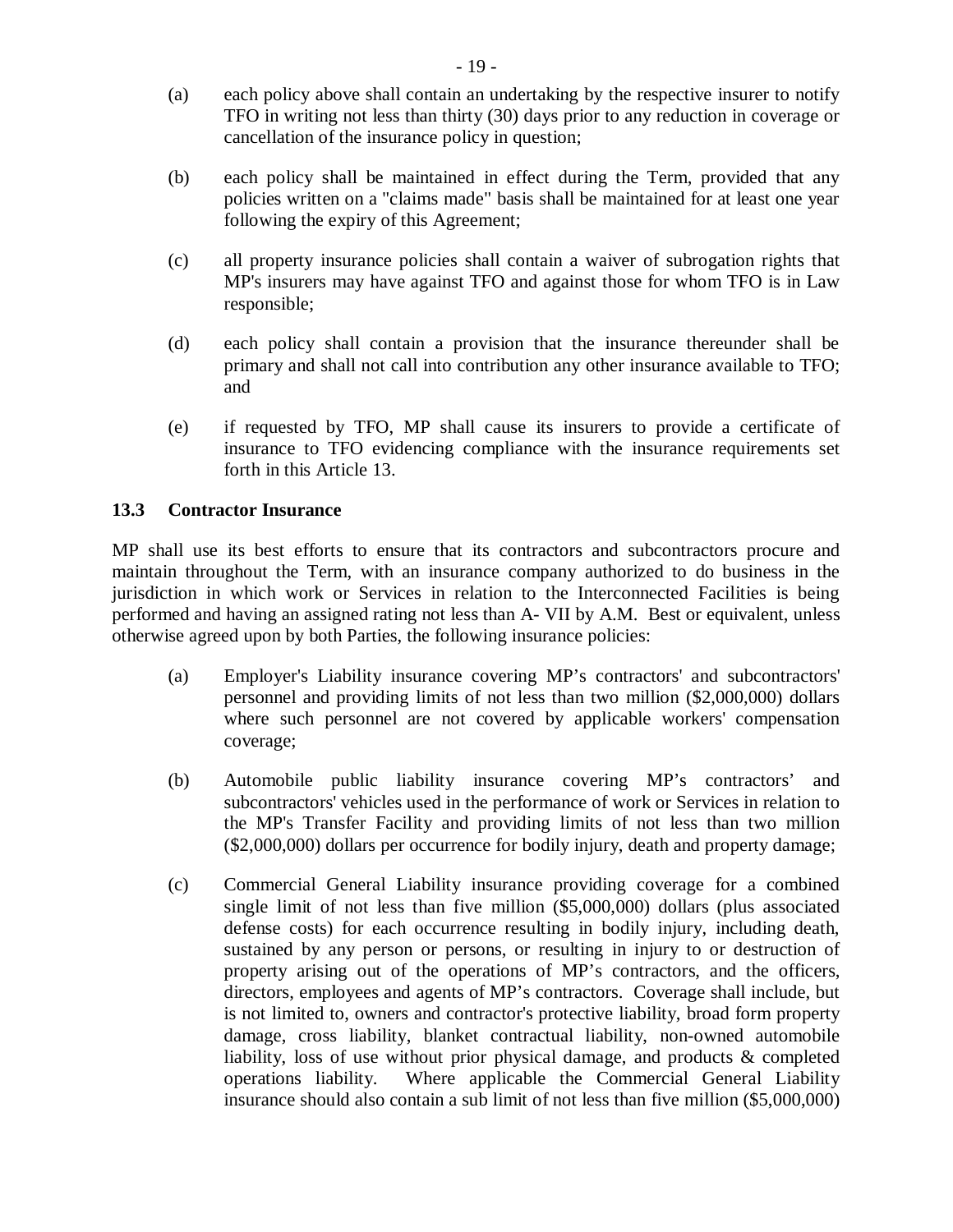(a) each policy above shall contain an undertaking by the respective insurer to notify TFO in writing not less than thirty (30) days prior to any reduction in coverage or cancellation of the insurance policy in question;

(b) each policy shall be maintained in effect during the Term, provided that any policies written on a "claims made" basis shall be maintained for at least one year following the expiry of this Agreement;

(c) all property insurance policies shall contain a waiver of subrogation rights that MP's insurers may have against TFO and against those for whom TFO is in Law responsible;

(d) each policy shall contain a provision that the insurance thereunder shall be primary and shall not call into contribution any other insurance available to TFO; and

(e) if requested by TFO, MP shall cause its insurers to provide a certificate of insurance to TFO evidencing compliance with the insurance requirements set forth in this Article 13.

**13.3 Contractor Insurance**

MP shall use its best efforts to ensure that its contractors and subcontractors procure and maintain throughout the Term, with an insurance company authorized to do business in the jurisdiction in which work or Services in relation to the Interconnected Facilities is being performed and having an assigned rating not less than A- VII by A.M. Best or equivalent, unless otherwise agreed upon by both Parties, the following insurance policies:

(a) Employer's Liability insurance covering MP's contractors' and subcontractors' personnel and providing limits of not less than two million ($2,000,000) dollars where such personnel are not covered by applicable workers' compensation coverage;

(b) Automobile public liability insurance covering MP's contractors' and subcontractors' vehicles used in the performance of work or Services in relation to the MP's Transfer Facility and providing limits of not less than two million ($2,000,000) dollars per occurrence for bodily injury, death and property damage;

(c) Commercial General Liability insurance providing coverage for a combined single limit of not less than five million ($5,000,000) dollars (plus associated defense costs) for each occurrence resulting in bodily injury, including death, sustained by any person or persons, or resulting in injury to or destruction of property arising out of the operations of MP's contractors, and the officers, directors, employees and agents of MP's contractors. Coverage shall include, but is not limited to, owners and contractor's protective liability, broad form property damage, cross liability, blanket contractual liability, non-owned automobile liability, loss of use without prior physical damage, and products & completed operations liability. Where applicable the Commercial General Liability insurance should also contain a sub limit of not less than five million ($5,000,000)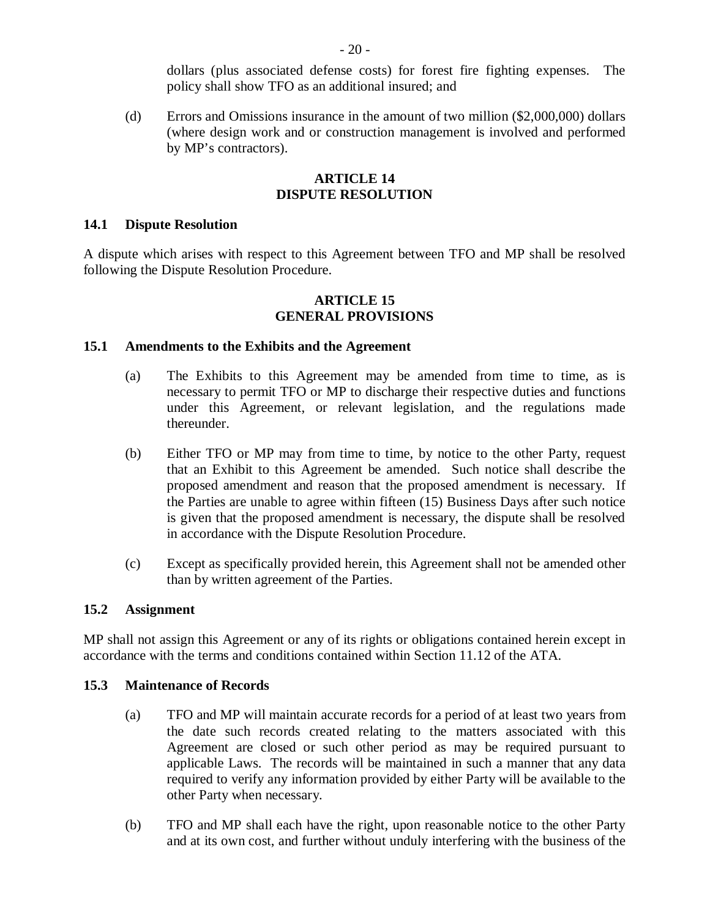dollars (plus associated defense costs) for forest fire fighting expenses. The policy shall show TFO as an additional insured; and

(d) Errors and Omissions insurance in the amount of two million ($2,000,000) dollars (where design work and or construction management is involved and performed by MP's contractors).

## ARTICLE 14
## DISPUTE RESOLUTION

### 14.1 Dispute Resolution

A dispute which arises with respect to this Agreement between TFO and MP shall be resolved following the Dispute Resolution Procedure.

## ARTICLE 15
## GENERAL PROVISIONS

### 15.1 Amendments to the Exhibits and the Agreement

(a) The Exhibits to this Agreement may be amended from time to time, as is necessary to permit TFO or MP to discharge their respective duties and functions under this Agreement, or relevant legislation, and the regulations made thereunder.

(b) Either TFO or MP may from time to time, by notice to the other Party, request that an Exhibit to this Agreement be amended. Such notice shall describe the proposed amendment and reason that the proposed amendment is necessary. If the Parties are unable to agree within fifteen (15) Business Days after such notice is given that the proposed amendment is necessary, the dispute shall be resolved in accordance with the Dispute Resolution Procedure.

(c) Except as specifically provided herein, this Agreement shall not be amended other than by written agreement of the Parties.

### 15.2 Assignment

MP shall not assign this Agreement or any of its rights or obligations contained herein except in accordance with the terms and conditions contained within Section 11.12 of the ATA.

### 15.3 Maintenance of Records

(a) TFO and MP will maintain accurate records for a period of at least two years from the date such records created relating to the matters associated with this Agreement are closed or such other period as may be required pursuant to applicable Laws. The records will be maintained in such a manner that any data required to verify any information provided by either Party will be available to the other Party when necessary.

(b) TFO and MP shall each have the right, upon reasonable notice to the other Party and at its own cost, and further without unduly interfering with the business of the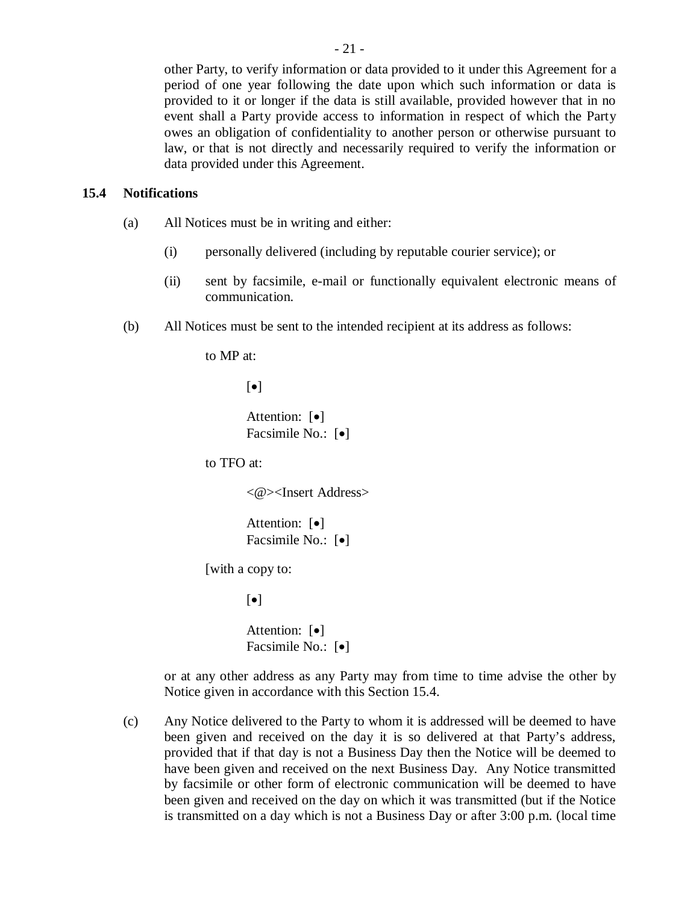other Party, to verify information or data provided to it under this Agreement for a period of one year following the date upon which such information or data is provided to it or longer if the data is still available, provided however that in no event shall a Party provide access to information in respect of which the Party owes an obligation of confidentiality to another person or otherwise pursuant to law, or that is not directly and necessarily required to verify the information or data provided under this Agreement.

### 15.4 Notifications

(a) All Notices must be in writing and either:

  (i) personally delivered (including by reputable courier service); or

  (ii) sent by facsimile, e-mail or functionally equivalent electronic means of communication.

(b) All Notices must be sent to the intended recipient at its address as follows:

  to MP at:

    [•]

    Attention: [•]
    Facsimile No.: [•]

  to TFO at:

    <@><Insert Address>

    Attention: [•]
    Facsimile No.: [•]

  [with a copy to:

    [•]

    Attention: [•]
    Facsimile No.: [•]

or at any other address as any Party may from time to time advise the other by Notice given in accordance with this Section 15.4.

(c) Any Notice delivered to the Party to whom it is addressed will be deemed to have been given and received on the day it is so delivered at that Party's address, provided that if that day is not a Business Day then the Notice will be deemed to have been given and received on the next Business Day. Any Notice transmitted by facsimile or other form of electronic communication will be deemed to have been given and received on the day on which it was transmitted (but if the Notice is transmitted on a day which is not a Business Day or after 3:00 p.m. (local time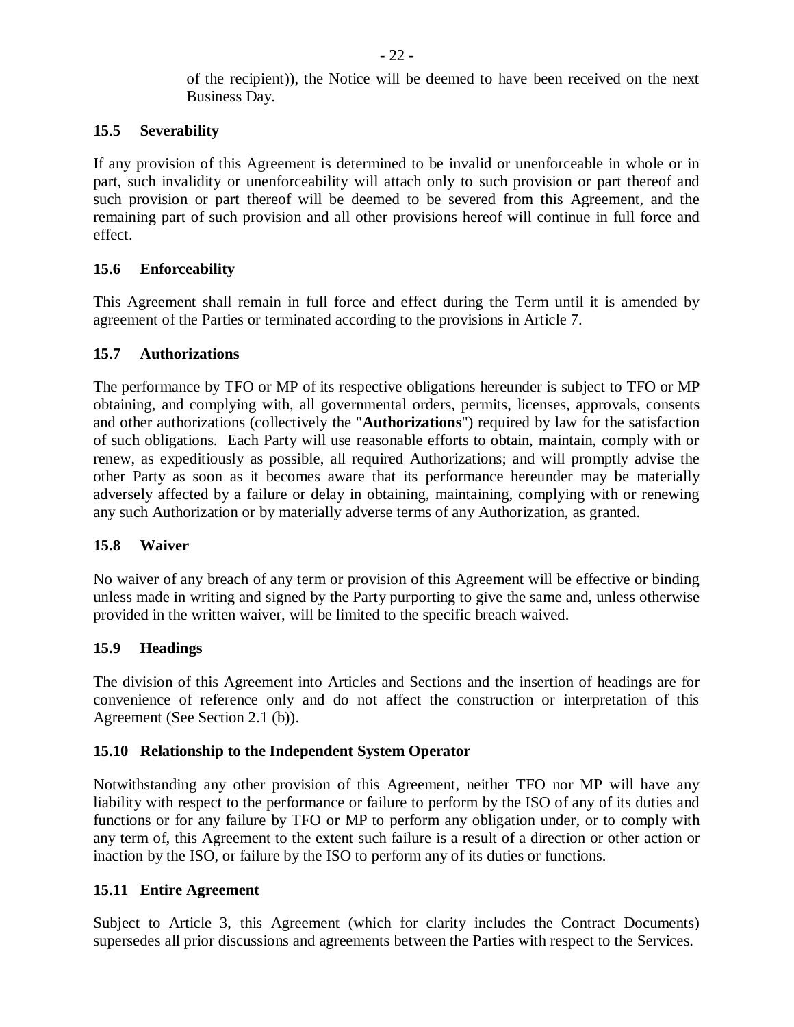of the recipient)), the Notice will be deemed to have been received on the next Business Day.

### 15.5 Severability

If any provision of this Agreement is determined to be invalid or unenforceable in whole or in part, such invalidity or unenforceability will attach only to such provision or part thereof and such provision or part thereof will be deemed to be severed from this Agreement, and the remaining part of such provision and all other provisions hereof will continue in full force and effect.

### 15.6 Enforceability

This Agreement shall remain in full force and effect during the Term until it is amended by agreement of the Parties or terminated according to the provisions in Article 7.

### 15.7 Authorizations

The performance by TFO or MP of its respective obligations hereunder is subject to TFO or MP obtaining, and complying with, all governmental orders, permits, licenses, approvals, consents and other authorizations (collectively the "**Authorizations**") required by law for the satisfaction of such obligations. Each Party will use reasonable efforts to obtain, maintain, comply with or renew, as expeditiously as possible, all required Authorizations; and will promptly advise the other Party as soon as it becomes aware that its performance hereunder may be materially adversely affected by a failure or delay in obtaining, maintaining, complying with or renewing any such Authorization or by materially adverse terms of any Authorization, as granted.

### 15.8 Waiver

No waiver of any breach of any term or provision of this Agreement will be effective or binding unless made in writing and signed by the Party purporting to give the same and, unless otherwise provided in the written waiver, will be limited to the specific breach waived.

### 15.9 Headings

The division of this Agreement into Articles and Sections and the insertion of headings are for convenience of reference only and do not affect the construction or interpretation of this Agreement (See Section 2.1 (b)).

### 15.10 Relationship to the Independent System Operator

Notwithstanding any other provision of this Agreement, neither TFO nor MP will have any liability with respect to the performance or failure to perform by the ISO of any of its duties and functions or for any failure by TFO or MP to perform any obligation under, or to comply with any term of, this Agreement to the extent such failure is a result of a direction or other action or inaction by the ISO, or failure by the ISO to perform any of its duties or functions.

### 15.11 Entire Agreement

Subject to Article 3, this Agreement (which for clarity includes the Contract Documents) supersedes all prior discussions and agreements between the Parties with respect to the Services.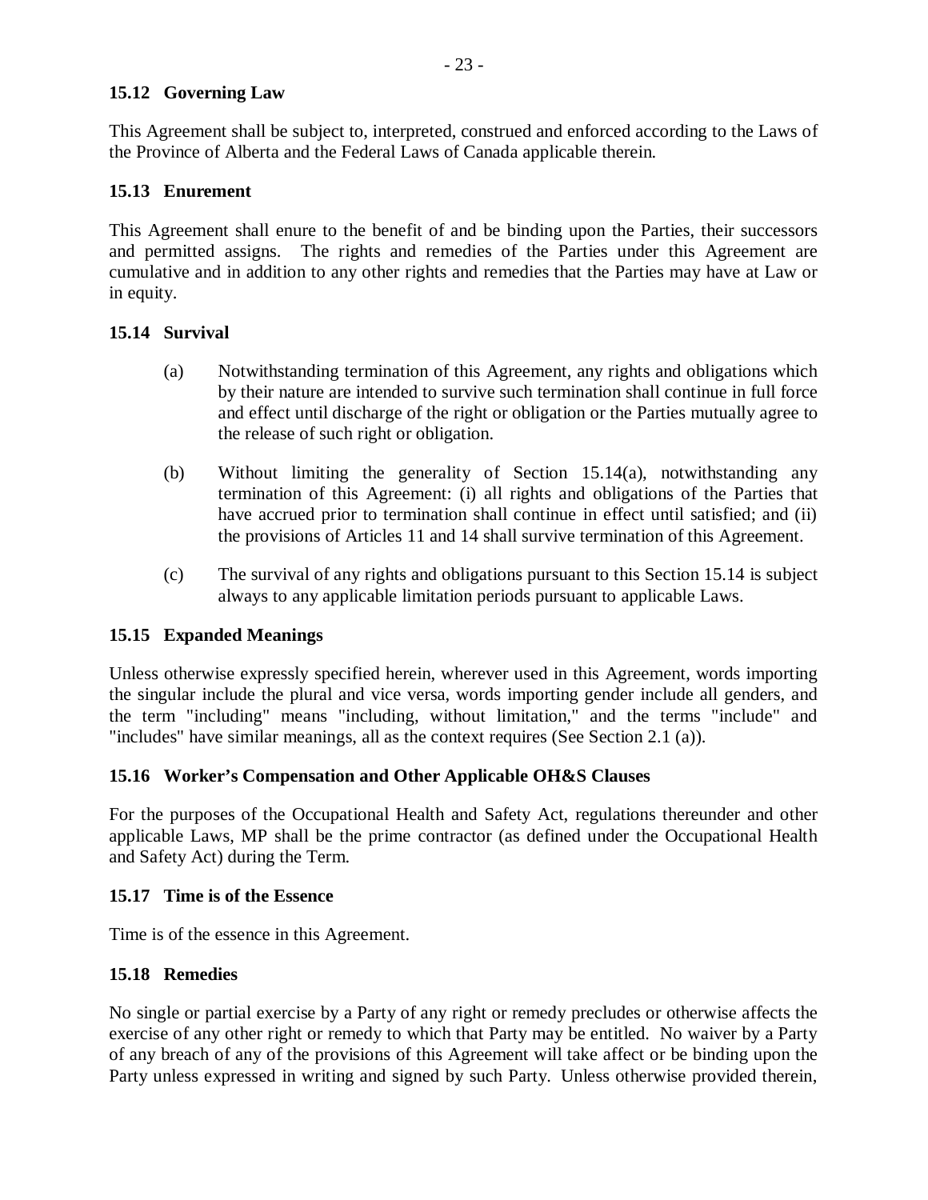### 15.12 Governing Law

This Agreement shall be subject to, interpreted, construed and enforced according to the Laws of the Province of Alberta and the Federal Laws of Canada applicable therein.

### 15.13 Enurement

This Agreement shall enure to the benefit of and be binding upon the Parties, their successors and permitted assigns. The rights and remedies of the Parties under this Agreement are cumulative and in addition to any other rights and remedies that the Parties may have at Law or in equity.

### 15.14 Survival

(a) Notwithstanding termination of this Agreement, any rights and obligations which by their nature are intended to survive such termination shall continue in full force and effect until discharge of the right or obligation or the Parties mutually agree to the release of such right or obligation.

(b) Without limiting the generality of Section 15.14(a), notwithstanding any termination of this Agreement: (i) all rights and obligations of the Parties that have accrued prior to termination shall continue in effect until satisfied; and (ii) the provisions of Articles 11 and 14 shall survive termination of this Agreement.

(c) The survival of any rights and obligations pursuant to this Section 15.14 is subject always to any applicable limitation periods pursuant to applicable Laws.

### 15.15 Expanded Meanings

Unless otherwise expressly specified herein, wherever used in this Agreement, words importing the singular include the plural and vice versa, words importing gender include all genders, and the term "including" means "including, without limitation," and the terms "include" and "includes" have similar meanings, all as the context requires (See Section 2.1 (a)).

### 15.16 Worker's Compensation and Other Applicable OH&S Clauses

For the purposes of the Occupational Health and Safety Act, regulations thereunder and other applicable Laws, MP shall be the prime contractor (as defined under the Occupational Health and Safety Act) during the Term.

### 15.17 Time is of the Essence

Time is of the essence in this Agreement.

### 15.18 Remedies

No single or partial exercise by a Party of any right or remedy precludes or otherwise affects the exercise of any other right or remedy to which that Party may be entitled. No waiver by a Party of any breach of any of the provisions of this Agreement will take affect or be binding upon the Party unless expressed in writing and signed by such Party. Unless otherwise provided therein,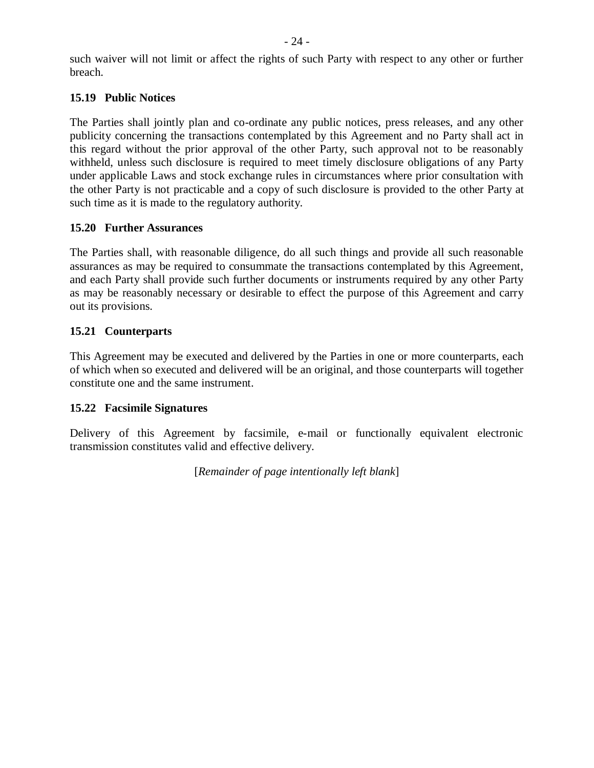such waiver will not limit or affect the rights of such Party with respect to any other or further breach.

### 15.19 Public Notices

The Parties shall jointly plan and co-ordinate any public notices, press releases, and any other publicity concerning the transactions contemplated by this Agreement and no Party shall act in this regard without the prior approval of the other Party, such approval not to be reasonably withheld, unless such disclosure is required to meet timely disclosure obligations of any Party under applicable Laws and stock exchange rules in circumstances where prior consultation with the other Party is not practicable and a copy of such disclosure is provided to the other Party at such time as it is made to the regulatory authority.

### 15.20 Further Assurances

The Parties shall, with reasonable diligence, do all such things and provide all such reasonable assurances as may be required to consummate the transactions contemplated by this Agreement, and each Party shall provide such further documents or instruments required by any other Party as may be reasonably necessary or desirable to effect the purpose of this Agreement and carry out its provisions.

### 15.21 Counterparts

This Agreement may be executed and delivered by the Parties in one or more counterparts, each of which when so executed and delivered will be an original, and those counterparts will together constitute one and the same instrument.

### 15.22 Facsimile Signatures

Delivery of this Agreement by facsimile, e-mail or functionally equivalent electronic transmission constitutes valid and effective delivery.

[*Remainder of page intentionally left blank*]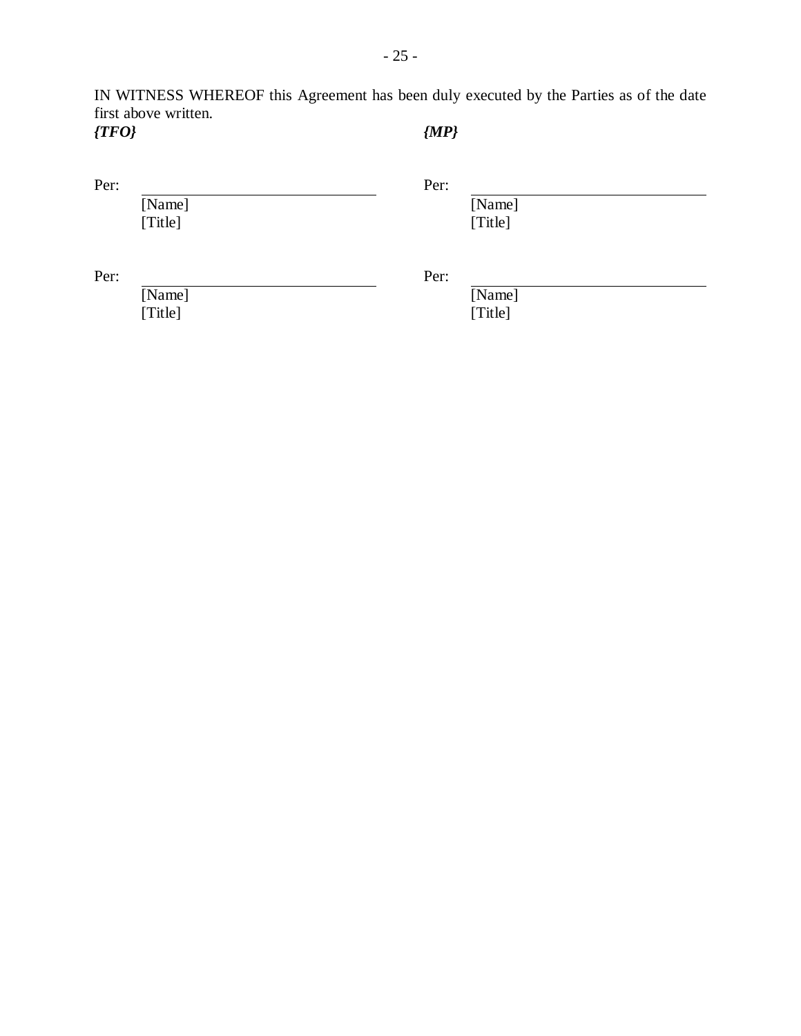IN WITNESS WHEREOF this Agreement has been duly executed by the Parties as of the date first above written.

| ***{TFO}*** | ***{MP}*** |
|---|---|
| Per: ______________________________ | Per: ______________________________ |
| [Name] | [Name] |
| [Title] | [Title] |
| Per: ______________________________ | Per: ______________________________ |
| [Name] | [Name] |
| [Title] | [Title] |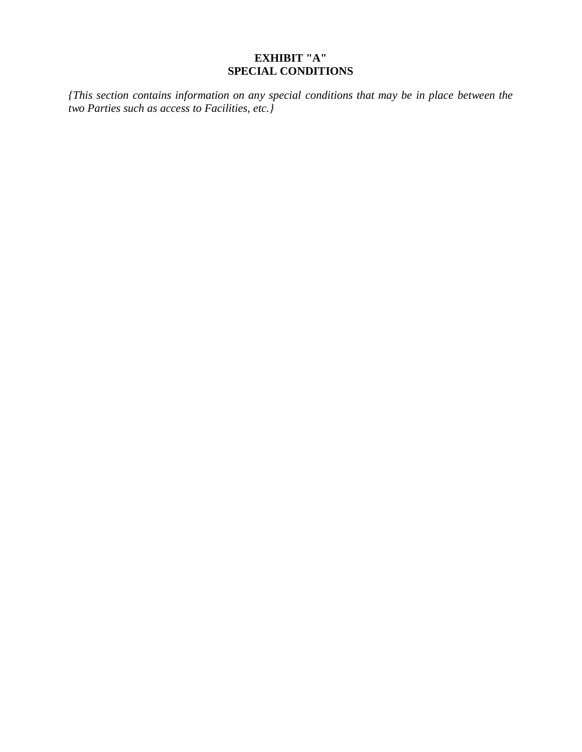# EXHIBIT "A"
# SPECIAL CONDITIONS

*{This section contains information on any special conditions that may be in place between the two Parties such as access to Facilities, etc.}*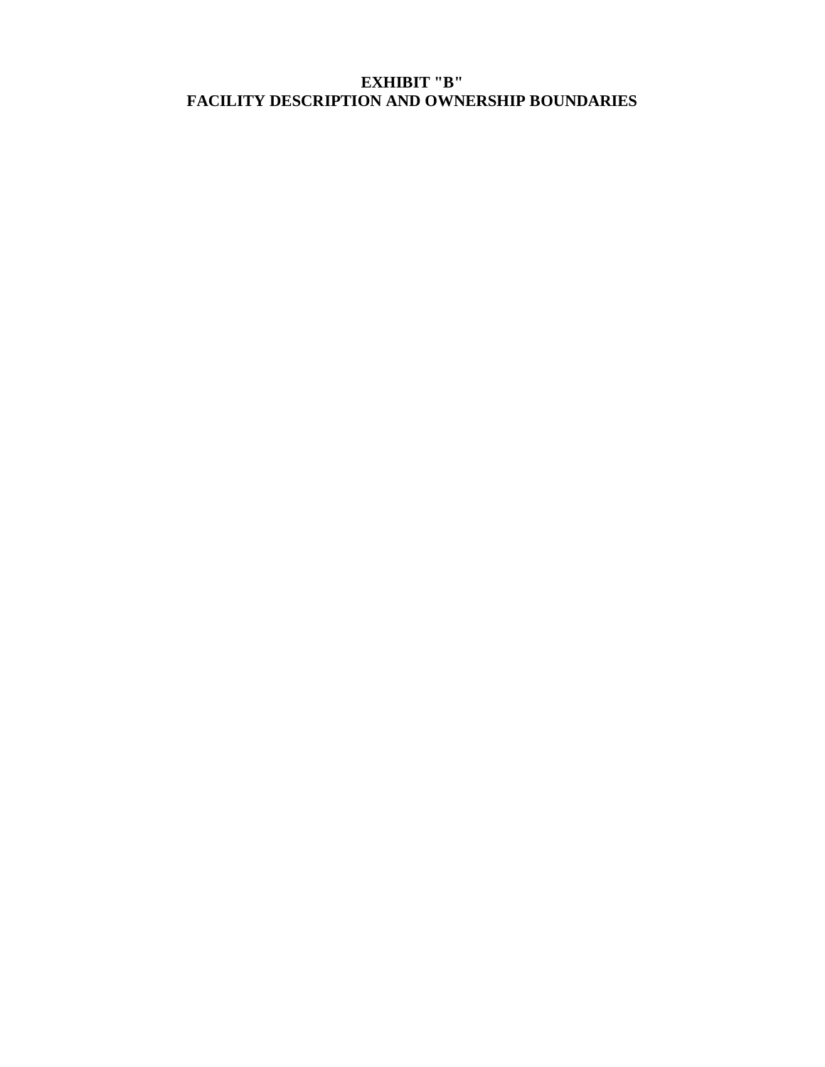# EXHIBIT "B"
# FACILITY DESCRIPTION AND OWNERSHIP BOUNDARIES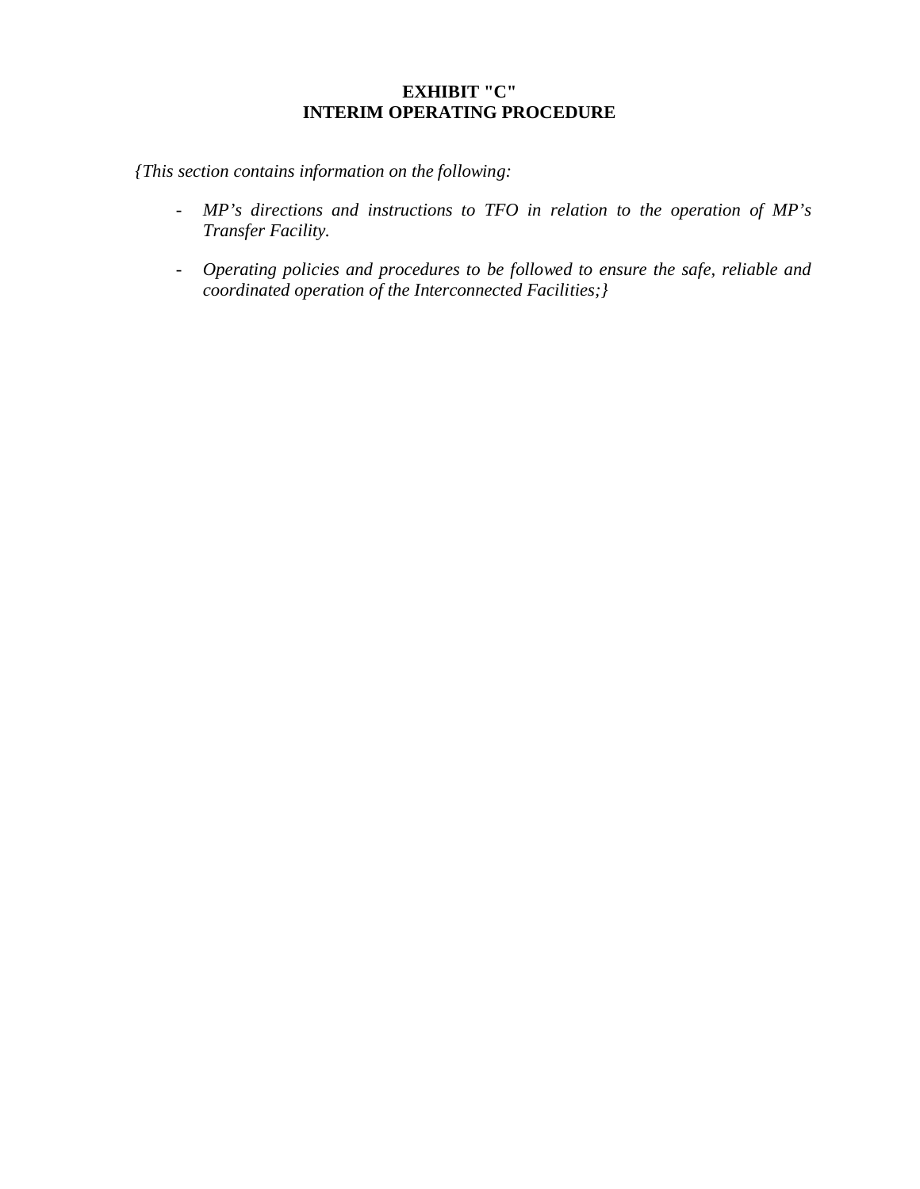# EXHIBIT "C"
# INTERIM OPERATING PROCEDURE

*{This section contains information on the following:*

- *MP's directions and instructions to TFO in relation to the operation of MP's Transfer Facility.*

- *Operating policies and procedures to be followed to ensure the safe, reliable and coordinated operation of the Interconnected Facilities;}*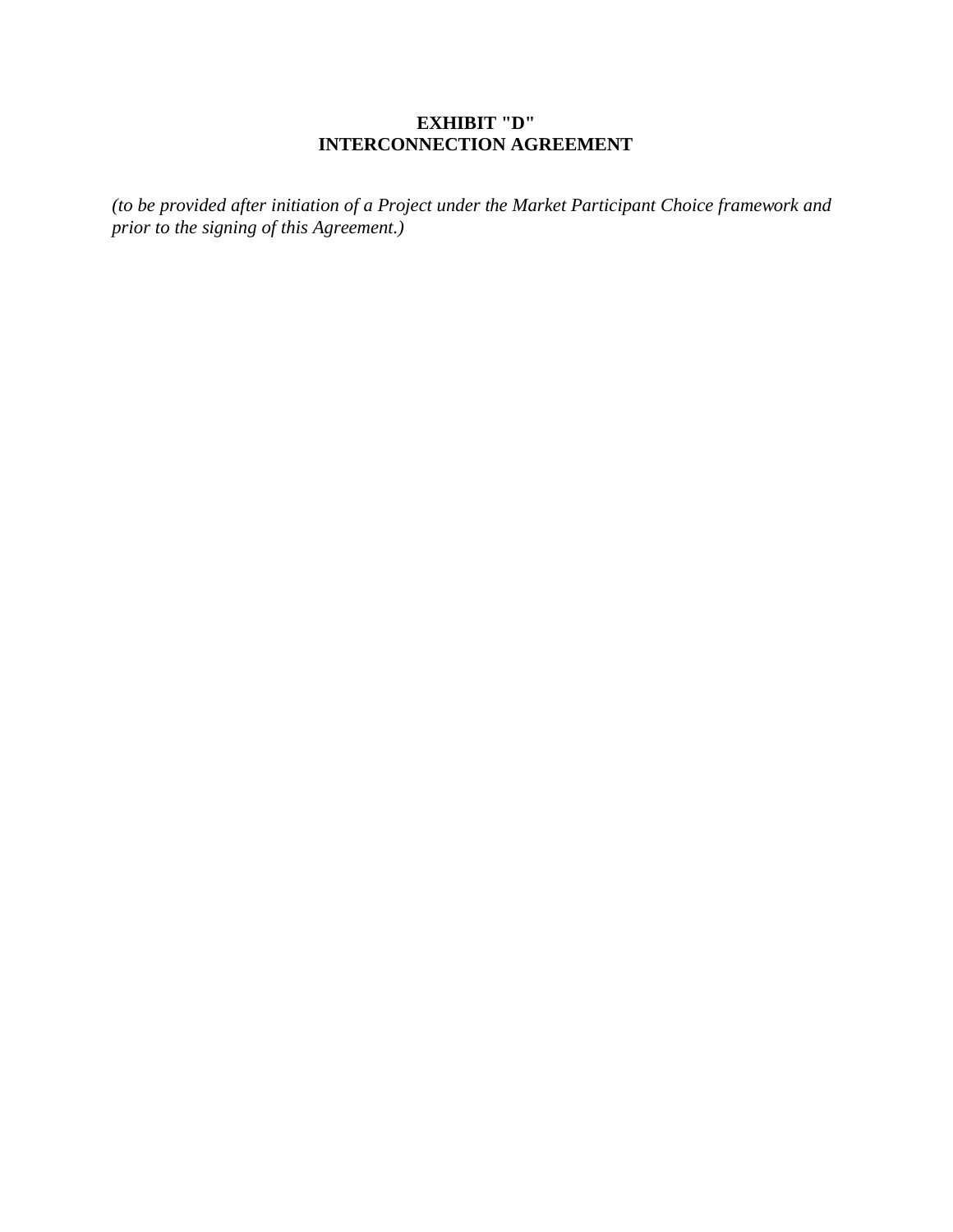# EXHIBIT "D"
# INTERCONNECTION AGREEMENT

*(to be provided after initiation of a Project under the Market Participant Choice framework and prior to the signing of this Agreement.)*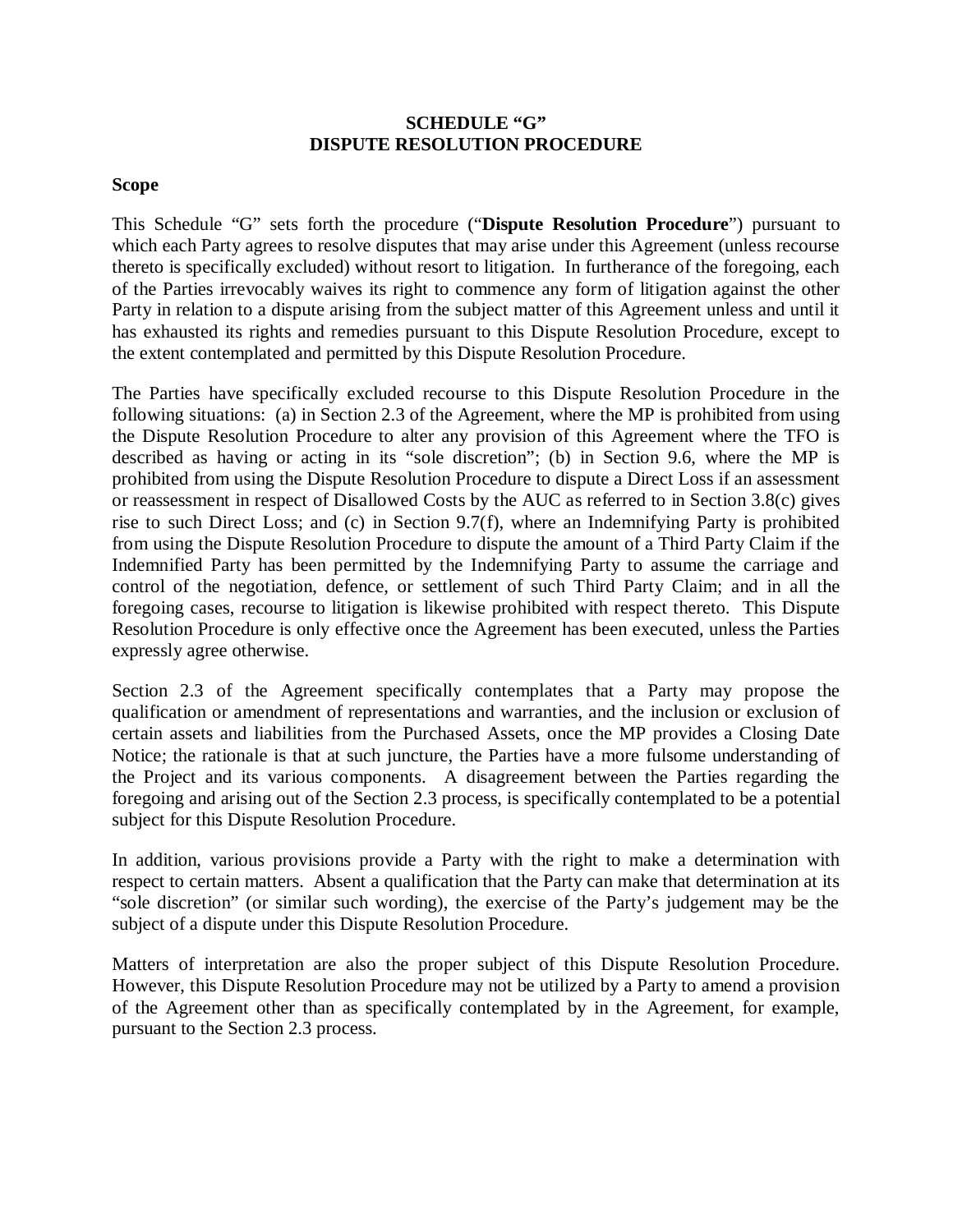**SCHEDULE "G"**
**DISPUTE RESOLUTION PROCEDURE**

**Scope**

This Schedule "G" sets forth the procedure ("**Dispute Resolution Procedure**") pursuant to which each Party agrees to resolve disputes that may arise under this Agreement (unless recourse thereto is specifically excluded) without resort to litigation. In furtherance of the foregoing, each of the Parties irrevocably waives its right to commence any form of litigation against the other Party in relation to a dispute arising from the subject matter of this Agreement unless and until it has exhausted its rights and remedies pursuant to this Dispute Resolution Procedure, except to the extent contemplated and permitted by this Dispute Resolution Procedure.

The Parties have specifically excluded recourse to this Dispute Resolution Procedure in the following situations: (a) in Section 2.3 of the Agreement, where the MP is prohibited from using the Dispute Resolution Procedure to alter any provision of this Agreement where the TFO is described as having or acting in its "sole discretion"; (b) in Section 9.6, where the MP is prohibited from using the Dispute Resolution Procedure to dispute a Direct Loss if an assessment or reassessment in respect of Disallowed Costs by the AUC as referred to in Section 3.8(c) gives rise to such Direct Loss; and (c) in Section 9.7(f), where an Indemnifying Party is prohibited from using the Dispute Resolution Procedure to dispute the amount of a Third Party Claim if the Indemnified Party has been permitted by the Indemnifying Party to assume the carriage and control of the negotiation, defence, or settlement of such Third Party Claim; and in all the foregoing cases, recourse to litigation is likewise prohibited with respect thereto. This Dispute Resolution Procedure is only effective once the Agreement has been executed, unless the Parties expressly agree otherwise.

Section 2.3 of the Agreement specifically contemplates that a Party may propose the qualification or amendment of representations and warranties, and the inclusion or exclusion of certain assets and liabilities from the Purchased Assets, once the MP provides a Closing Date Notice; the rationale is that at such juncture, the Parties have a more fulsome understanding of the Project and its various components. A disagreement between the Parties regarding the foregoing and arising out of the Section 2.3 process, is specifically contemplated to be a potential subject for this Dispute Resolution Procedure.

In addition, various provisions provide a Party with the right to make a determination with respect to certain matters. Absent a qualification that the Party can make that determination at its "sole discretion" (or similar such wording), the exercise of the Party's judgement may be the subject of a dispute under this Dispute Resolution Procedure.

Matters of interpretation are also the proper subject of this Dispute Resolution Procedure. However, this Dispute Resolution Procedure may not be utilized by a Party to amend a provision of the Agreement other than as specifically contemplated by in the Agreement, for example, pursuant to the Section 2.3 process.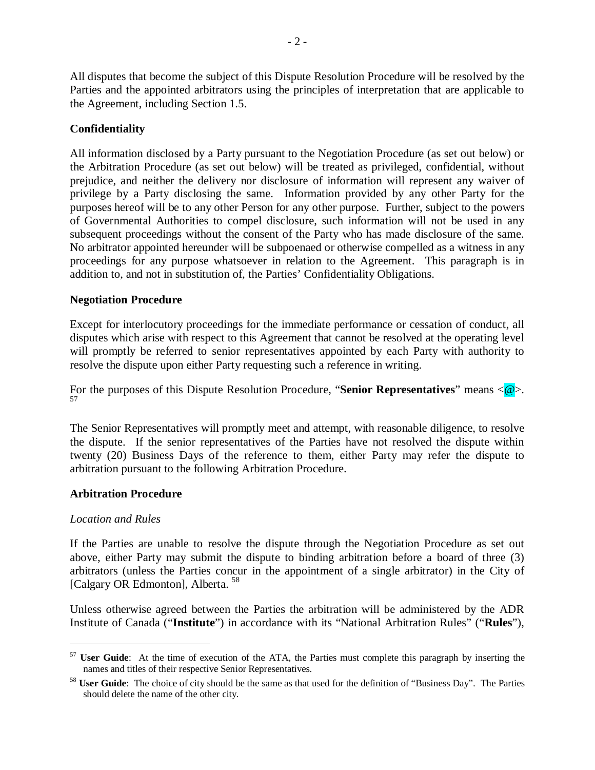All disputes that become the subject of this Dispute Resolution Procedure will be resolved by the Parties and the appointed arbitrators using the principles of interpretation that are applicable to the Agreement, including Section 1.5.

**Confidentiality**

All information disclosed by a Party pursuant to the Negotiation Procedure (as set out below) or the Arbitration Procedure (as set out below) will be treated as privileged, confidential, without prejudice, and neither the delivery nor disclosure of information will represent any waiver of privilege by a Party disclosing the same. Information provided by any other Party for the purposes hereof will be to any other Person for any other purpose. Further, subject to the powers of Governmental Authorities to compel disclosure, such information will not be used in any subsequent proceedings without the consent of the Party who has made disclosure of the same. No arbitrator appointed hereunder will be subpoenaed or otherwise compelled as a witness in any proceedings for any purpose whatsoever in relation to the Agreement. This paragraph is in addition to, and not in substitution of, the Parties' Confidentiality Obligations.

**Negotiation Procedure**

Except for interlocutory proceedings for the immediate performance or cessation of conduct, all disputes which arise with respect to this Agreement that cannot be resolved at the operating level will promptly be referred to senior representatives appointed by each Party with authority to resolve the dispute upon either Party requesting such a reference in writing.

For the purposes of this Dispute Resolution Procedure, "**Senior Representatives**" means <@>.[57]

The Senior Representatives will promptly meet and attempt, with reasonable diligence, to resolve the dispute. If the senior representatives of the Parties have not resolved the dispute within twenty (20) Business Days of the reference to them, either Party may refer the dispute to arbitration pursuant to the following Arbitration Procedure.

**Arbitration Procedure**

*Location and Rules*

If the Parties are unable to resolve the dispute through the Negotiation Procedure as set out above, either Party may submit the dispute to binding arbitration before a board of three (3) arbitrators (unless the Parties concur in the appointment of a single arbitrator) in the City of [Calgary OR Edmonton], Alberta.[58]

Unless otherwise agreed between the Parties the arbitration will be administered by the ADR Institute of Canada ("**Institute**") in accordance with its "National Arbitration Rules" ("**Rules**"),

---

[57] **User Guide**: At the time of execution of the ATA, the Parties must complete this paragraph by inserting the names and titles of their respective Senior Representatives.

[58] **User Guide**: The choice of city should be the same as that used for the definition of "Business Day". The Parties should delete the name of the other city.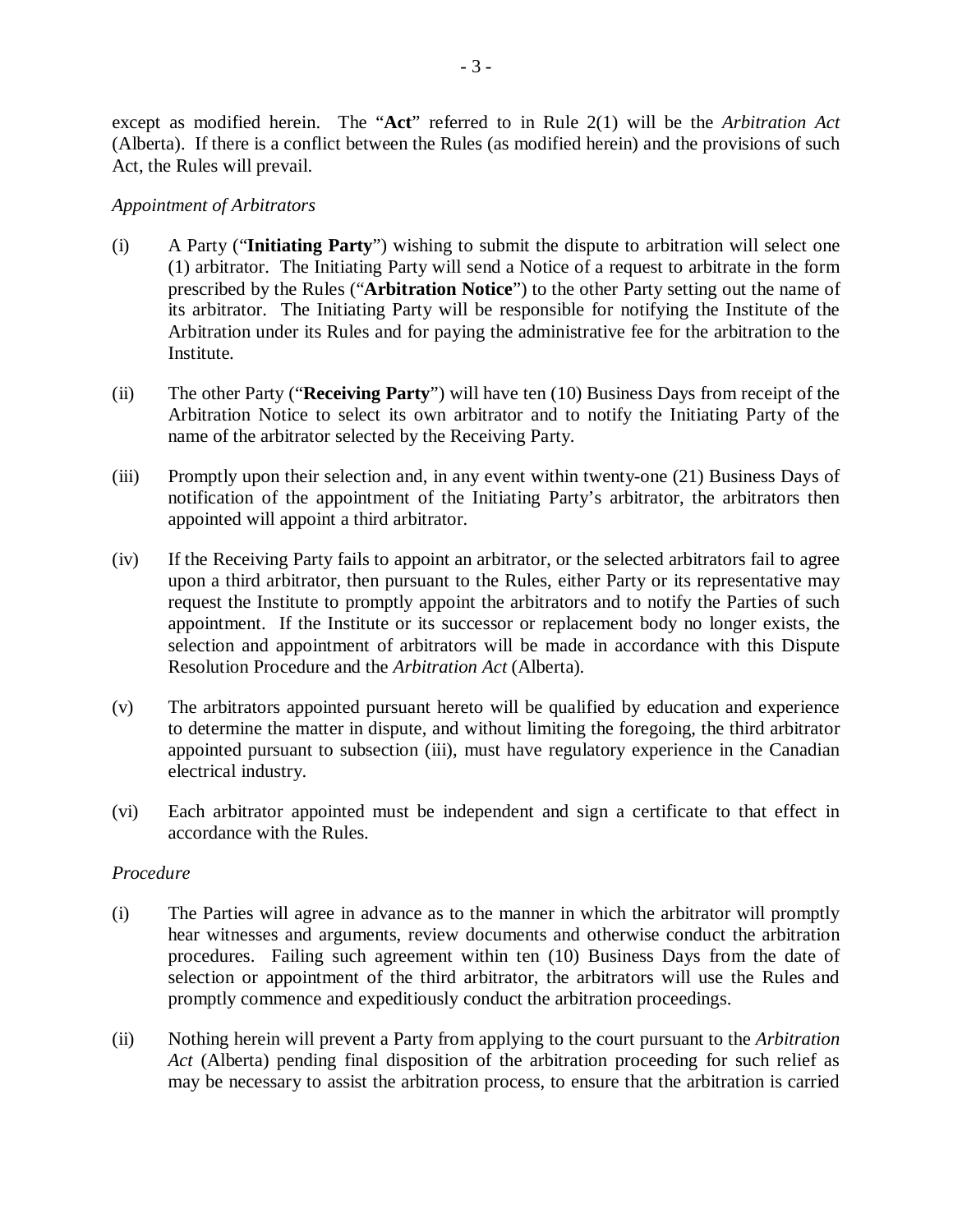except as modified herein. The "**Act**" referred to in Rule 2(1) will be the *Arbitration Act* (Alberta). If there is a conflict between the Rules (as modified herein) and the provisions of such Act, the Rules will prevail.

*Appointment of Arbitrators*

(i) A Party ("**Initiating Party**") wishing to submit the dispute to arbitration will select one (1) arbitrator. The Initiating Party will send a Notice of a request to arbitrate in the form prescribed by the Rules ("**Arbitration Notice**") to the other Party setting out the name of its arbitrator. The Initiating Party will be responsible for notifying the Institute of the Arbitration under its Rules and for paying the administrative fee for the arbitration to the Institute.

(ii) The other Party ("**Receiving Party**") will have ten (10) Business Days from receipt of the Arbitration Notice to select its own arbitrator and to notify the Initiating Party of the name of the arbitrator selected by the Receiving Party.

(iii) Promptly upon their selection and, in any event within twenty-one (21) Business Days of notification of the appointment of the Initiating Party's arbitrator, the arbitrators then appointed will appoint a third arbitrator.

(iv) If the Receiving Party fails to appoint an arbitrator, or the selected arbitrators fail to agree upon a third arbitrator, then pursuant to the Rules, either Party or its representative may request the Institute to promptly appoint the arbitrators and to notify the Parties of such appointment. If the Institute or its successor or replacement body no longer exists, the selection and appointment of arbitrators will be made in accordance with this Dispute Resolution Procedure and the *Arbitration Act* (Alberta).

(v) The arbitrators appointed pursuant hereto will be qualified by education and experience to determine the matter in dispute, and without limiting the foregoing, the third arbitrator appointed pursuant to subsection (iii), must have regulatory experience in the Canadian electrical industry.

(vi) Each arbitrator appointed must be independent and sign a certificate to that effect in accordance with the Rules.

*Procedure*

(i) The Parties will agree in advance as to the manner in which the arbitrator will promptly hear witnesses and arguments, review documents and otherwise conduct the arbitration procedures. Failing such agreement within ten (10) Business Days from the date of selection or appointment of the third arbitrator, the arbitrators will use the Rules and promptly commence and expeditiously conduct the arbitration proceedings.

(ii) Nothing herein will prevent a Party from applying to the court pursuant to the *Arbitration Act* (Alberta) pending final disposition of the arbitration proceeding for such relief as may be necessary to assist the arbitration process, to ensure that the arbitration is carried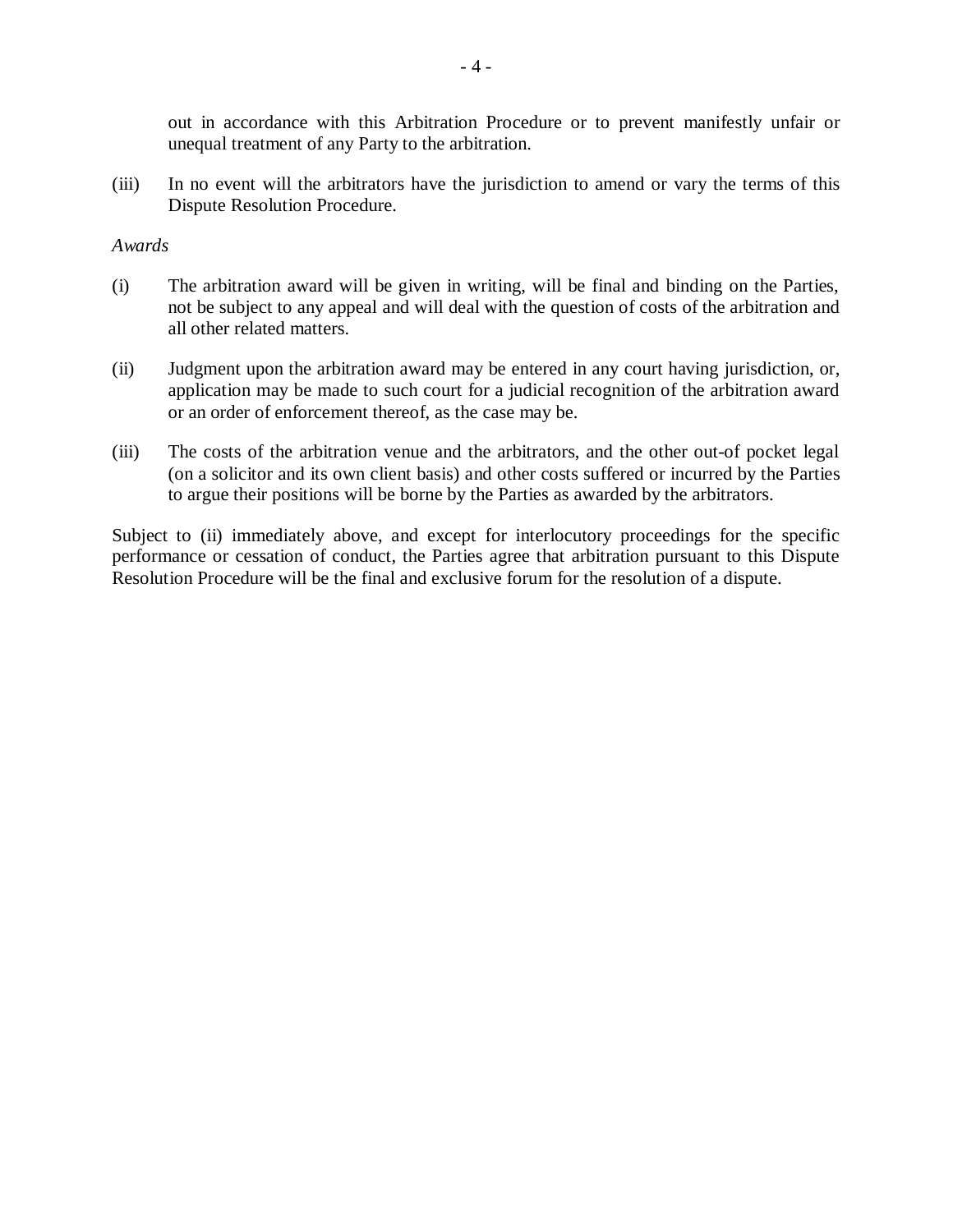out in accordance with this Arbitration Procedure or to prevent manifestly unfair or unequal treatment of any Party to the arbitration.

(iii) In no event will the arbitrators have the jurisdiction to amend or vary the terms of this Dispute Resolution Procedure.

*Awards*

(i) The arbitration award will be given in writing, will be final and binding on the Parties, not be subject to any appeal and will deal with the question of costs of the arbitration and all other related matters.

(ii) Judgment upon the arbitration award may be entered in any court having jurisdiction, or, application may be made to such court for a judicial recognition of the arbitration award or an order of enforcement thereof, as the case may be.

(iii) The costs of the arbitration venue and the arbitrators, and the other out-of pocket legal (on a solicitor and its own client basis) and other costs suffered or incurred by the Parties to argue their positions will be borne by the Parties as awarded by the arbitrators.

Subject to (ii) immediately above, and except for interlocutory proceedings for the specific performance or cessation of conduct, the Parties agree that arbitration pursuant to this Dispute Resolution Procedure will be the final and exclusive forum for the resolution of a dispute.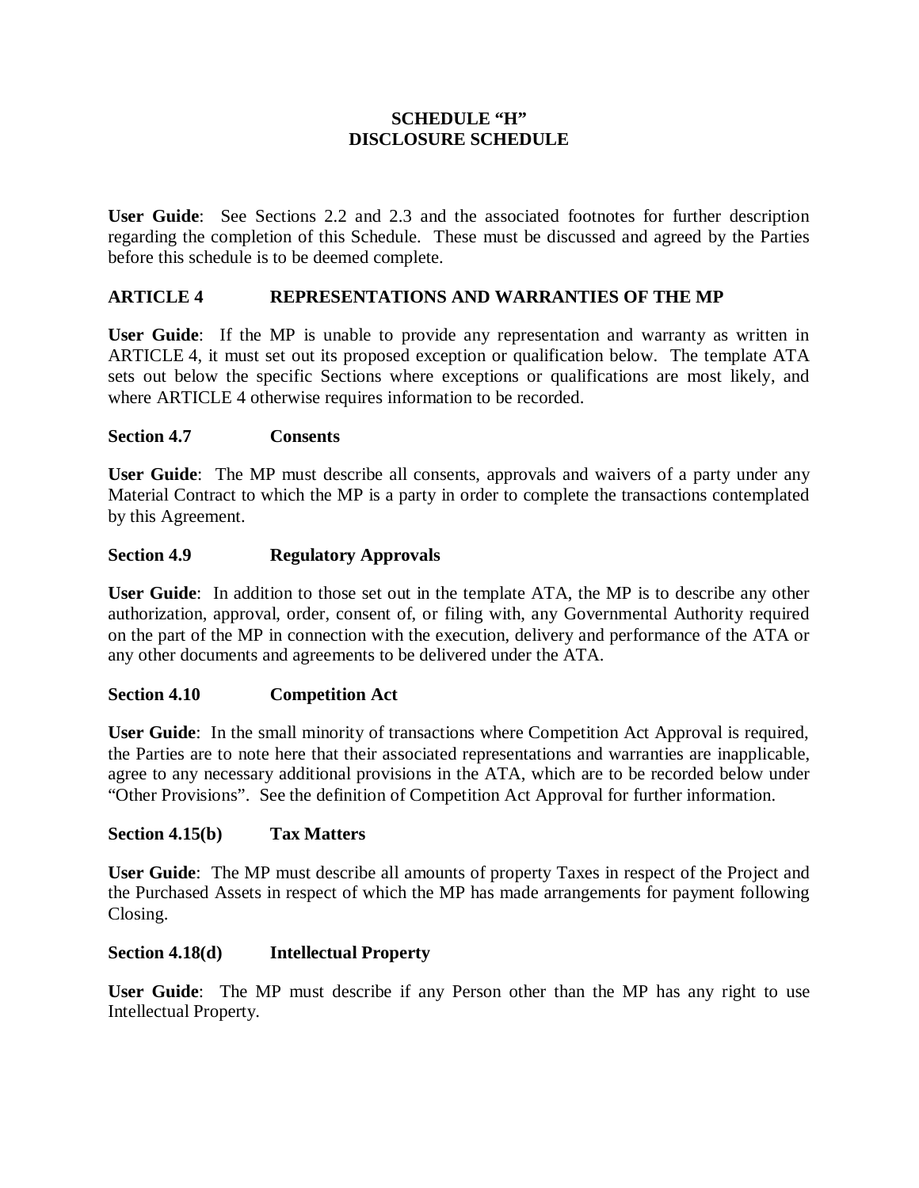# SCHEDULE "H"
# DISCLOSURE SCHEDULE

**User Guide**: See Sections 2.2 and 2.3 and the associated footnotes for further description regarding the completion of this Schedule. These must be discussed and agreed by the Parties before this schedule is to be deemed complete.

## ARTICLE 4 REPRESENTATIONS AND WARRANTIES OF THE MP

**User Guide**: If the MP is unable to provide any representation and warranty as written in ARTICLE 4, it must set out its proposed exception or qualification below. The template ATA sets out below the specific Sections where exceptions or qualifications are most likely, and where ARTICLE 4 otherwise requires information to be recorded.

### Section 4.7 Consents

**User Guide**: The MP must describe all consents, approvals and waivers of a party under any Material Contract to which the MP is a party in order to complete the transactions contemplated by this Agreement.

### Section 4.9 Regulatory Approvals

**User Guide**: In addition to those set out in the template ATA, the MP is to describe any other authorization, approval, order, consent of, or filing with, any Governmental Authority required on the part of the MP in connection with the execution, delivery and performance of the ATA or any other documents and agreements to be delivered under the ATA.

### Section 4.10 Competition Act

**User Guide**: In the small minority of transactions where Competition Act Approval is required, the Parties are to note here that their associated representations and warranties are inapplicable, agree to any necessary additional provisions in the ATA, which are to be recorded below under "Other Provisions". See the definition of Competition Act Approval for further information.

### Section 4.15(b) Tax Matters

**User Guide**: The MP must describe all amounts of property Taxes in respect of the Project and the Purchased Assets in respect of which the MP has made arrangements for payment following Closing.

### Section 4.18(d) Intellectual Property

**User Guide**: The MP must describe if any Person other than the MP has any right to use Intellectual Property.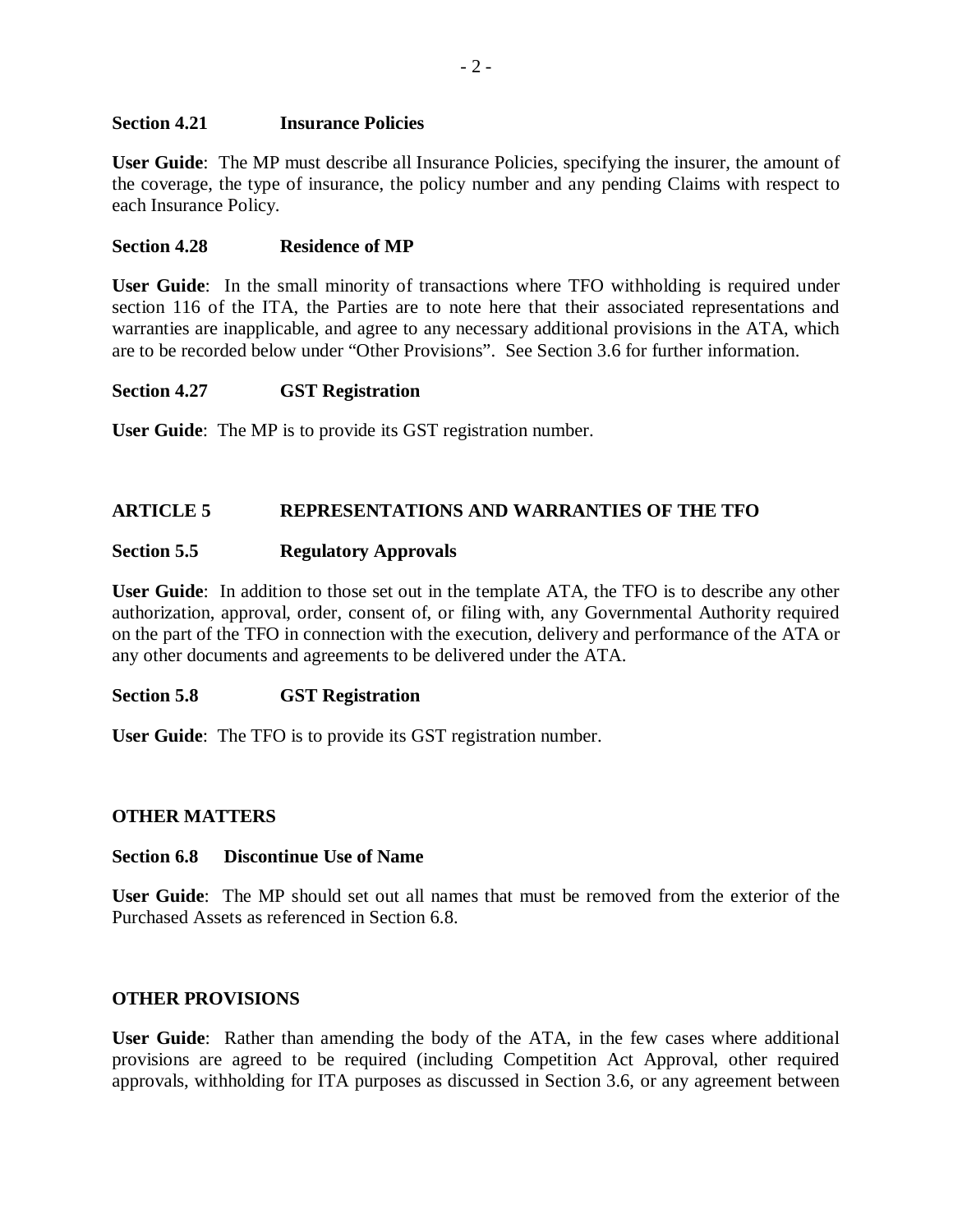### Section 4.21 Insurance Policies

**User Guide**: The MP must describe all Insurance Policies, specifying the insurer, the amount of the coverage, the type of insurance, the policy number and any pending Claims with respect to each Insurance Policy.

### Section 4.28 Residence of MP

**User Guide**: In the small minority of transactions where TFO withholding is required under section 116 of the ITA, the Parties are to note here that their associated representations and warranties are inapplicable, and agree to any necessary additional provisions in the ATA, which are to be recorded below under "Other Provisions". See Section 3.6 for further information.

### Section 4.27 GST Registration

**User Guide**: The MP is to provide its GST registration number.

## ARTICLE 5 REPRESENTATIONS AND WARRANTIES OF THE TFO

### Section 5.5 Regulatory Approvals

**User Guide**: In addition to those set out in the template ATA, the TFO is to describe any other authorization, approval, order, consent of, or filing with, any Governmental Authority required on the part of the TFO in connection with the execution, delivery and performance of the ATA or any other documents and agreements to be delivered under the ATA.

### Section 5.8 GST Registration

**User Guide**: The TFO is to provide its GST registration number.

## OTHER MATTERS

### Section 6.8 Discontinue Use of Name

**User Guide**: The MP should set out all names that must be removed from the exterior of the Purchased Assets as referenced in Section 6.8.

## OTHER PROVISIONS

**User Guide**: Rather than amending the body of the ATA, in the few cases where additional provisions are agreed to be required (including Competition Act Approval, other required approvals, withholding for ITA purposes as discussed in Section 3.6, or any agreement between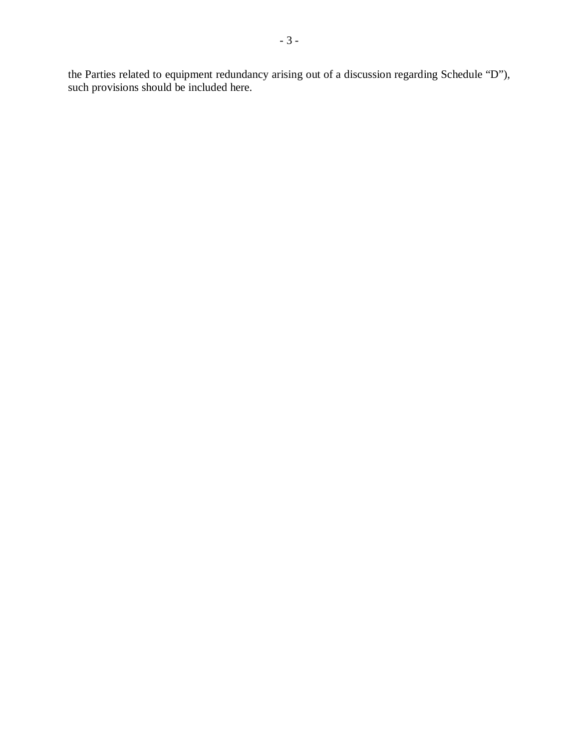the Parties related to equipment redundancy arising out of a discussion regarding Schedule "D"), such provisions should be included here.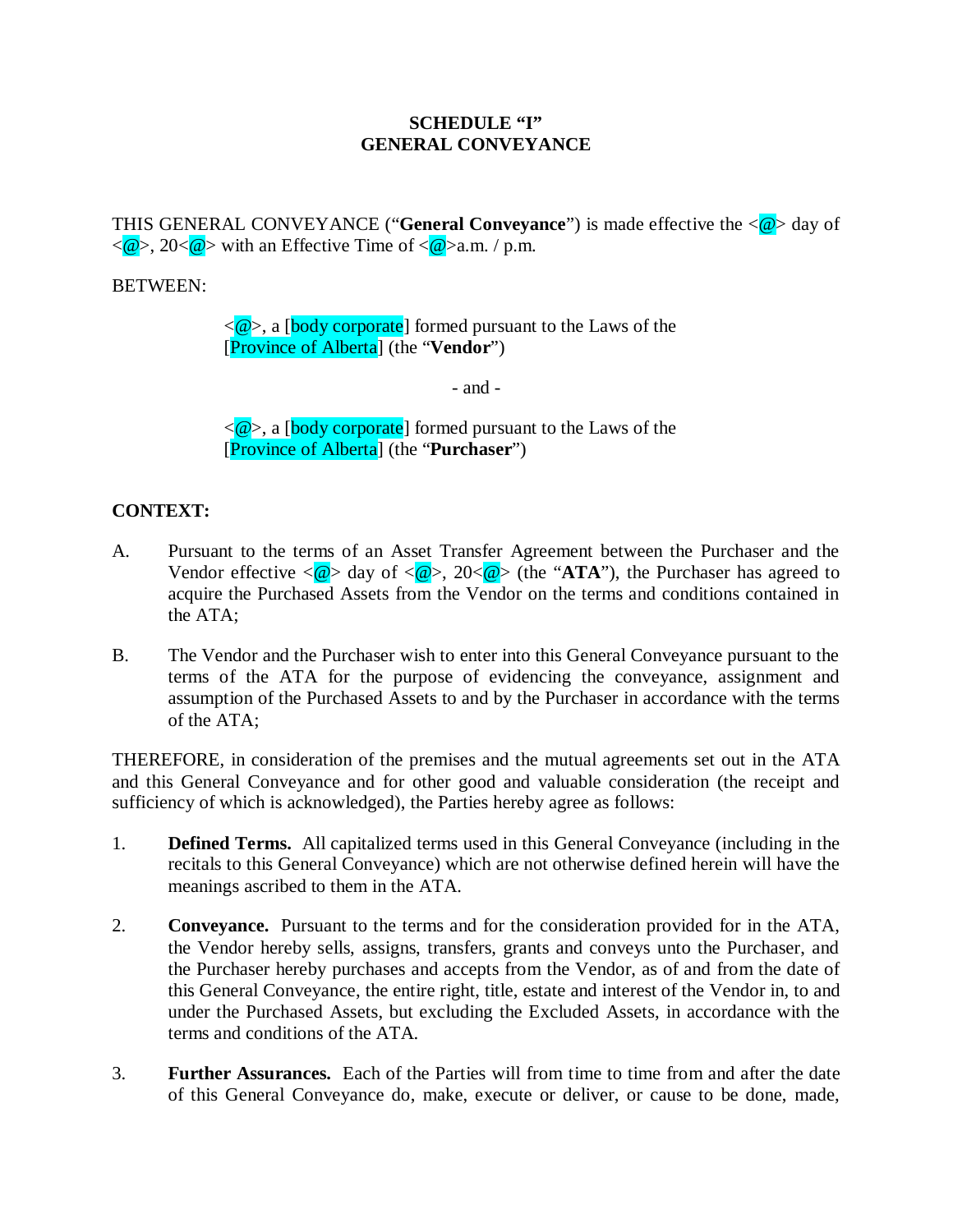**SCHEDULE "I"**
**GENERAL CONVEYANCE**

THIS GENERAL CONVEYANCE ("**General Conveyance**") is made effective the <@> day of <@>, 20<@> with an Effective Time of <@>a.m. / p.m.

BETWEEN:

> <@>, a [body corporate] formed pursuant to the Laws of the [Province of Alberta] (the "**Vendor**")
>
> \- and -
>
> <@>, a [body corporate] formed pursuant to the Laws of the [Province of Alberta] (the "**Purchaser**")

**CONTEXT:**

A. Pursuant to the terms of an Asset Transfer Agreement between the Purchaser and the Vendor effective <@> day of <@>, 20<@> (the "**ATA**"), the Purchaser has agreed to acquire the Purchased Assets from the Vendor on the terms and conditions contained in the ATA;

B. The Vendor and the Purchaser wish to enter into this General Conveyance pursuant to the terms of the ATA for the purpose of evidencing the conveyance, assignment and assumption of the Purchased Assets to and by the Purchaser in accordance with the terms of the ATA;

THEREFORE, in consideration of the premises and the mutual agreements set out in the ATA and this General Conveyance and for other good and valuable consideration (the receipt and sufficiency of which is acknowledged), the Parties hereby agree as follows:

1. **Defined Terms.** All capitalized terms used in this General Conveyance (including in the recitals to this General Conveyance) which are not otherwise defined herein will have the meanings ascribed to them in the ATA.

2. **Conveyance.** Pursuant to the terms and for the consideration provided for in the ATA, the Vendor hereby sells, assigns, transfers, grants and conveys unto the Purchaser, and the Purchaser hereby purchases and accepts from the Vendor, as of and from the date of this General Conveyance, the entire right, title, estate and interest of the Vendor in, to and under the Purchased Assets, but excluding the Excluded Assets, in accordance with the terms and conditions of the ATA.

3. **Further Assurances.** Each of the Parties will from time to time from and after the date of this General Conveyance do, make, execute or deliver, or cause to be done, made,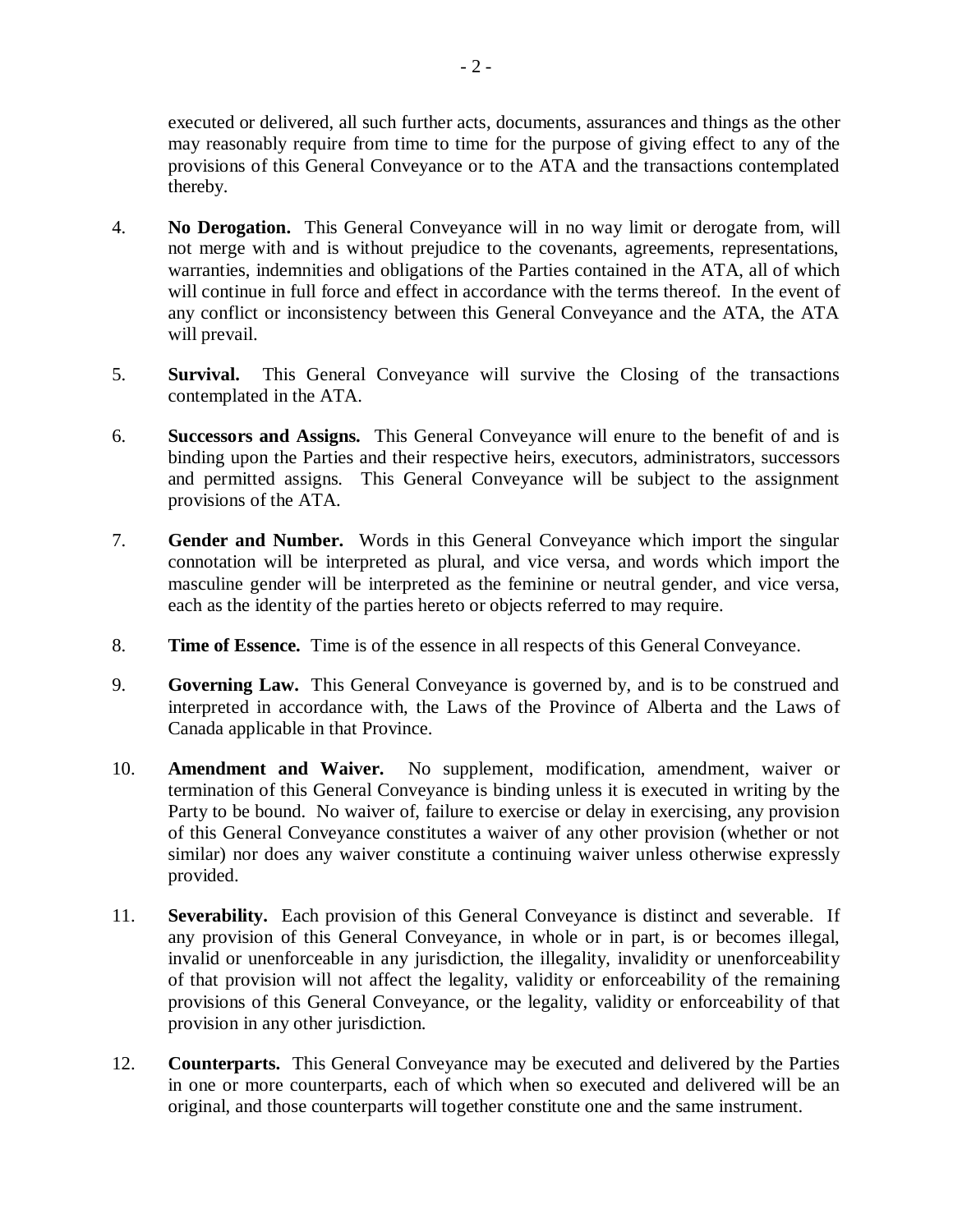executed or delivered, all such further acts, documents, assurances and things as the other may reasonably require from time to time for the purpose of giving effect to any of the provisions of this General Conveyance or to the ATA and the transactions contemplated thereby.

4. **No Derogation.** This General Conveyance will in no way limit or derogate from, will not merge with and is without prejudice to the covenants, agreements, representations, warranties, indemnities and obligations of the Parties contained in the ATA, all of which will continue in full force and effect in accordance with the terms thereof. In the event of any conflict or inconsistency between this General Conveyance and the ATA, the ATA will prevail.

5. **Survival.** This General Conveyance will survive the Closing of the transactions contemplated in the ATA.

6. **Successors and Assigns.** This General Conveyance will enure to the benefit of and is binding upon the Parties and their respective heirs, executors, administrators, successors and permitted assigns. This General Conveyance will be subject to the assignment provisions of the ATA.

7. **Gender and Number.** Words in this General Conveyance which import the singular connotation will be interpreted as plural, and vice versa, and words which import the masculine gender will be interpreted as the feminine or neutral gender, and vice versa, each as the identity of the parties hereto or objects referred to may require.

8. **Time of Essence.** Time is of the essence in all respects of this General Conveyance.

9. **Governing Law.** This General Conveyance is governed by, and is to be construed and interpreted in accordance with, the Laws of the Province of Alberta and the Laws of Canada applicable in that Province.

10. **Amendment and Waiver.** No supplement, modification, amendment, waiver or termination of this General Conveyance is binding unless it is executed in writing by the Party to be bound. No waiver of, failure to exercise or delay in exercising, any provision of this General Conveyance constitutes a waiver of any other provision (whether or not similar) nor does any waiver constitute a continuing waiver unless otherwise expressly provided.

11. **Severability.** Each provision of this General Conveyance is distinct and severable. If any provision of this General Conveyance, in whole or in part, is or becomes illegal, invalid or unenforceable in any jurisdiction, the illegality, invalidity or unenforceability of that provision will not affect the legality, validity or enforceability of the remaining provisions of this General Conveyance, or the legality, validity or enforceability of that provision in any other jurisdiction.

12. **Counterparts.** This General Conveyance may be executed and delivered by the Parties in one or more counterparts, each of which when so executed and delivered will be an original, and those counterparts will together constitute one and the same instrument.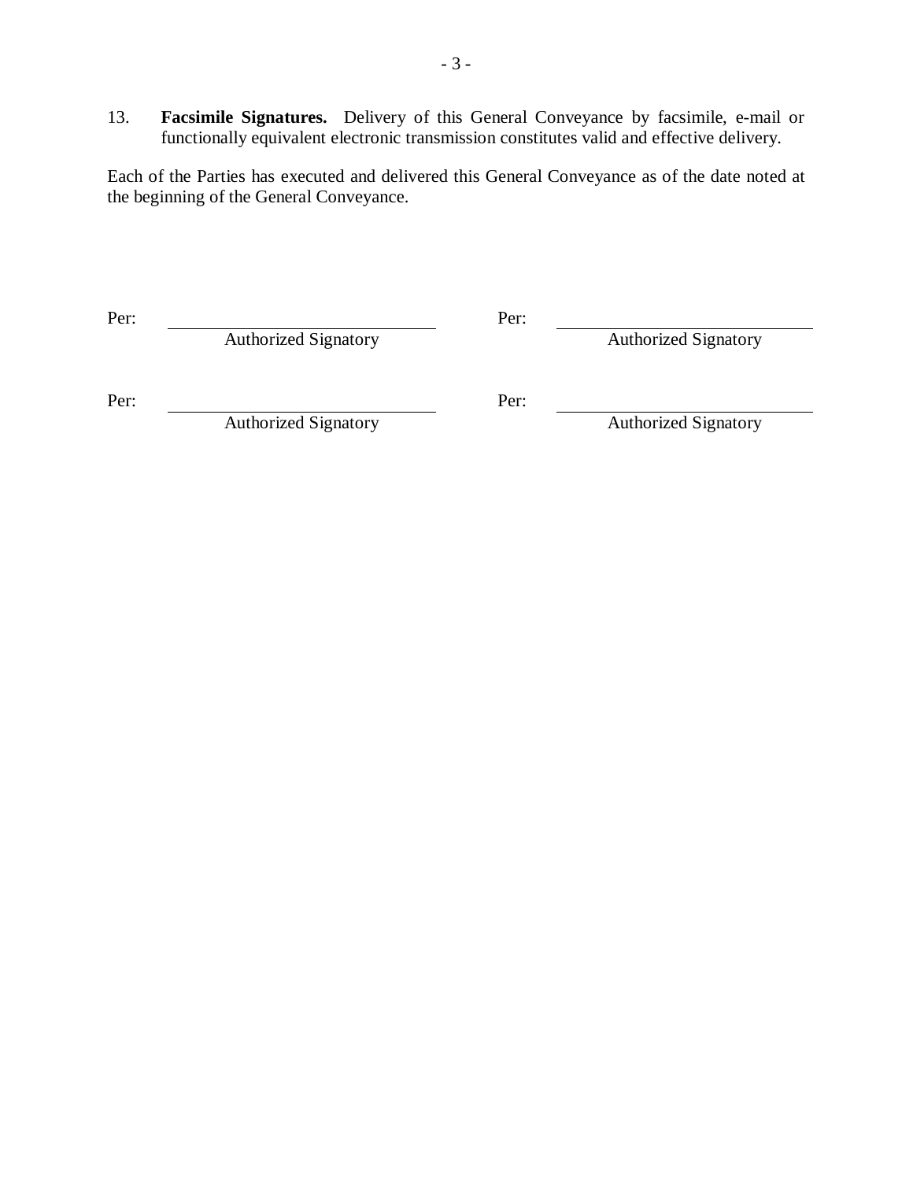13. **Facsimile Signatures.** Delivery of this General Conveyance by facsimile, e-mail or functionally equivalent electronic transmission constitutes valid and effective delivery.

Each of the Parties has executed and delivered this General Conveyance as of the date noted at the beginning of the General Conveyance.

| | |
|---|---|
| Per: ______________________ Authorized Signatory | Per: ______________________ Authorized Signatory |
| Per: ______________________ Authorized Signatory | Per: ______________________ Authorized Signatory |